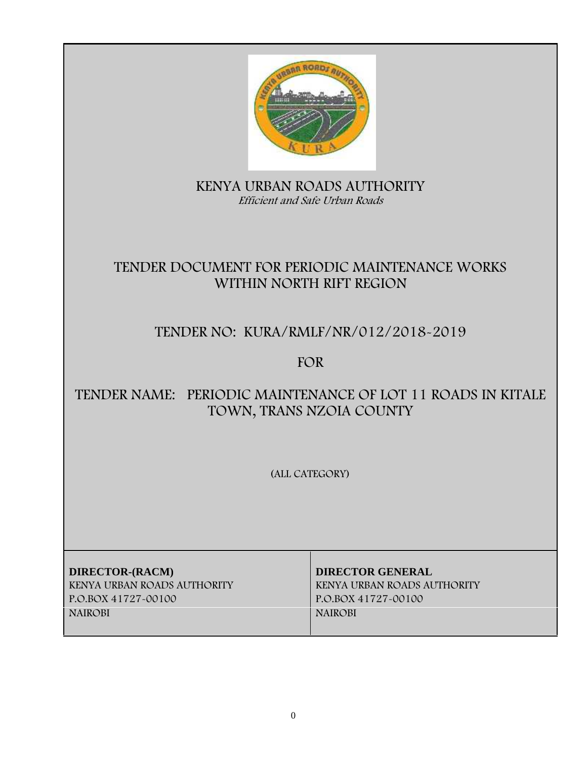# KENYA URBAN ROADS AUTHORITY

*Efficient and Safe Urban Roads*

## TENDER DOCUMENT FOR PERIODIC MAINTENANCE WORKS WITHIN NORTH RIFT REGION

## TENDER NO: KURA/RMLF/NR/012/2018-2019

## FOR

## TENDER NAME: PERIODIC MAINTENANCE OF LOT 11 ROADS IN KITALE TOWN, TRANS NZOIA COUNTY

(ALL CATEGORY)

| **DIRECTOR-(RACM)** | **DIRECTOR GENERAL** |
|---|---|
| KENYA URBAN ROADS AUTHORITY | KENYA URBAN ROADS AUTHORITY |
| P.O.BOX 41727-00100 | P.O.BOX 41727-00100 |
| NAIROBI | NAIROBI |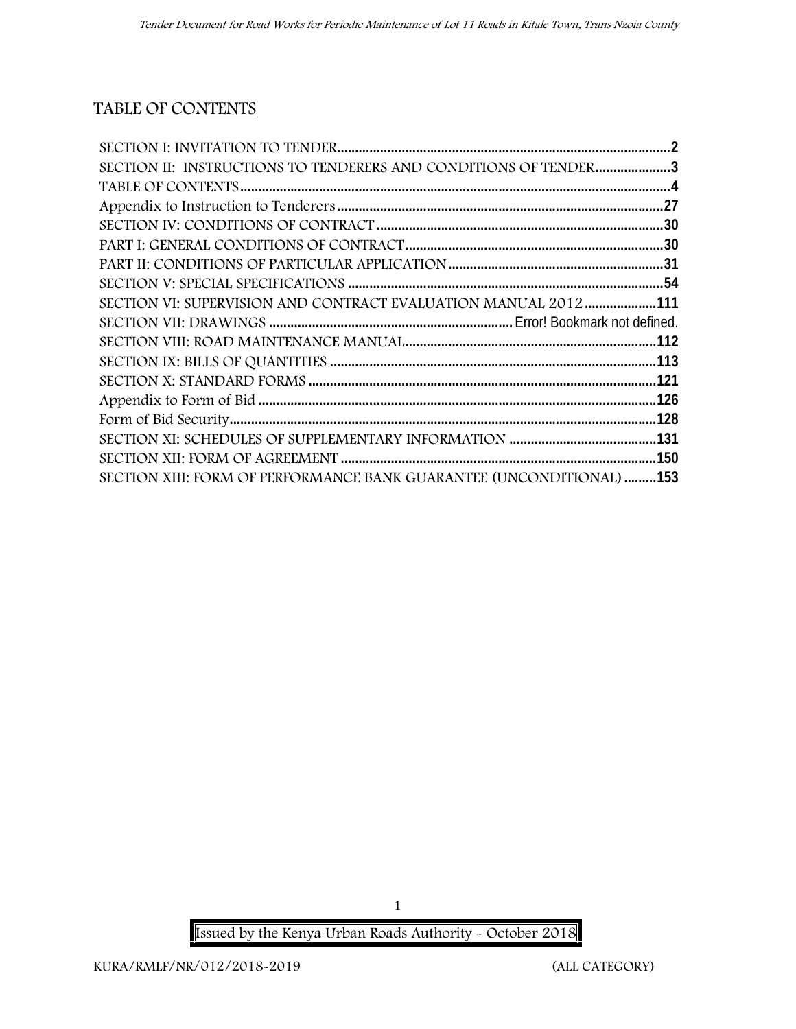# TABLE OF CONTENTS

SECTION I: INVITATION TO TENDER....................................................................................2
SECTION II: INSTRUCTIONS TO TENDERERS AND CONDITIONS OF TENDER.....................3
TABLE OF CONTENTS...................................................................................................4
Appendix to Instruction to Tenderers................................................................................27
SECTION IV: CONDITIONS OF CONTRACT.......................................................................30
PART I: GENERAL CONDITIONS OF CONTRACT.................................................................30
PART II: CONDITIONS OF PARTICULAR APPLICATION.......................................................31
SECTION V: SPECIAL SPECIFICATIONS ...........................................................................54
SECTION VI: SUPERVISION AND CONTRACT EVALUATION MANUAL 2012....................111
SECTION VII: DRAWINGS ....................................................... Error! Bookmark not defined.
SECTION VIII: ROAD MAINTENANCE MANUAL...............................................................112
SECTION IX: BILLS OF QUANTITIES ...............................................................................113
SECTION X: STANDARD FORMS .....................................................................................121
Appendix to Form of Bid ..................................................................................................126
Form of Bid Security.........................................................................................................128
SECTION XI: SCHEDULES OF SUPPLEMENTARY INFORMATION ......................................131
SECTION XII: FORM OF AGREEMENT .............................................................................150
SECTION XIII: FORM OF PERFORMANCE BANK GUARANTEE (UNCONDITIONAL) .........153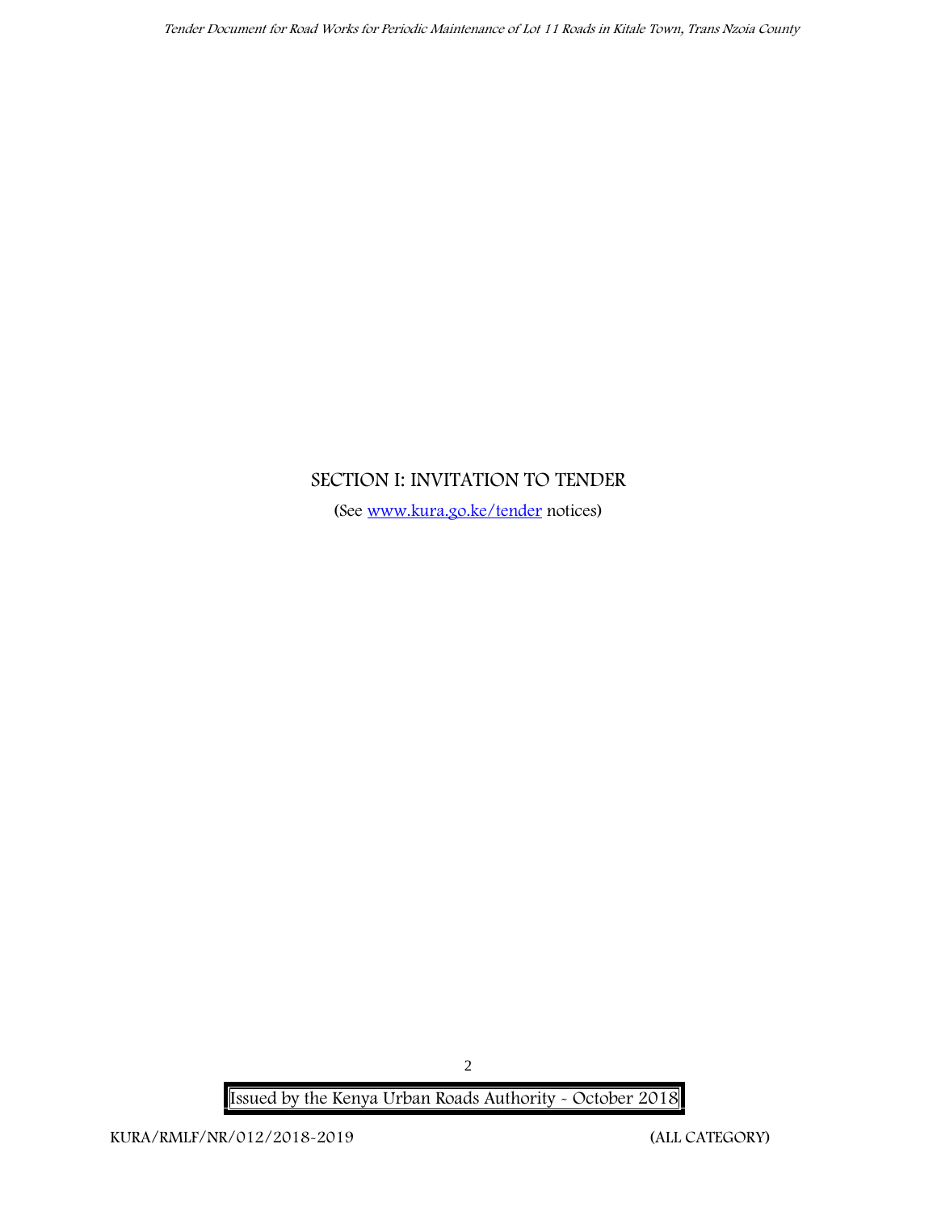# SECTION I: INVITATION TO TENDER

(See [www.kura.go.ke/tender](www.kura.go.ke/tender) notices)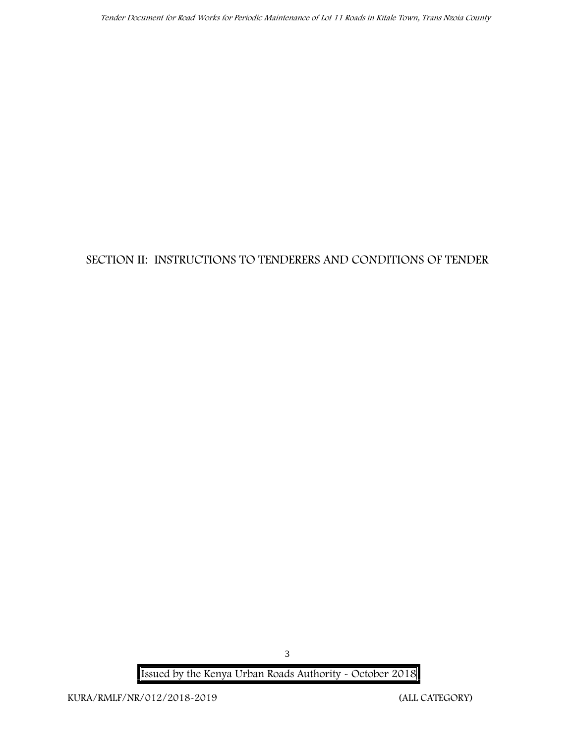# SECTION II: INSTRUCTIONS TO TENDERERS AND CONDITIONS OF TENDER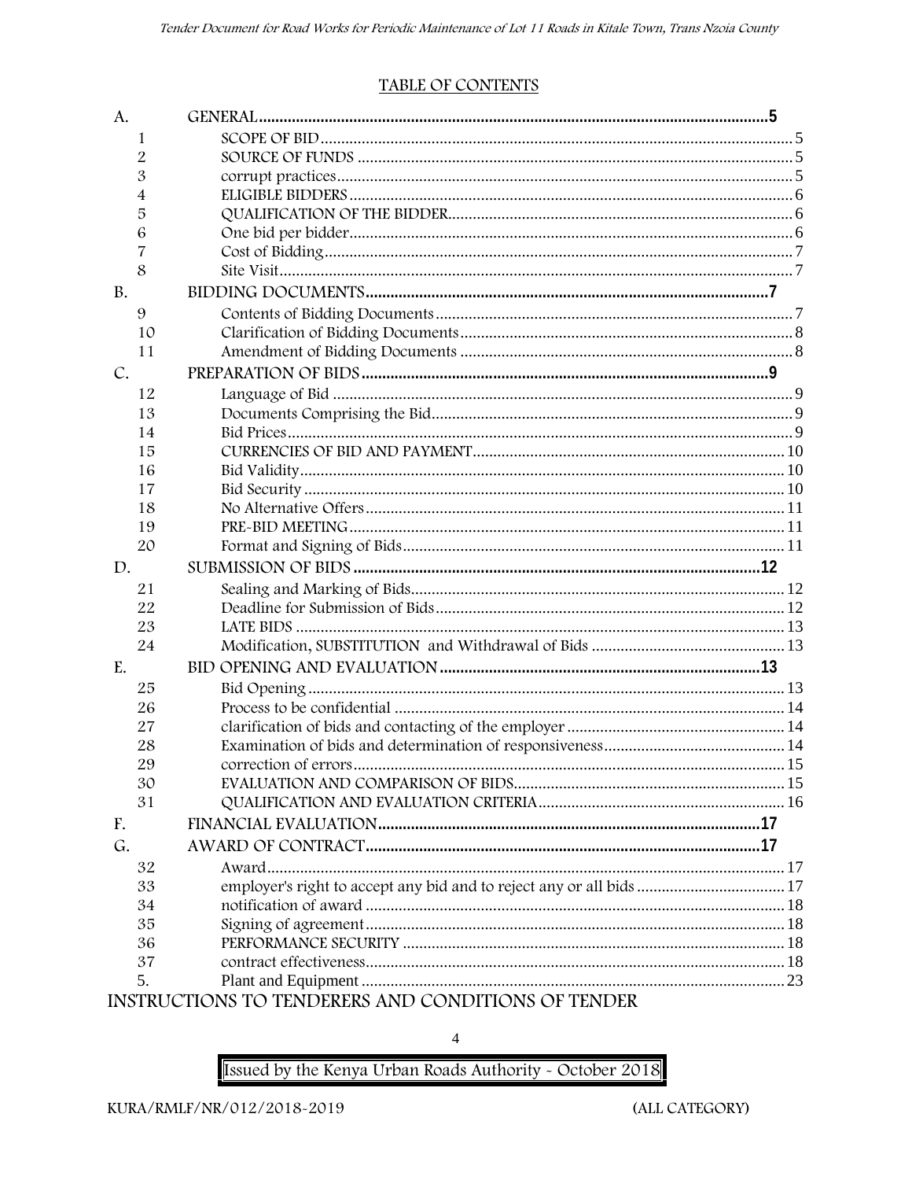## TABLE OF CONTENTS

| | | |
|---|---|---|
| A. | GENERAL | 5 |
| 1 | SCOPE OF BID | 5 |
| 2 | SOURCE OF FUNDS | 5 |
| 3 | corrupt practices | 5 |
| 4 | ELIGIBLE BIDDERS | 6 |
| 5 | QUALIFICATION OF THE BIDDER | 6 |
| 6 | One bid per bidder | 6 |
| 7 | Cost of Bidding | 7 |
| 8 | Site Visit | 7 |
| B. | BIDDING DOCUMENTS | 7 |
| 9 | Contents of Bidding Documents | 7 |
| 10 | Clarification of Bidding Documents | 8 |
| 11 | Amendment of Bidding Documents | 8 |
| C. | PREPARATION OF BIDS | 9 |
| 12 | Language of Bid | 9 |
| 13 | Documents Comprising the Bid | 9 |
| 14 | Bid Prices | 9 |
| 15 | CURRENCIES OF BID AND PAYMENT | 10 |
| 16 | Bid Validity | 10 |
| 17 | Bid Security | 10 |
| 18 | No Alternative Offers | 11 |
| 19 | PRE-BID MEETING | 11 |
| 20 | Format and Signing of Bids | 11 |
| D. | SUBMISSION OF BIDS | 12 |
| 21 | Sealing and Marking of Bids | 12 |
| 22 | Deadline for Submission of Bids | 12 |
| 23 | LATE BIDS | 13 |
| 24 | Modification, SUBSTITUTION and Withdrawal of Bids | 13 |
| E. | BID OPENING AND EVALUATION | 13 |
| 25 | Bid Opening | 13 |
| 26 | Process to be confidential | 14 |
| 27 | clarification of bids and contacting of the employer | 14 |
| 28 | Examination of bids and determination of responsiveness | 14 |
| 29 | correction of errors | 15 |
| 30 | EVALUATION AND COMPARISON OF BIDS | 15 |
| 31 | QUALIFICATION AND EVALUATION CRITERIA | 16 |
| F. | FINANCIAL EVALUATION | 17 |
| G. | AWARD OF CONTRACT | 17 |
| 32 | Award | 17 |
| 33 | employer's right to accept any bid and to reject any or all bids | 17 |
| 34 | notification of award | 18 |
| 35 | Signing of agreement | 18 |
| 36 | PERFORMANCE SECURITY | 18 |
| 37 | contract effectiveness | 18 |
| 5. | Plant and Equipment | 23 |

## INSTRUCTIONS TO TENDERERS AND CONDITIONS OF TENDER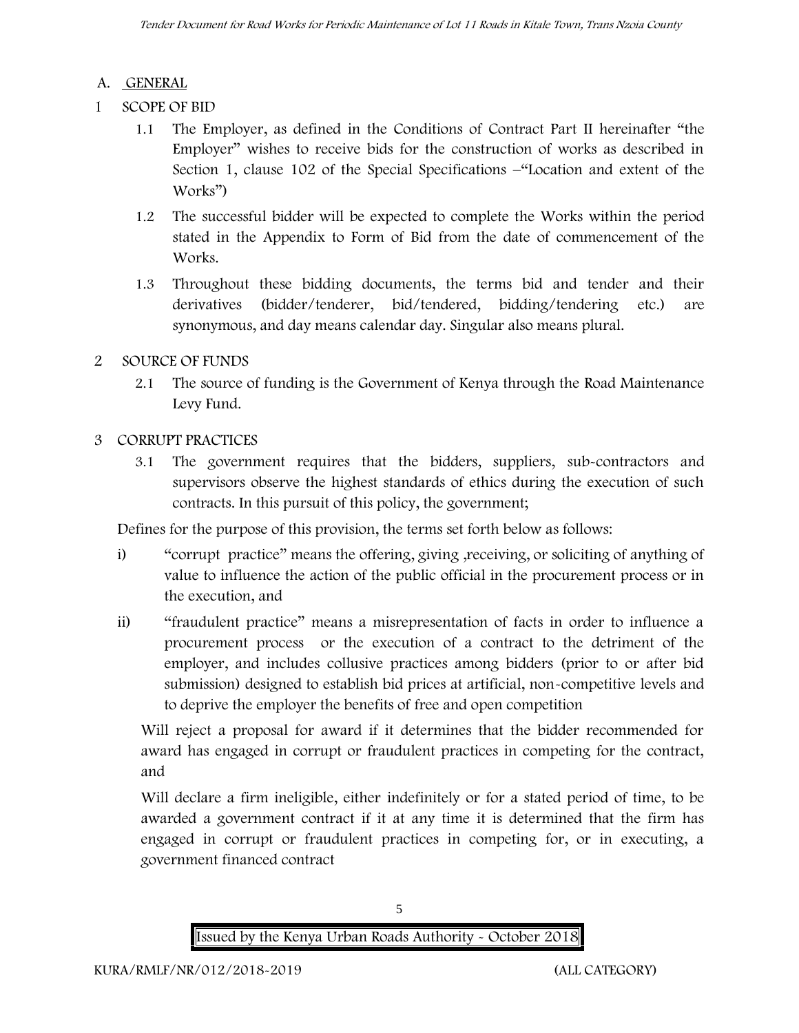## A. GENERAL

### 1 SCOPE OF BID

1.1 The Employer, as defined in the Conditions of Contract Part II hereinafter "the Employer" wishes to receive bids for the construction of works as described in Section 1, clause 102 of the Special Specifications –"Location and extent of the Works")

1.2 The successful bidder will be expected to complete the Works within the period stated in the Appendix to Form of Bid from the date of commencement of the Works.

1.3 Throughout these bidding documents, the terms bid and tender and their derivatives (bidder/tenderer, bid/tendered, bidding/tendering etc.) are synonymous, and day means calendar day. Singular also means plural.

### 2 SOURCE OF FUNDS

2.1 The source of funding is the Government of Kenya through the Road Maintenance Levy Fund.

### 3 CORRUPT PRACTICES

3.1 The government requires that the bidders, suppliers, sub-contractors and supervisors observe the highest standards of ethics during the execution of such contracts. In this pursuit of this policy, the government;

Defines for the purpose of this provision, the terms set forth below as follows:

i) "corrupt practice" means the offering, giving ,receiving, or soliciting of anything of value to influence the action of the public official in the procurement process or in the execution, and

ii) "fraudulent practice" means a misrepresentation of facts in order to influence a procurement process or the execution of a contract to the detriment of the employer, and includes collusive practices among bidders (prior to or after bid submission) designed to establish bid prices at artificial, non-competitive levels and to deprive the employer the benefits of free and open competition

Will reject a proposal for award if it determines that the bidder recommended for award has engaged in corrupt or fraudulent practices in competing for the contract, and

Will declare a firm ineligible, either indefinitely or for a stated period of time, to be awarded a government contract if it at any time it is determined that the firm has engaged in corrupt or fraudulent practices in competing for, or in executing, a government financed contract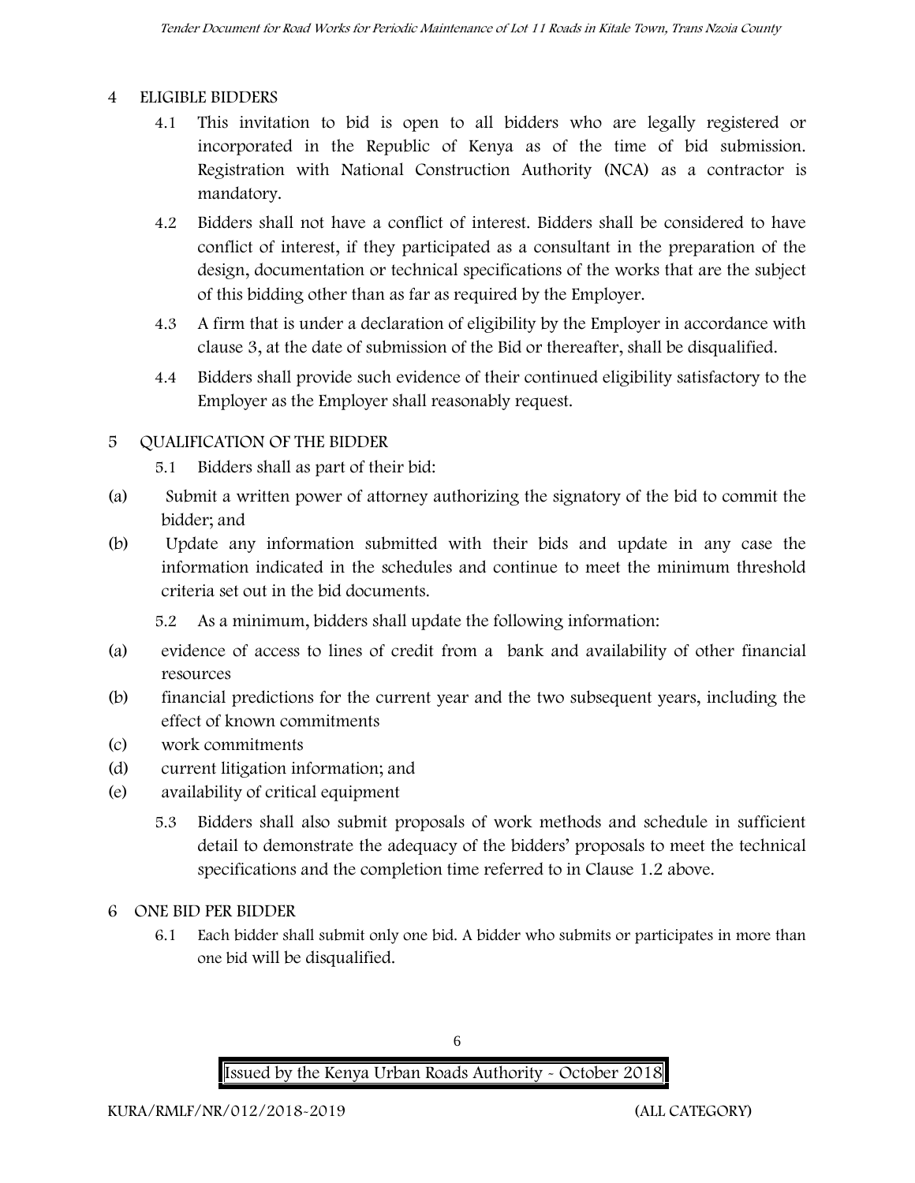## 4 ELIGIBLE BIDDERS

4.1 This invitation to bid is open to all bidders who are legally registered or incorporated in the Republic of Kenya as of the time of bid submission. Registration with National Construction Authority (NCA) as a contractor is mandatory.

4.2 Bidders shall not have a conflict of interest. Bidders shall be considered to have conflict of interest, if they participated as a consultant in the preparation of the design, documentation or technical specifications of the works that are the subject of this bidding other than as far as required by the Employer.

4.3 A firm that is under a declaration of eligibility by the Employer in accordance with clause 3, at the date of submission of the Bid or thereafter, shall be disqualified.

4.4 Bidders shall provide such evidence of their continued eligibility satisfactory to the Employer as the Employer shall reasonably request.

## 5 QUALIFICATION OF THE BIDDER

5.1 Bidders shall as part of their bid:

(a) Submit a written power of attorney authorizing the signatory of the bid to commit the bidder; and

(b) Update any information submitted with their bids and update in any case the information indicated in the schedules and continue to meet the minimum threshold criteria set out in the bid documents.

5.2 As a minimum, bidders shall update the following information:

(a) evidence of access to lines of credit from a bank and availability of other financial resources

(b) financial predictions for the current year and the two subsequent years, including the effect of known commitments

(c) work commitments

(d) current litigation information; and

(e) availability of critical equipment

5.3 Bidders shall also submit proposals of work methods and schedule in sufficient detail to demonstrate the adequacy of the bidders' proposals to meet the technical specifications and the completion time referred to in Clause 1.2 above.

## 6 ONE BID PER BIDDER

6.1 Each bidder shall submit only one bid. A bidder who submits or participates in more than one bid will be disqualified.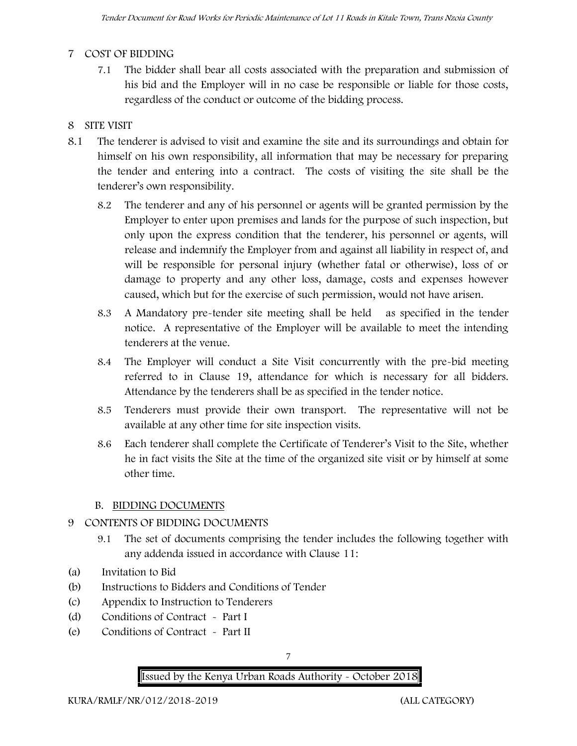## 7 COST OF BIDDING

7.1 The bidder shall bear all costs associated with the preparation and submission of his bid and the Employer will in no case be responsible or liable for those costs, regardless of the conduct or outcome of the bidding process.

## 8 SITE VISIT

8.1 The tenderer is advised to visit and examine the site and its surroundings and obtain for himself on his own responsibility, all information that may be necessary for preparing the tender and entering into a contract. The costs of visiting the site shall be the tenderer's own responsibility.

8.2 The tenderer and any of his personnel or agents will be granted permission by the Employer to enter upon premises and lands for the purpose of such inspection, but only upon the express condition that the tenderer, his personnel or agents, will release and indemnify the Employer from and against all liability in respect of, and will be responsible for personal injury (whether fatal or otherwise), loss of or damage to property and any other loss, damage, costs and expenses however caused, which but for the exercise of such permission, would not have arisen.

8.3 A Mandatory pre-tender site meeting shall be held as specified in the tender notice. A representative of the Employer will be available to meet the intending tenderers at the venue.

8.4 The Employer will conduct a Site Visit concurrently with the pre-bid meeting referred to in Clause 19, attendance for which is necessary for all bidders. Attendance by the tenderers shall be as specified in the tender notice.

8.5 Tenderers must provide their own transport. The representative will not be available at any other time for site inspection visits.

8.6 Each tenderer shall complete the Certificate of Tenderer's Visit to the Site, whether he in fact visits the Site at the time of the organized site visit or by himself at some other time.

### B. BIDDING DOCUMENTS

## 9 CONTENTS OF BIDDING DOCUMENTS

9.1 The set of documents comprising the tender includes the following together with any addenda issued in accordance with Clause 11:

(a) Invitation to Bid
(b) Instructions to Bidders and Conditions of Tender
(c) Appendix to Instruction to Tenderers
(d) Conditions of Contract - Part I
(e) Conditions of Contract - Part II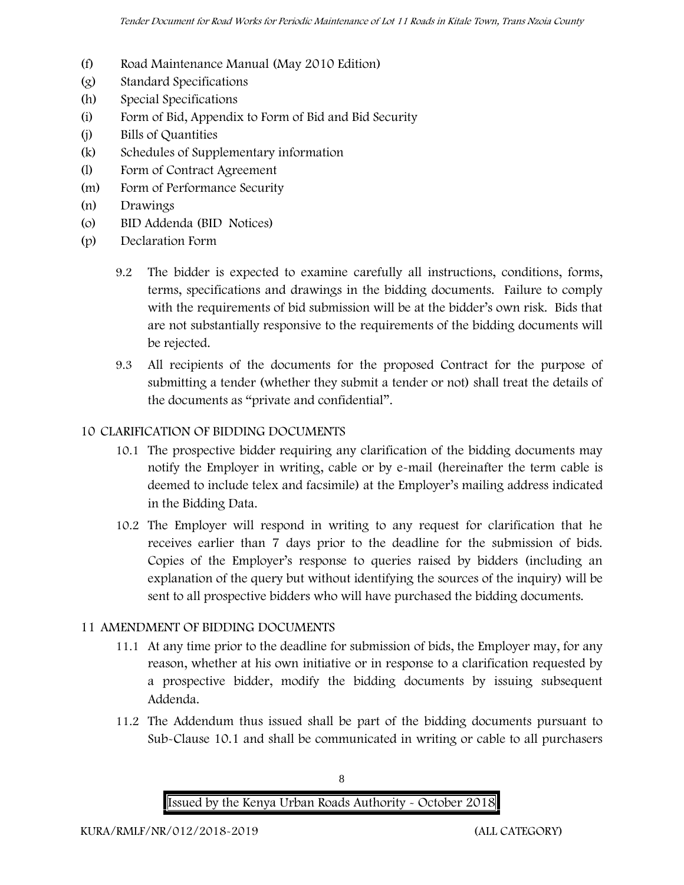(f) Road Maintenance Manual (May 2010 Edition)
(g) Standard Specifications
(h) Special Specifications
(i) Form of Bid, Appendix to Form of Bid and Bid Security
(j) Bills of Quantities
(k) Schedules of Supplementary information
(l) Form of Contract Agreement
(m) Form of Performance Security
(n) Drawings
(o) BID Addenda (BID Notices)
(p) Declaration Form

9.2 The bidder is expected to examine carefully all instructions, conditions, forms, terms, specifications and drawings in the bidding documents. Failure to comply with the requirements of bid submission will be at the bidder's own risk. Bids that are not substantially responsive to the requirements of the bidding documents will be rejected.

9.3 All recipients of the documents for the proposed Contract for the purpose of submitting a tender (whether they submit a tender or not) shall treat the details of the documents as "private and confidential".

## 10 CLARIFICATION OF BIDDING DOCUMENTS

10.1 The prospective bidder requiring any clarification of the bidding documents may notify the Employer in writing, cable or by e-mail (hereinafter the term cable is deemed to include telex and facsimile) at the Employer's mailing address indicated in the Bidding Data.

10.2 The Employer will respond in writing to any request for clarification that he receives earlier than 7 days prior to the deadline for the submission of bids. Copies of the Employer's response to queries raised by bidders (including an explanation of the query but without identifying the sources of the inquiry) will be sent to all prospective bidders who will have purchased the bidding documents.

## 11 AMENDMENT OF BIDDING DOCUMENTS

11.1 At any time prior to the deadline for submission of bids, the Employer may, for any reason, whether at his own initiative or in response to a clarification requested by a prospective bidder, modify the bidding documents by issuing subsequent Addenda.

11.2 The Addendum thus issued shall be part of the bidding documents pursuant to Sub-Clause 10.1 and shall be communicated in writing or cable to all purchasers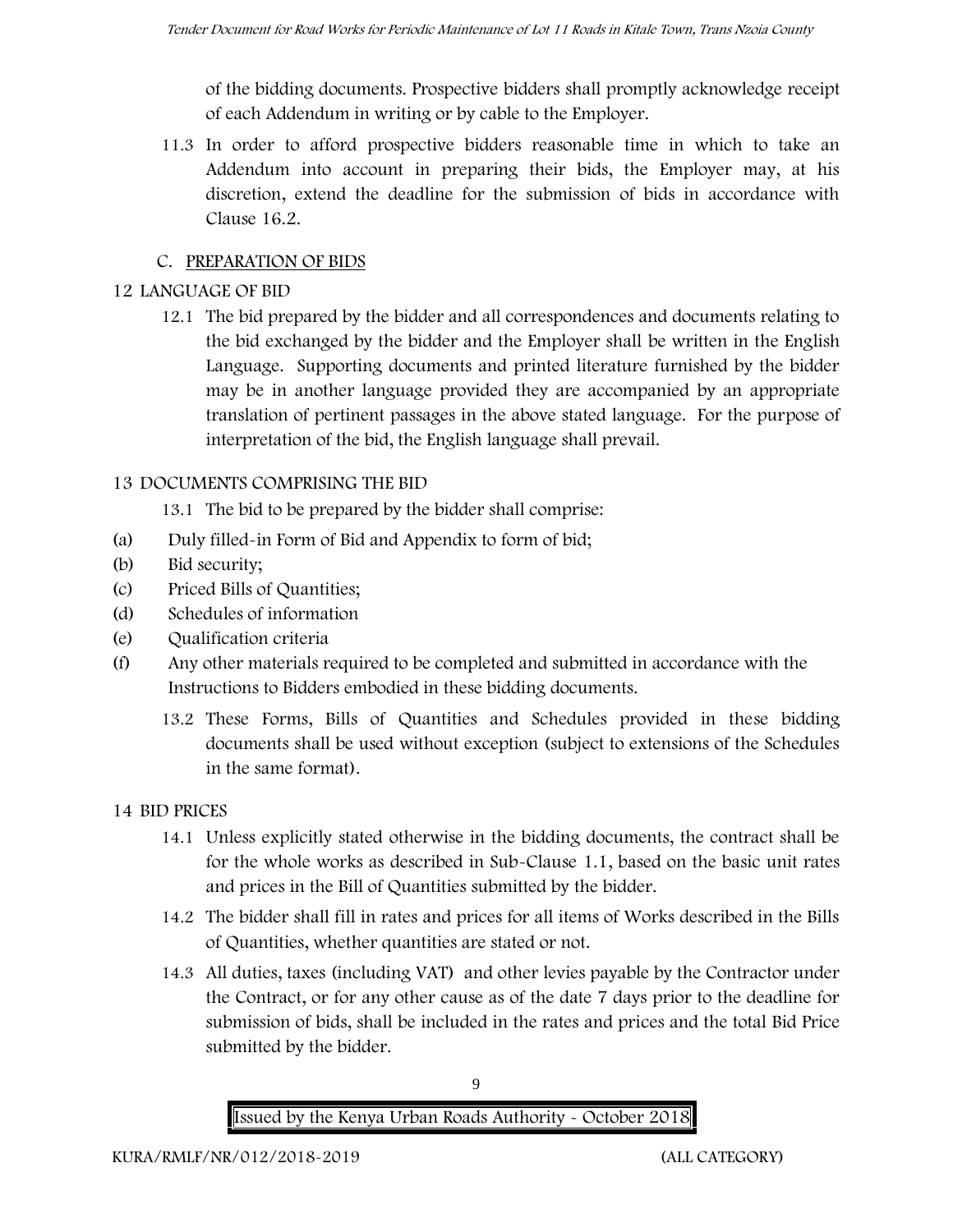of the bidding documents. Prospective bidders shall promptly acknowledge receipt of each Addendum in writing or by cable to the Employer.

11.3 In order to afford prospective bidders reasonable time in which to take an Addendum into account in preparing their bids, the Employer may, at his discretion, extend the deadline for the submission of bids in accordance with Clause 16.2.

## C. PREPARATION OF BIDS

## 12 LANGUAGE OF BID

12.1 The bid prepared by the bidder and all correspondences and documents relating to the bid exchanged by the bidder and the Employer shall be written in the English Language. Supporting documents and printed literature furnished by the bidder may be in another language provided they are accompanied by an appropriate translation of pertinent passages in the above stated language. For the purpose of interpretation of the bid, the English language shall prevail.

## 13 DOCUMENTS COMPRISING THE BID

13.1 The bid to be prepared by the bidder shall comprise:

(a) Duly filled-in Form of Bid and Appendix to form of bid;
(b) Bid security;
(c) Priced Bills of Quantities;
(d) Schedules of information
(e) Qualification criteria
(f) Any other materials required to be completed and submitted in accordance with the Instructions to Bidders embodied in these bidding documents.

13.2 These Forms, Bills of Quantities and Schedules provided in these bidding documents shall be used without exception (subject to extensions of the Schedules in the same format).

## 14 BID PRICES

14.1 Unless explicitly stated otherwise in the bidding documents, the contract shall be for the whole works as described in Sub-Clause 1.1, based on the basic unit rates and prices in the Bill of Quantities submitted by the bidder.

14.2 The bidder shall fill in rates and prices for all items of Works described in the Bills of Quantities, whether quantities are stated or not.

14.3 All duties, taxes (including VAT) and other levies payable by the Contractor under the Contract, or for any other cause as of the date 7 days prior to the deadline for submission of bids, shall be included in the rates and prices and the total Bid Price submitted by the bidder.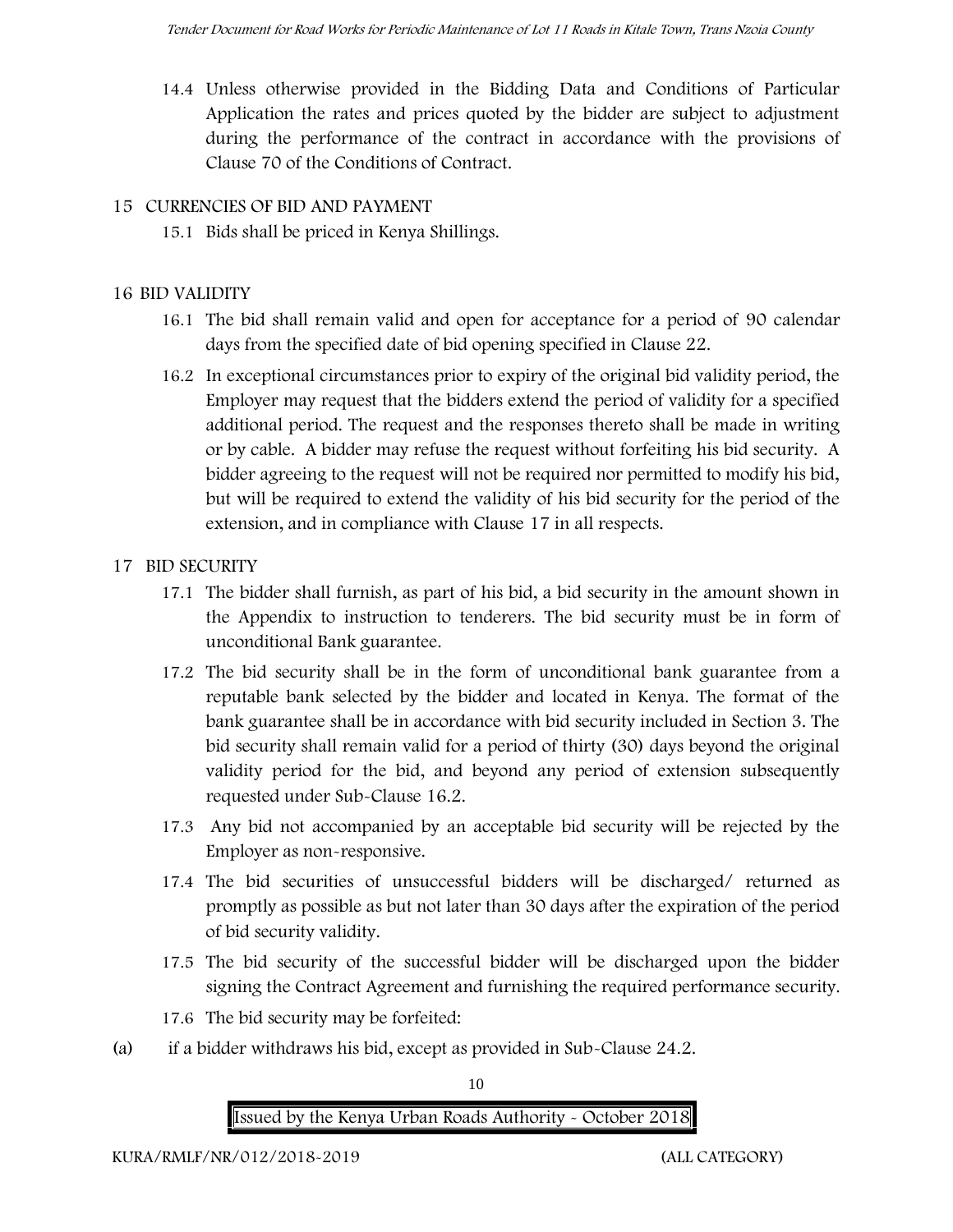14.4 Unless otherwise provided in the Bidding Data and Conditions of Particular Application the rates and prices quoted by the bidder are subject to adjustment during the performance of the contract in accordance with the provisions of Clause 70 of the Conditions of Contract.

## 15 CURRENCIES OF BID AND PAYMENT

15.1 Bids shall be priced in Kenya Shillings.

## 16 BID VALIDITY

16.1 The bid shall remain valid and open for acceptance for a period of 90 calendar days from the specified date of bid opening specified in Clause 22.

16.2 In exceptional circumstances prior to expiry of the original bid validity period, the Employer may request that the bidders extend the period of validity for a specified additional period. The request and the responses thereto shall be made in writing or by cable. A bidder may refuse the request without forfeiting his bid security. A bidder agreeing to the request will not be required nor permitted to modify his bid, but will be required to extend the validity of his bid security for the period of the extension, and in compliance with Clause 17 in all respects.

## 17 BID SECURITY

17.1 The bidder shall furnish, as part of his bid, a bid security in the amount shown in the Appendix to instruction to tenderers. The bid security must be in form of unconditional Bank guarantee.

17.2 The bid security shall be in the form of unconditional bank guarantee from a reputable bank selected by the bidder and located in Kenya. The format of the bank guarantee shall be in accordance with bid security included in Section 3. The bid security shall remain valid for a period of thirty (30) days beyond the original validity period for the bid, and beyond any period of extension subsequently requested under Sub-Clause 16.2.

17.3 Any bid not accompanied by an acceptable bid security will be rejected by the Employer as non-responsive.

17.4 The bid securities of unsuccessful bidders will be discharged/ returned as promptly as possible as but not later than 30 days after the expiration of the period of bid security validity.

17.5 The bid security of the successful bidder will be discharged upon the bidder signing the Contract Agreement and furnishing the required performance security.

17.6 The bid security may be forfeited:

(a) if a bidder withdraws his bid, except as provided in Sub-Clause 24.2.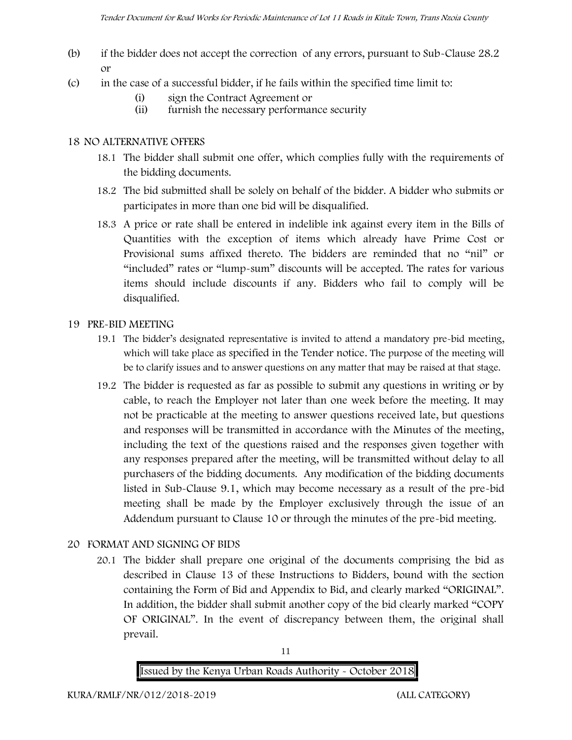(b) if the bidder does not accept the correction of any errors, pursuant to Sub-Clause 28.2 or

(c) in the case of a successful bidder, if he fails within the specified time limit to:

   (i) sign the Contract Agreement or
   (ii) furnish the necessary performance security

## 18 NO ALTERNATIVE OFFERS

18.1 The bidder shall submit one offer, which complies fully with the requirements of the bidding documents.

18.2 The bid submitted shall be solely on behalf of the bidder. A bidder who submits or participates in more than one bid will be disqualified.

18.3 A price or rate shall be entered in indelible ink against every item in the Bills of Quantities with the exception of items which already have Prime Cost or Provisional sums affixed thereto. The bidders are reminded that no "nil" or "included" rates or "lump-sum" discounts will be accepted. The rates for various items should include discounts if any. Bidders who fail to comply will be disqualified.

## 19 PRE-BID MEETING

19.1 The bidder's designated representative is invited to attend a mandatory pre-bid meeting, which will take place as specified in the Tender notice. The purpose of the meeting will be to clarify issues and to answer questions on any matter that may be raised at that stage.

19.2 The bidder is requested as far as possible to submit any questions in writing or by cable, to reach the Employer not later than one week before the meeting. It may not be practicable at the meeting to answer questions received late, but questions and responses will be transmitted in accordance with the Minutes of the meeting, including the text of the questions raised and the responses given together with any responses prepared after the meeting, will be transmitted without delay to all purchasers of the bidding documents. Any modification of the bidding documents listed in Sub-Clause 9.1, which may become necessary as a result of the pre-bid meeting shall be made by the Employer exclusively through the issue of an Addendum pursuant to Clause 10 or through the minutes of the pre-bid meeting.

## 20 FORMAT AND SIGNING OF BIDS

20.1 The bidder shall prepare one original of the documents comprising the bid as described in Clause 13 of these Instructions to Bidders, bound with the section containing the Form of Bid and Appendix to Bid, and clearly marked "ORIGINAL". In addition, the bidder shall submit another copy of the bid clearly marked "COPY OF ORIGINAL". In the event of discrepancy between them, the original shall prevail.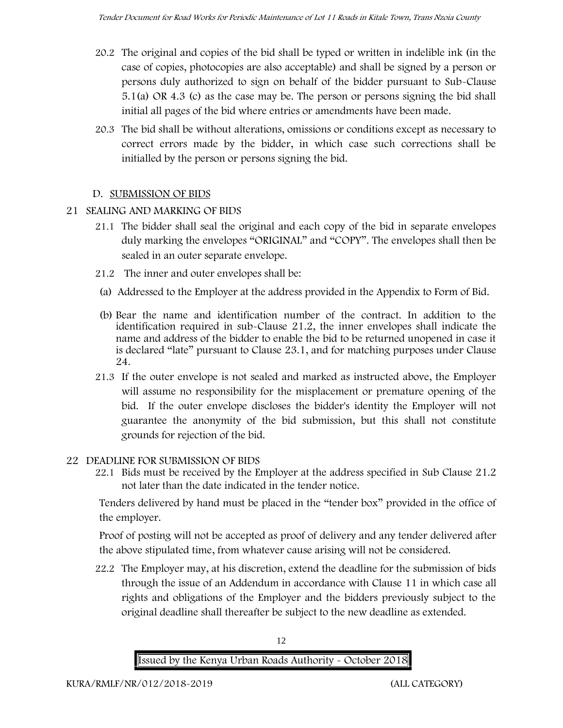20.2 The original and copies of the bid shall be typed or written in indelible ink (in the case of copies, photocopies are also acceptable) and shall be signed by a person or persons duly authorized to sign on behalf of the bidder pursuant to Sub-Clause 5.1(a) OR 4.3 (c) as the case may be. The person or persons signing the bid shall initial all pages of the bid where entries or amendments have been made.

20.3 The bid shall be without alterations, omissions or conditions except as necessary to correct errors made by the bidder, in which case such corrections shall be initialled by the person or persons signing the bid.

## D. SUBMISSION OF BIDS

### 21 SEALING AND MARKING OF BIDS

21.1 The bidder shall seal the original and each copy of the bid in separate envelopes duly marking the envelopes "ORIGINAL" and "COPY". The envelopes shall then be sealed in an outer separate envelope.

21.2 The inner and outer envelopes shall be:

(a) Addressed to the Employer at the address provided in the Appendix to Form of Bid.

(b) Bear the name and identification number of the contract. In addition to the identification required in sub-Clause 21.2, the inner envelopes shall indicate the name and address of the bidder to enable the bid to be returned unopened in case it is declared "late" pursuant to Clause 23.1, and for matching purposes under Clause 24.

21.3 If the outer envelope is not sealed and marked as instructed above, the Employer will assume no responsibility for the misplacement or premature opening of the bid. If the outer envelope discloses the bidder's identity the Employer will not guarantee the anonymity of the bid submission, but this shall not constitute grounds for rejection of the bid.

### 22 DEADLINE FOR SUBMISSION OF BIDS

22.1 Bids must be received by the Employer at the address specified in Sub Clause 21.2 not later than the date indicated in the tender notice.

Tenders delivered by hand must be placed in the "tender box" provided in the office of the employer.

Proof of posting will not be accepted as proof of delivery and any tender delivered after the above stipulated time, from whatever cause arising will not be considered.

22.2 The Employer may, at his discretion, extend the deadline for the submission of bids through the issue of an Addendum in accordance with Clause 11 in which case all rights and obligations of the Employer and the bidders previously subject to the original deadline shall thereafter be subject to the new deadline as extended.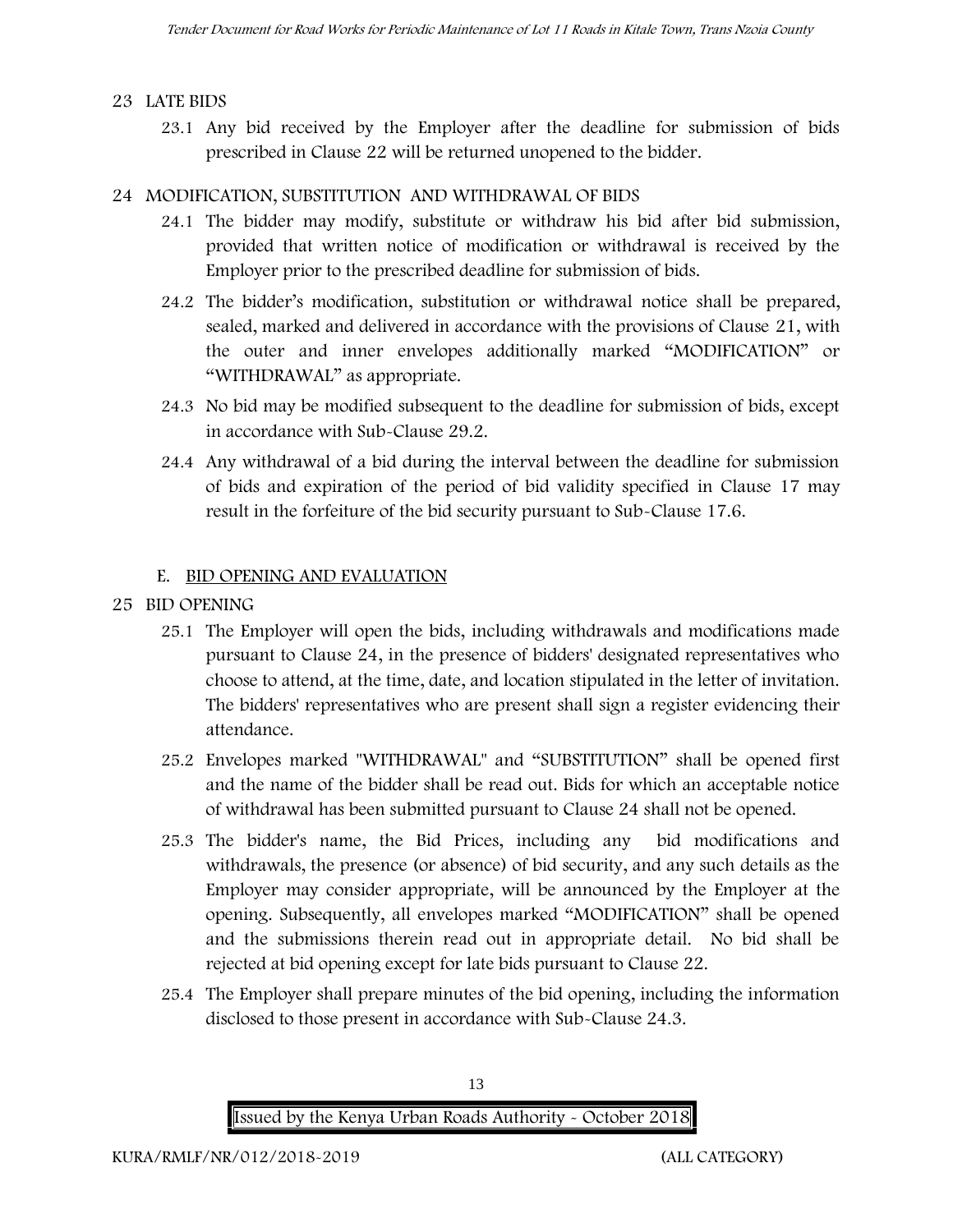## 23 LATE BIDS

23.1 Any bid received by the Employer after the deadline for submission of bids prescribed in Clause 22 will be returned unopened to the bidder.

## 24 MODIFICATION, SUBSTITUTION AND WITHDRAWAL OF BIDS

24.1 The bidder may modify, substitute or withdraw his bid after bid submission, provided that written notice of modification or withdrawal is received by the Employer prior to the prescribed deadline for submission of bids.

24.2 The bidder's modification, substitution or withdrawal notice shall be prepared, sealed, marked and delivered in accordance with the provisions of Clause 21, with the outer and inner envelopes additionally marked "MODIFICATION" or "WITHDRAWAL" as appropriate.

24.3 No bid may be modified subsequent to the deadline for submission of bids, except in accordance with Sub-Clause 29.2.

24.4 Any withdrawal of a bid during the interval between the deadline for submission of bids and expiration of the period of bid validity specified in Clause 17 may result in the forfeiture of the bid security pursuant to Sub-Clause 17.6.

### E. BID OPENING AND EVALUATION

## 25 BID OPENING

25.1 The Employer will open the bids, including withdrawals and modifications made pursuant to Clause 24, in the presence of bidders' designated representatives who choose to attend, at the time, date, and location stipulated in the letter of invitation. The bidders' representatives who are present shall sign a register evidencing their attendance.

25.2 Envelopes marked "WITHDRAWAL" and "SUBSTITUTION" shall be opened first and the name of the bidder shall be read out. Bids for which an acceptable notice of withdrawal has been submitted pursuant to Clause 24 shall not be opened.

25.3 The bidder's name, the Bid Prices, including any bid modifications and withdrawals, the presence (or absence) of bid security, and any such details as the Employer may consider appropriate, will be announced by the Employer at the opening. Subsequently, all envelopes marked "MODIFICATION" shall be opened and the submissions therein read out in appropriate detail. No bid shall be rejected at bid opening except for late bids pursuant to Clause 22.

25.4 The Employer shall prepare minutes of the bid opening, including the information disclosed to those present in accordance with Sub-Clause 24.3.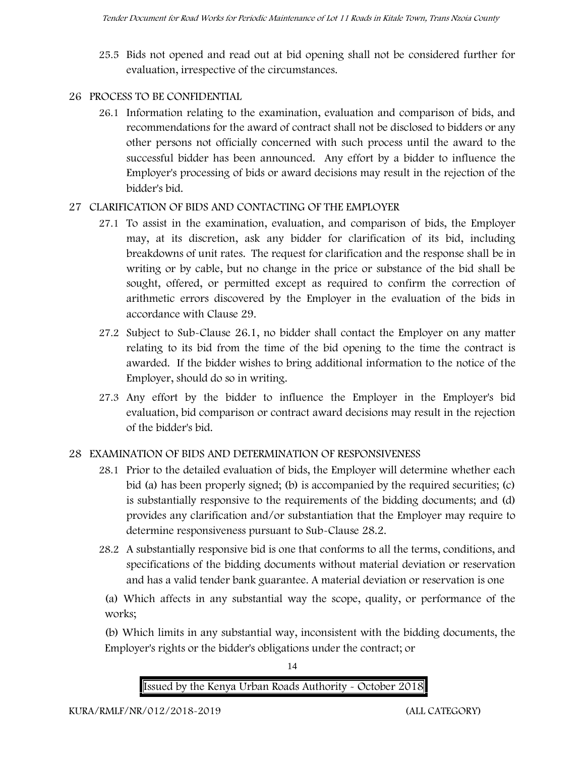25.5 Bids not opened and read out at bid opening shall not be considered further for evaluation, irrespective of the circumstances.

## 26 PROCESS TO BE CONFIDENTIAL

26.1 Information relating to the examination, evaluation and comparison of bids, and recommendations for the award of contract shall not be disclosed to bidders or any other persons not officially concerned with such process until the award to the successful bidder has been announced. Any effort by a bidder to influence the Employer's processing of bids or award decisions may result in the rejection of the bidder's bid.

## 27 CLARIFICATION OF BIDS AND CONTACTING OF THE EMPLOYER

27.1 To assist in the examination, evaluation, and comparison of bids, the Employer may, at its discretion, ask any bidder for clarification of its bid, including breakdowns of unit rates. The request for clarification and the response shall be in writing or by cable, but no change in the price or substance of the bid shall be sought, offered, or permitted except as required to confirm the correction of arithmetic errors discovered by the Employer in the evaluation of the bids in accordance with Clause 29.

27.2 Subject to Sub-Clause 26.1, no bidder shall contact the Employer on any matter relating to its bid from the time of the bid opening to the time the contract is awarded. If the bidder wishes to bring additional information to the notice of the Employer, should do so in writing.

27.3 Any effort by the bidder to influence the Employer in the Employer's bid evaluation, bid comparison or contract award decisions may result in the rejection of the bidder's bid.

## 28 EXAMINATION OF BIDS AND DETERMINATION OF RESPONSIVENESS

28.1 Prior to the detailed evaluation of bids, the Employer will determine whether each bid (a) has been properly signed; (b) is accompanied by the required securities; (c) is substantially responsive to the requirements of the bidding documents; and (d) provides any clarification and/or substantiation that the Employer may require to determine responsiveness pursuant to Sub-Clause 28.2.

28.2 A substantially responsive bid is one that conforms to all the terms, conditions, and specifications of the bidding documents without material deviation or reservation and has a valid tender bank guarantee. A material deviation or reservation is one

(a) Which affects in any substantial way the scope, quality, or performance of the works;

(b) Which limits in any substantial way, inconsistent with the bidding documents, the Employer's rights or the bidder's obligations under the contract; or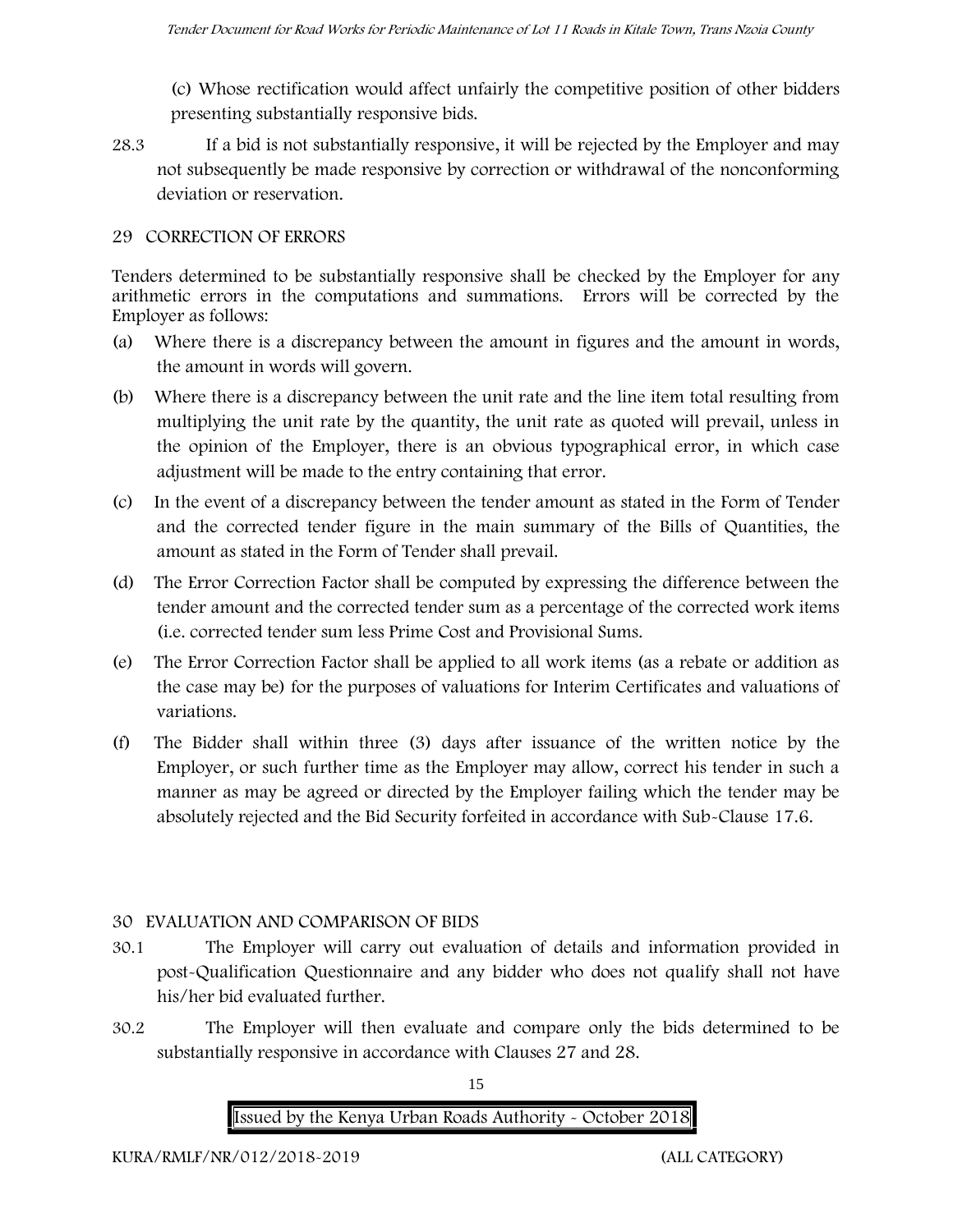(c) Whose rectification would affect unfairly the competitive position of other bidders presenting substantially responsive bids.

28.3 If a bid is not substantially responsive, it will be rejected by the Employer and may not subsequently be made responsive by correction or withdrawal of the nonconforming deviation or reservation.

## 29 CORRECTION OF ERRORS

Tenders determined to be substantially responsive shall be checked by the Employer for any arithmetic errors in the computations and summations. Errors will be corrected by the Employer as follows:

(a) Where there is a discrepancy between the amount in figures and the amount in words, the amount in words will govern.

(b) Where there is a discrepancy between the unit rate and the line item total resulting from multiplying the unit rate by the quantity, the unit rate as quoted will prevail, unless in the opinion of the Employer, there is an obvious typographical error, in which case adjustment will be made to the entry containing that error.

(c) In the event of a discrepancy between the tender amount as stated in the Form of Tender and the corrected tender figure in the main summary of the Bills of Quantities, the amount as stated in the Form of Tender shall prevail.

(d) The Error Correction Factor shall be computed by expressing the difference between the tender amount and the corrected tender sum as a percentage of the corrected work items (i.e. corrected tender sum less Prime Cost and Provisional Sums.

(e) The Error Correction Factor shall be applied to all work items (as a rebate or addition as the case may be) for the purposes of valuations for Interim Certificates and valuations of variations.

(f) The Bidder shall within three (3) days after issuance of the written notice by the Employer, or such further time as the Employer may allow, correct his tender in such a manner as may be agreed or directed by the Employer failing which the tender may be absolutely rejected and the Bid Security forfeited in accordance with Sub-Clause 17.6.

## 30 EVALUATION AND COMPARISON OF BIDS

30.1 The Employer will carry out evaluation of details and information provided in post-Qualification Questionnaire and any bidder who does not qualify shall not have his/her bid evaluated further.

30.2 The Employer will then evaluate and compare only the bids determined to be substantially responsive in accordance with Clauses 27 and 28.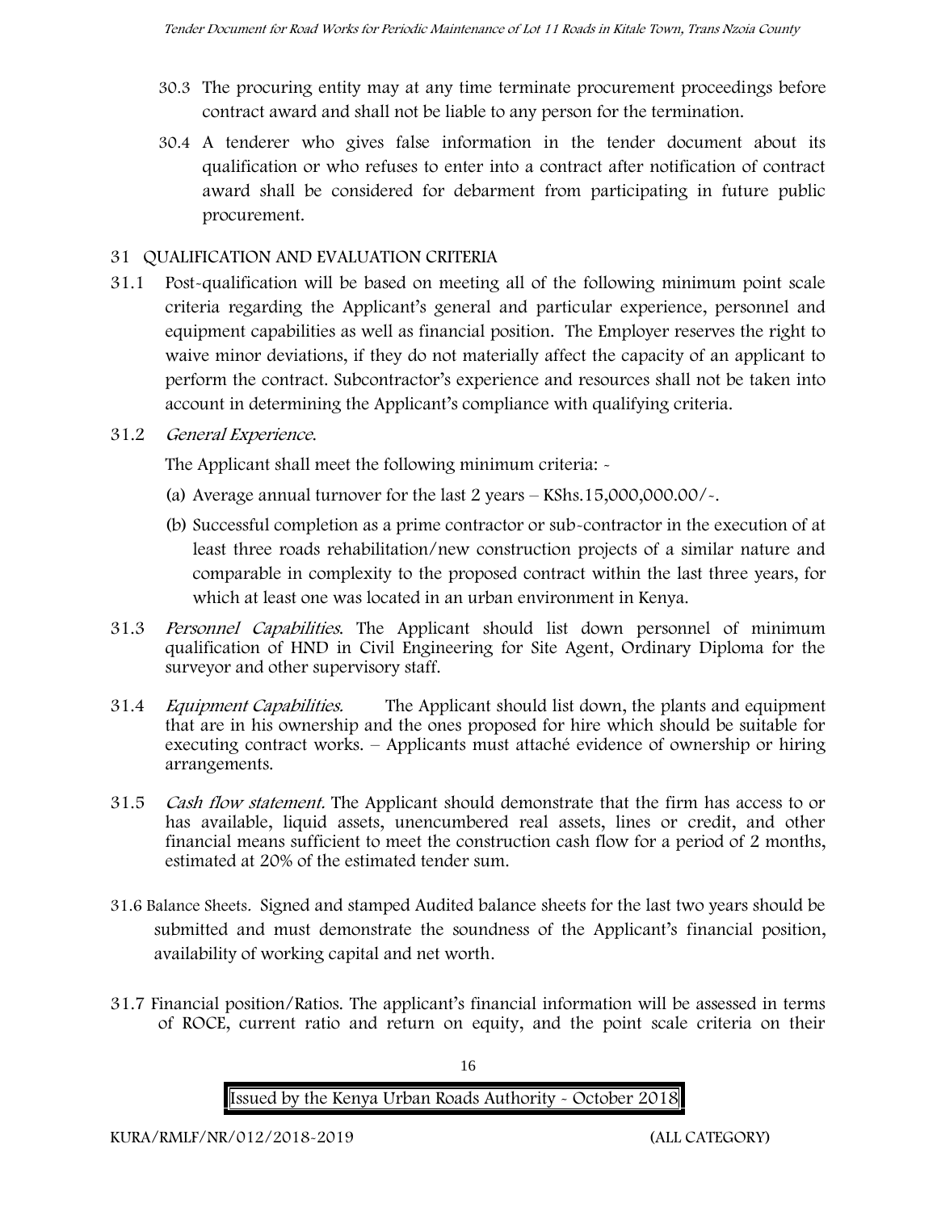30.3 The procuring entity may at any time terminate procurement proceedings before contract award and shall not be liable to any person for the termination.

30.4 A tenderer who gives false information in the tender document about its qualification or who refuses to enter into a contract after notification of contract award shall be considered for debarment from participating in future public procurement.

## 31 QUALIFICATION AND EVALUATION CRITERIA

31.1 Post-qualification will be based on meeting all of the following minimum point scale criteria regarding the Applicant's general and particular experience, personnel and equipment capabilities as well as financial position. The Employer reserves the right to waive minor deviations, if they do not materially affect the capacity of an applicant to perform the contract. Subcontractor's experience and resources shall not be taken into account in determining the Applicant's compliance with qualifying criteria.

31.2 *General Experience.*

The Applicant shall meet the following minimum criteria: -

(a) Average annual turnover for the last 2 years – KShs.15,000,000.00/-.

(b) Successful completion as a prime contractor or sub-contractor in the execution of at least three roads rehabilitation/new construction projects of a similar nature and comparable in complexity to the proposed contract within the last three years, for which at least one was located in an urban environment in Kenya.

31.3 *Personnel Capabilities.* The Applicant should list down personnel of minimum qualification of HND in Civil Engineering for Site Agent, Ordinary Diploma for the surveyor and other supervisory staff.

31.4 *Equipment Capabilities.* The Applicant should list down, the plants and equipment that are in his ownership and the ones proposed for hire which should be suitable for executing contract works. – Applicants must attaché evidence of ownership or hiring arrangements.

31.5 *Cash flow statement.* The Applicant should demonstrate that the firm has access to or has available, liquid assets, unencumbered real assets, lines or credit, and other financial means sufficient to meet the construction cash flow for a period of 2 months, estimated at 20% of the estimated tender sum.

31.6 Balance Sheets. Signed and stamped Audited balance sheets for the last two years should be submitted and must demonstrate the soundness of the Applicant's financial position, availability of working capital and net worth.

31.7 Financial position/Ratios. The applicant's financial information will be assessed in terms of ROCE, current ratio and return on equity, and the point scale criteria on their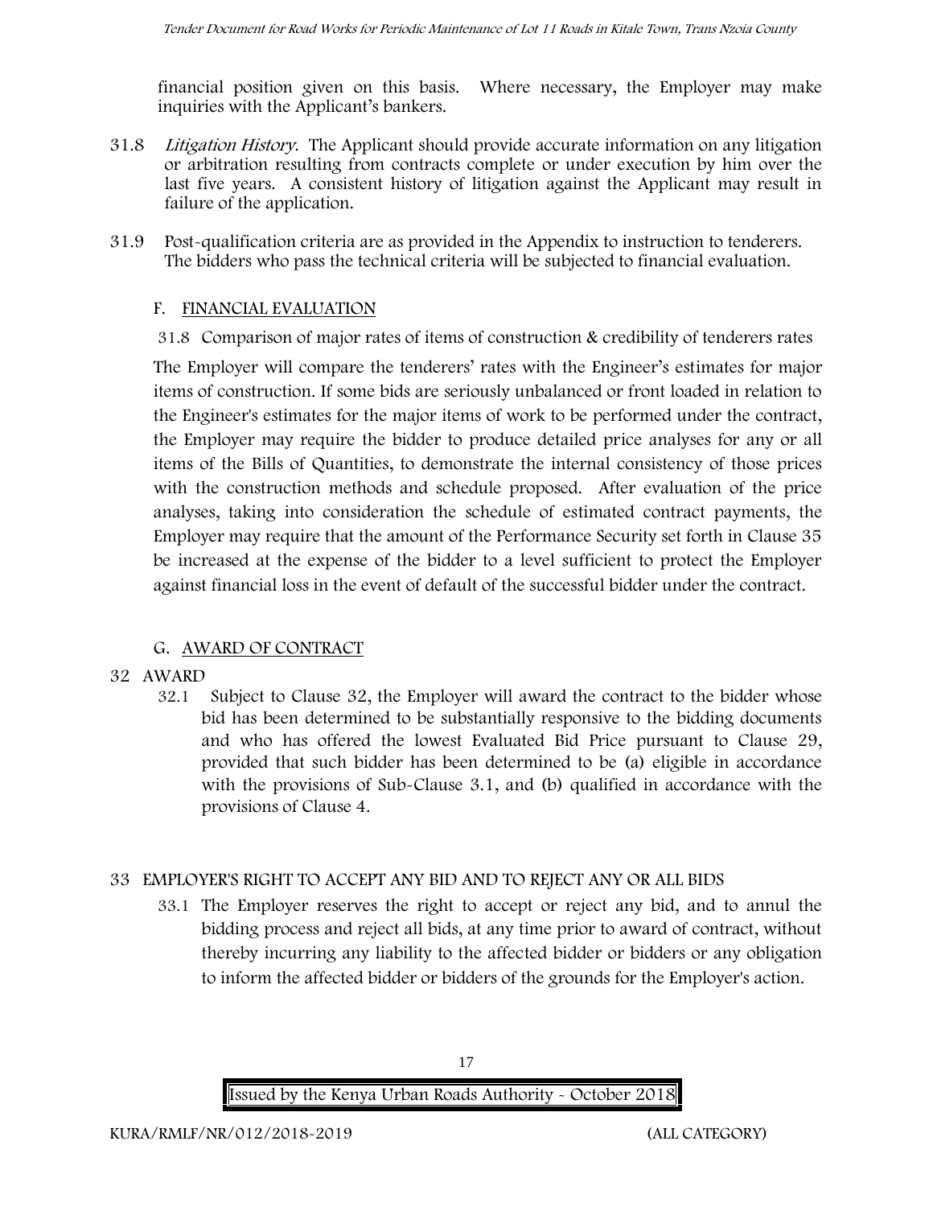financial position given on this basis. Where necessary, the Employer may make inquiries with the Applicant's bankers.

31.8 *Litigation History.* The Applicant should provide accurate information on any litigation or arbitration resulting from contracts complete or under execution by him over the last five years. A consistent history of litigation against the Applicant may result in failure of the application.

31.9 Post-qualification criteria are as provided in the Appendix to instruction to tenderers. The bidders who pass the technical criteria will be subjected to financial evaluation.

## F. FINANCIAL EVALUATION

31.8 Comparison of major rates of items of construction & credibility of tenderers rates

The Employer will compare the tenderers' rates with the Engineer's estimates for major items of construction. If some bids are seriously unbalanced or front loaded in relation to the Engineer's estimates for the major items of work to be performed under the contract, the Employer may require the bidder to produce detailed price analyses for any or all items of the Bills of Quantities, to demonstrate the internal consistency of those prices with the construction methods and schedule proposed. After evaluation of the price analyses, taking into consideration the schedule of estimated contract payments, the Employer may require that the amount of the Performance Security set forth in Clause 35 be increased at the expense of the bidder to a level sufficient to protect the Employer against financial loss in the event of default of the successful bidder under the contract.

## G. AWARD OF CONTRACT

## 32 AWARD

32.1 Subject to Clause 32, the Employer will award the contract to the bidder whose bid has been determined to be substantially responsive to the bidding documents and who has offered the lowest Evaluated Bid Price pursuant to Clause 29, provided that such bidder has been determined to be (a) eligible in accordance with the provisions of Sub-Clause 3.1, and (b) qualified in accordance with the provisions of Clause 4.

## 33 EMPLOYER'S RIGHT TO ACCEPT ANY BID AND TO REJECT ANY OR ALL BIDS

33.1 The Employer reserves the right to accept or reject any bid, and to annul the bidding process and reject all bids, at any time prior to award of contract, without thereby incurring any liability to the affected bidder or bidders or any obligation to inform the affected bidder or bidders of the grounds for the Employer's action.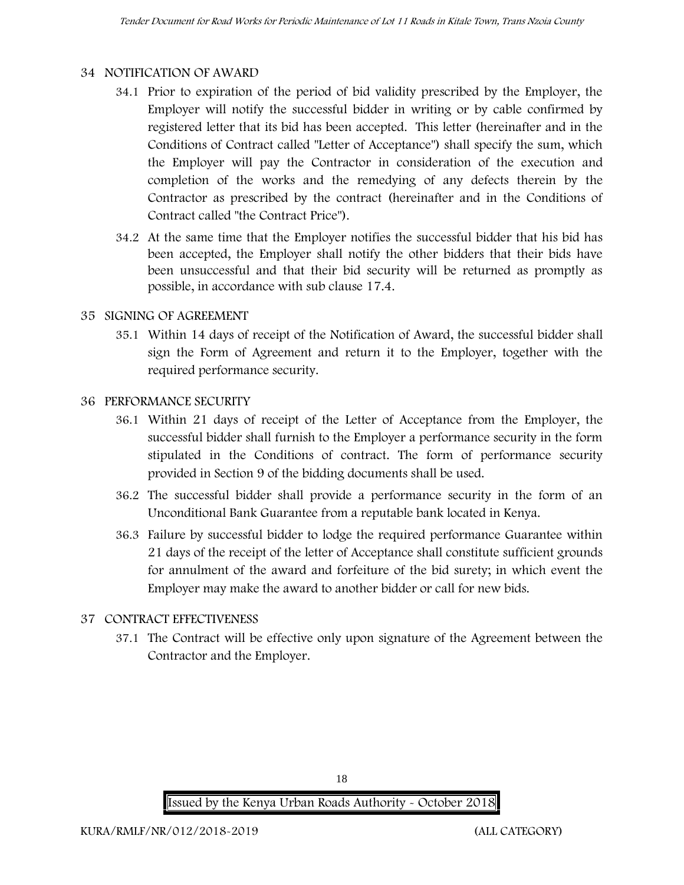## 34 NOTIFICATION OF AWARD

34.1 Prior to expiration of the period of bid validity prescribed by the Employer, the Employer will notify the successful bidder in writing or by cable confirmed by registered letter that its bid has been accepted. This letter (hereinafter and in the Conditions of Contract called "Letter of Acceptance") shall specify the sum, which the Employer will pay the Contractor in consideration of the execution and completion of the works and the remedying of any defects therein by the Contractor as prescribed by the contract (hereinafter and in the Conditions of Contract called "the Contract Price").

34.2 At the same time that the Employer notifies the successful bidder that his bid has been accepted, the Employer shall notify the other bidders that their bids have been unsuccessful and that their bid security will be returned as promptly as possible, in accordance with sub clause 17.4.

## 35 SIGNING OF AGREEMENT

35.1 Within 14 days of receipt of the Notification of Award, the successful bidder shall sign the Form of Agreement and return it to the Employer, together with the required performance security.

## 36 PERFORMANCE SECURITY

36.1 Within 21 days of receipt of the Letter of Acceptance from the Employer, the successful bidder shall furnish to the Employer a performance security in the form stipulated in the Conditions of contract. The form of performance security provided in Section 9 of the bidding documents shall be used.

36.2 The successful bidder shall provide a performance security in the form of an Unconditional Bank Guarantee from a reputable bank located in Kenya.

36.3 Failure by successful bidder to lodge the required performance Guarantee within 21 days of the receipt of the letter of Acceptance shall constitute sufficient grounds for annulment of the award and forfeiture of the bid surety; in which event the Employer may make the award to another bidder or call for new bids.

## 37 CONTRACT EFFECTIVENESS

37.1 The Contract will be effective only upon signature of the Agreement between the Contractor and the Employer.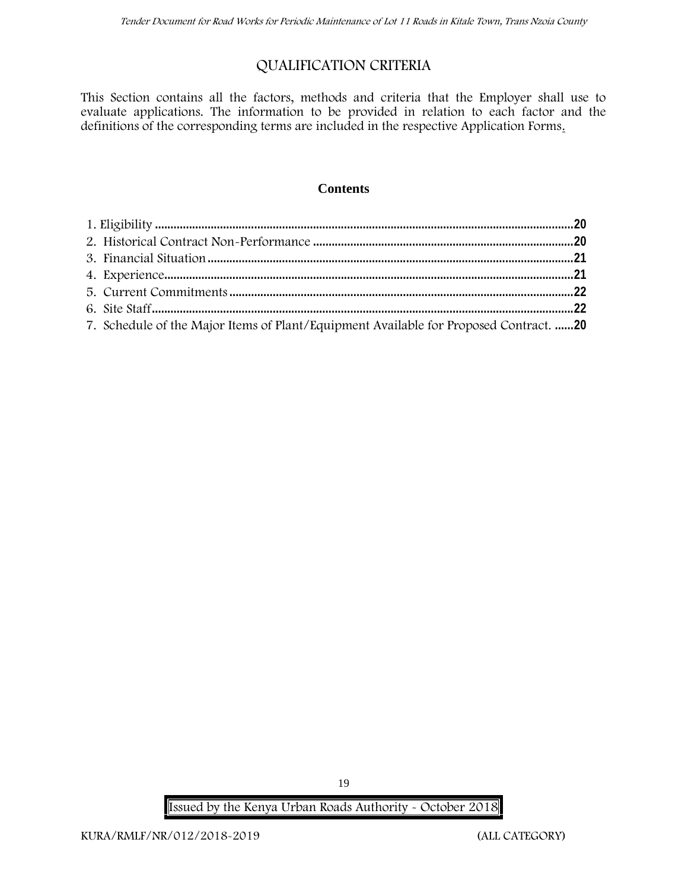# QUALIFICATION CRITERIA

This Section contains all the factors, methods and criteria that the Employer shall use to evaluate applications. The information to be provided in relation to each factor and the definitions of the corresponding terms are included in the respective Application Forms.

## Contents

1. Eligibility ....................................................................................................................................20
2. Historical Contract Non-Performance .................................................................................20
3. Financial Situation ...................................................................................................................21
4. Experience.................................................................................................................................21
5. Current Commitments ............................................................................................................22
6. Site Staff.....................................................................................................................................22
7. Schedule of the Major Items of Plant/Equipment Available for Proposed Contract. ......20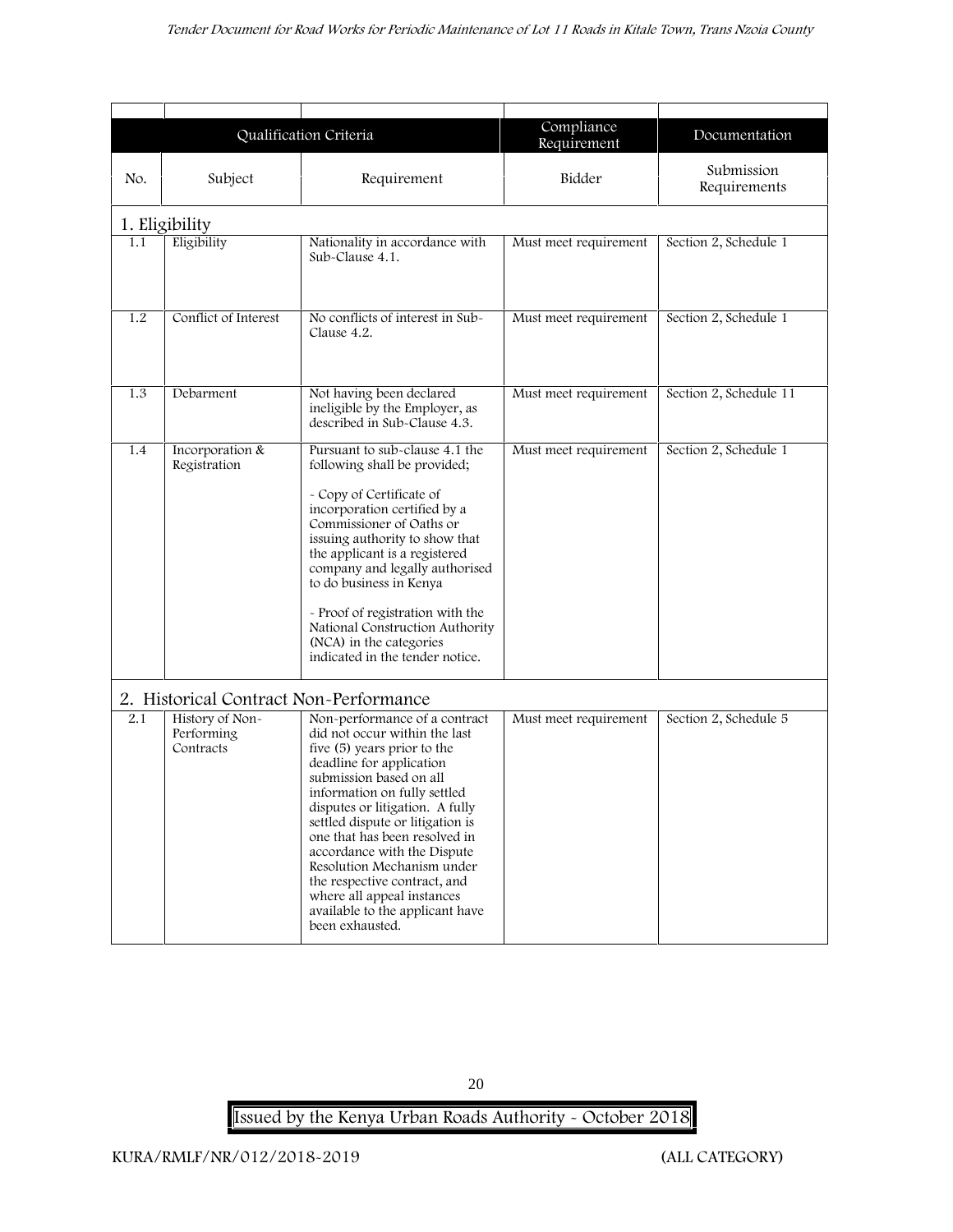| | | | | |
|---|---|---|---|---|
| Qualification Criteria | | | Compliance Requirement | Documentation |
| No. | Subject | Requirement | Bidder | Submission Requirements |
| **1. Eligibility** | | | | |
| 1.1 | Eligibility | Nationality in accordance with Sub-Clause 4.1. | Must meet requirement | Section 2, Schedule 1 |
| 1.2 | Conflict of Interest | No conflicts of interest in Sub-Clause 4.2. | Must meet requirement | Section 2, Schedule 1 |
| 1.3 | Debarment | Not having been declared ineligible by the Employer, as described in Sub-Clause 4.3. | Must meet requirement | Section 2, Schedule 11 |
| 1.4 | Incorporation & Registration | Pursuant to sub-clause 4.1 the following shall be provided;<br><br>- Copy of Certificate of incorporation certified by a Commissioner of Oaths or issuing authority to show that the applicant is a registered company and legally authorised to do business in Kenya<br><br>- Proof of registration with the National Construction Authority (NCA) in the categories indicated in the tender notice. | Must meet requirement | Section 2, Schedule 1 |
| **2. Historical Contract Non-Performance** | | | | |
| 2.1 | History of Non-Performing Contracts | Non-performance of a contract did not occur within the last five (5) years prior to the deadline for application submission based on all information on fully settled disputes or litigation. A fully settled dispute or litigation is one that has been resolved in accordance with the Dispute Resolution Mechanism under the respective contract, and where all appeal instances available to the applicant have been exhausted. | Must meet requirement | Section 2, Schedule 5 |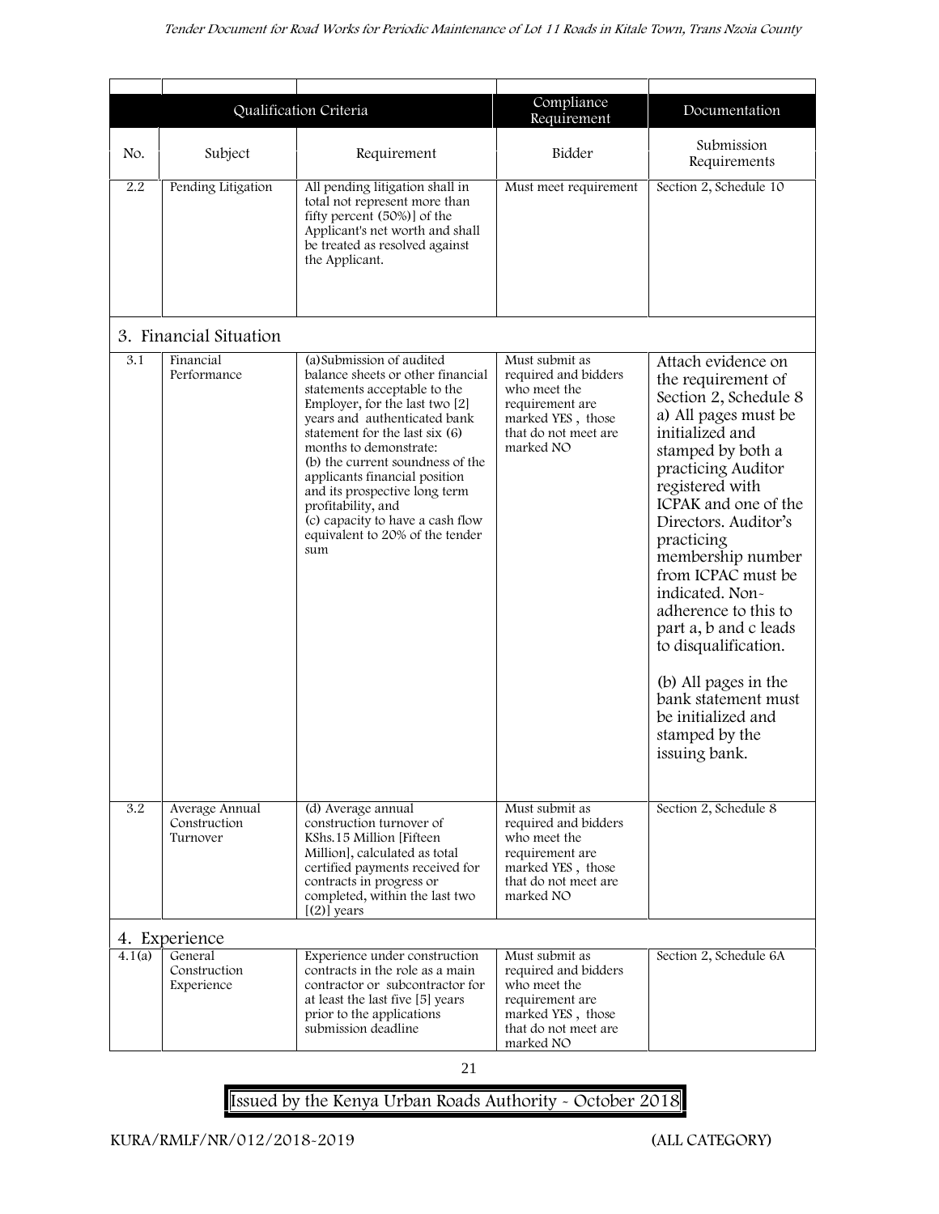| | Qualification Criteria | | Compliance Requirement | Documentation |
|---|---|---|---|---|
| No. | Subject | Requirement | Bidder | Submission Requirements |
| 2.2 | Pending Litigation | All pending litigation shall in total not represent more than fifty percent (50%)] of the Applicant's net worth and shall be treated as resolved against the Applicant. | Must meet requirement | Section 2, Schedule 10 |
| **3. Financial Situation** | | | | |
| 3.1 | Financial Performance | (a)Submission of audited balance sheets or other financial statements acceptable to the Employer, for the last two [2] years and authenticated bank statement for the last six (6) months to demonstrate:<br>(b) the current soundness of the applicants financial position and its prospective long term profitability, and<br>(c) capacity to have a cash flow equivalent to 20% of the tender sum | Must submit as required and bidders who meet the requirement are marked YES , those that do not meet are marked NO | Attach evidence on the requirement of Section 2, Schedule 8 a) All pages must be initialized and stamped by both a practicing Auditor registered with ICPAK and one of the Directors. Auditor's practicing membership number from ICPAC must be indicated. Non-adherence to this to part a, b and c leads to disqualification.<br><br>(b) All pages in the bank statement must be initialized and stamped by the issuing bank. |
| 3.2 | Average Annual Construction Turnover | (d) Average annual construction turnover of KShs.15 Million [Fifteen Million], calculated as total certified payments received for contracts in progress or completed, within the last two [(2)] years | Must submit as required and bidders who meet the requirement are marked YES , those that do not meet are marked NO | Section 2, Schedule 8 |
| **4. Experience** | | | | |
| 4.1(a) | General Construction Experience | Experience under construction contracts in the role as a main contractor or subcontractor for at least the last five [5] years prior to the applications submission deadline | Must submit as required and bidders who meet the requirement are marked YES , those that do not meet are marked NO | Section 2, Schedule 6A |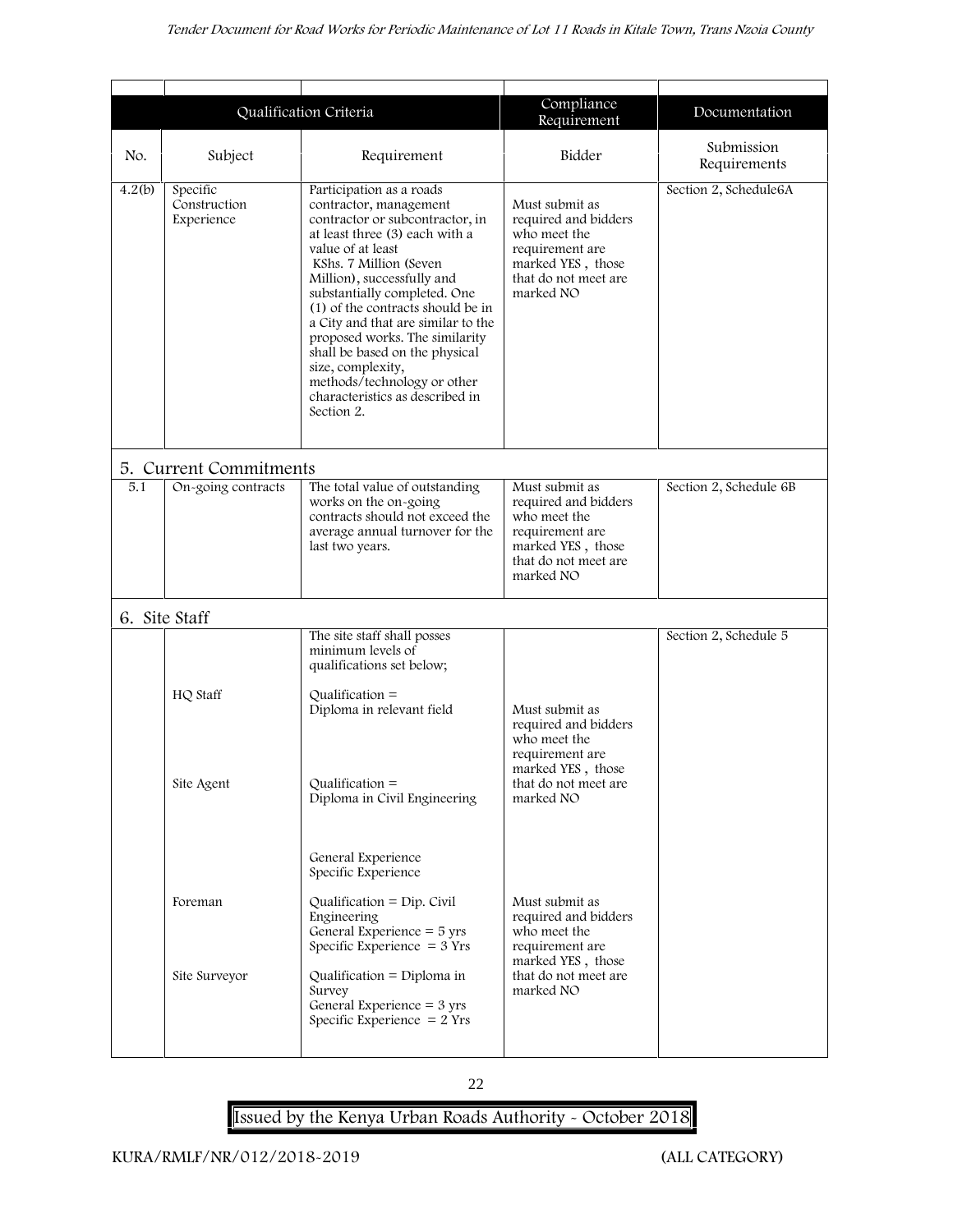| Qualification Criteria | | | Compliance Requirement | Documentation |
|---|---|---|---|---|
| No. | Subject | Requirement | Bidder | Submission Requirements |
| 4.2(b) | Specific Construction Experience | Participation as a roads contractor, management contractor or subcontractor, in at least three (3) each with a value of at least KShs. 7 Million (Seven Million), successfully and substantially completed. One (1) of the contracts should be in a City and that are similar to the proposed works. The similarity shall be based on the physical size, complexity, methods/technology or other characteristics as described in Section 2. | Must submit as required and bidders who meet the requirement are marked YES , those that do not meet are marked NO | Section 2, Schedule6A |
| **5. Current Commitments** | | | | |
| 5.1 | On-going contracts | The total value of outstanding works on the on-going contracts should not exceed the average annual turnover for the last two years. | Must submit as required and bidders who meet the requirement are marked YES , those that do not meet are marked NO | Section 2, Schedule 6B |
| **6. Site Staff** | | | | |
| | | The site staff shall posses minimum levels of qualifications set below; | | Section 2, Schedule 5 |
| | HQ Staff | Qualification = Diploma in relevant field | Must submit as required and bidders who meet the requirement are marked YES , those that do not meet are marked NO | |
| | Site Agent | Qualification = Diploma in Civil Engineering<br><br>General Experience<br>Specific Experience | | |
| | Foreman | Qualification = Dip. Civil Engineering<br>General Experience = 5 yrs<br>Specific Experience = 3 Yrs | Must submit as required and bidders who meet the requirement are marked YES , those that do not meet are marked NO | |
| | Site Surveyor | Qualification = Diploma in Survey<br>General Experience = 3 yrs<br>Specific Experience = 2 Yrs | | |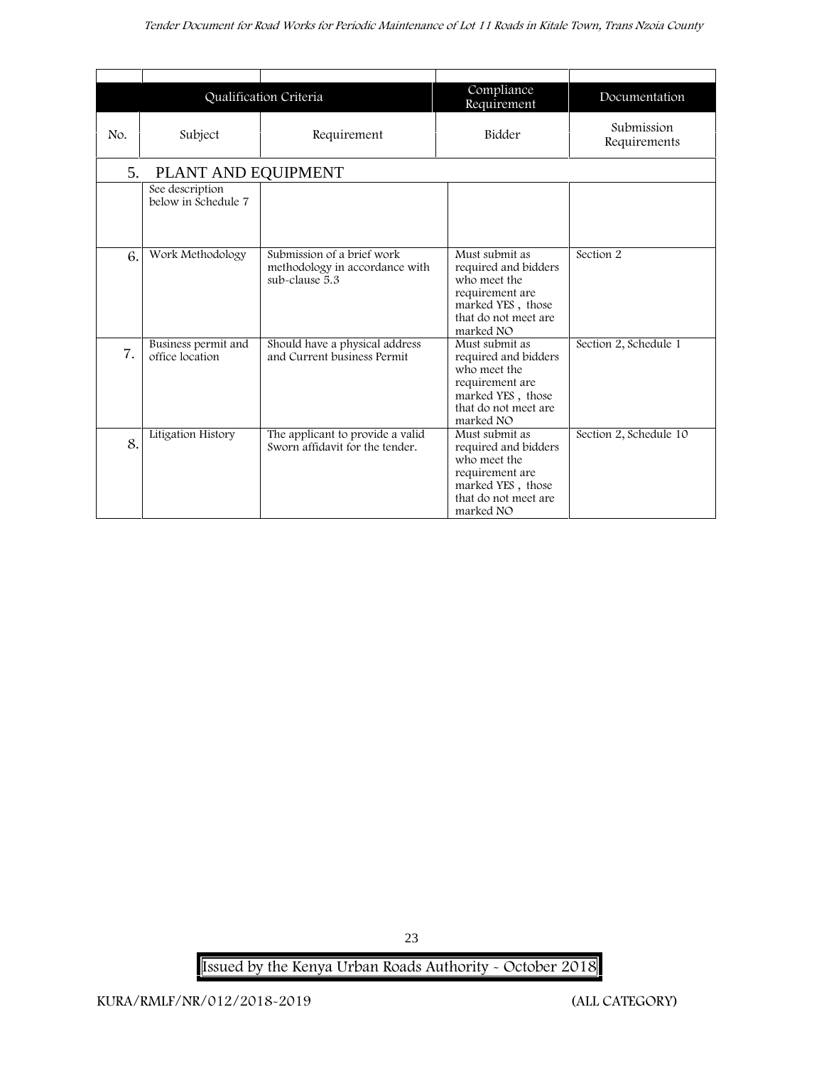| Qualification Criteria | | | Compliance Requirement | Documentation |
|---|---|---|---|---|
| No. | Subject | Requirement | Bidder | Submission Requirements |
| 5. | PLANT AND EQUIPMENT | | | |
| | See description below in Schedule 7 | | | |
| 6. | Work Methodology | Submission of a brief work methodology in accordance with sub-clause 5.3 | Must submit as required and bidders who meet the requirement are marked YES , those that do not meet are marked NO | Section 2 |
| 7. | Business permit and office location | Should have a physical address and Current business Permit | Must submit as required and bidders who meet the requirement are marked YES , those that do not meet are marked NO | Section 2, Schedule 1 |
| 8. | Litigation History | The applicant to provide a valid Sworn affidavit for the tender. | Must submit as required and bidders who meet the requirement are marked YES , those that do not meet are marked NO | Section 2, Schedule 10 |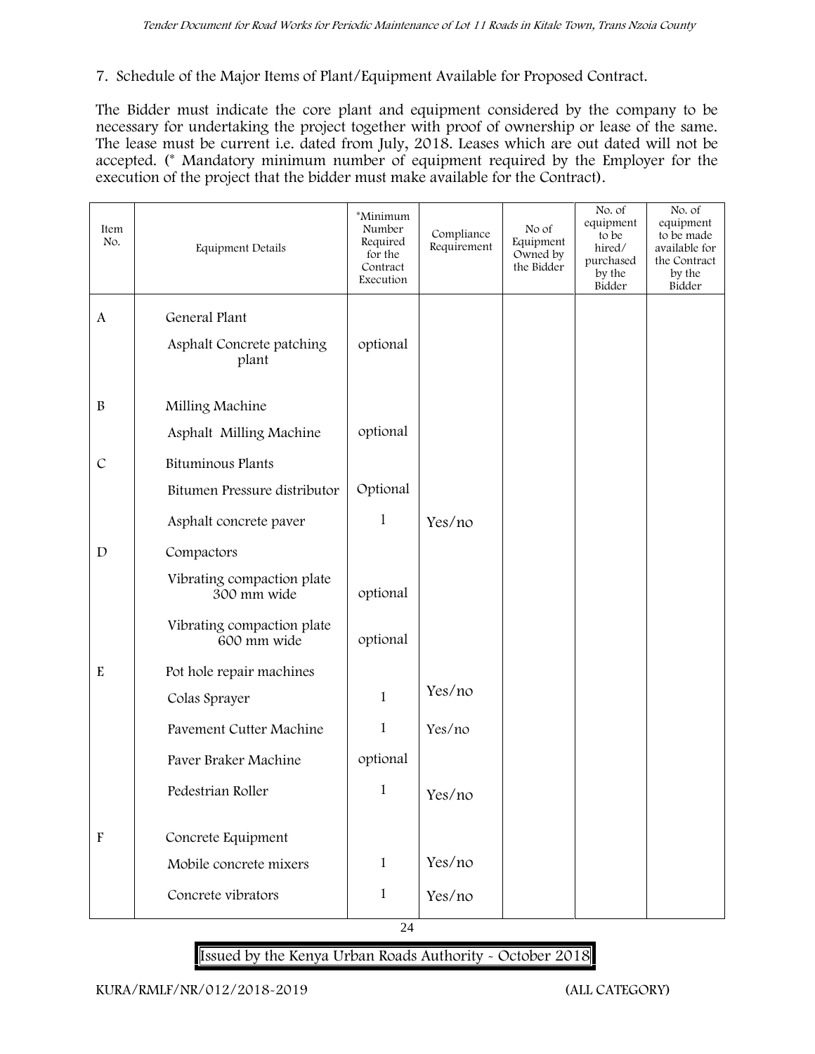7. Schedule of the Major Items of Plant/Equipment Available for Proposed Contract.

The Bidder must indicate the core plant and equipment considered by the company to be necessary for undertaking the project together with proof of ownership or lease of the same. The lease must be current i.e. dated from July, 2018. Leases which are out dated will not be accepted. (* Mandatory minimum number of equipment required by the Employer for the execution of the project that the bidder must make available for the Contract).

| Item No. | Equipment Details | *Minimum Number Required for the Contract Execution | Compliance Requirement | No of Equipment Owned by the Bidder | No. of equipment to be hired/ purchased by the Bidder | No. of equipment to be made available for the Contract by the Bidder |
|---|---|---|---|---|---|---|
| A | General Plant | | | | | |
| | Asphalt Concrete patching plant | optional | | | | |
| B | Milling Machine | | | | | |
| | Asphalt Milling Machine | optional | | | | |
| C | Bituminous Plants | | | | | |
| | Bitumen Pressure distributor | Optional | | | | |
| | Asphalt concrete paver | 1 | Yes/no | | | |
| D | Compactors | | | | | |
| | Vibrating compaction plate 300 mm wide | optional | | | | |
| | Vibrating compaction plate 600 mm wide | optional | | | | |
| E | Pot hole repair machines | | | | | |
| | Colas Sprayer | 1 | Yes/no | | | |
| | Pavement Cutter Machine | 1 | Yes/no | | | |
| | Paver Braker Machine | optional | | | | |
| | Pedestrian Roller | 1 | Yes/no | | | |
| F | Concrete Equipment | | | | | |
| | Mobile concrete mixers | 1 | Yes/no | | | |
| | Concrete vibrators | 1 | Yes/no | | | |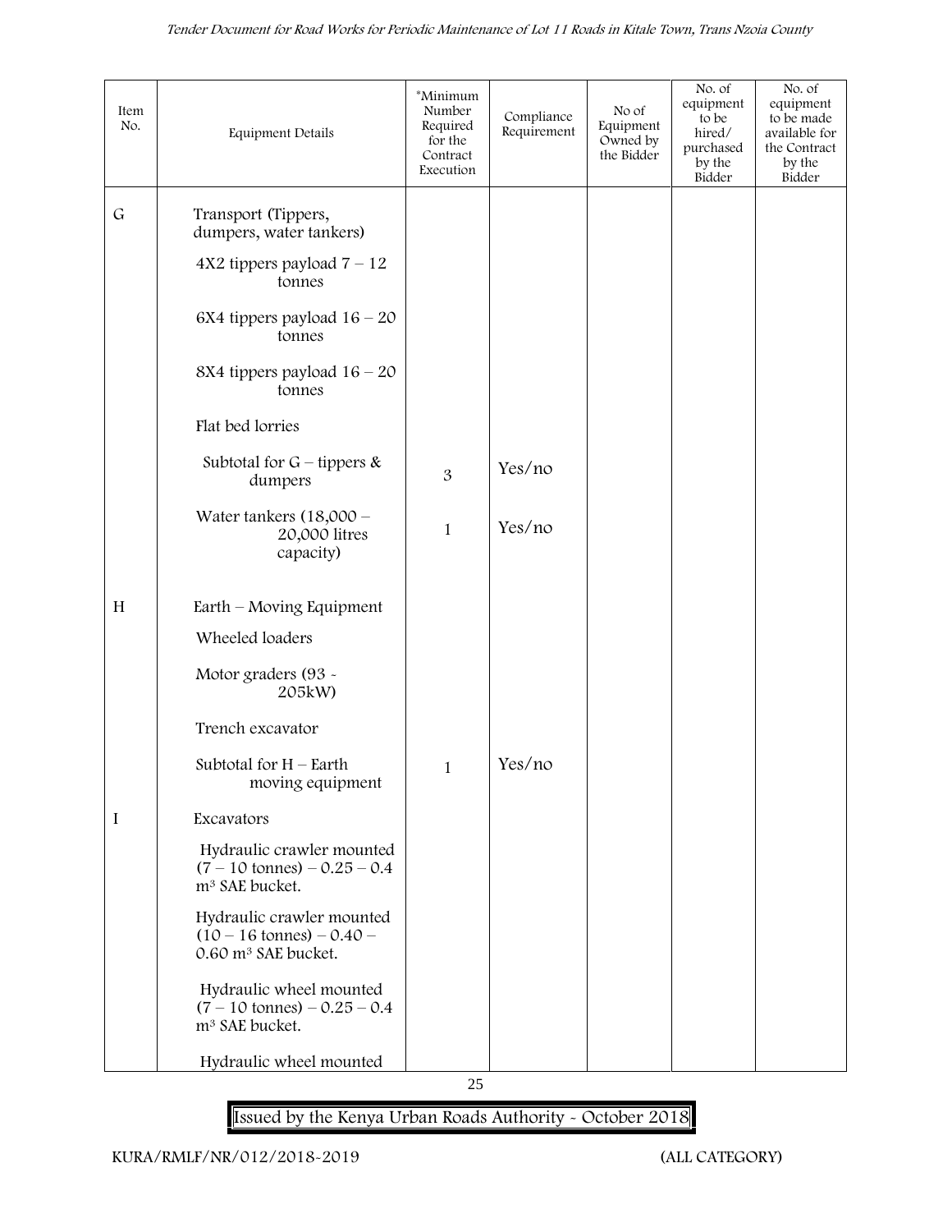| Item No. | Equipment Details | *Minimum Number Required for the Contract Execution | Compliance Requirement | No of Equipment Owned by the Bidder | No. of equipment to be hired/ purchased by the Bidder | No. of equipment to be made available for the Contract by the Bidder |
|---|---|---|---|---|---|---|
| G | Transport (Tippers, dumpers, water tankers) | | | | | |
| | 4X2 tippers payload 7 – 12 tonnes | | | | | |
| | 6X4 tippers payload 16 – 20 tonnes | | | | | |
| | 8X4 tippers payload 16 – 20 tonnes | | | | | |
| | Flat bed lorries | | | | | |
| | Subtotal for G – tippers & dumpers | 3 | Yes/no | | | |
| | Water tankers (18,000 – 20,000 litres capacity) | 1 | Yes/no | | | |
| H | Earth – Moving Equipment | | | | | |
| | Wheeled loaders | | | | | |
| | Motor graders (93 - 205kW) | | | | | |
| | Trench excavator | | | | | |
| | Subtotal for H – Earth moving equipment | 1 | Yes/no | | | |
| I | Excavators | | | | | |
| | Hydraulic crawler mounted (7 – 10 tonnes) – 0.25 – 0.4 $m^3$ SAE bucket. | | | | | |
| | Hydraulic crawler mounted (10 – 16 tonnes) – 0.40 – 0.60 $m^3$ SAE bucket. | | | | | |
| | Hydraulic wheel mounted (7 – 10 tonnes) – 0.25 – 0.4 $m^3$ SAE bucket. | | | | | |
| | Hydraulic wheel mounted | | | | | |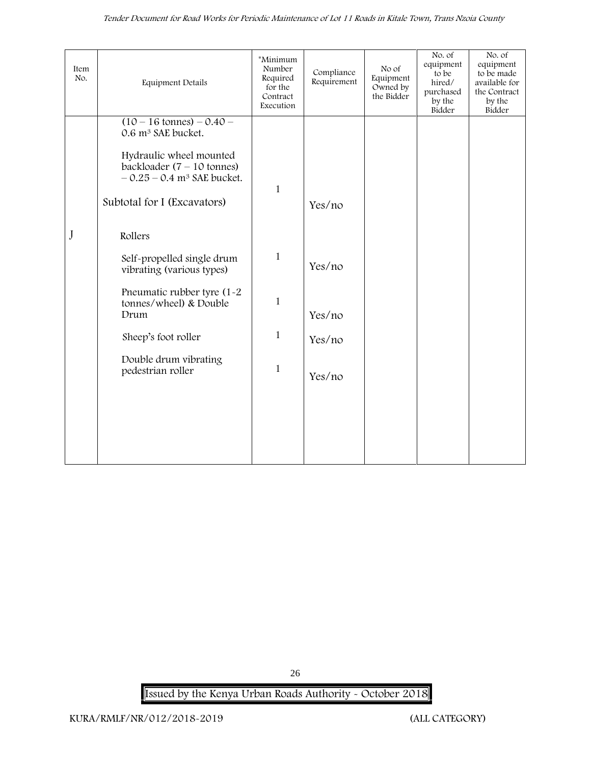| Item No. | Equipment Details | *Minimum Number Required for the Contract Execution | Compliance Requirement | No of Equipment Owned by the Bidder | No. of equipment to be hired/ purchased by the Bidder | No. of equipment to be made available for the Contract by the Bidder |
|---|---|---|---|---|---|---|
| | $(10 - 16$ tonnes$) - 0.40 - 0.6$ $m^3$ SAE bucket. | | | | | |
| | Hydraulic wheel mounted backloader $(7 - 10$ tonnes$) - 0.25 - 0.4$ $m^3$ SAE bucket. | 1 | | | | |
| | Subtotal for I (Excavators) | | Yes/no | | | |
| J | Rollers | | | | | |
| | Self-propelled single drum vibrating (various types) | 1 | Yes/no | | | |
| | Pneumatic rubber tyre (1-2 tonnes/wheel) & Double Drum | 1 | Yes/no | | | |
| | Sheep's foot roller | 1 | Yes/no | | | |
| | Double drum vibrating pedestrian roller | 1 | Yes/no | | | |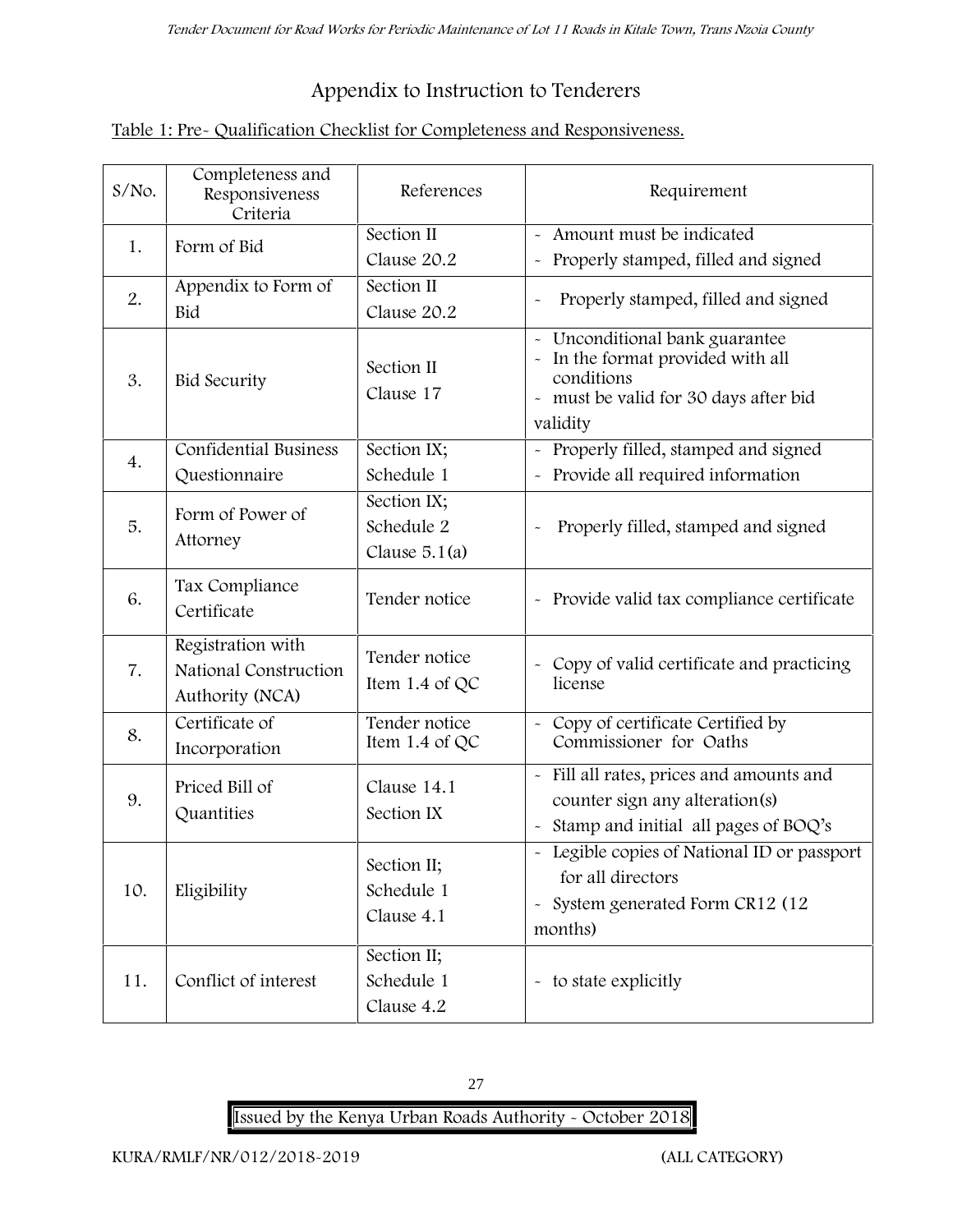# Appendix to Instruction to Tenderers

Table 1: Pre- Qualification Checklist for Completeness and Responsiveness.

| S/No. | Completeness and Responsiveness Criteria | References | Requirement |
|---|---|---|---|
| 1. | Form of Bid | Section II Clause 20.2 | - Amount must be indicated<br>- Properly stamped, filled and signed |
| 2. | Appendix to Form of Bid | Section II Clause 20.2 | - Properly stamped, filled and signed |
| 3. | Bid Security | Section II Clause 17 | - Unconditional bank guarantee<br>- In the format provided with all conditions<br>- must be valid for 30 days after bid validity |
| 4. | Confidential Business Questionnaire | Section IX; Schedule 1 | - Properly filled, stamped and signed<br>- Provide all required information |
| 5. | Form of Power of Attorney | Section IX; Schedule 2 Clause 5.1(a) | - Properly filled, stamped and signed |
| 6. | Tax Compliance Certificate | Tender notice | - Provide valid tax compliance certificate |
| 7. | Registration with National Construction Authority (NCA) | Tender notice Item 1.4 of QC | - Copy of valid certificate and practicing license |
| 8. | Certificate of Incorporation | Tender notice Item 1.4 of QC | - Copy of certificate Certified by Commissioner for Oaths |
| 9. | Priced Bill of Quantities | Clause 14.1 Section IX | - Fill all rates, prices and amounts and counter sign any alteration(s)<br>- Stamp and initial all pages of BOQ's |
| 10. | Eligibility | Section II; Schedule 1 Clause 4.1 | - Legible copies of National ID or passport for all directors<br>- System generated Form CR12 (12 months) |
| 11. | Conflict of interest | Section II; Schedule 1 Clause 4.2 | - to state explicitly |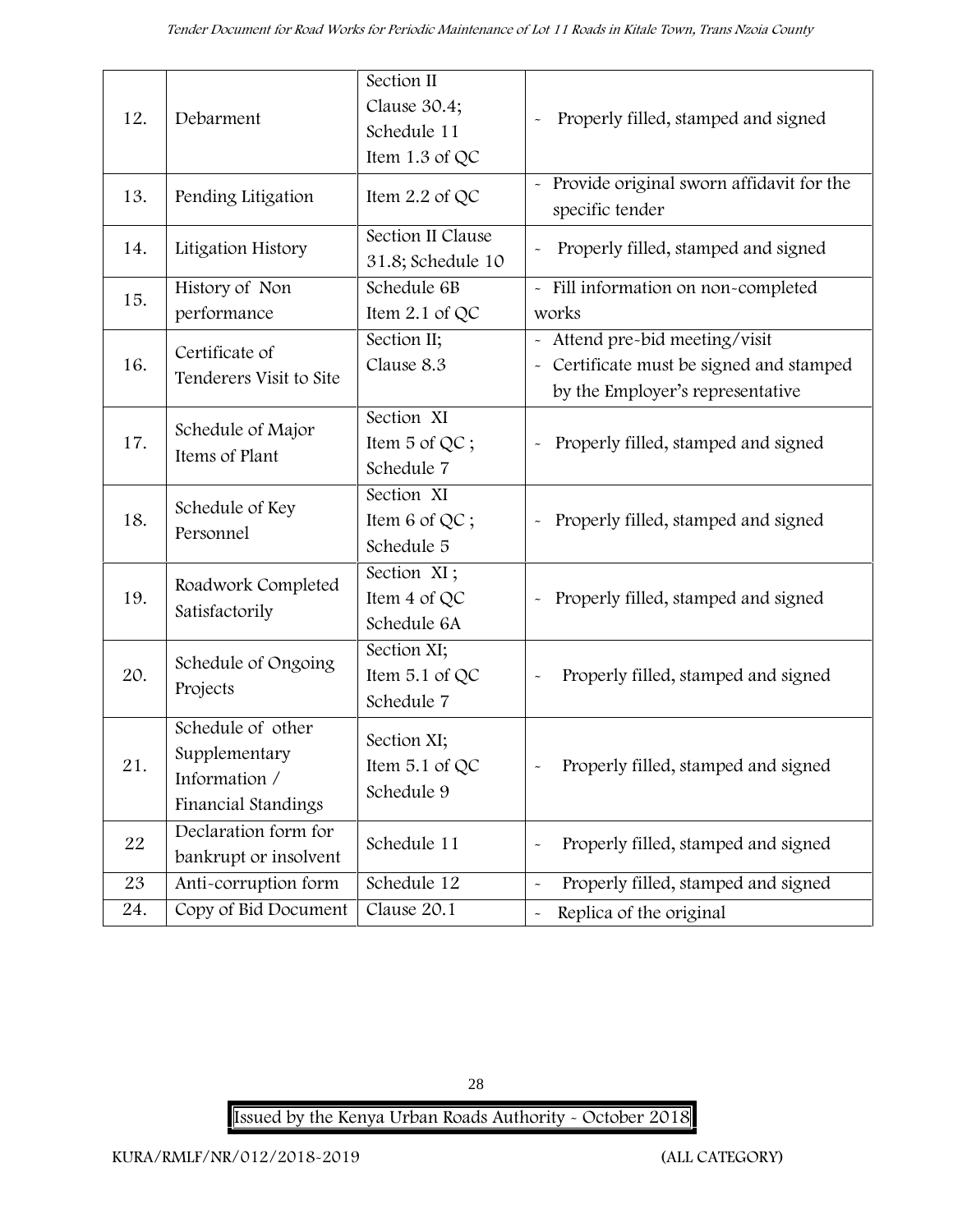| 12. | Debarment | Section II Clause 30.4; Schedule 11 Item 1.3 of QC | - Properly filled, stamped and signed |
|---|---|---|---|
| 13. | Pending Litigation | Item 2.2 of QC | - Provide original sworn affidavit for the specific tender |
| 14. | Litigation History | Section II Clause 31.8; Schedule 10 | - Properly filled, stamped and signed |
| 15. | History of Non performance | Schedule 6B Item 2.1 of QC | - Fill information on non-completed works |
| 16. | Certificate of Tenderers Visit to Site | Section II; Clause 8.3 | - Attend pre-bid meeting/visit<br>- Certificate must be signed and stamped by the Employer's representative |
| 17. | Schedule of Major Items of Plant | Section XI Item 5 of QC ; Schedule 7 | - Properly filled, stamped and signed |
| 18. | Schedule of Key Personnel | Section XI Item 6 of QC ; Schedule 5 | - Properly filled, stamped and signed |
| 19. | Roadwork Completed Satisfactorily | Section XI ; Item 4 of QC Schedule 6A | - Properly filled, stamped and signed |
| 20. | Schedule of Ongoing Projects | Section XI; Item 5.1 of QC Schedule 7 | - Properly filled, stamped and signed |
| 21. | Schedule of other Supplementary Information / Financial Standings | Section XI; Item 5.1 of QC Schedule 9 | - Properly filled, stamped and signed |
| 22 | Declaration form for bankrupt or insolvent | Schedule 11 | - Properly filled, stamped and signed |
| 23 | Anti-corruption form | Schedule 12 | - Properly filled, stamped and signed |
| 24. | Copy of Bid Document | Clause 20.1 | - Replica of the original |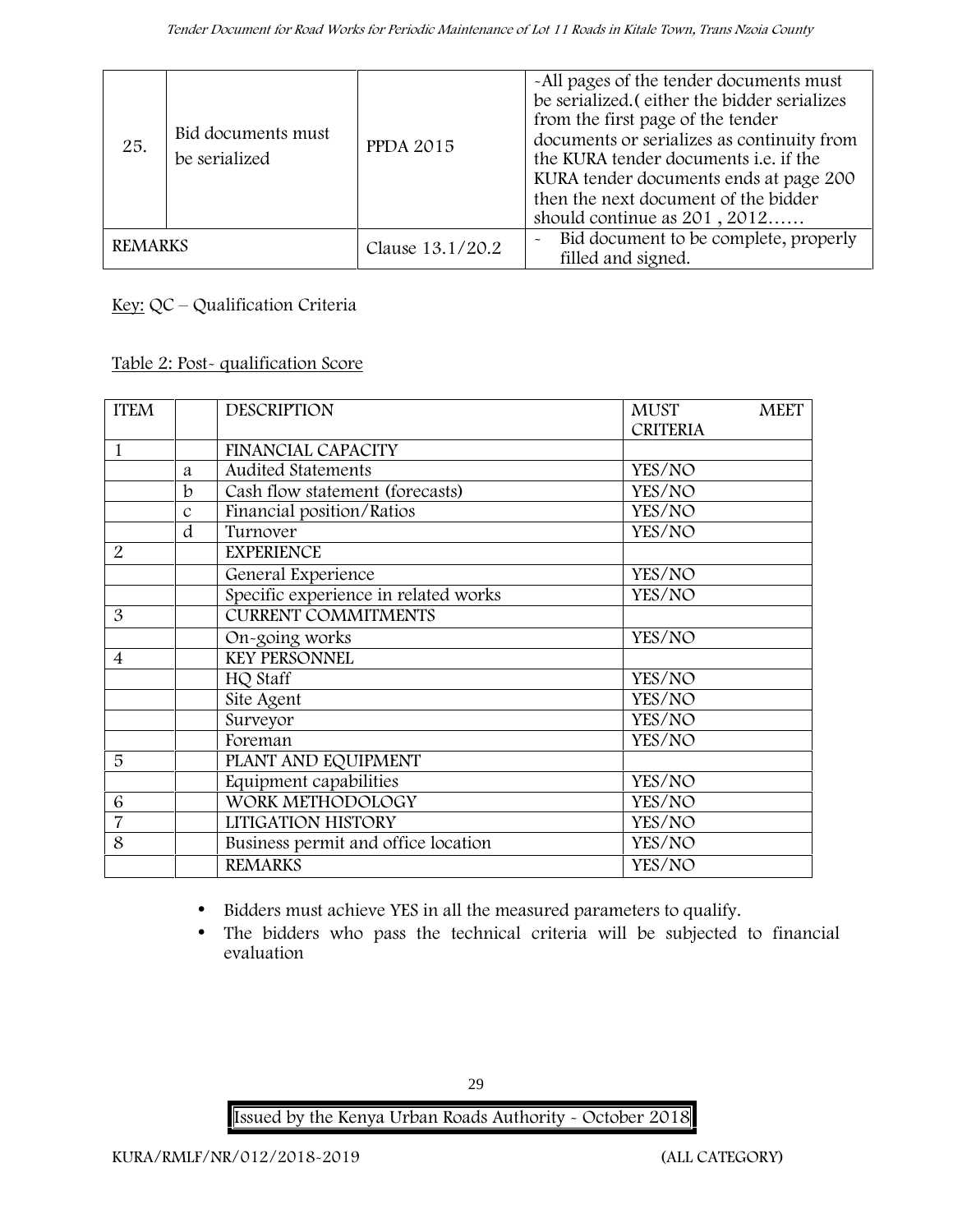| 25. | Bid documents must be serialized | PPDA 2015 | -All pages of the tender documents must be serialized.( either the bidder serializes from the first page of the tender documents or serializes as continuity from the KURA tender documents i.e. if the KURA tender documents ends at page 200 then the next document of the bidder should continue as 201 , 2012…… |
|---|---|---|---|
| REMARKS | | Clause 13.1/20.2 | - Bid document to be complete, properly filled and signed. |

Key: QC – Qualification Criteria

Table 2: Post- qualification Score

| ITEM | | DESCRIPTION | MUST MEET CRITERIA |
|---|---|---|---|
| 1 | | FINANCIAL CAPACITY | |
| | a | Audited Statements | YES/NO |
| | b | Cash flow statement (forecasts) | YES/NO |
| | c | Financial position/Ratios | YES/NO |
| | d | Turnover | YES/NO |
| 2 | | EXPERIENCE | |
| | | General Experience | YES/NO |
| | | Specific experience in related works | YES/NO |
| 3 | | CURRENT COMMITMENTS | |
| | | On-going works | YES/NO |
| 4 | | KEY PERSONNEL | |
| | | HQ Staff | YES/NO |
| | | Site Agent | YES/NO |
| | | Surveyor | YES/NO |
| | | Foreman | YES/NO |
| 5 | | PLANT AND EQUIPMENT | |
| | | Equipment capabilities | YES/NO |
| 6 | | WORK METHODOLOGY | YES/NO |
| 7 | | LITIGATION HISTORY | YES/NO |
| 8 | | Business permit and office location | YES/NO |
| | | REMARKS | YES/NO |

- Bidders must achieve YES in all the measured parameters to qualify.
- The bidders who pass the technical criteria will be subjected to financial evaluation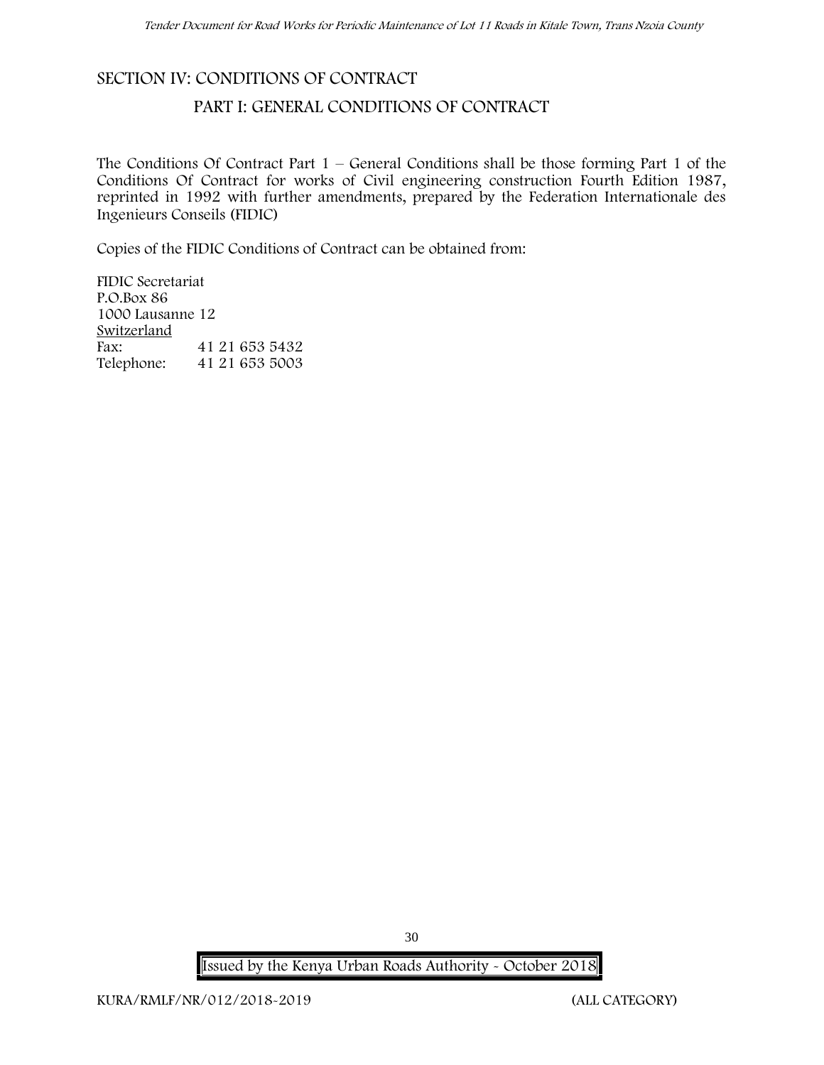## SECTION IV: CONDITIONS OF CONTRACT

### PART I: GENERAL CONDITIONS OF CONTRACT

The Conditions Of Contract Part 1 – General Conditions shall be those forming Part 1 of the Conditions Of Contract for works of Civil engineering construction Fourth Edition 1987, reprinted in 1992 with further amendments, prepared by the Federation Internationale des Ingenieurs Conseils (FIDIC)

Copies of the FIDIC Conditions of Contract can be obtained from:

FIDIC Secretariat  
P.O.Box 86  
1000 Lausanne 12  
Switzerland  
Fax: 41 21 653 5432  
Telephone: 41 21 653 5003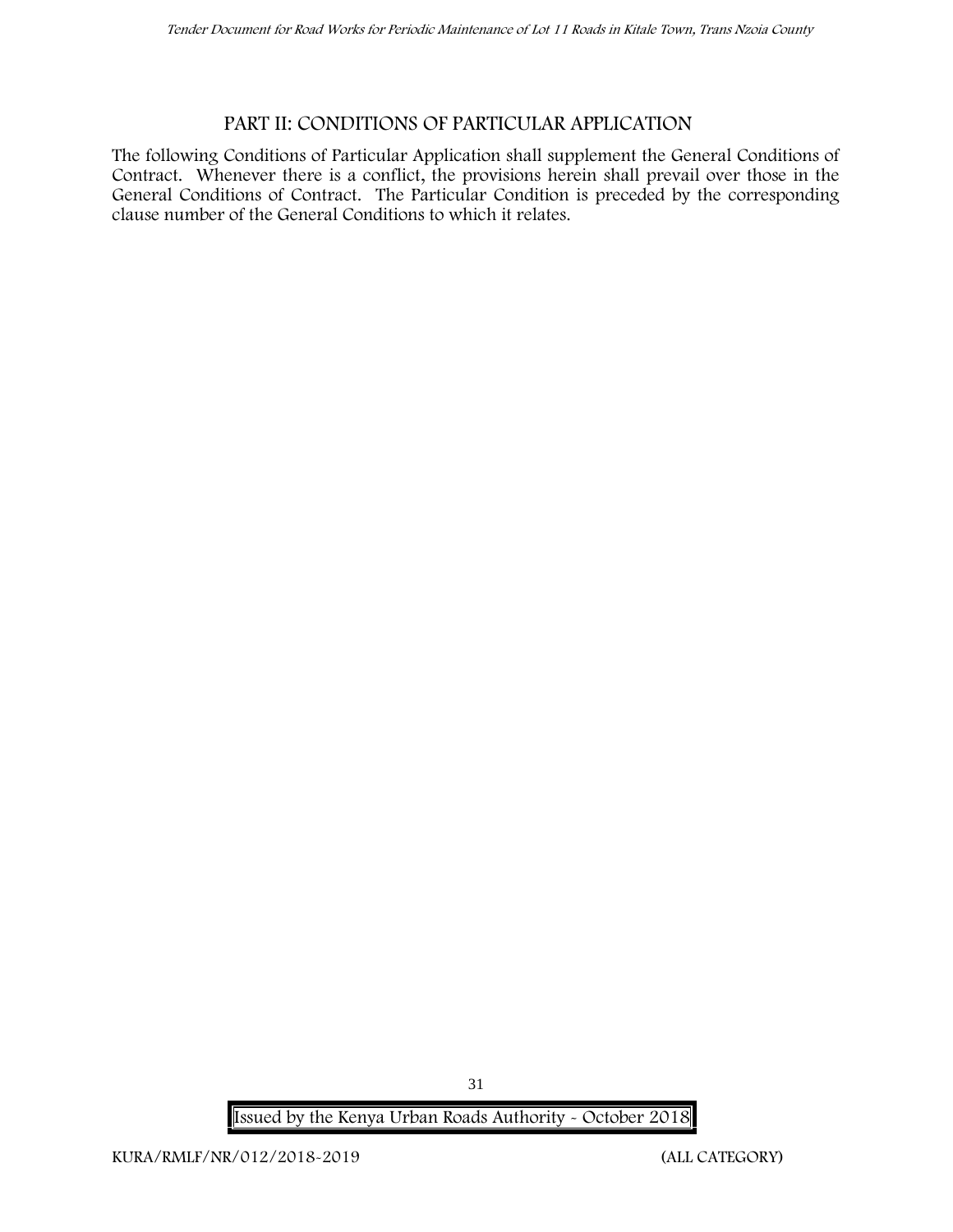## PART II: CONDITIONS OF PARTICULAR APPLICATION

The following Conditions of Particular Application shall supplement the General Conditions of Contract. Whenever there is a conflict, the provisions herein shall prevail over those in the General Conditions of Contract. The Particular Condition is preceded by the corresponding clause number of the General Conditions to which it relates.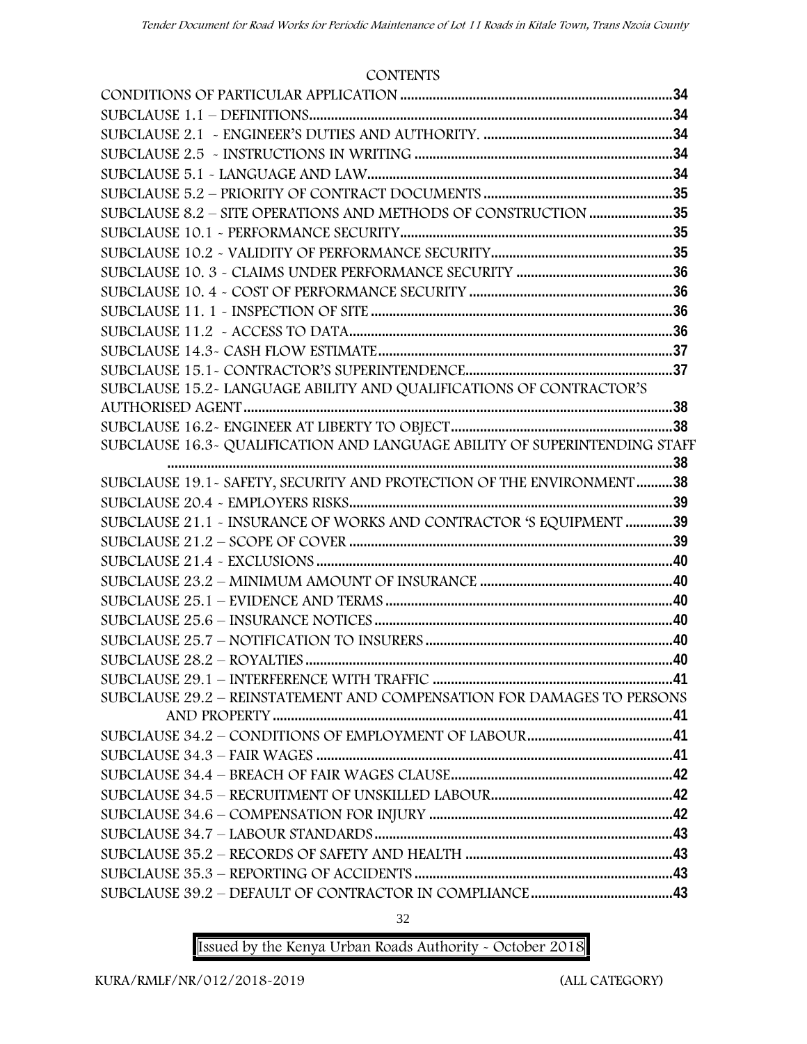CONTENTS

CONDITIONS OF PARTICULAR APPLICATION ..........34
SUBCLAUSE 1.1 – DEFINITIONS..........34
SUBCLAUSE 2.1 - ENGINEER'S DUTIES AND AUTHORITY. ..........34
SUBCLAUSE 2.5 - INSTRUCTIONS IN WRITING ..........34
SUBCLAUSE 5.1 - LANGUAGE AND LAW..........34
SUBCLAUSE 5.2 – PRIORITY OF CONTRACT DOCUMENTS ..........35
SUBCLAUSE 8.2 – SITE OPERATIONS AND METHODS OF CONSTRUCTION ..........35
SUBCLAUSE 10.1 - PERFORMANCE SECURITY..........35
SUBCLAUSE 10.2 - VALIDITY OF PERFORMANCE SECURITY..........35
SUBCLAUSE 10. 3 - CLAIMS UNDER PERFORMANCE SECURITY ..........36
SUBCLAUSE 10. 4 - COST OF PERFORMANCE SECURITY ..........36
SUBCLAUSE 11. 1 - INSPECTION OF SITE ..........36
SUBCLAUSE 11.2 - ACCESS TO DATA..........36
SUBCLAUSE 14.3- CASH FLOW ESTIMATE..........37
SUBCLAUSE 15.1- CONTRACTOR'S SUPERINTENDENCE..........37
SUBCLAUSE 15.2- LANGUAGE ABILITY AND QUALIFICATIONS OF CONTRACTOR'S AUTHORISED AGENT..........38
SUBCLAUSE 16.2- ENGINEER AT LIBERTY TO OBJECT..........38
SUBCLAUSE 16.3- QUALIFICATION AND LANGUAGE ABILITY OF SUPERINTENDING STAFF ..........38
SUBCLAUSE 19.1- SAFETY, SECURITY AND PROTECTION OF THE ENVIRONMENT..........38
SUBCLAUSE 20.4 - EMPLOYERS RISKS..........39
SUBCLAUSE 21.1 - INSURANCE OF WORKS AND CONTRACTOR 'S EQUIPMENT ..........39
SUBCLAUSE 21.2 – SCOPE OF COVER ..........39
SUBCLAUSE 21.4 - EXCLUSIONS ..........40
SUBCLAUSE 23.2 – MINIMUM AMOUNT OF INSURANCE ..........40
SUBCLAUSE 25.1 – EVIDENCE AND TERMS ..........40
SUBCLAUSE 25.6 – INSURANCE NOTICES ..........40
SUBCLAUSE 25.7 – NOTIFICATION TO INSURERS ..........40
SUBCLAUSE 28.2 – ROYALTIES ..........40
SUBCLAUSE 29.1 – INTERFERENCE WITH TRAFFIC ..........41
SUBCLAUSE 29.2 – REINSTATEMENT AND COMPENSATION FOR DAMAGES TO PERSONS AND PROPERTY ..........41
SUBCLAUSE 34.2 – CONDITIONS OF EMPLOYMENT OF LABOUR..........41
SUBCLAUSE 34.3 – FAIR WAGES ..........41
SUBCLAUSE 34.4 – BREACH OF FAIR WAGES CLAUSE..........42
SUBCLAUSE 34.5 – RECRUITMENT OF UNSKILLED LABOUR..........42
SUBCLAUSE 34.6 – COMPENSATION FOR INJURY ..........42
SUBCLAUSE 34.7 – LABOUR STANDARDS..........43
SUBCLAUSE 35.2 – RECORDS OF SAFETY AND HEALTH ..........43
SUBCLAUSE 35.3 – REPORTING OF ACCIDENTS ..........43
SUBCLAUSE 39.2 – DEFAULT OF CONTRACTOR IN COMPLIANCE..........43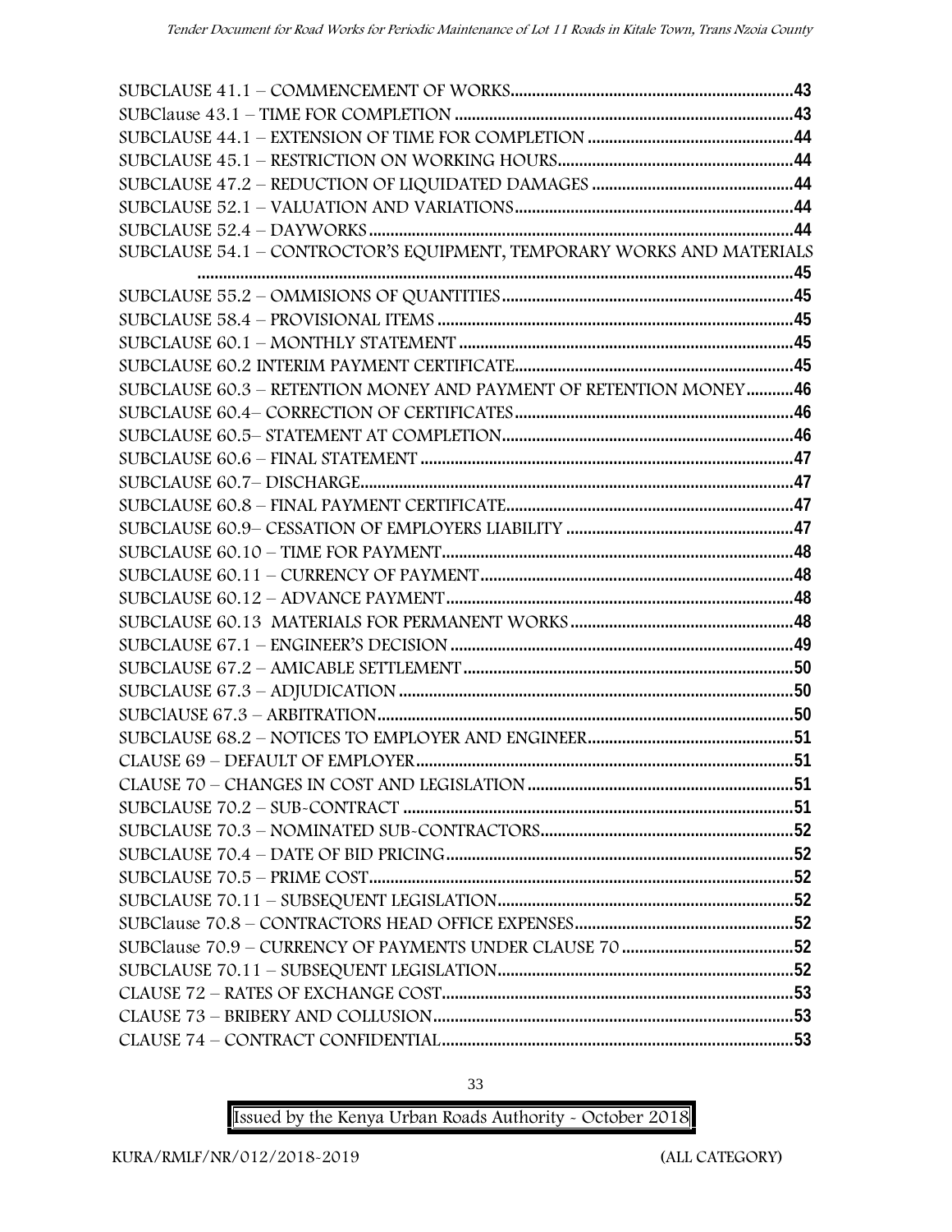SUBCLAUSE 41.1 – COMMENCEMENT OF WORKS......43
SUBClause 43.1 – TIME FOR COMPLETION......43
SUBCLAUSE 44.1 – EXTENSION OF TIME FOR COMPLETION......44
SUBCLAUSE 45.1 – RESTRICTION ON WORKING HOURS......44
SUBCLAUSE 47.2 – REDUCTION OF LIQUIDATED DAMAGES......44
SUBCLAUSE 52.1 – VALUATION AND VARIATIONS......44
SUBCLAUSE 52.4 – DAYWORKS......44
SUBCLAUSE 54.1 – CONTROCTOR'S EQUIPMENT, TEMPORARY WORKS AND MATERIALS......45
SUBCLAUSE 55.2 – OMMISIONS OF QUANTITIES......45
SUBCLAUSE 58.4 – PROVISIONAL ITEMS......45
SUBCLAUSE 60.1 – MONTHLY STATEMENT......45
SUBCLAUSE 60.2 INTERIM PAYMENT CERTIFICATE......45
SUBCLAUSE 60.3 – RETENTION MONEY AND PAYMENT OF RETENTION MONEY......46
SUBCLAUSE 60.4– CORRECTION OF CERTIFICATES......46
SUBCLAUSE 60.5– STATEMENT AT COMPLETION......46
SUBCLAUSE 60.6 – FINAL STATEMENT......47
SUBCLAUSE 60.7– DISCHARGE......47
SUBCLAUSE 60.8 – FINAL PAYMENT CERTIFICATE......47
SUBCLAUSE 60.9– CESSATION OF EMPLOYERS LIABILITY......47
SUBCLAUSE 60.10 – TIME FOR PAYMENT......48
SUBCLAUSE 60.11 – CURRENCY OF PAYMENT......48
SUBCLAUSE 60.12 – ADVANCE PAYMENT......48
SUBCLAUSE 60.13 MATERIALS FOR PERMANENT WORKS......48
SUBCLAUSE 67.1 – ENGINEER'S DECISION......49
SUBCLAUSE 67.2 – AMICABLE SETTLEMENT......50
SUBCLAUSE 67.3 – ADJUDICATION......50
SUBClAUSE 67.3 – ARBITRATION......50
SUBCLAUSE 68.2 – NOTICES TO EMPLOYER AND ENGINEER......51
CLAUSE 69 – DEFAULT OF EMPLOYER......51
CLAUSE 70 – CHANGES IN COST AND LEGISLATION......51
SUBCLAUSE 70.2 – SUB-CONTRACT......51
SUBCLAUSE 70.3 – NOMINATED SUB-CONTRACTORS......52
SUBCLAUSE 70.4 – DATE OF BID PRICING......52
SUBCLAUSE 70.5 – PRIME COST......52
SUBCLAUSE 70.11 – SUBSEQUENT LEGISLATION......52
SUBClause 70.8 – CONTRACTORS HEAD OFFICE EXPENSES......52
SUBClause 70.9 – CURRENCY OF PAYMENTS UNDER CLAUSE 70......52
SUBCLAUSE 70.11 – SUBSEQUENT LEGISLATION......52
CLAUSE 72 – RATES OF EXCHANGE COST......53
CLAUSE 73 – BRIBERY AND COLLUSION......53
CLAUSE 74 – CONTRACT CONFIDENTIAL......53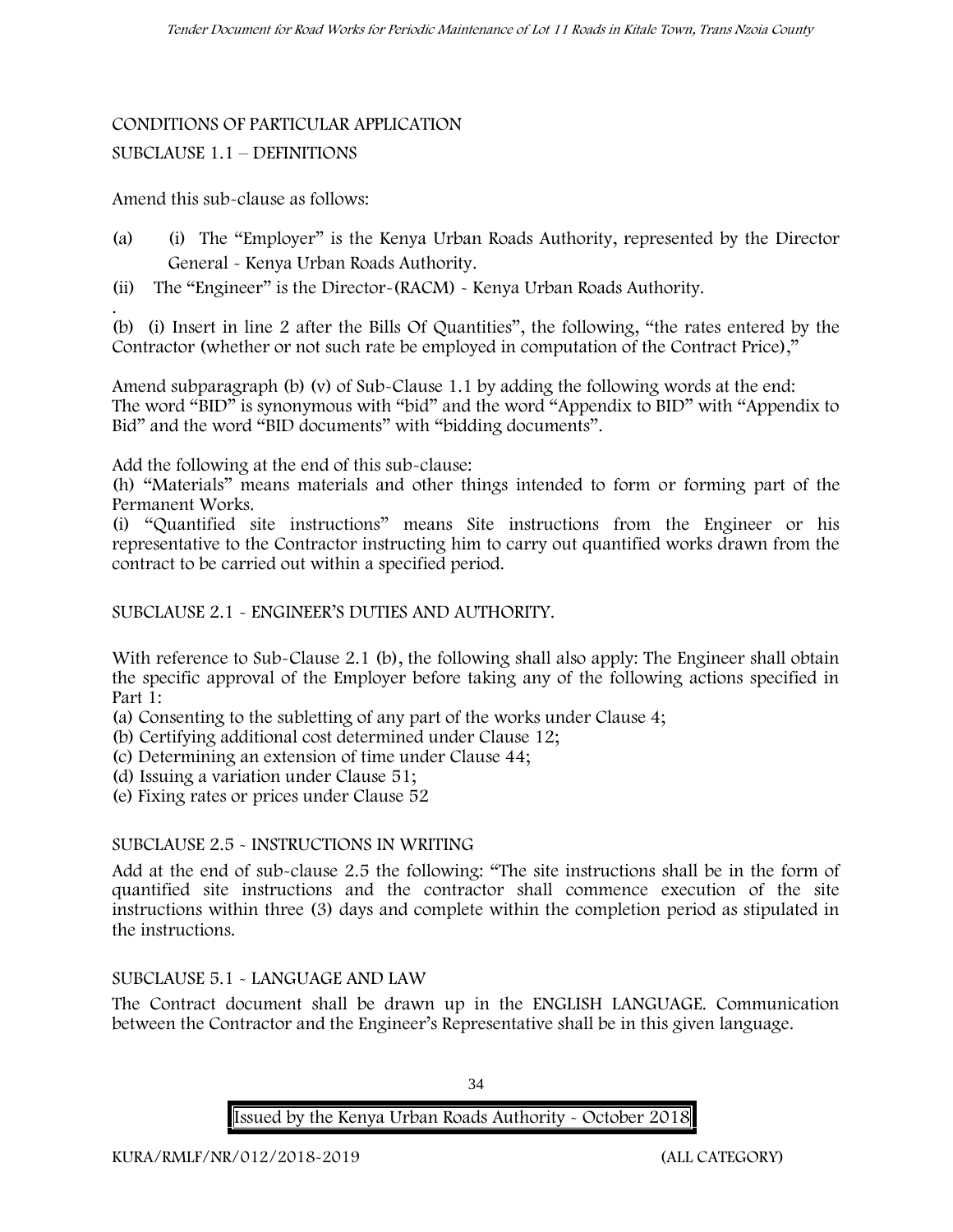CONDITIONS OF PARTICULAR APPLICATION

SUBCLAUSE 1.1 – DEFINITIONS

Amend this sub-clause as follows:

(a) (i) The "Employer" is the Kenya Urban Roads Authority, represented by the Director General - Kenya Urban Roads Authority.

(ii) The "Engineer" is the Director-(RACM) - Kenya Urban Roads Authority.

(b) (i) Insert in line 2 after the Bills Of Quantities", the following, "the rates entered by the Contractor (whether or not such rate be employed in computation of the Contract Price),"

Amend subparagraph (b) (v) of Sub-Clause 1.1 by adding the following words at the end:
The word "BID" is synonymous with "bid" and the word "Appendix to BID" with "Appendix to Bid" and the word "BID documents" with "bidding documents".

Add the following at the end of this sub-clause:
(h) "Materials" means materials and other things intended to form or forming part of the Permanent Works.
(i) "Quantified site instructions" means Site instructions from the Engineer or his representative to the Contractor instructing him to carry out quantified works drawn from the contract to be carried out within a specified period.

SUBCLAUSE 2.1 - ENGINEER'S DUTIES AND AUTHORITY.

With reference to Sub-Clause 2.1 (b), the following shall also apply: The Engineer shall obtain the specific approval of the Employer before taking any of the following actions specified in Part 1:
(a) Consenting to the subletting of any part of the works under Clause 4;
(b) Certifying additional cost determined under Clause 12;
(c) Determining an extension of time under Clause 44;
(d) Issuing a variation under Clause 51;
(e) Fixing rates or prices under Clause 52

SUBCLAUSE 2.5 - INSTRUCTIONS IN WRITING

Add at the end of sub-clause 2.5 the following: "The site instructions shall be in the form of quantified site instructions and the contractor shall commence execution of the site instructions within three (3) days and complete within the completion period as stipulated in the instructions.

SUBCLAUSE 5.1 - LANGUAGE AND LAW

The Contract document shall be drawn up in the ENGLISH LANGUAGE. Communication between the Contractor and the Engineer's Representative shall be in this given language.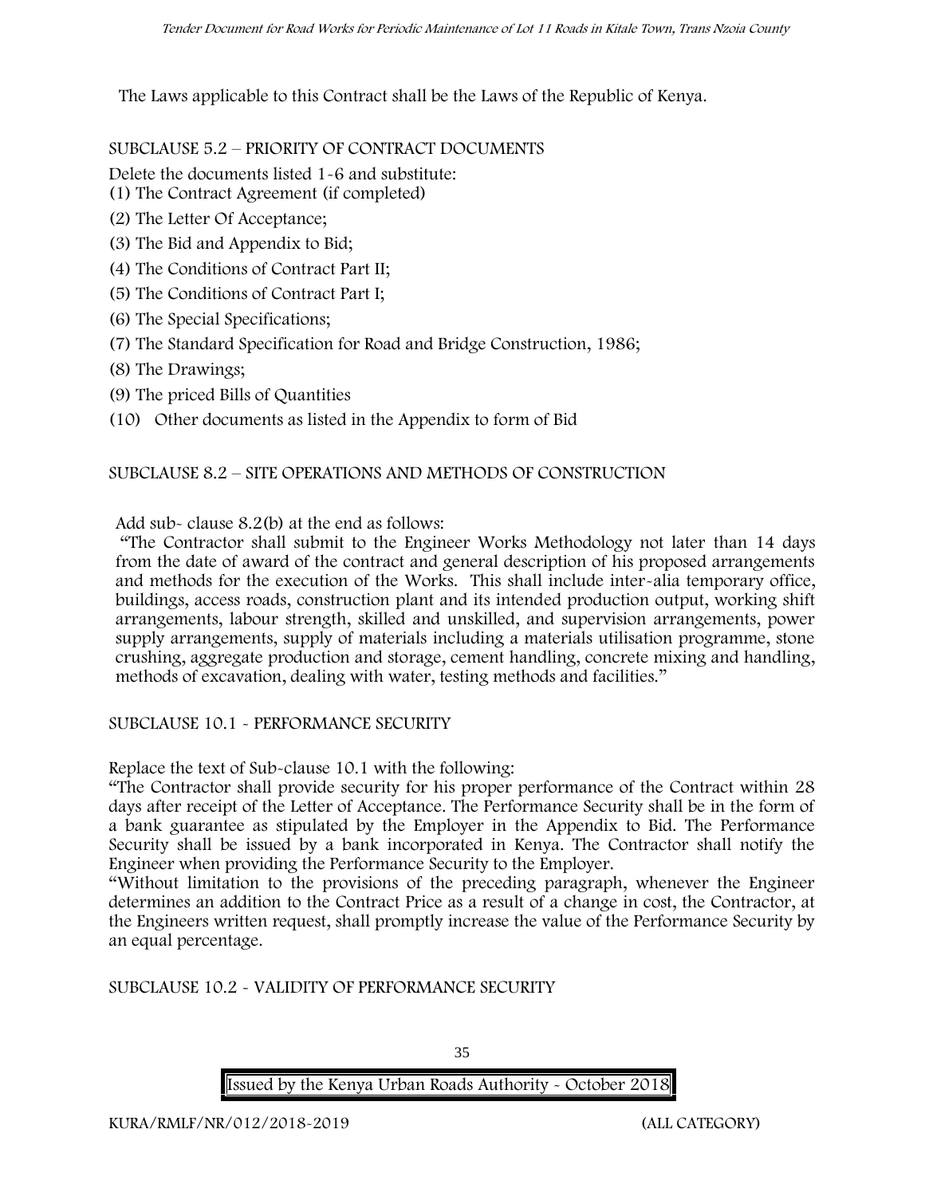The Laws applicable to this Contract shall be the Laws of the Republic of Kenya.

SUBCLAUSE 5.2 – PRIORITY OF CONTRACT DOCUMENTS

Delete the documents listed 1-6 and substitute:

(1) The Contract Agreement (if completed)

(2) The Letter Of Acceptance;

(3) The Bid and Appendix to Bid;

(4) The Conditions of Contract Part II;

(5) The Conditions of Contract Part I;

(6) The Special Specifications;

(7) The Standard Specification for Road and Bridge Construction, 1986;

(8) The Drawings;

(9) The priced Bills of Quantities

(10) Other documents as listed in the Appendix to form of Bid

SUBCLAUSE 8.2 – SITE OPERATIONS AND METHODS OF CONSTRUCTION

Add sub- clause 8.2(b) at the end as follows:

"The Contractor shall submit to the Engineer Works Methodology not later than 14 days from the date of award of the contract and general description of his proposed arrangements and methods for the execution of the Works. This shall include inter-alia temporary office, buildings, access roads, construction plant and its intended production output, working shift arrangements, labour strength, skilled and unskilled, and supervision arrangements, power supply arrangements, supply of materials including a materials utilisation programme, stone crushing, aggregate production and storage, cement handling, concrete mixing and handling, methods of excavation, dealing with water, testing methods and facilities."

SUBCLAUSE 10.1 - PERFORMANCE SECURITY

Replace the text of Sub-clause 10.1 with the following:

"The Contractor shall provide security for his proper performance of the Contract within 28 days after receipt of the Letter of Acceptance. The Performance Security shall be in the form of a bank guarantee as stipulated by the Employer in the Appendix to Bid. The Performance Security shall be issued by a bank incorporated in Kenya. The Contractor shall notify the Engineer when providing the Performance Security to the Employer.

"Without limitation to the provisions of the preceding paragraph, whenever the Engineer determines an addition to the Contract Price as a result of a change in cost, the Contractor, at the Engineers written request, shall promptly increase the value of the Performance Security by an equal percentage.

SUBCLAUSE 10.2 - VALIDITY OF PERFORMANCE SECURITY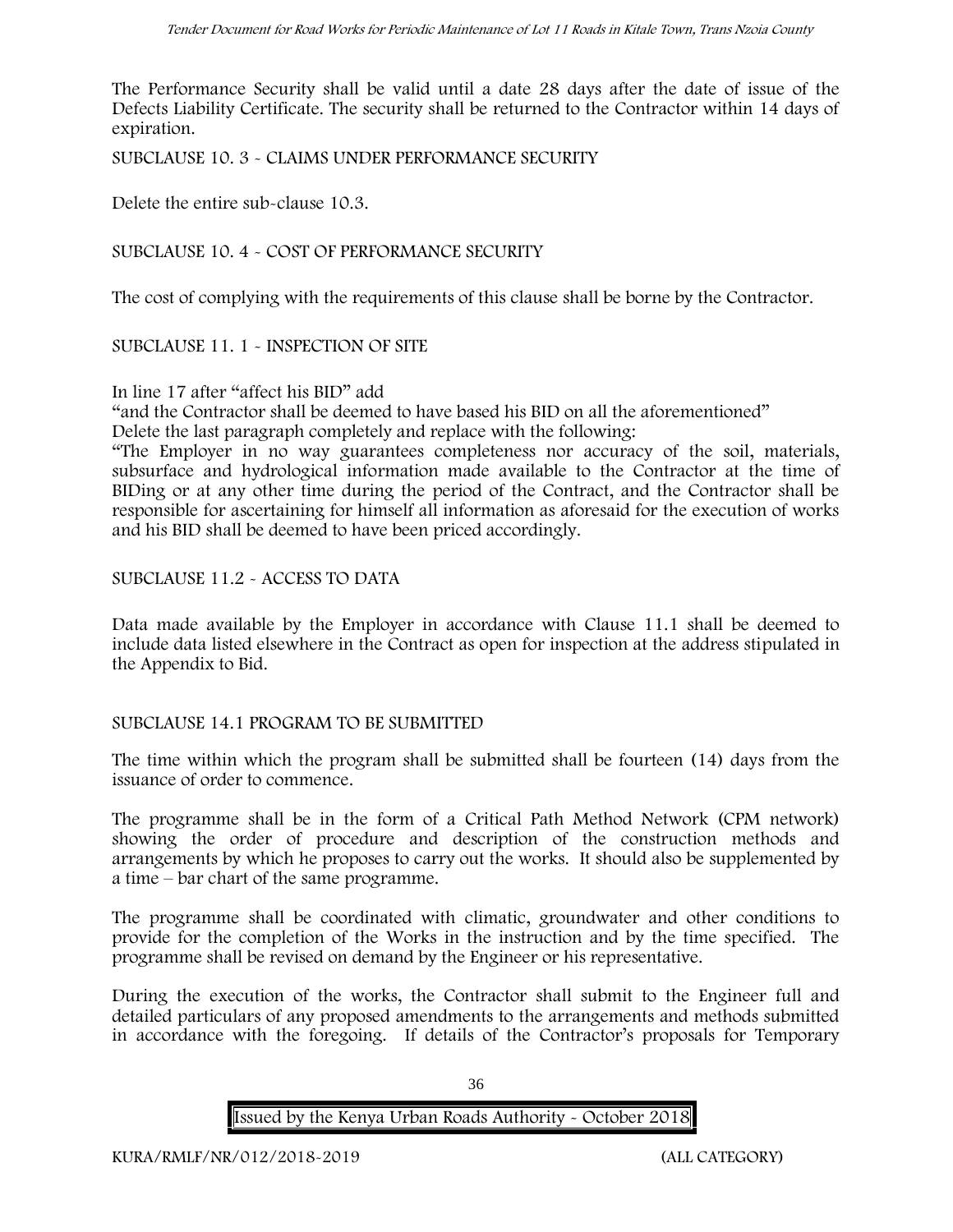The Performance Security shall be valid until a date 28 days after the date of issue of the Defects Liability Certificate. The security shall be returned to the Contractor within 14 days of expiration.

SUBCLAUSE 10. 3 - CLAIMS UNDER PERFORMANCE SECURITY

Delete the entire sub-clause 10.3.

SUBCLAUSE 10. 4 - COST OF PERFORMANCE SECURITY

The cost of complying with the requirements of this clause shall be borne by the Contractor.

SUBCLAUSE 11. 1 - INSPECTION OF SITE

In line 17 after "affect his BID" add

"and the Contractor shall be deemed to have based his BID on all the aforementioned"

Delete the last paragraph completely and replace with the following:

"The Employer in no way guarantees completeness nor accuracy of the soil, materials, subsurface and hydrological information made available to the Contractor at the time of BIDing or at any other time during the period of the Contract, and the Contractor shall be responsible for ascertaining for himself all information as aforesaid for the execution of works and his BID shall be deemed to have been priced accordingly.

SUBCLAUSE 11.2 - ACCESS TO DATA

Data made available by the Employer in accordance with Clause 11.1 shall be deemed to include data listed elsewhere in the Contract as open for inspection at the address stipulated in the Appendix to Bid.

SUBCLAUSE 14.1 PROGRAM TO BE SUBMITTED

The time within which the program shall be submitted shall be fourteen (14) days from the issuance of order to commence.

The programme shall be in the form of a Critical Path Method Network (CPM network) showing the order of procedure and description of the construction methods and arrangements by which he proposes to carry out the works. It should also be supplemented by a time – bar chart of the same programme.

The programme shall be coordinated with climatic, groundwater and other conditions to provide for the completion of the Works in the instruction and by the time specified. The programme shall be revised on demand by the Engineer or his representative.

During the execution of the works, the Contractor shall submit to the Engineer full and detailed particulars of any proposed amendments to the arrangements and methods submitted in accordance with the foregoing. If details of the Contractor's proposals for Temporary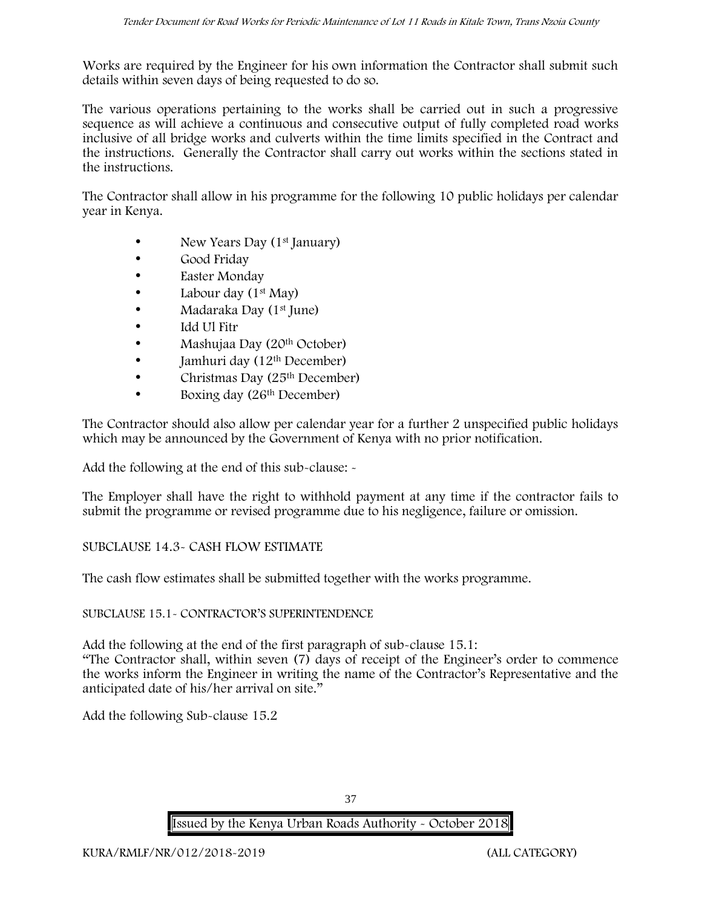Works are required by the Engineer for his own information the Contractor shall submit such details within seven days of being requested to do so.

The various operations pertaining to the works shall be carried out in such a progressive sequence as will achieve a continuous and consecutive output of fully completed road works inclusive of all bridge works and culverts within the time limits specified in the Contract and the instructions. Generally the Contractor shall carry out works within the sections stated in the instructions.

The Contractor shall allow in his programme for the following 10 public holidays per calendar year in Kenya.

- New Years Day (1st January)
- Good Friday
- Easter Monday
- Labour day (1st May)
- Madaraka Day (1st June)
- Idd Ul Fitr
- Mashujaa Day (20th October)
- Jamhuri day (12th December)
- Christmas Day (25th December)
- Boxing day (26th December)

The Contractor should also allow per calendar year for a further 2 unspecified public holidays which may be announced by the Government of Kenya with no prior notification.

Add the following at the end of this sub-clause: -

The Employer shall have the right to withhold payment at any time if the contractor fails to submit the programme or revised programme due to his negligence, failure or omission.

SUBCLAUSE 14.3- CASH FLOW ESTIMATE

The cash flow estimates shall be submitted together with the works programme.

SUBCLAUSE 15.1- CONTRACTOR'S SUPERINTENDENCE

Add the following at the end of the first paragraph of sub-clause 15.1:
"The Contractor shall, within seven (7) days of receipt of the Engineer's order to commence the works inform the Engineer in writing the name of the Contractor's Representative and the anticipated date of his/her arrival on site."

Add the following Sub-clause 15.2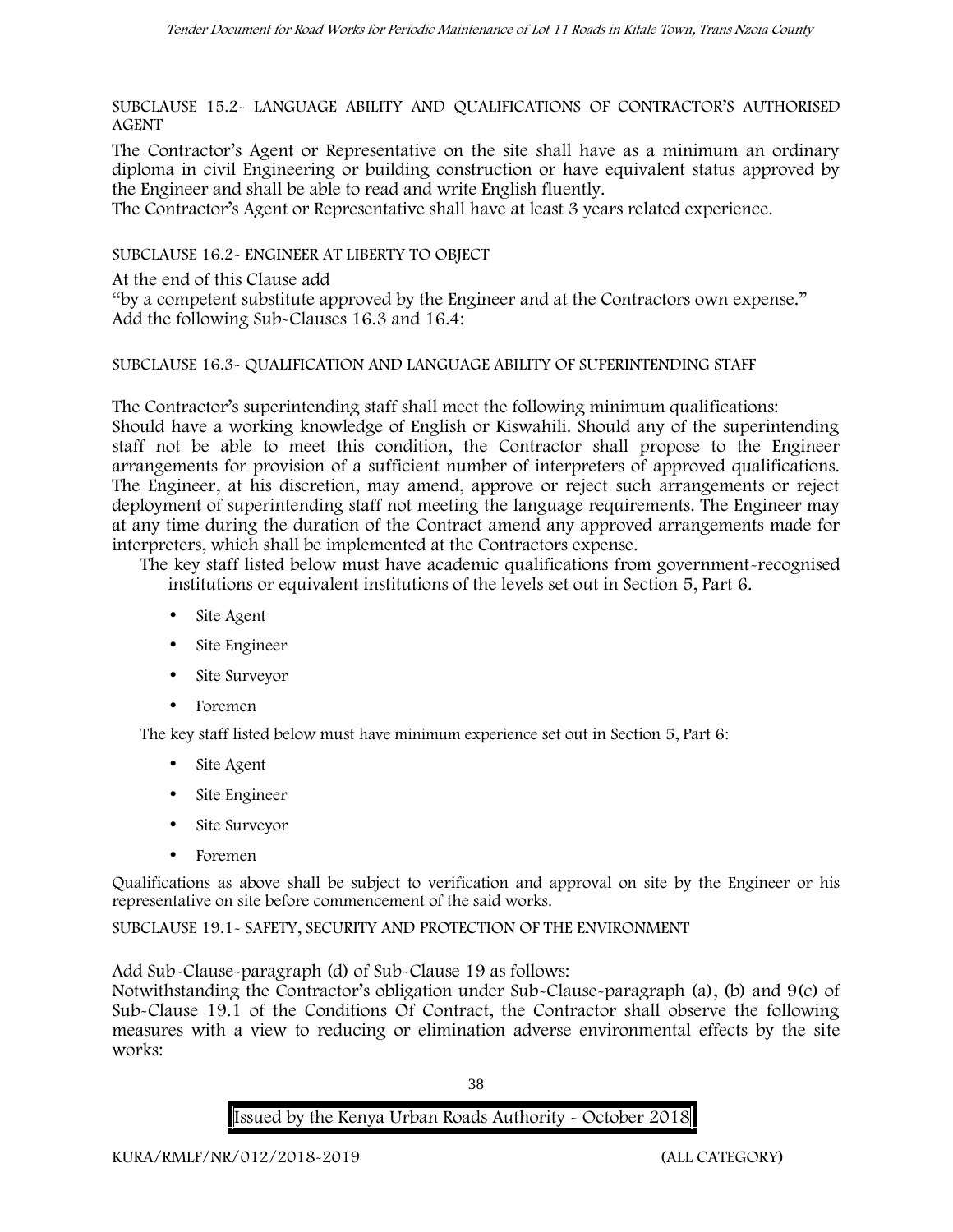SUBCLAUSE 15.2- LANGUAGE ABILITY AND QUALIFICATIONS OF CONTRACTOR'S AUTHORISED AGENT

The Contractor's Agent or Representative on the site shall have as a minimum an ordinary diploma in civil Engineering or building construction or have equivalent status approved by the Engineer and shall be able to read and write English fluently.

The Contractor's Agent or Representative shall have at least 3 years related experience.

SUBCLAUSE 16.2- ENGINEER AT LIBERTY TO OBJECT

At the end of this Clause add

"by a competent substitute approved by the Engineer and at the Contractors own expense."

Add the following Sub-Clauses 16.3 and 16.4:

SUBCLAUSE 16.3- QUALIFICATION AND LANGUAGE ABILITY OF SUPERINTENDING STAFF

The Contractor's superintending staff shall meet the following minimum qualifications:

Should have a working knowledge of English or Kiswahili. Should any of the superintending staff not be able to meet this condition, the Contractor shall propose to the Engineer arrangements for provision of a sufficient number of interpreters of approved qualifications. The Engineer, at his discretion, may amend, approve or reject such arrangements or reject deployment of superintending staff not meeting the language requirements. The Engineer may at any time during the duration of the Contract amend any approved arrangements made for interpreters, which shall be implemented at the Contractors expense.

The key staff listed below must have academic qualifications from government-recognised institutions or equivalent institutions of the levels set out in Section 5, Part 6.

- Site Agent
- Site Engineer
- Site Surveyor
- Foremen

The key staff listed below must have minimum experience set out in Section 5, Part 6:

- Site Agent
- Site Engineer
- Site Surveyor
- Foremen

Qualifications as above shall be subject to verification and approval on site by the Engineer or his representative on site before commencement of the said works.

SUBCLAUSE 19.1- SAFETY, SECURITY AND PROTECTION OF THE ENVIRONMENT

Add Sub-Clause-paragraph (d) of Sub-Clause 19 as follows:

Notwithstanding the Contractor's obligation under Sub-Clause-paragraph (a), (b) and 9(c) of Sub-Clause 19.1 of the Conditions Of Contract, the Contractor shall observe the following measures with a view to reducing or elimination adverse environmental effects by the site works: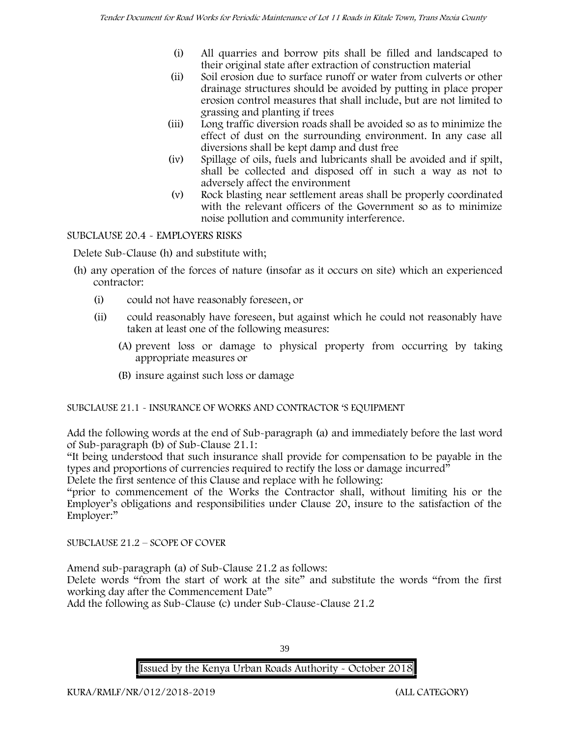(i) All quarries and borrow pits shall be filled and landscaped to their original state after extraction of construction material

(ii) Soil erosion due to surface runoff or water from culverts or other drainage structures should be avoided by putting in place proper erosion control measures that shall include, but are not limited to grassing and planting if trees

(iii) Long traffic diversion roads shall be avoided so as to minimize the effect of dust on the surrounding environment. In any case all diversions shall be kept damp and dust free

(iv) Spillage of oils, fuels and lubricants shall be avoided and if spilt, shall be collected and disposed off in such a way as not to adversely affect the environment

(v) Rock blasting near settlement areas shall be properly coordinated with the relevant officers of the Government so as to minimize noise pollution and community interference.

SUBCLAUSE 20.4 - EMPLOYERS RISKS

Delete Sub-Clause (h) and substitute with;

(h) any operation of the forces of nature (insofar as it occurs on site) which an experienced contractor:

- (i) could not have reasonably foreseen, or
- (ii) could reasonably have foreseen, but against which he could not reasonably have taken at least one of the following measures:
  - (A) prevent loss or damage to physical property from occurring by taking appropriate measures or
  - (B) insure against such loss or damage

SUBCLAUSE 21.1 - INSURANCE OF WORKS AND CONTRACTOR 'S EQUIPMENT

Add the following words at the end of Sub-paragraph (a) and immediately before the last word of Sub-paragraph (b) of Sub-Clause 21.1:

"It being understood that such insurance shall provide for compensation to be payable in the types and proportions of currencies required to rectify the loss or damage incurred"

Delete the first sentence of this Clause and replace with he following:

"prior to commencement of the Works the Contractor shall, without limiting his or the Employer's obligations and responsibilities under Clause 20, insure to the satisfaction of the Employer:"

SUBCLAUSE 21.2 – SCOPE OF COVER

Amend sub-paragraph (a) of Sub-Clause 21.2 as follows:

Delete words "from the start of work at the site" and substitute the words "from the first working day after the Commencement Date"

Add the following as Sub-Clause (c) under Sub-Clause-Clause 21.2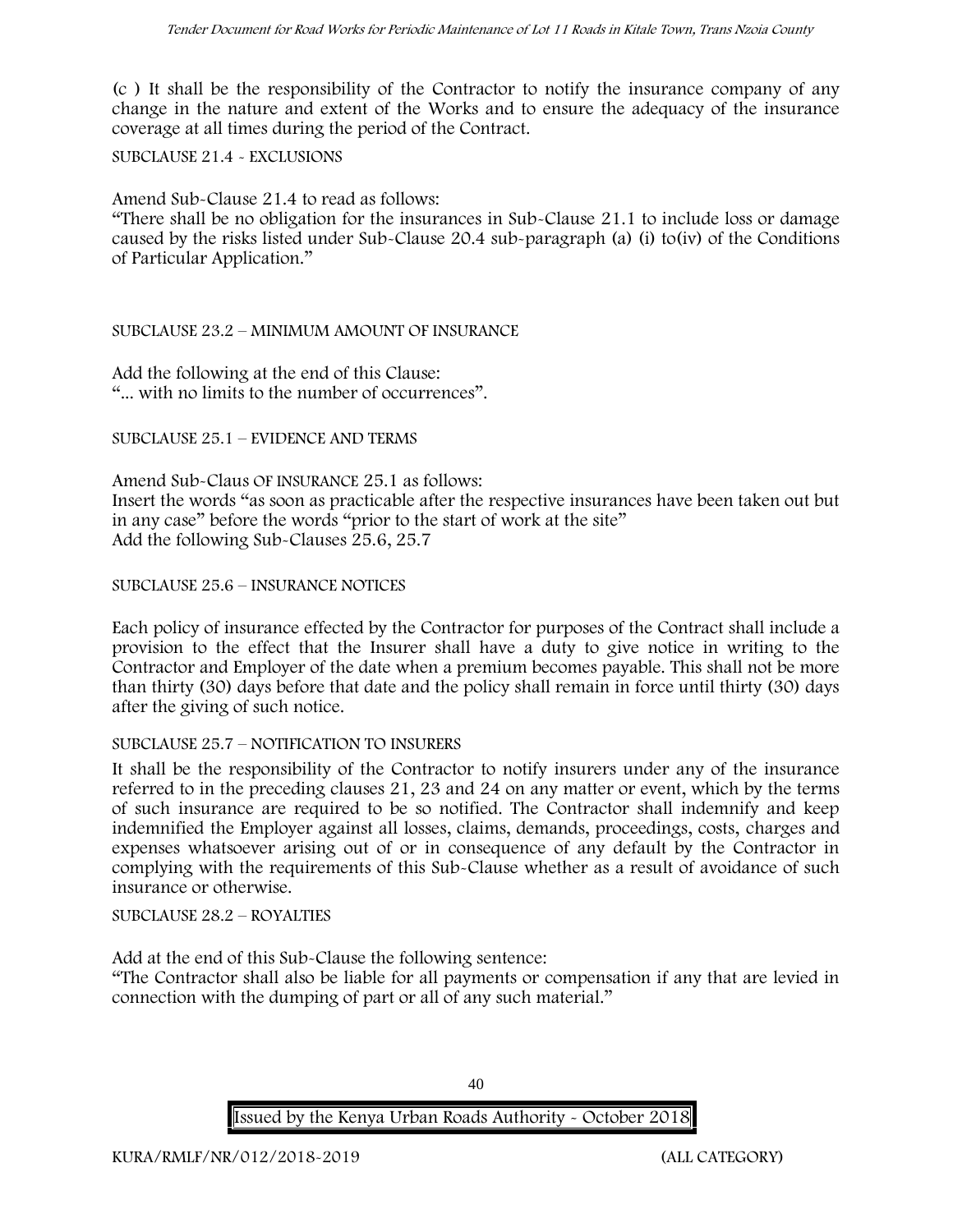(c ) It shall be the responsibility of the Contractor to notify the insurance company of any change in the nature and extent of the Works and to ensure the adequacy of the insurance coverage at all times during the period of the Contract.

SUBCLAUSE 21.4 - EXCLUSIONS

Amend Sub-Clause 21.4 to read as follows:
"There shall be no obligation for the insurances in Sub-Clause 21.1 to include loss or damage caused by the risks listed under Sub-Clause 20.4 sub-paragraph (a) (i) to(iv) of the Conditions of Particular Application."

SUBCLAUSE 23.2 – MINIMUM AMOUNT OF INSURANCE

Add the following at the end of this Clause:
"... with no limits to the number of occurrences".

SUBCLAUSE 25.1 – EVIDENCE AND TERMS

Amend Sub-Claus OF INSURANCE 25.1 as follows:
Insert the words "as soon as practicable after the respective insurances have been taken out but in any case" before the words "prior to the start of work at the site"
Add the following Sub-Clauses 25.6, 25.7

SUBCLAUSE 25.6 – INSURANCE NOTICES

Each policy of insurance effected by the Contractor for purposes of the Contract shall include a provision to the effect that the Insurer shall have a duty to give notice in writing to the Contractor and Employer of the date when a premium becomes payable. This shall not be more than thirty (30) days before that date and the policy shall remain in force until thirty (30) days after the giving of such notice.

SUBCLAUSE 25.7 – NOTIFICATION TO INSURERS

It shall be the responsibility of the Contractor to notify insurers under any of the insurance referred to in the preceding clauses 21, 23 and 24 on any matter or event, which by the terms of such insurance are required to be so notified. The Contractor shall indemnify and keep indemnified the Employer against all losses, claims, demands, proceedings, costs, charges and expenses whatsoever arising out of or in consequence of any default by the Contractor in complying with the requirements of this Sub-Clause whether as a result of avoidance of such insurance or otherwise.

SUBCLAUSE 28.2 – ROYALTIES

Add at the end of this Sub-Clause the following sentence:
"The Contractor shall also be liable for all payments or compensation if any that are levied in connection with the dumping of part or all of any such material."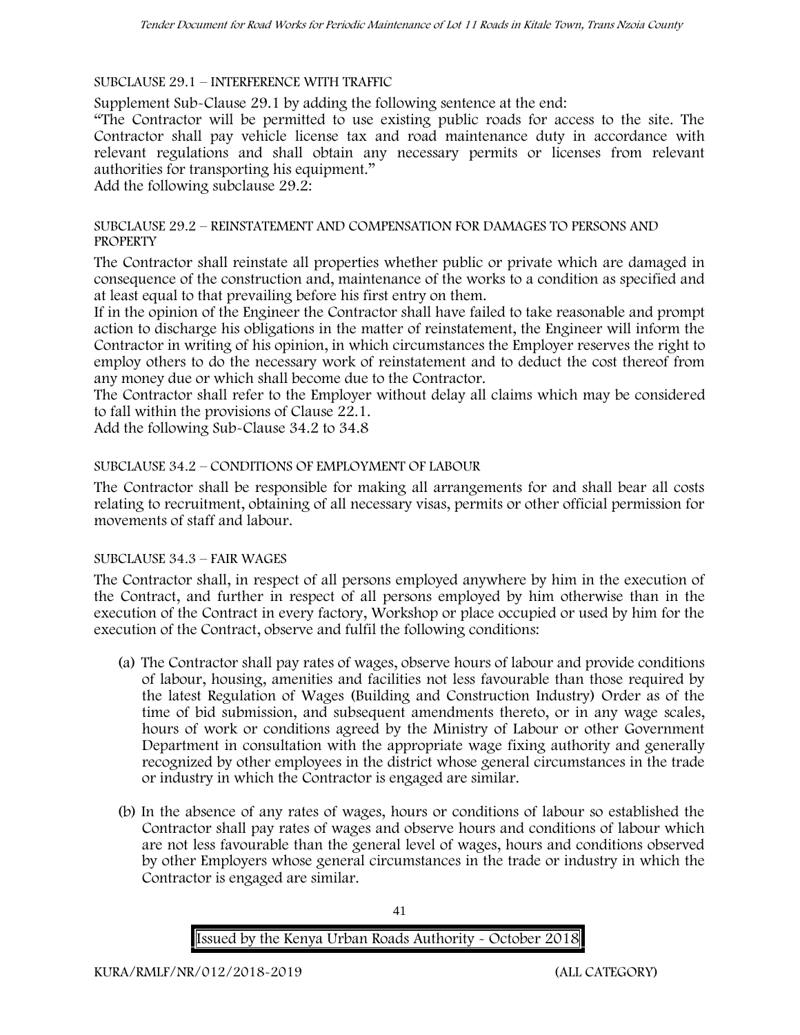SUBCLAUSE 29.1 – INTERFERENCE WITH TRAFFIC

Supplement Sub-Clause 29.1 by adding the following sentence at the end:

"The Contractor will be permitted to use existing public roads for access to the site. The Contractor shall pay vehicle license tax and road maintenance duty in accordance with relevant regulations and shall obtain any necessary permits or licenses from relevant authorities for transporting his equipment."

Add the following subclause 29.2:

SUBCLAUSE 29.2 – REINSTATEMENT AND COMPENSATION FOR DAMAGES TO PERSONS AND PROPERTY

The Contractor shall reinstate all properties whether public or private which are damaged in consequence of the construction and, maintenance of the works to a condition as specified and at least equal to that prevailing before his first entry on them.

If in the opinion of the Engineer the Contractor shall have failed to take reasonable and prompt action to discharge his obligations in the matter of reinstatement, the Engineer will inform the Contractor in writing of his opinion, in which circumstances the Employer reserves the right to employ others to do the necessary work of reinstatement and to deduct the cost thereof from any money due or which shall become due to the Contractor.

The Contractor shall refer to the Employer without delay all claims which may be considered to fall within the provisions of Clause 22.1.

Add the following Sub-Clause 34.2 to 34.8

SUBCLAUSE 34.2 – CONDITIONS OF EMPLOYMENT OF LABOUR

The Contractor shall be responsible for making all arrangements for and shall bear all costs relating to recruitment, obtaining of all necessary visas, permits or other official permission for movements of staff and labour.

SUBCLAUSE 34.3 – FAIR WAGES

The Contractor shall, in respect of all persons employed anywhere by him in the execution of the Contract, and further in respect of all persons employed by him otherwise than in the execution of the Contract in every factory, Workshop or place occupied or used by him for the execution of the Contract, observe and fulfil the following conditions:

(a) The Contractor shall pay rates of wages, observe hours of labour and provide conditions of labour, housing, amenities and facilities not less favourable than those required by the latest Regulation of Wages (Building and Construction Industry) Order as of the time of bid submission, and subsequent amendments thereto, or in any wage scales, hours of work or conditions agreed by the Ministry of Labour or other Government Department in consultation with the appropriate wage fixing authority and generally recognized by other employees in the district whose general circumstances in the trade or industry in which the Contractor is engaged are similar.

(b) In the absence of any rates of wages, hours or conditions of labour so established the Contractor shall pay rates of wages and observe hours and conditions of labour which are not less favourable than the general level of wages, hours and conditions observed by other Employers whose general circumstances in the trade or industry in which the Contractor is engaged are similar.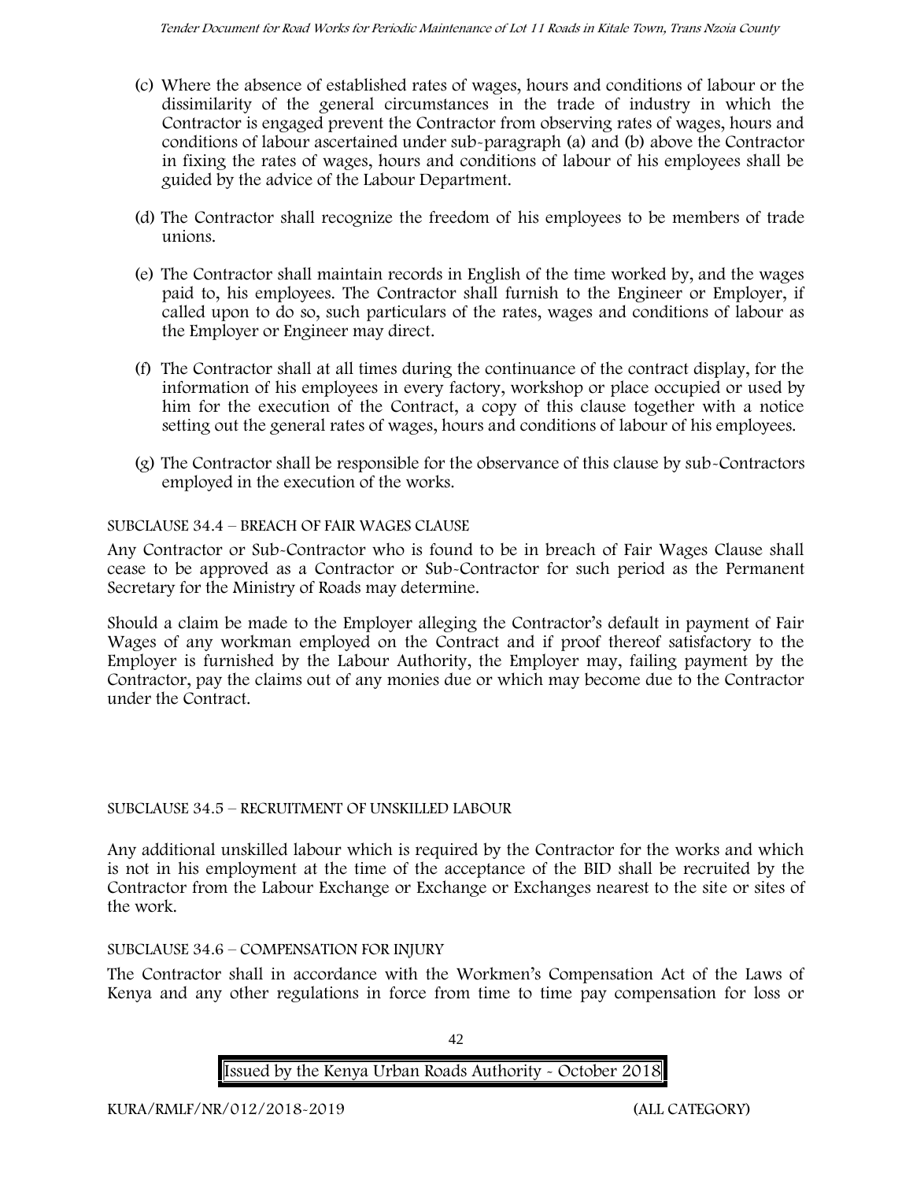(c) Where the absence of established rates of wages, hours and conditions of labour or the dissimilarity of the general circumstances in the trade of industry in which the Contractor is engaged prevent the Contractor from observing rates of wages, hours and conditions of labour ascertained under sub-paragraph (a) and (b) above the Contractor in fixing the rates of wages, hours and conditions of labour of his employees shall be guided by the advice of the Labour Department.

(d) The Contractor shall recognize the freedom of his employees to be members of trade unions.

(e) The Contractor shall maintain records in English of the time worked by, and the wages paid to, his employees. The Contractor shall furnish to the Engineer or Employer, if called upon to do so, such particulars of the rates, wages and conditions of labour as the Employer or Engineer may direct.

(f) The Contractor shall at all times during the continuance of the contract display, for the information of his employees in every factory, workshop or place occupied or used by him for the execution of the Contract, a copy of this clause together with a notice setting out the general rates of wages, hours and conditions of labour of his employees.

(g) The Contractor shall be responsible for the observance of this clause by sub-Contractors employed in the execution of the works.

SUBCLAUSE 34.4 – BREACH OF FAIR WAGES CLAUSE

Any Contractor or Sub-Contractor who is found to be in breach of Fair Wages Clause shall cease to be approved as a Contractor or Sub-Contractor for such period as the Permanent Secretary for the Ministry of Roads may determine.

Should a claim be made to the Employer alleging the Contractor's default in payment of Fair Wages of any workman employed on the Contract and if proof thereof satisfactory to the Employer is furnished by the Labour Authority, the Employer may, failing payment by the Contractor, pay the claims out of any monies due or which may become due to the Contractor under the Contract.

SUBCLAUSE 34.5 – RECRUITMENT OF UNSKILLED LABOUR

Any additional unskilled labour which is required by the Contractor for the works and which is not in his employment at the time of the acceptance of the BID shall be recruited by the Contractor from the Labour Exchange or Exchange or Exchanges nearest to the site or sites of the work.

SUBCLAUSE 34.6 – COMPENSATION FOR INJURY

The Contractor shall in accordance with the Workmen's Compensation Act of the Laws of Kenya and any other regulations in force from time to time pay compensation for loss or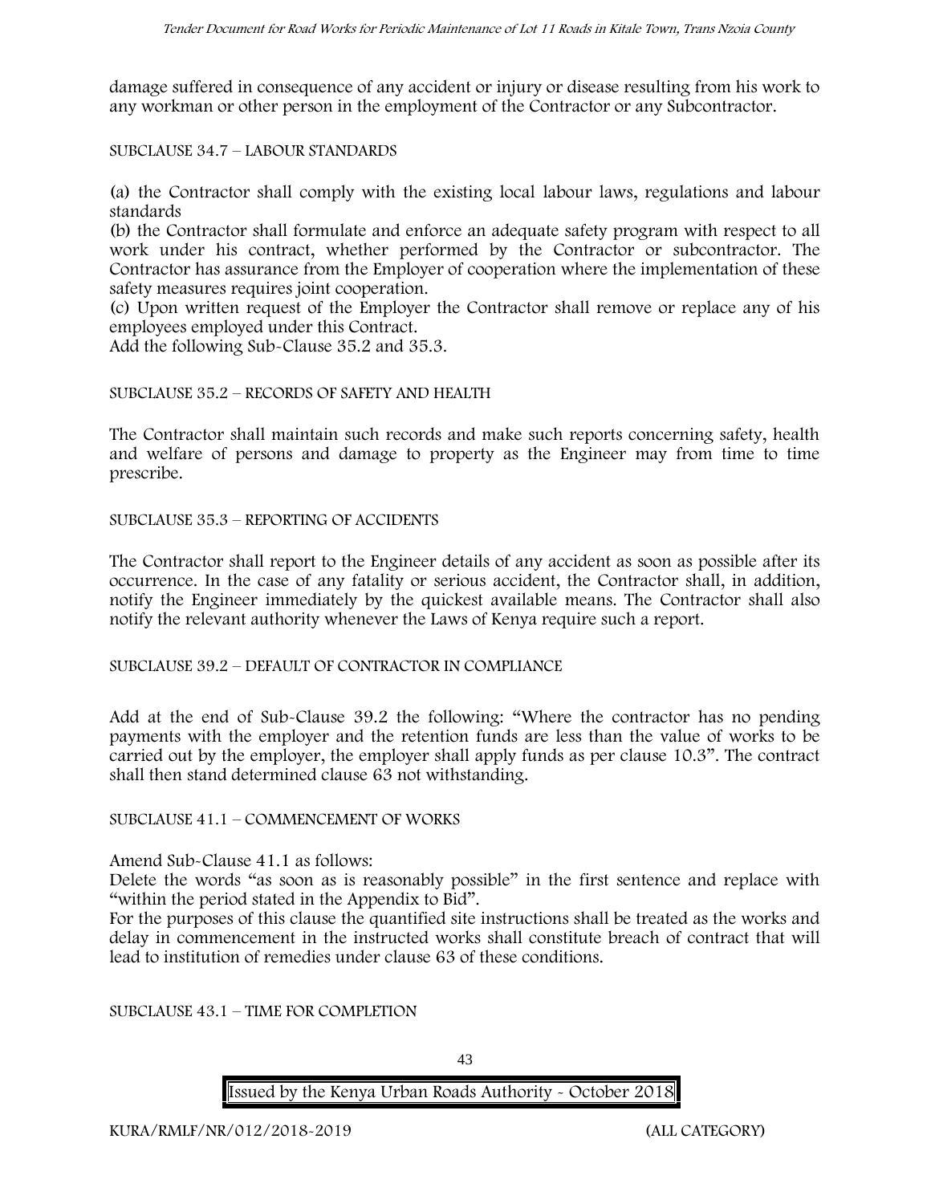damage suffered in consequence of any accident or injury or disease resulting from his work to any workman or other person in the employment of the Contractor or any Subcontractor.

SUBCLAUSE 34.7 – LABOUR STANDARDS

(a) the Contractor shall comply with the existing local labour laws, regulations and labour standards

(b) the Contractor shall formulate and enforce an adequate safety program with respect to all work under his contract, whether performed by the Contractor or subcontractor. The Contractor has assurance from the Employer of cooperation where the implementation of these safety measures requires joint cooperation.

(c) Upon written request of the Employer the Contractor shall remove or replace any of his employees employed under this Contract.

Add the following Sub-Clause 35.2 and 35.3.

SUBCLAUSE 35.2 – RECORDS OF SAFETY AND HEALTH

The Contractor shall maintain such records and make such reports concerning safety, health and welfare of persons and damage to property as the Engineer may from time to time prescribe.

SUBCLAUSE 35.3 – REPORTING OF ACCIDENTS

The Contractor shall report to the Engineer details of any accident as soon as possible after its occurrence. In the case of any fatality or serious accident, the Contractor shall, in addition, notify the Engineer immediately by the quickest available means. The Contractor shall also notify the relevant authority whenever the Laws of Kenya require such a report.

SUBCLAUSE 39.2 – DEFAULT OF CONTRACTOR IN COMPLIANCE

Add at the end of Sub-Clause 39.2 the following: "Where the contractor has no pending payments with the employer and the retention funds are less than the value of works to be carried out by the employer, the employer shall apply funds as per clause 10.3". The contract shall then stand determined clause 63 not withstanding.

SUBCLAUSE 41.1 – COMMENCEMENT OF WORKS

Amend Sub-Clause 41.1 as follows:

Delete the words "as soon as is reasonably possible" in the first sentence and replace with "within the period stated in the Appendix to Bid".

For the purposes of this clause the quantified site instructions shall be treated as the works and delay in commencement in the instructed works shall constitute breach of contract that will lead to institution of remedies under clause 63 of these conditions.

SUBCLAUSE 43.1 – TIME FOR COMPLETION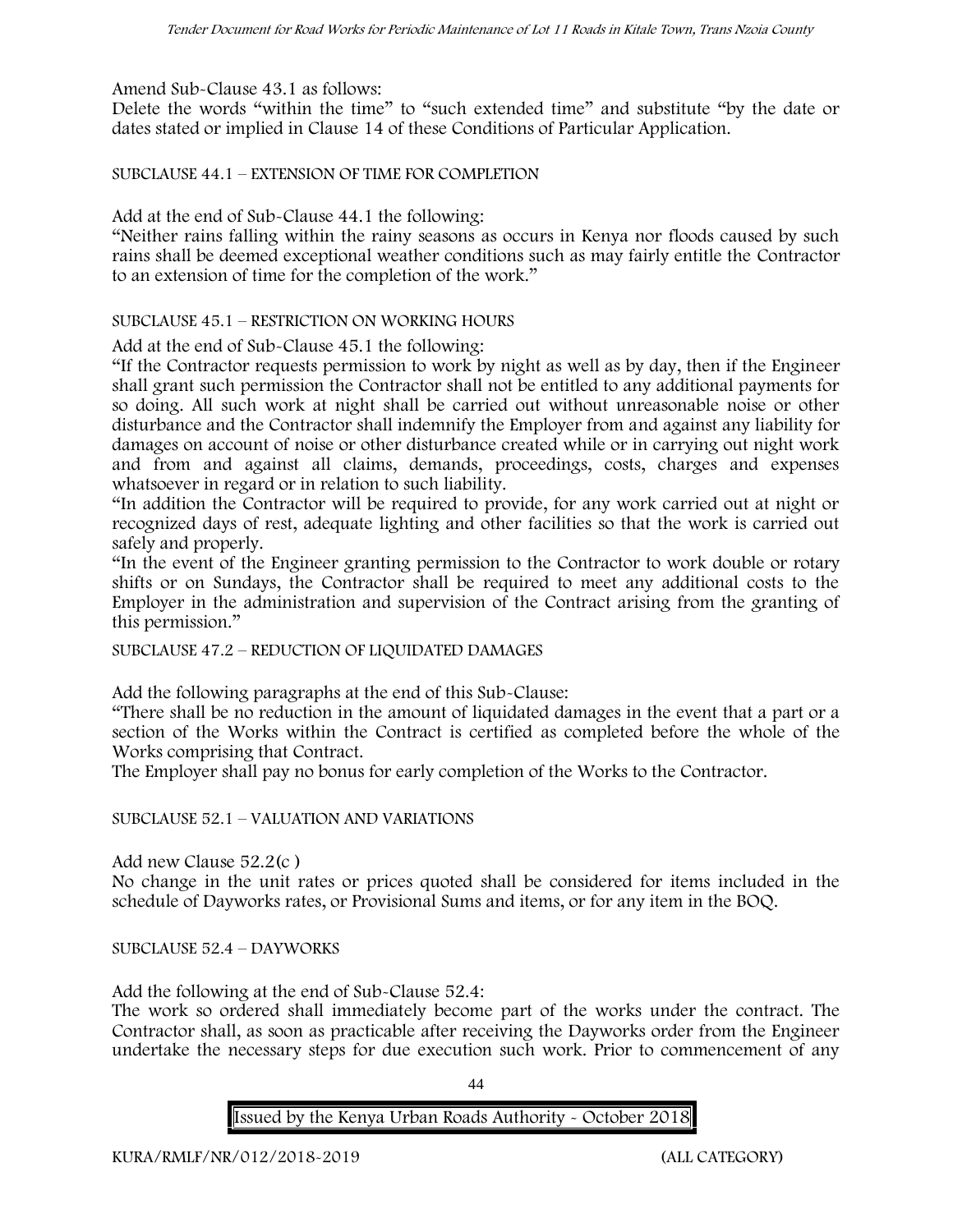Amend Sub-Clause 43.1 as follows:

Delete the words "within the time" to "such extended time" and substitute "by the date or dates stated or implied in Clause 14 of these Conditions of Particular Application.

SUBCLAUSE 44.1 – EXTENSION OF TIME FOR COMPLETION

Add at the end of Sub-Clause 44.1 the following:

"Neither rains falling within the rainy seasons as occurs in Kenya nor floods caused by such rains shall be deemed exceptional weather conditions such as may fairly entitle the Contractor to an extension of time for the completion of the work."

SUBCLAUSE 45.1 – RESTRICTION ON WORKING HOURS

Add at the end of Sub-Clause 45.1 the following:

"If the Contractor requests permission to work by night as well as by day, then if the Engineer shall grant such permission the Contractor shall not be entitled to any additional payments for so doing. All such work at night shall be carried out without unreasonable noise or other disturbance and the Contractor shall indemnify the Employer from and against any liability for damages on account of noise or other disturbance created while or in carrying out night work and from and against all claims, demands, proceedings, costs, charges and expenses whatsoever in regard or in relation to such liability.

"In addition the Contractor will be required to provide, for any work carried out at night or recognized days of rest, adequate lighting and other facilities so that the work is carried out safely and properly.

"In the event of the Engineer granting permission to the Contractor to work double or rotary shifts or on Sundays, the Contractor shall be required to meet any additional costs to the Employer in the administration and supervision of the Contract arising from the granting of this permission."

SUBCLAUSE 47.2 – REDUCTION OF LIQUIDATED DAMAGES

Add the following paragraphs at the end of this Sub-Clause:

"There shall be no reduction in the amount of liquidated damages in the event that a part or a section of the Works within the Contract is certified as completed before the whole of the Works comprising that Contract.

The Employer shall pay no bonus for early completion of the Works to the Contractor.

SUBCLAUSE 52.1 – VALUATION AND VARIATIONS

Add new Clause 52.2(c )

No change in the unit rates or prices quoted shall be considered for items included in the schedule of Dayworks rates, or Provisional Sums and items, or for any item in the BOQ.

SUBCLAUSE 52.4 – DAYWORKS

Add the following at the end of Sub-Clause 52.4:

The work so ordered shall immediately become part of the works under the contract. The Contractor shall, as soon as practicable after receiving the Dayworks order from the Engineer undertake the necessary steps for due execution such work. Prior to commencement of any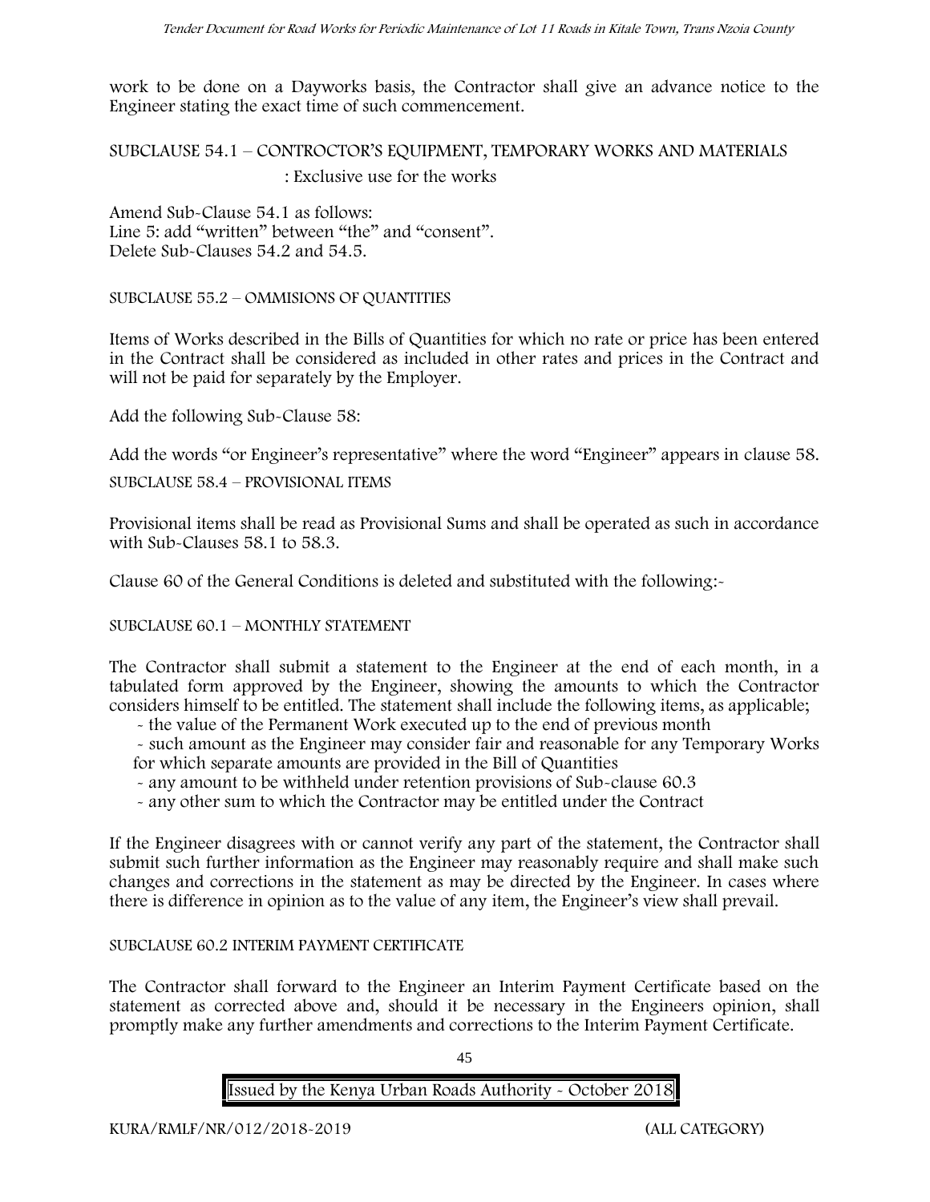work to be done on a Dayworks basis, the Contractor shall give an advance notice to the Engineer stating the exact time of such commencement.

SUBCLAUSE 54.1 – CONTROCTOR'S EQUIPMENT, TEMPORARY WORKS AND MATERIALS

: Exclusive use for the works

Amend Sub-Clause 54.1 as follows:
Line 5: add "written" between "the" and "consent".
Delete Sub-Clauses 54.2 and 54.5.

SUBCLAUSE 55.2 – OMMISIONS OF QUANTITIES

Items of Works described in the Bills of Quantities for which no rate or price has been entered in the Contract shall be considered as included in other rates and prices in the Contract and will not be paid for separately by the Employer.

Add the following Sub-Clause 58:

Add the words "or Engineer's representative" where the word "Engineer" appears in clause 58.

SUBCLAUSE 58.4 – PROVISIONAL ITEMS

Provisional items shall be read as Provisional Sums and shall be operated as such in accordance with Sub-Clauses 58.1 to 58.3.

Clause 60 of the General Conditions is deleted and substituted with the following:-

SUBCLAUSE 60.1 – MONTHLY STATEMENT

The Contractor shall submit a statement to the Engineer at the end of each month, in a tabulated form approved by the Engineer, showing the amounts to which the Contractor considers himself to be entitled. The statement shall include the following items, as applicable;

- the value of the Permanent Work executed up to the end of previous month
- such amount as the Engineer may consider fair and reasonable for any Temporary Works for which separate amounts are provided in the Bill of Quantities
- any amount to be withheld under retention provisions of Sub-clause 60.3
- any other sum to which the Contractor may be entitled under the Contract

If the Engineer disagrees with or cannot verify any part of the statement, the Contractor shall submit such further information as the Engineer may reasonably require and shall make such changes and corrections in the statement as may be directed by the Engineer. In cases where there is difference in opinion as to the value of any item, the Engineer's view shall prevail.

SUBCLAUSE 60.2 INTERIM PAYMENT CERTIFICATE

The Contractor shall forward to the Engineer an Interim Payment Certificate based on the statement as corrected above and, should it be necessary in the Engineers opinion, shall promptly make any further amendments and corrections to the Interim Payment Certificate.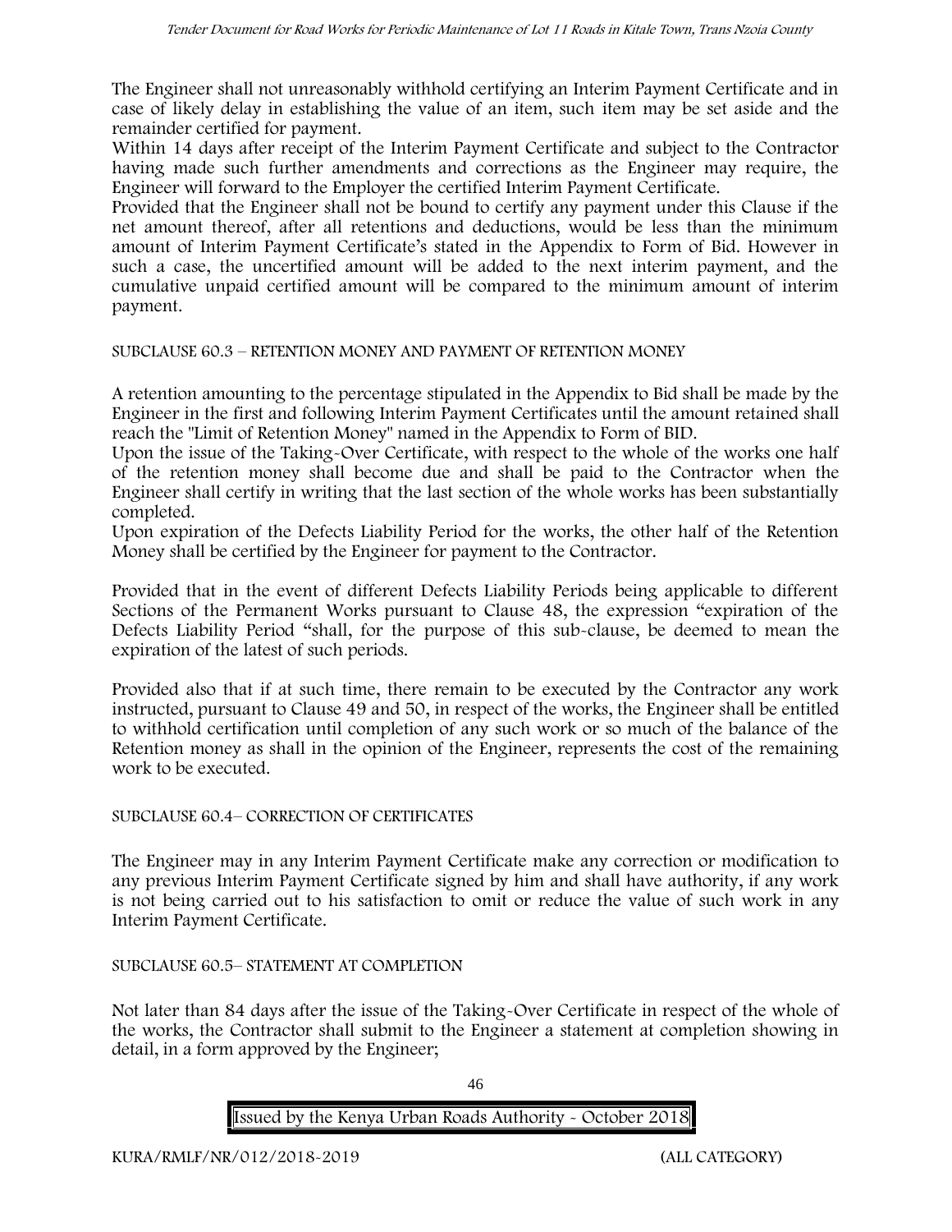The Engineer shall not unreasonably withhold certifying an Interim Payment Certificate and in case of likely delay in establishing the value of an item, such item may be set aside and the remainder certified for payment.

Within 14 days after receipt of the Interim Payment Certificate and subject to the Contractor having made such further amendments and corrections as the Engineer may require, the Engineer will forward to the Employer the certified Interim Payment Certificate.

Provided that the Engineer shall not be bound to certify any payment under this Clause if the net amount thereof, after all retentions and deductions, would be less than the minimum amount of Interim Payment Certificate's stated in the Appendix to Form of Bid. However in such a case, the uncertified amount will be added to the next interim payment, and the cumulative unpaid certified amount will be compared to the minimum amount of interim payment.

SUBCLAUSE 60.3 – RETENTION MONEY AND PAYMENT OF RETENTION MONEY

A retention amounting to the percentage stipulated in the Appendix to Bid shall be made by the Engineer in the first and following Interim Payment Certificates until the amount retained shall reach the "Limit of Retention Money" named in the Appendix to Form of BID.

Upon the issue of the Taking-Over Certificate, with respect to the whole of the works one half of the retention money shall become due and shall be paid to the Contractor when the Engineer shall certify in writing that the last section of the whole works has been substantially completed.

Upon expiration of the Defects Liability Period for the works, the other half of the Retention Money shall be certified by the Engineer for payment to the Contractor.

Provided that in the event of different Defects Liability Periods being applicable to different Sections of the Permanent Works pursuant to Clause 48, the expression "expiration of the Defects Liability Period "shall, for the purpose of this sub-clause, be deemed to mean the expiration of the latest of such periods.

Provided also that if at such time, there remain to be executed by the Contractor any work instructed, pursuant to Clause 49 and 50, in respect of the works, the Engineer shall be entitled to withhold certification until completion of any such work or so much of the balance of the Retention money as shall in the opinion of the Engineer, represents the cost of the remaining work to be executed.

SUBCLAUSE 60.4– CORRECTION OF CERTIFICATES

The Engineer may in any Interim Payment Certificate make any correction or modification to any previous Interim Payment Certificate signed by him and shall have authority, if any work is not being carried out to his satisfaction to omit or reduce the value of such work in any Interim Payment Certificate.

SUBCLAUSE 60.5– STATEMENT AT COMPLETION

Not later than 84 days after the issue of the Taking-Over Certificate in respect of the whole of the works, the Contractor shall submit to the Engineer a statement at completion showing in detail, in a form approved by the Engineer;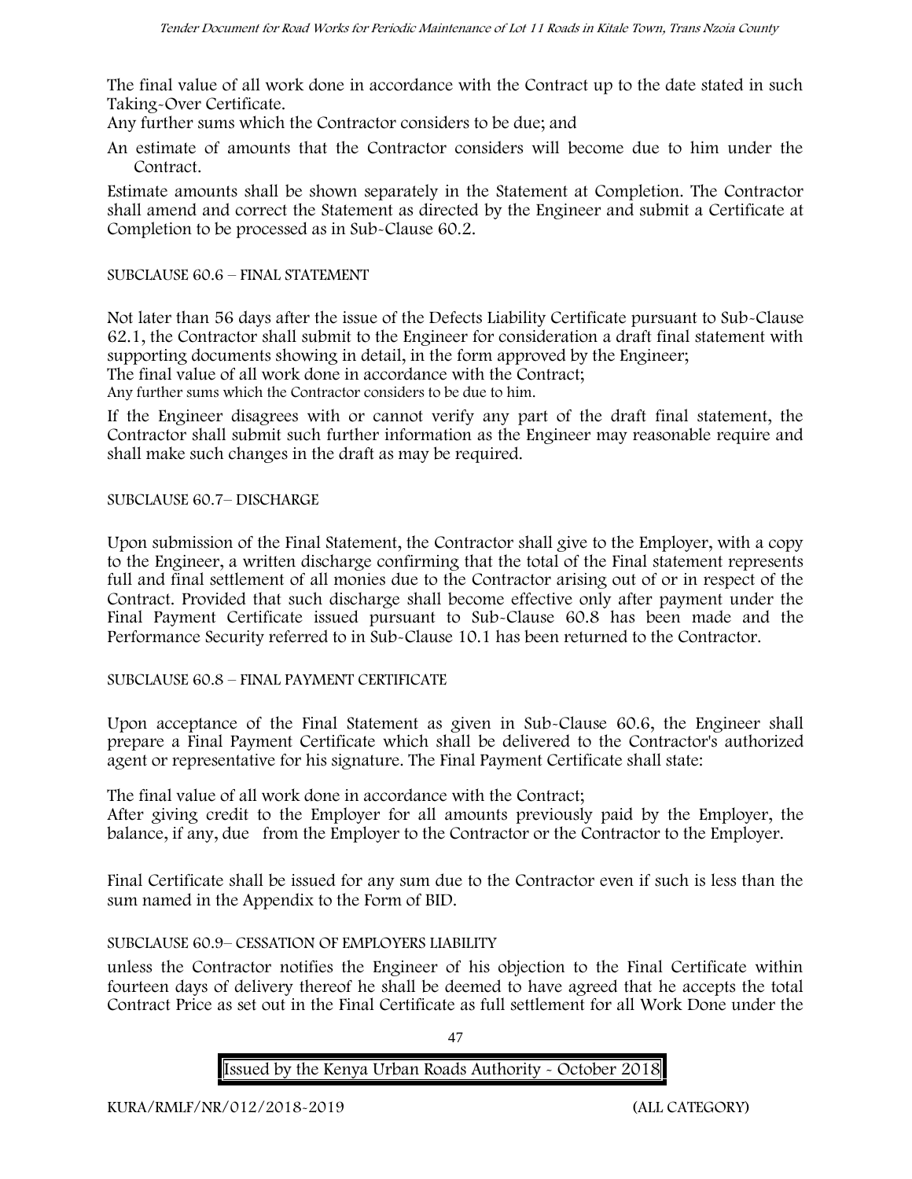The final value of all work done in accordance with the Contract up to the date stated in such Taking-Over Certificate.

Any further sums which the Contractor considers to be due; and

An estimate of amounts that the Contractor considers will become due to him under the Contract.

Estimate amounts shall be shown separately in the Statement at Completion. The Contractor shall amend and correct the Statement as directed by the Engineer and submit a Certificate at Completion to be processed as in Sub-Clause 60.2.

SUBCLAUSE 60.6 – FINAL STATEMENT

Not later than 56 days after the issue of the Defects Liability Certificate pursuant to Sub-Clause 62.1, the Contractor shall submit to the Engineer for consideration a draft final statement with supporting documents showing in detail, in the form approved by the Engineer;

The final value of all work done in accordance with the Contract;

Any further sums which the Contractor considers to be due to him.

If the Engineer disagrees with or cannot verify any part of the draft final statement, the Contractor shall submit such further information as the Engineer may reasonable require and shall make such changes in the draft as may be required.

SUBCLAUSE 60.7– DISCHARGE

Upon submission of the Final Statement, the Contractor shall give to the Employer, with a copy to the Engineer, a written discharge confirming that the total of the Final statement represents full and final settlement of all monies due to the Contractor arising out of or in respect of the Contract. Provided that such discharge shall become effective only after payment under the Final Payment Certificate issued pursuant to Sub-Clause 60.8 has been made and the Performance Security referred to in Sub-Clause 10.1 has been returned to the Contractor.

SUBCLAUSE 60.8 – FINAL PAYMENT CERTIFICATE

Upon acceptance of the Final Statement as given in Sub-Clause 60.6, the Engineer shall prepare a Final Payment Certificate which shall be delivered to the Contractor's authorized agent or representative for his signature. The Final Payment Certificate shall state:

The final value of all work done in accordance with the Contract;

After giving credit to the Employer for all amounts previously paid by the Employer, the balance, if any, due from the Employer to the Contractor or the Contractor to the Employer.

Final Certificate shall be issued for any sum due to the Contractor even if such is less than the sum named in the Appendix to the Form of BID.

SUBCLAUSE 60.9– CESSATION OF EMPLOYERS LIABILITY

unless the Contractor notifies the Engineer of his objection to the Final Certificate within fourteen days of delivery thereof he shall be deemed to have agreed that he accepts the total Contract Price as set out in the Final Certificate as full settlement for all Work Done under the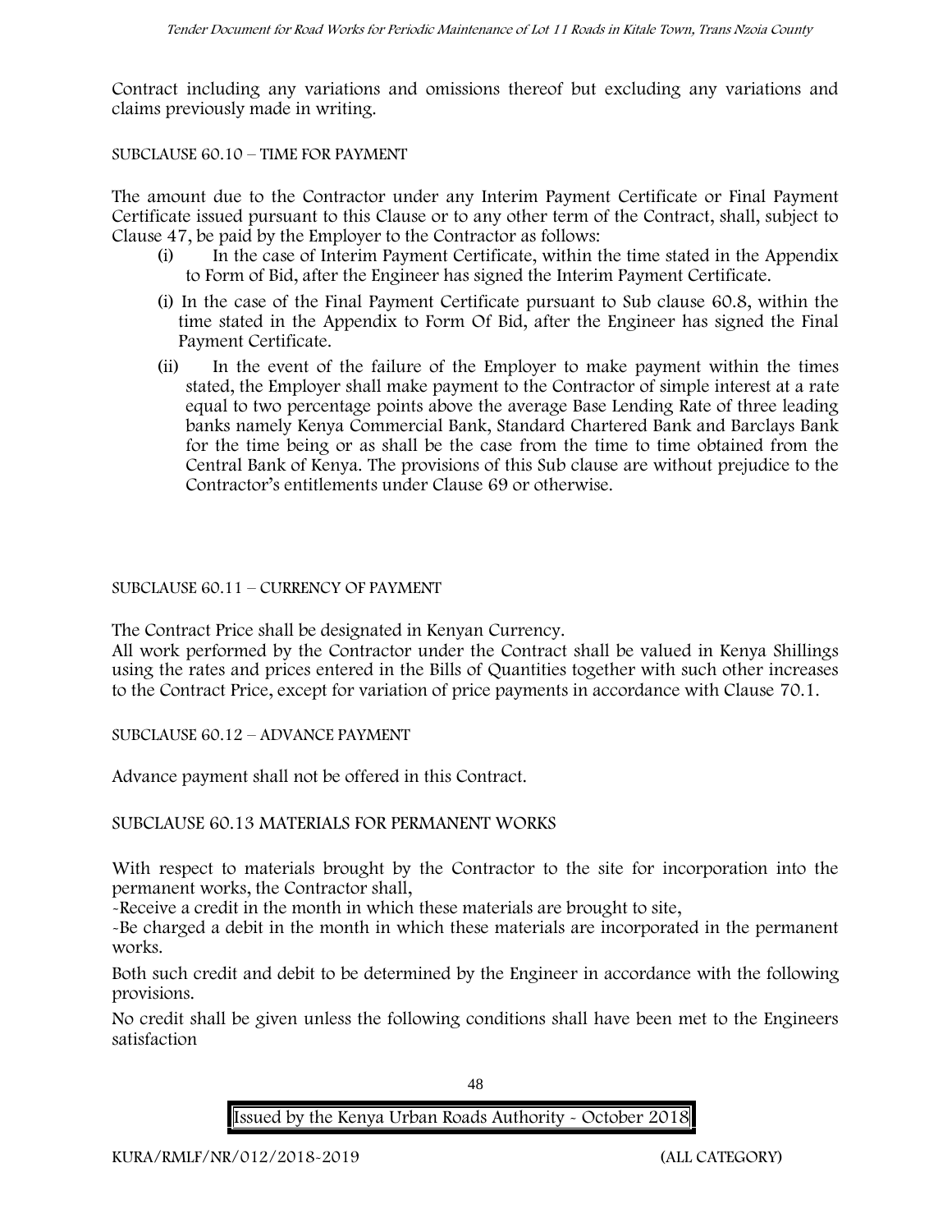Contract including any variations and omissions thereof but excluding any variations and claims previously made in writing.

SUBCLAUSE 60.10 – TIME FOR PAYMENT

The amount due to the Contractor under any Interim Payment Certificate or Final Payment Certificate issued pursuant to this Clause or to any other term of the Contract, shall, subject to Clause 47, be paid by the Employer to the Contractor as follows:

(i) In the case of Interim Payment Certificate, within the time stated in the Appendix to Form of Bid, after the Engineer has signed the Interim Payment Certificate.

(i) In the case of the Final Payment Certificate pursuant to Sub clause 60.8, within the time stated in the Appendix to Form Of Bid, after the Engineer has signed the Final Payment Certificate.

(ii) In the event of the failure of the Employer to make payment within the times stated, the Employer shall make payment to the Contractor of simple interest at a rate equal to two percentage points above the average Base Lending Rate of three leading banks namely Kenya Commercial Bank, Standard Chartered Bank and Barclays Bank for the time being or as shall be the case from the time to time obtained from the Central Bank of Kenya. The provisions of this Sub clause are without prejudice to the Contractor's entitlements under Clause 69 or otherwise.

SUBCLAUSE 60.11 – CURRENCY OF PAYMENT

The Contract Price shall be designated in Kenyan Currency.

All work performed by the Contractor under the Contract shall be valued in Kenya Shillings using the rates and prices entered in the Bills of Quantities together with such other increases to the Contract Price, except for variation of price payments in accordance with Clause 70.1.

SUBCLAUSE 60.12 – ADVANCE PAYMENT

Advance payment shall not be offered in this Contract.

SUBCLAUSE 60.13 MATERIALS FOR PERMANENT WORKS

With respect to materials brought by the Contractor to the site for incorporation into the permanent works, the Contractor shall,

-Receive a credit in the month in which these materials are brought to site,

-Be charged a debit in the month in which these materials are incorporated in the permanent works.

Both such credit and debit to be determined by the Engineer in accordance with the following provisions.

No credit shall be given unless the following conditions shall have been met to the Engineers satisfaction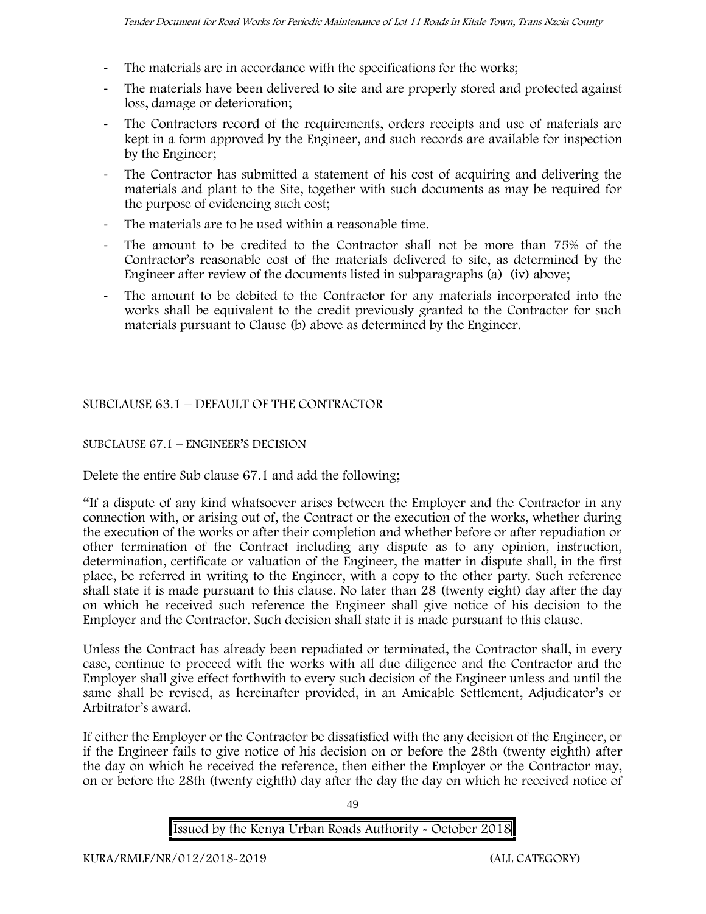- The materials are in accordance with the specifications for the works;
- The materials have been delivered to site and are properly stored and protected against loss, damage or deterioration;
- The Contractors record of the requirements, orders receipts and use of materials are kept in a form approved by the Engineer, and such records are available for inspection by the Engineer;
- The Contractor has submitted a statement of his cost of acquiring and delivering the materials and plant to the Site, together with such documents as may be required for the purpose of evidencing such cost;
- The materials are to be used within a reasonable time.
- The amount to be credited to the Contractor shall not be more than 75% of the Contractor's reasonable cost of the materials delivered to site, as determined by the Engineer after review of the documents listed in subparagraphs (a) (iv) above;
- The amount to be debited to the Contractor for any materials incorporated into the works shall be equivalent to the credit previously granted to the Contractor for such materials pursuant to Clause (b) above as determined by the Engineer.

SUBCLAUSE 63.1 – DEFAULT OF THE CONTRACTOR

SUBCLAUSE 67.1 – ENGINEER'S DECISION

Delete the entire Sub clause 67.1 and add the following;

"If a dispute of any kind whatsoever arises between the Employer and the Contractor in any connection with, or arising out of, the Contract or the execution of the works, whether during the execution of the works or after their completion and whether before or after repudiation or other termination of the Contract including any dispute as to any opinion, instruction, determination, certificate or valuation of the Engineer, the matter in dispute shall, in the first place, be referred in writing to the Engineer, with a copy to the other party. Such reference shall state it is made pursuant to this clause. No later than 28 (twenty eight) day after the day on which he received such reference the Engineer shall give notice of his decision to the Employer and the Contractor. Such decision shall state it is made pursuant to this clause.

Unless the Contract has already been repudiated or terminated, the Contractor shall, in every case, continue to proceed with the works with all due diligence and the Contractor and the Employer shall give effect forthwith to every such decision of the Engineer unless and until the same shall be revised, as hereinafter provided, in an Amicable Settlement, Adjudicator's or Arbitrator's award.

If either the Employer or the Contractor be dissatisfied with the any decision of the Engineer, or if the Engineer fails to give notice of his decision on or before the 28th (twenty eighth) after the day on which he received the reference, then either the Employer or the Contractor may, on or before the 28th (twenty eighth) day after the day the day on which he received notice of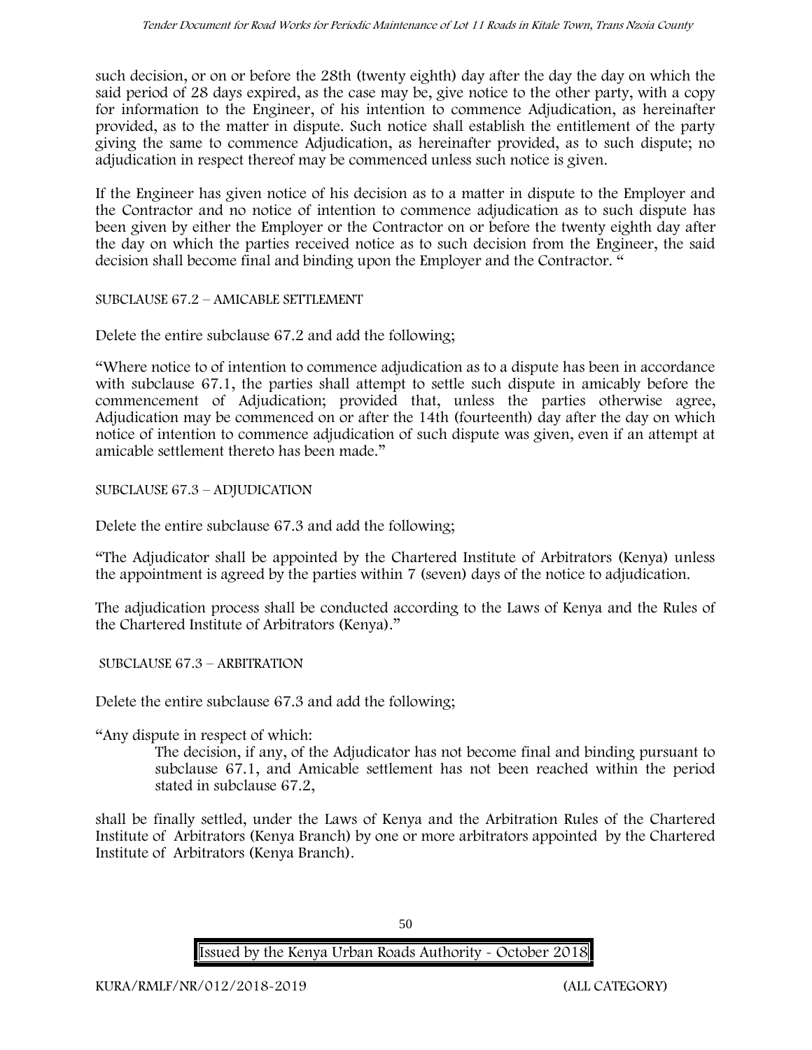such decision, or on or before the 28th (twenty eighth) day after the day the day on which the said period of 28 days expired, as the case may be, give notice to the other party, with a copy for information to the Engineer, of his intention to commence Adjudication, as hereinafter provided, as to the matter in dispute. Such notice shall establish the entitlement of the party giving the same to commence Adjudication, as hereinafter provided, as to such dispute; no adjudication in respect thereof may be commenced unless such notice is given.

If the Engineer has given notice of his decision as to a matter in dispute to the Employer and the Contractor and no notice of intention to commence adjudication as to such dispute has been given by either the Employer or the Contractor on or before the twenty eighth day after the day on which the parties received notice as to such decision from the Engineer, the said decision shall become final and binding upon the Employer and the Contractor. "

SUBCLAUSE 67.2 – AMICABLE SETTLEMENT

Delete the entire subclause 67.2 and add the following;

"Where notice to of intention to commence adjudication as to a dispute has been in accordance with subclause 67.1, the parties shall attempt to settle such dispute in amicably before the commencement of Adjudication; provided that, unless the parties otherwise agree, Adjudication may be commenced on or after the 14th (fourteenth) day after the day on which notice of intention to commence adjudication of such dispute was given, even if an attempt at amicable settlement thereto has been made."

SUBCLAUSE 67.3 – ADJUDICATION

Delete the entire subclause 67.3 and add the following;

"The Adjudicator shall be appointed by the Chartered Institute of Arbitrators (Kenya) unless the appointment is agreed by the parties within 7 (seven) days of the notice to adjudication.

The adjudication process shall be conducted according to the Laws of Kenya and the Rules of the Chartered Institute of Arbitrators (Kenya)."

SUBCLAUSE 67.3 – ARBITRATION

Delete the entire subclause 67.3 and add the following;

"Any dispute in respect of which:

> The decision, if any, of the Adjudicator has not become final and binding pursuant to subclause 67.1, and Amicable settlement has not been reached within the period stated in subclause 67.2,

shall be finally settled, under the Laws of Kenya and the Arbitration Rules of the Chartered Institute of Arbitrators (Kenya Branch) by one or more arbitrators appointed by the Chartered Institute of Arbitrators (Kenya Branch).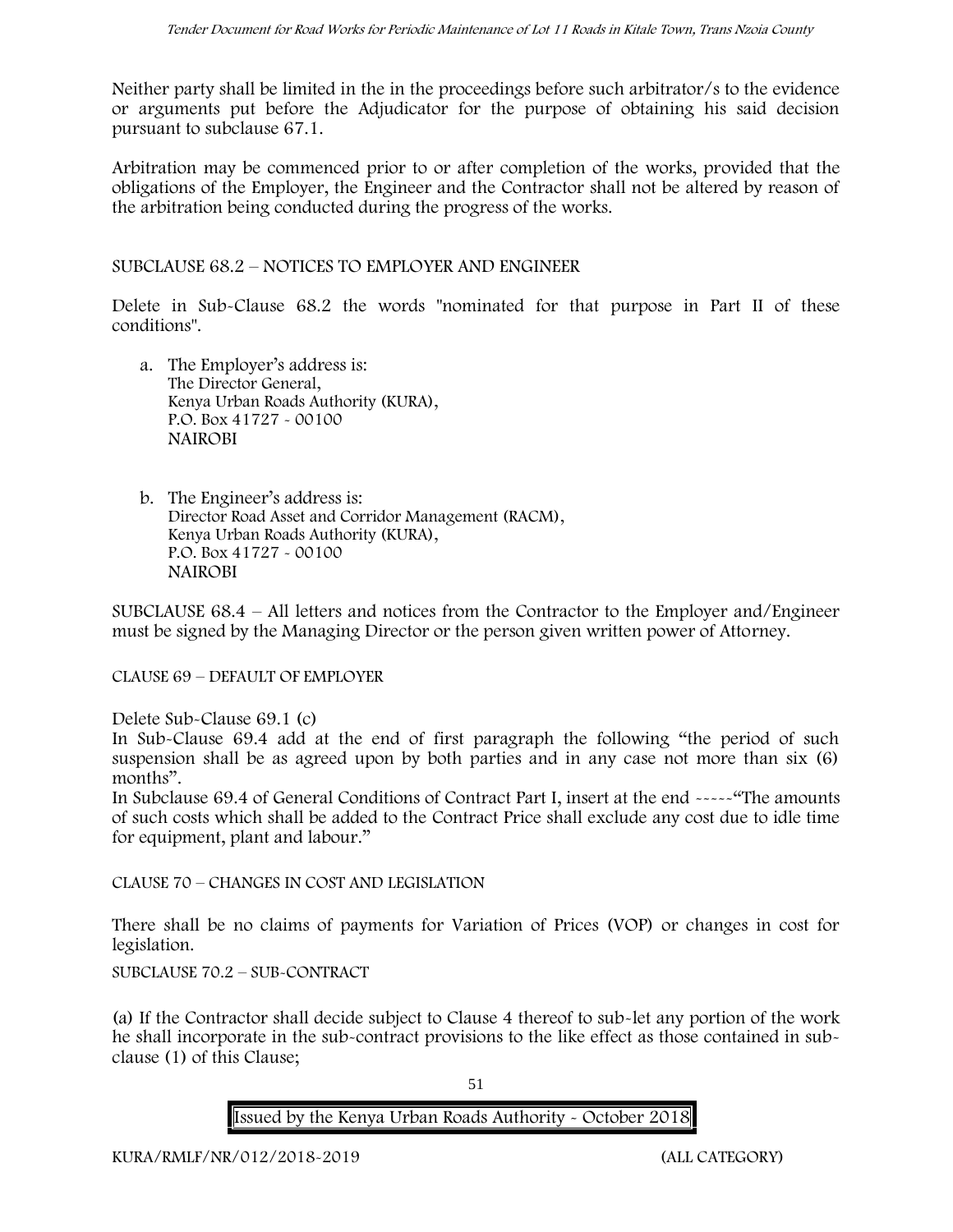Neither party shall be limited in the in the proceedings before such arbitrator/s to the evidence or arguments put before the Adjudicator for the purpose of obtaining his said decision pursuant to subclause 67.1.

Arbitration may be commenced prior to or after completion of the works, provided that the obligations of the Employer, the Engineer and the Contractor shall not be altered by reason of the arbitration being conducted during the progress of the works.

SUBCLAUSE 68.2 – NOTICES TO EMPLOYER AND ENGINEER

Delete in Sub-Clause 68.2 the words "nominated for that purpose in Part II of these conditions".

a. The Employer's address is:
   The Director General,
   Kenya Urban Roads Authority (KURA),
   P.O. Box 41727 - 00100
   NAIROBI

b. The Engineer's address is:
   Director Road Asset and Corridor Management (RACM),
   Kenya Urban Roads Authority (KURA),
   P.O. Box 41727 - 00100
   NAIROBI

SUBCLAUSE 68.4 – All letters and notices from the Contractor to the Employer and/Engineer must be signed by the Managing Director or the person given written power of Attorney.

CLAUSE 69 – DEFAULT OF EMPLOYER

Delete Sub-Clause 69.1 (c)

In Sub-Clause 69.4 add at the end of first paragraph the following "the period of such suspension shall be as agreed upon by both parties and in any case not more than six (6) months".

In Subclause 69.4 of General Conditions of Contract Part I, insert at the end -----"The amounts of such costs which shall be added to the Contract Price shall exclude any cost due to idle time for equipment, plant and labour."

CLAUSE 70 – CHANGES IN COST AND LEGISLATION

There shall be no claims of payments for Variation of Prices (VOP) or changes in cost for legislation.

SUBCLAUSE 70.2 – SUB-CONTRACT

(a) If the Contractor shall decide subject to Clause 4 thereof to sub-let any portion of the work he shall incorporate in the sub-contract provisions to the like effect as those contained in sub-clause (1) of this Clause;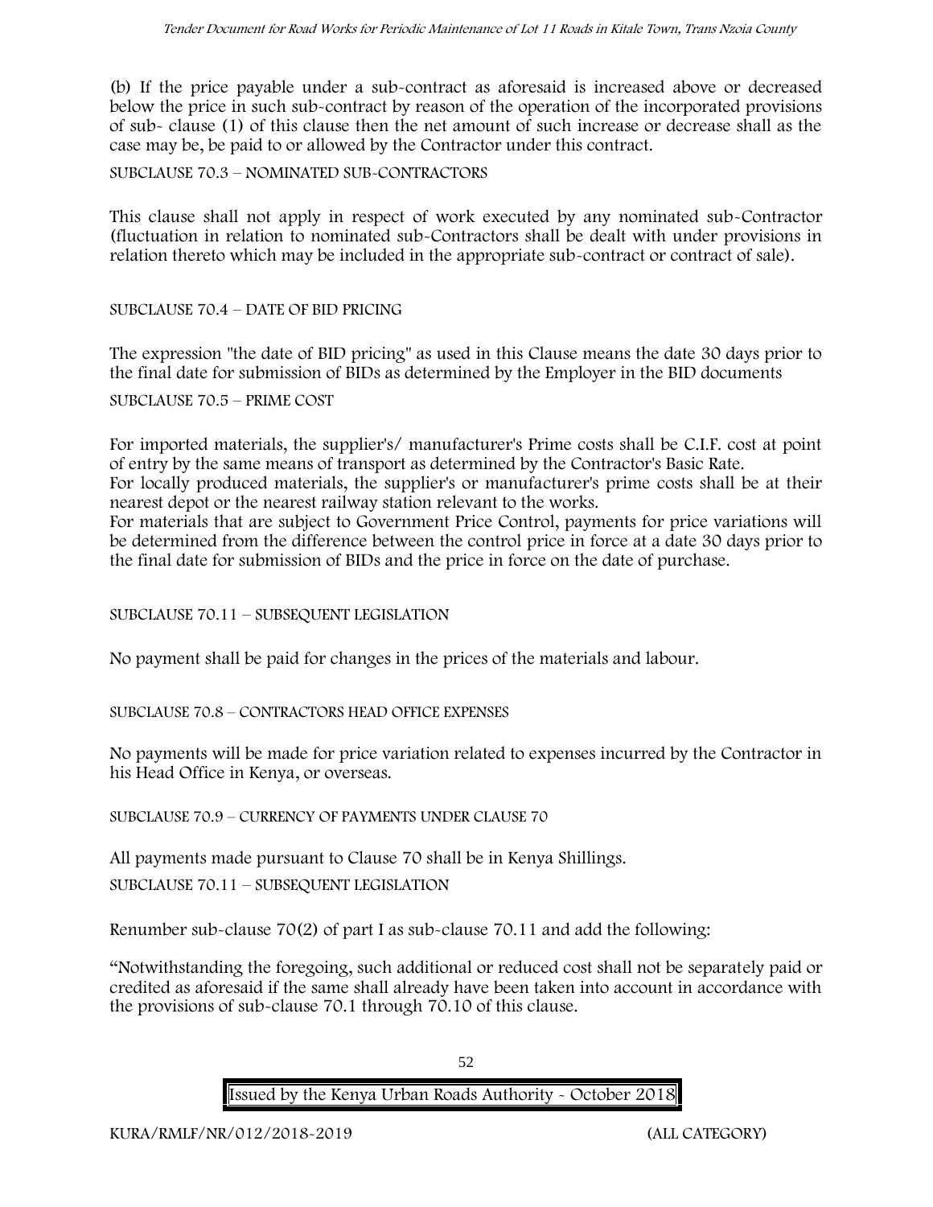(b) If the price payable under a sub-contract as aforesaid is increased above or decreased below the price in such sub-contract by reason of the operation of the incorporated provisions of sub- clause (1) of this clause then the net amount of such increase or decrease shall as the case may be, be paid to or allowed by the Contractor under this contract.

SUBCLAUSE 70.3 – NOMINATED SUB-CONTRACTORS

This clause shall not apply in respect of work executed by any nominated sub-Contractor (fluctuation in relation to nominated sub-Contractors shall be dealt with under provisions in relation thereto which may be included in the appropriate sub-contract or contract of sale).

SUBCLAUSE 70.4 – DATE OF BID PRICING

The expression "the date of BID pricing" as used in this Clause means the date 30 days prior to the final date for submission of BIDs as determined by the Employer in the BID documents

SUBCLAUSE 70.5 – PRIME COST

For imported materials, the supplier's/ manufacturer's Prime costs shall be C.I.F. cost at point of entry by the same means of transport as determined by the Contractor's Basic Rate.
For locally produced materials, the supplier's or manufacturer's prime costs shall be at their nearest depot or the nearest railway station relevant to the works.
For materials that are subject to Government Price Control, payments for price variations will be determined from the difference between the control price in force at a date 30 days prior to the final date for submission of BIDs and the price in force on the date of purchase.

SUBCLAUSE 70.11 – SUBSEQUENT LEGISLATION

No payment shall be paid for changes in the prices of the materials and labour.

SUBCLAUSE 70.8 – CONTRACTORS HEAD OFFICE EXPENSES

No payments will be made for price variation related to expenses incurred by the Contractor in his Head Office in Kenya, or overseas.

SUBCLAUSE 70.9 – CURRENCY OF PAYMENTS UNDER CLAUSE 70

All payments made pursuant to Clause 70 shall be in Kenya Shillings.

SUBCLAUSE 70.11 – SUBSEQUENT LEGISLATION

Renumber sub-clause 70(2) of part I as sub-clause 70.11 and add the following:

"Notwithstanding the foregoing, such additional or reduced cost shall not be separately paid or credited as aforesaid if the same shall already have been taken into account in accordance with the provisions of sub-clause 70.1 through 70.10 of this clause.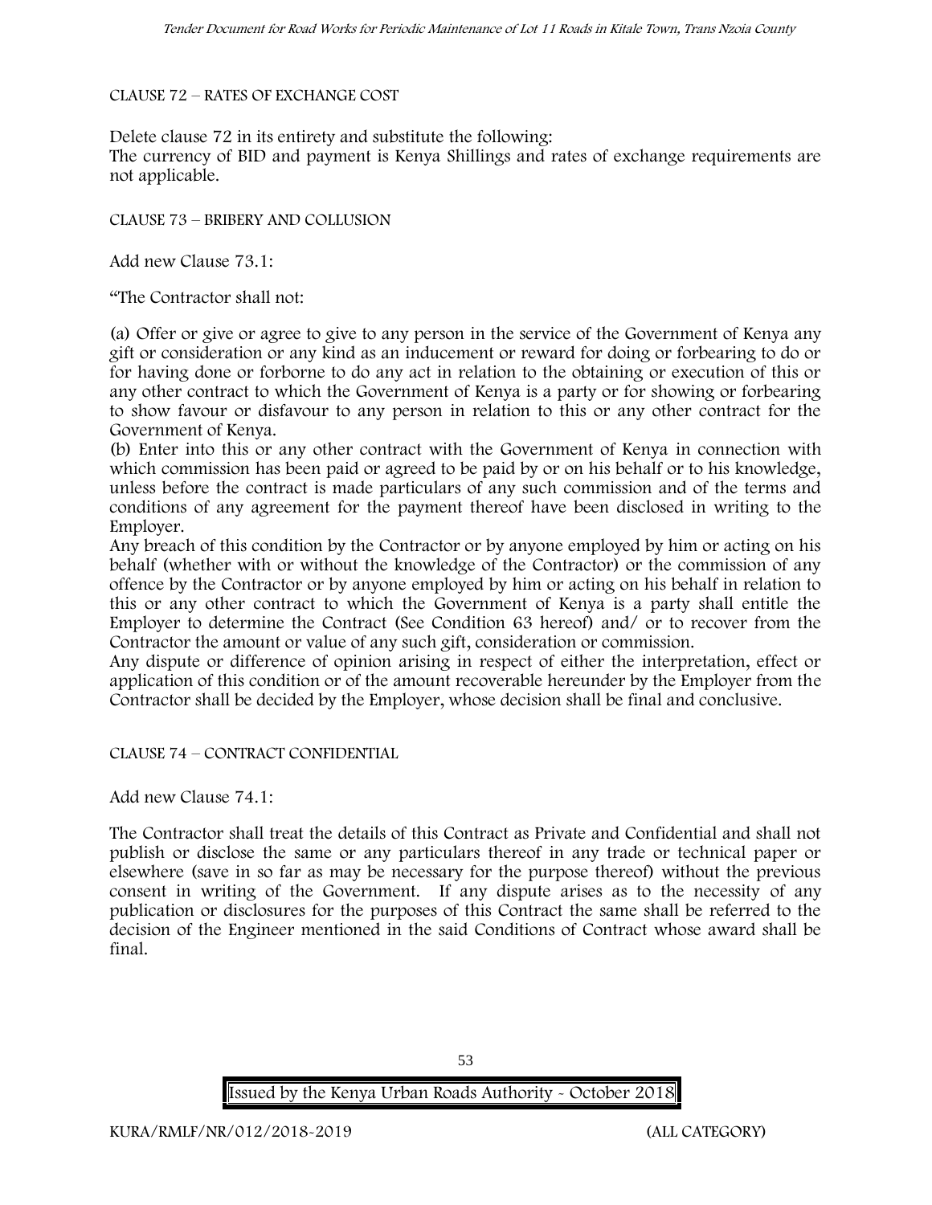CLAUSE 72 – RATES OF EXCHANGE COST

Delete clause 72 in its entirety and substitute the following:
The currency of BID and payment is Kenya Shillings and rates of exchange requirements are not applicable.

CLAUSE 73 – BRIBERY AND COLLUSION

Add new Clause 73.1:

"The Contractor shall not:

(a) Offer or give or agree to give to any person in the service of the Government of Kenya any gift or consideration or any kind as an inducement or reward for doing or forbearing to do or for having done or forborne to do any act in relation to the obtaining or execution of this or any other contract to which the Government of Kenya is a party or for showing or forbearing to show favour or disfavour to any person in relation to this or any other contract for the Government of Kenya.
(b) Enter into this or any other contract with the Government of Kenya in connection with which commission has been paid or agreed to be paid by or on his behalf or to his knowledge, unless before the contract is made particulars of any such commission and of the terms and conditions of any agreement for the payment thereof have been disclosed in writing to the Employer.
Any breach of this condition by the Contractor or by anyone employed by him or acting on his behalf (whether with or without the knowledge of the Contractor) or the commission of any offence by the Contractor or by anyone employed by him or acting on his behalf in relation to this or any other contract to which the Government of Kenya is a party shall entitle the Employer to determine the Contract (See Condition 63 hereof) and/ or to recover from the Contractor the amount or value of any such gift, consideration or commission.
Any dispute or difference of opinion arising in respect of either the interpretation, effect or application of this condition or of the amount recoverable hereunder by the Employer from the Contractor shall be decided by the Employer, whose decision shall be final and conclusive.

CLAUSE 74 – CONTRACT CONFIDENTIAL

Add new Clause 74.1:

The Contractor shall treat the details of this Contract as Private and Confidential and shall not publish or disclose the same or any particulars thereof in any trade or technical paper or elsewhere (save in so far as may be necessary for the purpose thereof) without the previous consent in writing of the Government. If any dispute arises as to the necessity of any publication or disclosures for the purposes of this Contract the same shall be referred to the decision of the Engineer mentioned in the said Conditions of Contract whose award shall be final.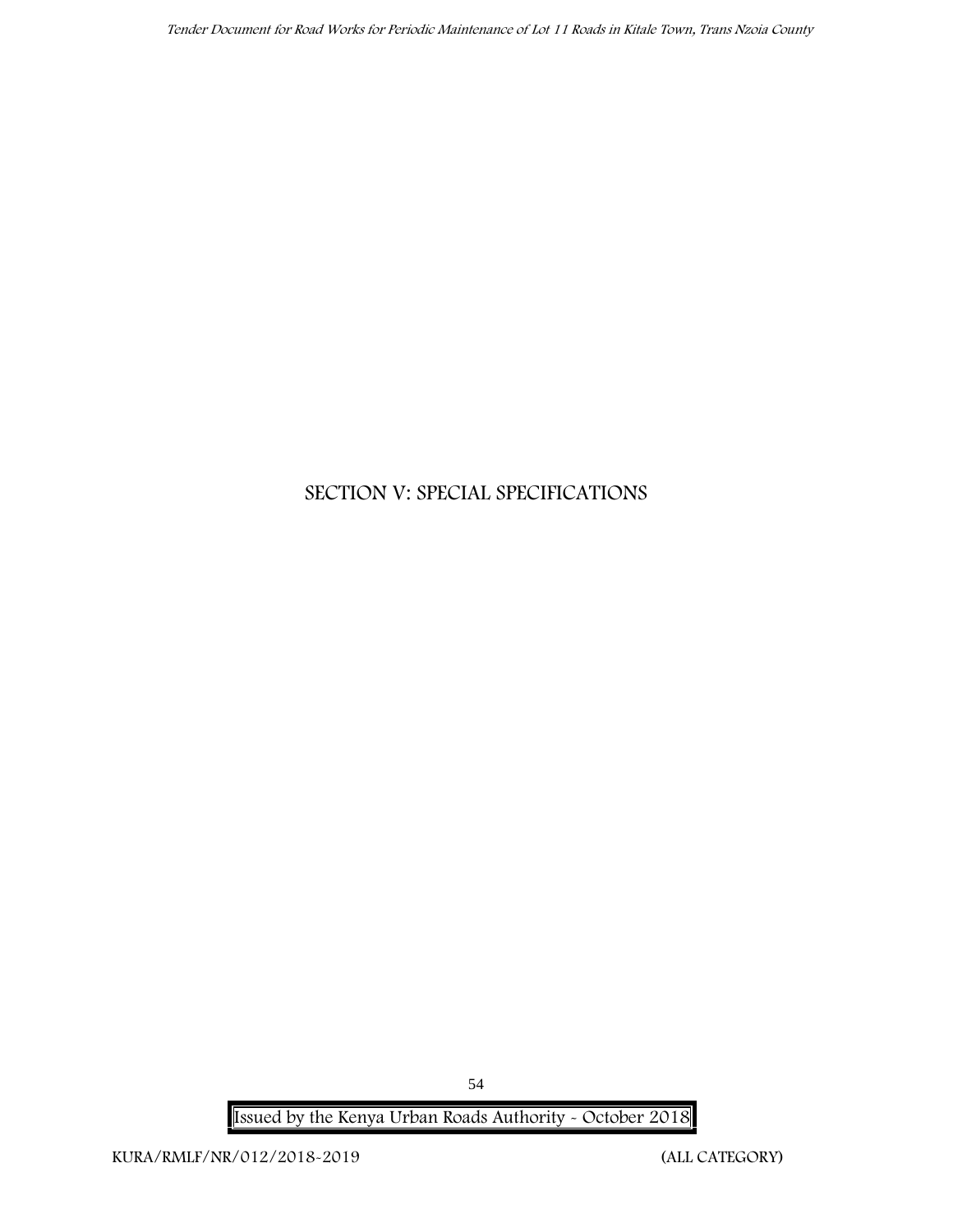# SECTION V: SPECIAL SPECIFICATIONS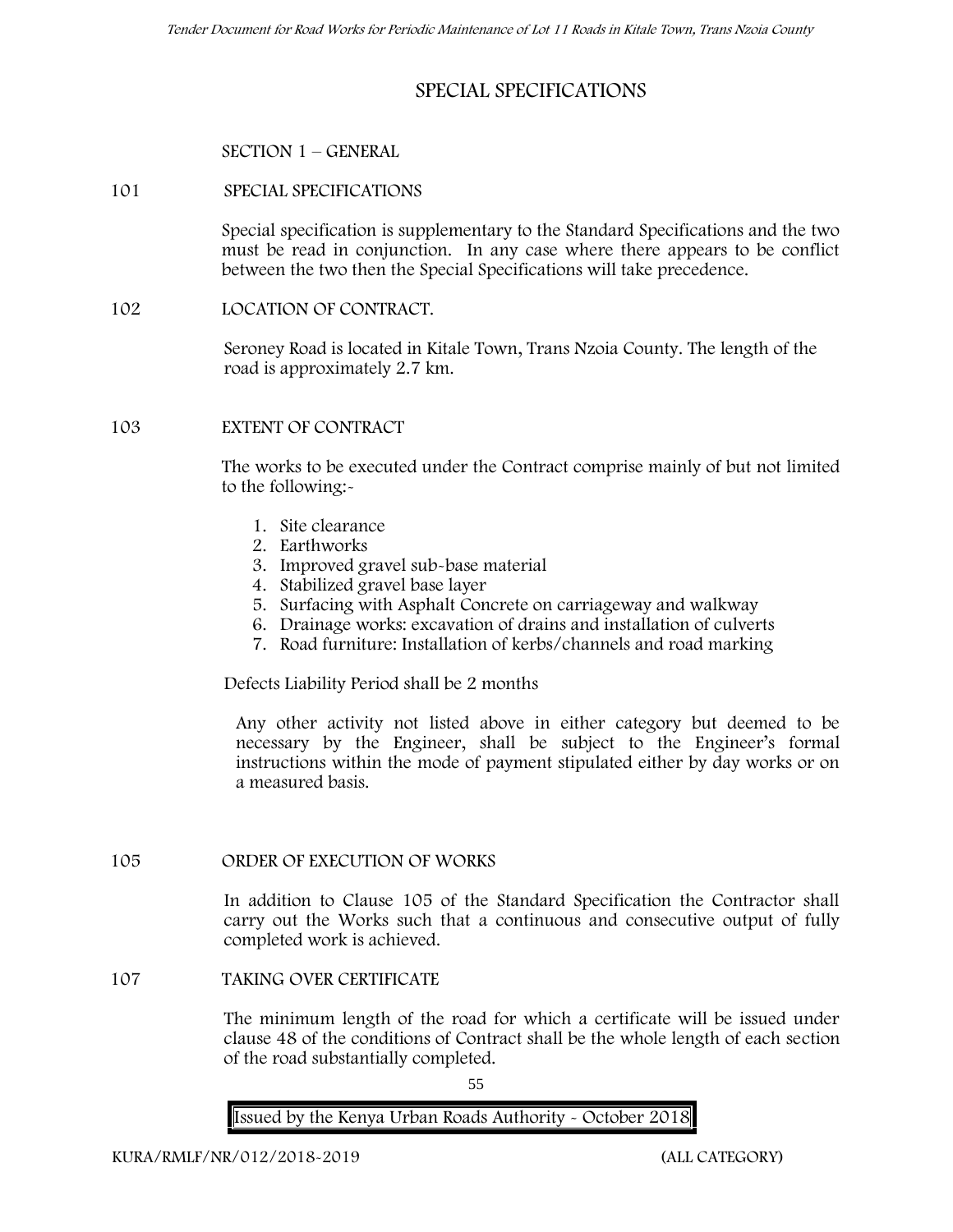# SPECIAL SPECIFICATIONS

## SECTION 1 – GENERAL

### 101 SPECIAL SPECIFICATIONS

Special specification is supplementary to the Standard Specifications and the two must be read in conjunction. In any case where there appears to be conflict between the two then the Special Specifications will take precedence.

### 102 LOCATION OF CONTRACT.

Seroney Road is located in Kitale Town, Trans Nzoia County. The length of the road is approximately 2.7 km.

### 103 EXTENT OF CONTRACT

The works to be executed under the Contract comprise mainly of but not limited to the following:-

1. Site clearance
2. Earthworks
3. Improved gravel sub-base material
4. Stabilized gravel base layer
5. Surfacing with Asphalt Concrete on carriageway and walkway
6. Drainage works: excavation of drains and installation of culverts
7. Road furniture: Installation of kerbs/channels and road marking

Defects Liability Period shall be 2 months

Any other activity not listed above in either category but deemed to be necessary by the Engineer, shall be subject to the Engineer's formal instructions within the mode of payment stipulated either by day works or on a measured basis.

### 105 ORDER OF EXECUTION OF WORKS

In addition to Clause 105 of the Standard Specification the Contractor shall carry out the Works such that a continuous and consecutive output of fully completed work is achieved.

### 107 TAKING OVER CERTIFICATE

The minimum length of the road for which a certificate will be issued under clause 48 of the conditions of Contract shall be the whole length of each section of the road substantially completed.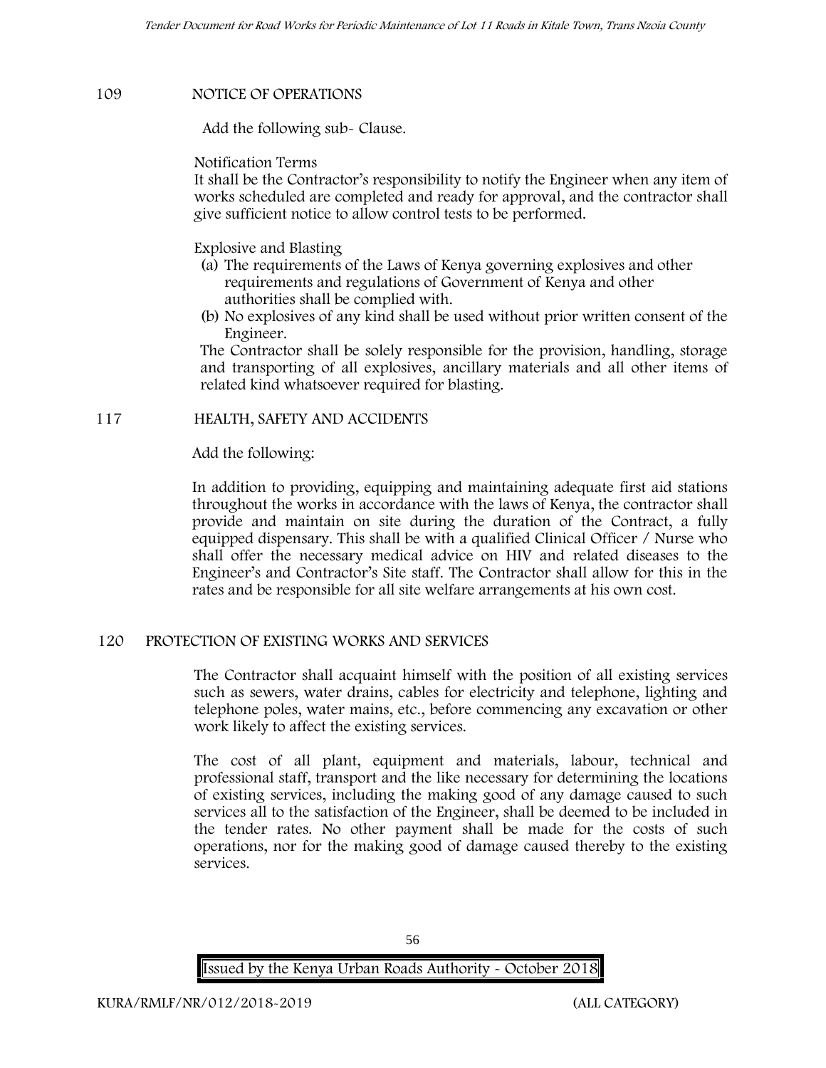## 109 NOTICE OF OPERATIONS

Add the following sub- Clause.

Notification Terms

It shall be the Contractor's responsibility to notify the Engineer when any item of works scheduled are completed and ready for approval, and the contractor shall give sufficient notice to allow control tests to be performed.

Explosive and Blasting

(a) The requirements of the Laws of Kenya governing explosives and other requirements and regulations of Government of Kenya and other authorities shall be complied with.
(b) No explosives of any kind shall be used without prior written consent of the Engineer.

The Contractor shall be solely responsible for the provision, handling, storage and transporting of all explosives, ancillary materials and all other items of related kind whatsoever required for blasting.

## 117 HEALTH, SAFETY AND ACCIDENTS

Add the following:

In addition to providing, equipping and maintaining adequate first aid stations throughout the works in accordance with the laws of Kenya, the contractor shall provide and maintain on site during the duration of the Contract, a fully equipped dispensary. This shall be with a qualified Clinical Officer / Nurse who shall offer the necessary medical advice on HIV and related diseases to the Engineer's and Contractor's Site staff. The Contractor shall allow for this in the rates and be responsible for all site welfare arrangements at his own cost.

## 120 PROTECTION OF EXISTING WORKS AND SERVICES

The Contractor shall acquaint himself with the position of all existing services such as sewers, water drains, cables for electricity and telephone, lighting and telephone poles, water mains, etc., before commencing any excavation or other work likely to affect the existing services.

The cost of all plant, equipment and materials, labour, technical and professional staff, transport and the like necessary for determining the locations of existing services, including the making good of any damage caused to such services all to the satisfaction of the Engineer, shall be deemed to be included in the tender rates. No other payment shall be made for the costs of such operations, nor for the making good of damage caused thereby to the existing services.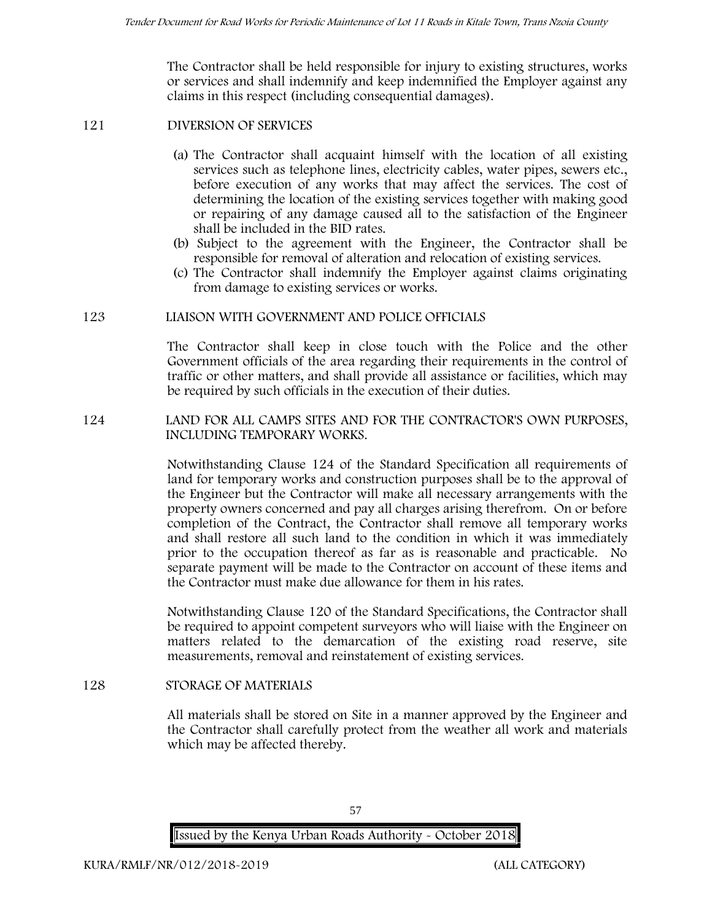The Contractor shall be held responsible for injury to existing structures, works or services and shall indemnify and keep indemnified the Employer against any claims in this respect (including consequential damages).

### 121 DIVERSION OF SERVICES

(a) The Contractor shall acquaint himself with the location of all existing services such as telephone lines, electricity cables, water pipes, sewers etc., before execution of any works that may affect the services. The cost of determining the location of the existing services together with making good or repairing of any damage caused all to the satisfaction of the Engineer shall be included in the BID rates.

(b) Subject to the agreement with the Engineer, the Contractor shall be responsible for removal of alteration and relocation of existing services.

(c) The Contractor shall indemnify the Employer against claims originating from damage to existing services or works.

### 123 LIAISON WITH GOVERNMENT AND POLICE OFFICIALS

The Contractor shall keep in close touch with the Police and the other Government officials of the area regarding their requirements in the control of traffic or other matters, and shall provide all assistance or facilities, which may be required by such officials in the execution of their duties.

### 124 LAND FOR ALL CAMPS SITES AND FOR THE CONTRACTOR'S OWN PURPOSES, INCLUDING TEMPORARY WORKS.

Notwithstanding Clause 124 of the Standard Specification all requirements of land for temporary works and construction purposes shall be to the approval of the Engineer but the Contractor will make all necessary arrangements with the property owners concerned and pay all charges arising therefrom. On or before completion of the Contract, the Contractor shall remove all temporary works and shall restore all such land to the condition in which it was immediately prior to the occupation thereof as far as is reasonable and practicable. No separate payment will be made to the Contractor on account of these items and the Contractor must make due allowance for them in his rates.

Notwithstanding Clause 120 of the Standard Specifications, the Contractor shall be required to appoint competent surveyors who will liaise with the Engineer on matters related to the demarcation of the existing road reserve, site measurements, removal and reinstatement of existing services.

### 128 STORAGE OF MATERIALS

All materials shall be stored on Site in a manner approved by the Engineer and the Contractor shall carefully protect from the weather all work and materials which may be affected thereby.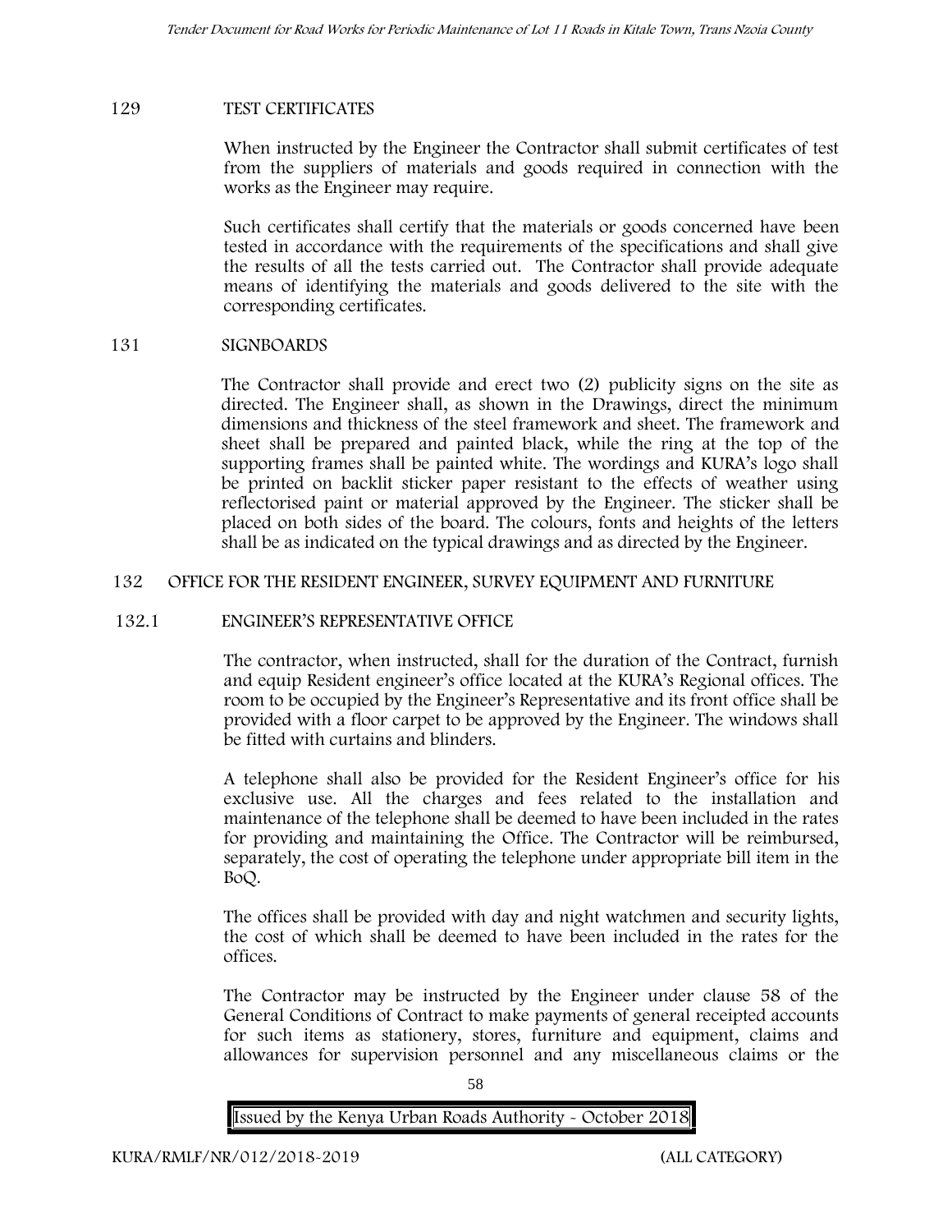## 129 TEST CERTIFICATES

When instructed by the Engineer the Contractor shall submit certificates of test from the suppliers of materials and goods required in connection with the works as the Engineer may require.

Such certificates shall certify that the materials or goods concerned have been tested in accordance with the requirements of the specifications and shall give the results of all the tests carried out. The Contractor shall provide adequate means of identifying the materials and goods delivered to the site with the corresponding certificates.

## 131 SIGNBOARDS

The Contractor shall provide and erect two (2) publicity signs on the site as directed. The Engineer shall, as shown in the Drawings, direct the minimum dimensions and thickness of the steel framework and sheet. The framework and sheet shall be prepared and painted black, while the ring at the top of the supporting frames shall be painted white. The wordings and KURA's logo shall be printed on backlit sticker paper resistant to the effects of weather using reflectorised paint or material approved by the Engineer. The sticker shall be placed on both sides of the board. The colours, fonts and heights of the letters shall be as indicated on the typical drawings and as directed by the Engineer.

## 132 OFFICE FOR THE RESIDENT ENGINEER, SURVEY EQUIPMENT AND FURNITURE

### 132.1 ENGINEER'S REPRESENTATIVE OFFICE

The contractor, when instructed, shall for the duration of the Contract, furnish and equip Resident engineer's office located at the KURA's Regional offices. The room to be occupied by the Engineer's Representative and its front office shall be provided with a floor carpet to be approved by the Engineer. The windows shall be fitted with curtains and blinders.

A telephone shall also be provided for the Resident Engineer's office for his exclusive use. All the charges and fees related to the installation and maintenance of the telephone shall be deemed to have been included in the rates for providing and maintaining the Office. The Contractor will be reimbursed, separately, the cost of operating the telephone under appropriate bill item in the BoQ.

The offices shall be provided with day and night watchmen and security lights, the cost of which shall be deemed to have been included in the rates for the offices.

The Contractor may be instructed by the Engineer under clause 58 of the General Conditions of Contract to make payments of general receipted accounts for such items as stationery, stores, furniture and equipment, claims and allowances for supervision personnel and any miscellaneous claims or the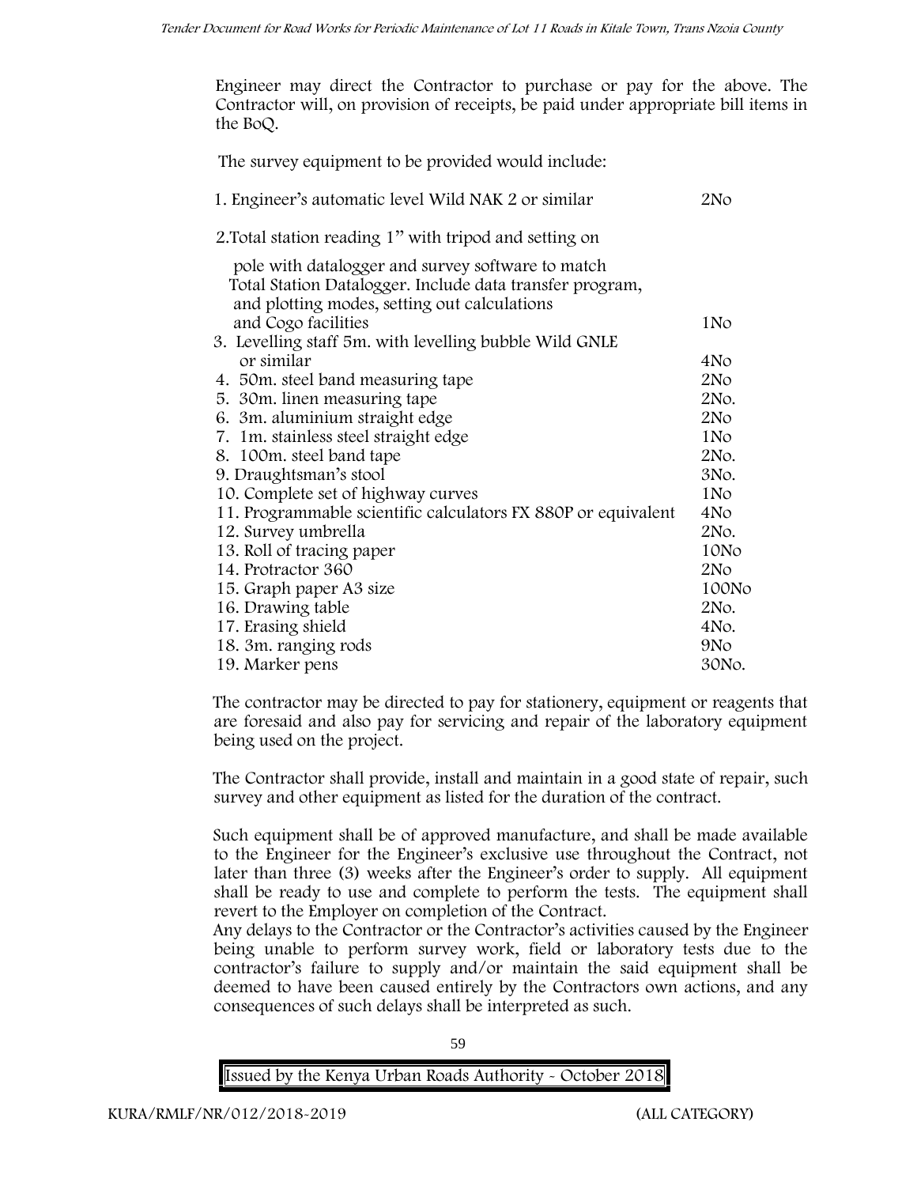Engineer may direct the Contractor to purchase or pay for the above. The Contractor will, on provision of receipts, be paid under appropriate bill items in the BoQ.

The survey equipment to be provided would include:

| Item | Quantity |
|---|---|
| 1. Engineer's automatic level Wild NAK 2 or similar | 2No |
| 2. Total station reading 1" with tripod and setting on pole with datalogger and survey software to match Total Station Datalogger. Include data transfer program, and plotting modes, setting out calculations and Cogo facilities | 1No |
| 3. Levelling staff 5m. with levelling bubble Wild GNLE or similar | 4No |
| 4. 50m. steel band measuring tape | 2No |
| 5. 30m. linen measuring tape | 2No. |
| 6. 3m. aluminium straight edge | 2No |
| 7. 1m. stainless steel straight edge | 1No |
| 8. 100m. steel band tape | 2No. |
| 9. Draughtsman's stool | 3No. |
| 10. Complete set of highway curves | 1No |
| 11. Programmable scientific calculators FX 880P or equivalent | 4No |
| 12. Survey umbrella | 2No. |
| 13. Roll of tracing paper | 10No |
| 14. Protractor 360 | 2No |
| 15. Graph paper A3 size | 100No |
| 16. Drawing table | 2No. |
| 17. Erasing shield | 4No. |
| 18. 3m. ranging rods | 9No |
| 19. Marker pens | 30No. |

The contractor may be directed to pay for stationery, equipment or reagents that are foresaid and also pay for servicing and repair of the laboratory equipment being used on the project.

The Contractor shall provide, install and maintain in a good state of repair, such survey and other equipment as listed for the duration of the contract.

Such equipment shall be of approved manufacture, and shall be made available to the Engineer for the Engineer's exclusive use throughout the Contract, not later than three (3) weeks after the Engineer's order to supply. All equipment shall be ready to use and complete to perform the tests. The equipment shall revert to the Employer on completion of the Contract.

Any delays to the Contractor or the Contractor's activities caused by the Engineer being unable to perform survey work, field or laboratory tests due to the contractor's failure to supply and/or maintain the said equipment shall be deemed to have been caused entirely by the Contractors own actions, and any consequences of such delays shall be interpreted as such.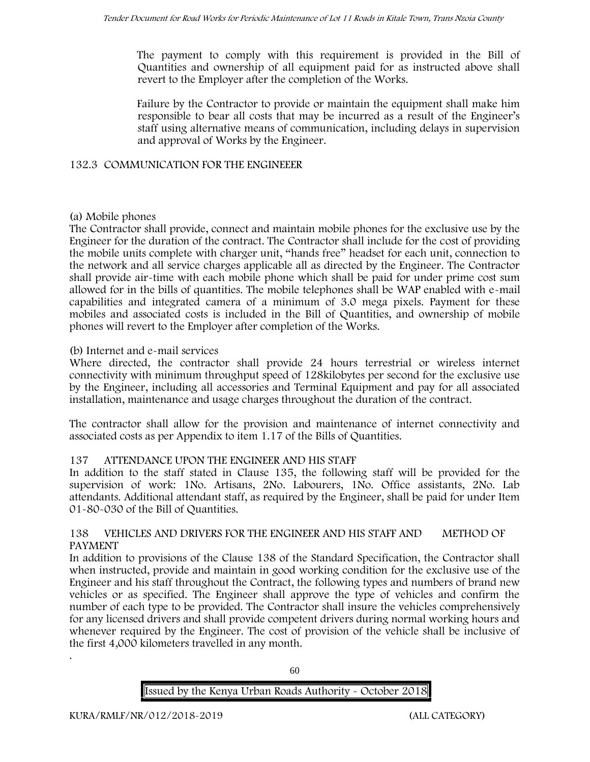The payment to comply with this requirement is provided in the Bill of Quantities and ownership of all equipment paid for as instructed above shall revert to the Employer after the completion of the Works.

Failure by the Contractor to provide or maintain the equipment shall make him responsible to bear all costs that may be incurred as a result of the Engineer's staff using alternative means of communication, including delays in supervision and approval of Works by the Engineer.

## 132.3 COMMUNICATION FOR THE ENGINEEER

(a) Mobile phones

The Contractor shall provide, connect and maintain mobile phones for the exclusive use by the Engineer for the duration of the contract. The Contractor shall include for the cost of providing the mobile units complete with charger unit, "hands free" headset for each unit, connection to the network and all service charges applicable all as directed by the Engineer. The Contractor shall provide air-time with each mobile phone which shall be paid for under prime cost sum allowed for in the bills of quantities. The mobile telephones shall be WAP enabled with e-mail capabilities and integrated camera of a minimum of 3.0 mega pixels. Payment for these mobiles and associated costs is included in the Bill of Quantities, and ownership of mobile phones will revert to the Employer after completion of the Works.

(b) Internet and e-mail services

Where directed, the contractor shall provide 24 hours terrestrial or wireless internet connectivity with minimum throughput speed of 128kilobytes per second for the exclusive use by the Engineer, including all accessories and Terminal Equipment and pay for all associated installation, maintenance and usage charges throughout the duration of the contract.

The contractor shall allow for the provision and maintenance of internet connectivity and associated costs as per Appendix to item 1.17 of the Bills of Quantities.

## 137 ATTENDANCE UPON THE ENGINEER AND HIS STAFF

In addition to the staff stated in Clause 135, the following staff will be provided for the supervision of work: 1No. Artisans, 2No. Labourers, 1No. Office assistants, 2No. Lab attendants. Additional attendant staff, as required by the Engineer, shall be paid for under Item 01-80-030 of the Bill of Quantities.

## 138 VEHICLES AND DRIVERS FOR THE ENGINEER AND HIS STAFF AND METHOD OF PAYMENT

In addition to provisions of the Clause 138 of the Standard Specification, the Contractor shall when instructed, provide and maintain in good working condition for the exclusive use of the Engineer and his staff throughout the Contract, the following types and numbers of brand new vehicles or as specified. The Engineer shall approve the type of vehicles and confirm the number of each type to be provided. The Contractor shall insure the vehicles comprehensively for any licensed drivers and shall provide competent drivers during normal working hours and whenever required by the Engineer. The cost of provision of the vehicle shall be inclusive of the first 4,000 kilometers travelled in any month.

.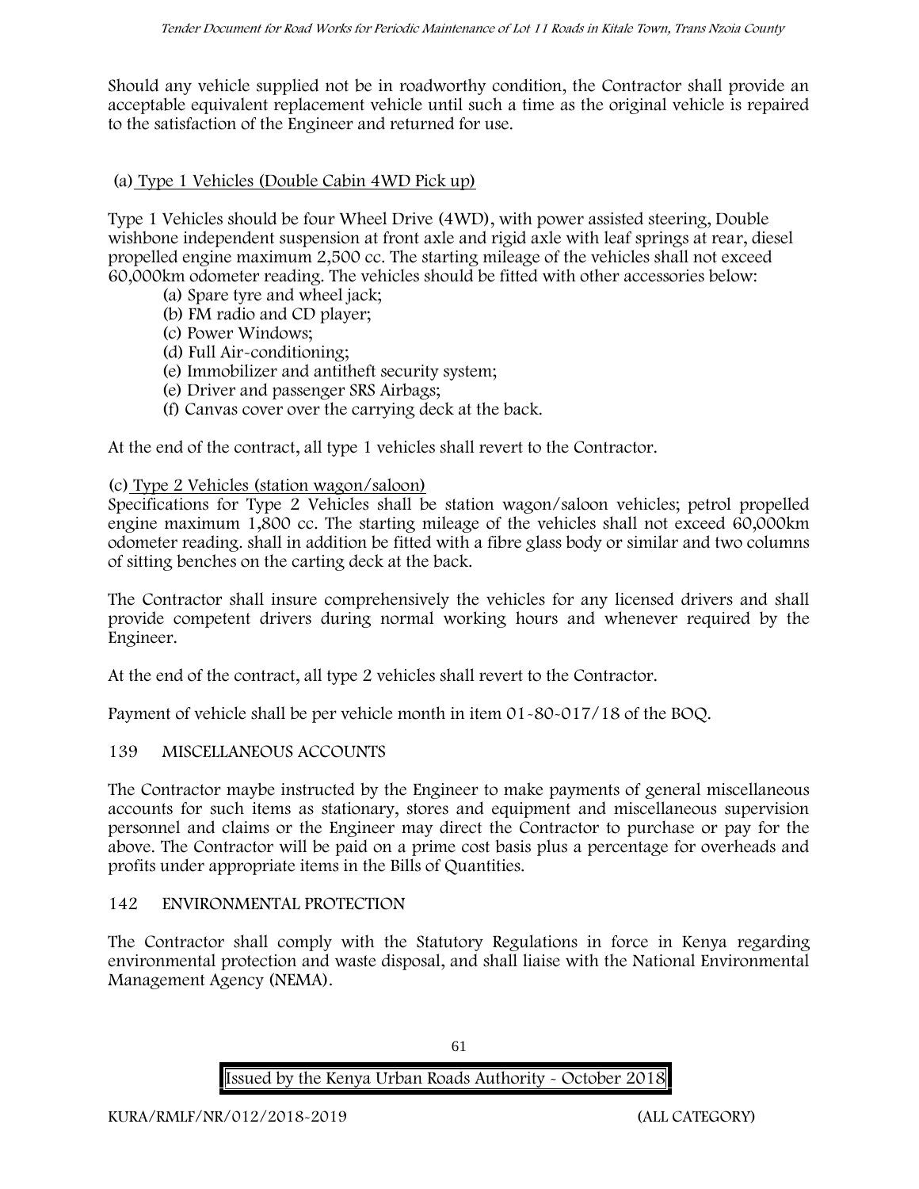Should any vehicle supplied not be in roadworthy condition, the Contractor shall provide an acceptable equivalent replacement vehicle until such a time as the original vehicle is repaired to the satisfaction of the Engineer and returned for use.

(a) Type 1 Vehicles (Double Cabin 4WD Pick up)

Type 1 Vehicles should be four Wheel Drive (4WD), with power assisted steering, Double wishbone independent suspension at front axle and rigid axle with leaf springs at rear, diesel propelled engine maximum 2,500 cc. The starting mileage of the vehicles shall not exceed 60,000km odometer reading. The vehicles should be fitted with other accessories below:

- (a) Spare tyre and wheel jack;
- (b) FM radio and CD player;
- (c) Power Windows;
- (d) Full Air-conditioning;
- (e) Immobilizer and antitheft security system;
- (e) Driver and passenger SRS Airbags;
- (f) Canvas cover over the carrying deck at the back.

At the end of the contract, all type 1 vehicles shall revert to the Contractor.

(c) Type 2 Vehicles (station wagon/saloon)

Specifications for Type 2 Vehicles shall be station wagon/saloon vehicles; petrol propelled engine maximum 1,800 cc. The starting mileage of the vehicles shall not exceed 60,000km odometer reading. shall in addition be fitted with a fibre glass body or similar and two columns of sitting benches on the carting deck at the back.

The Contractor shall insure comprehensively the vehicles for any licensed drivers and shall provide competent drivers during normal working hours and whenever required by the Engineer.

At the end of the contract, all type 2 vehicles shall revert to the Contractor.

Payment of vehicle shall be per vehicle month in item 01-80-017/18 of the BOQ.

## 139 MISCELLANEOUS ACCOUNTS

The Contractor maybe instructed by the Engineer to make payments of general miscellaneous accounts for such items as stationary, stores and equipment and miscellaneous supervision personnel and claims or the Engineer may direct the Contractor to purchase or pay for the above. The Contractor will be paid on a prime cost basis plus a percentage for overheads and profits under appropriate items in the Bills of Quantities.

## 142 ENVIRONMENTAL PROTECTION

The Contractor shall comply with the Statutory Regulations in force in Kenya regarding environmental protection and waste disposal, and shall liaise with the National Environmental Management Agency (NEMA).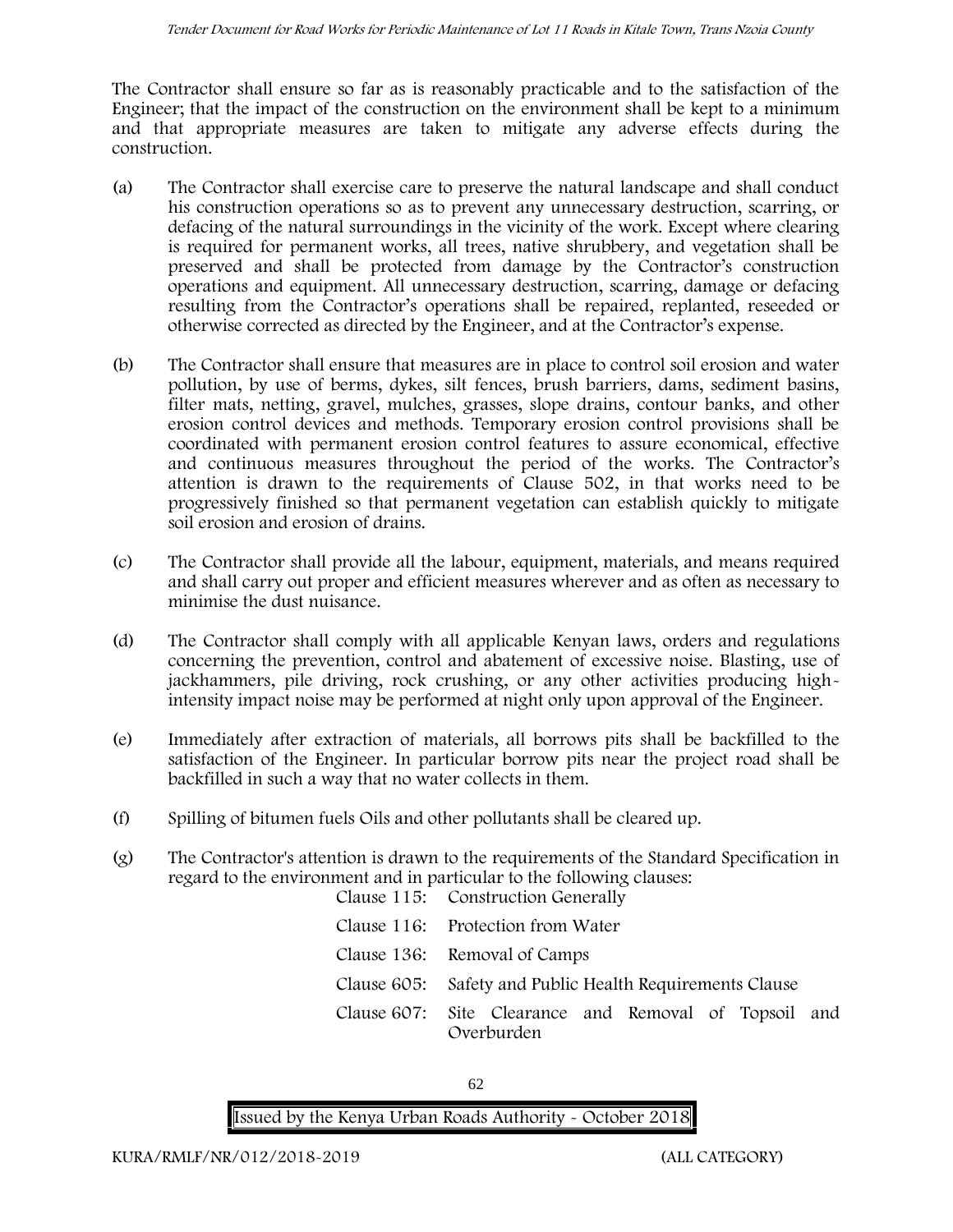The Contractor shall ensure so far as is reasonably practicable and to the satisfaction of the Engineer; that the impact of the construction on the environment shall be kept to a minimum and that appropriate measures are taken to mitigate any adverse effects during the construction.

(a) The Contractor shall exercise care to preserve the natural landscape and shall conduct his construction operations so as to prevent any unnecessary destruction, scarring, or defacing of the natural surroundings in the vicinity of the work. Except where clearing is required for permanent works, all trees, native shrubbery, and vegetation shall be preserved and shall be protected from damage by the Contractor's construction operations and equipment. All unnecessary destruction, scarring, damage or defacing resulting from the Contractor's operations shall be repaired, replanted, reseeded or otherwise corrected as directed by the Engineer, and at the Contractor's expense.

(b) The Contractor shall ensure that measures are in place to control soil erosion and water pollution, by use of berms, dykes, silt fences, brush barriers, dams, sediment basins, filter mats, netting, gravel, mulches, grasses, slope drains, contour banks, and other erosion control devices and methods. Temporary erosion control provisions shall be coordinated with permanent erosion control features to assure economical, effective and continuous measures throughout the period of the works. The Contractor's attention is drawn to the requirements of Clause 502, in that works need to be progressively finished so that permanent vegetation can establish quickly to mitigate soil erosion and erosion of drains.

(c) The Contractor shall provide all the labour, equipment, materials, and means required and shall carry out proper and efficient measures wherever and as often as necessary to minimise the dust nuisance.

(d) The Contractor shall comply with all applicable Kenyan laws, orders and regulations concerning the prevention, control and abatement of excessive noise. Blasting, use of jackhammers, pile driving, rock crushing, or any other activities producing high-intensity impact noise may be performed at night only upon approval of the Engineer.

(e) Immediately after extraction of materials, all borrows pits shall be backfilled to the satisfaction of the Engineer. In particular borrow pits near the project road shall be backfilled in such a way that no water collects in them.

(f) Spilling of bitumen fuels Oils and other pollutants shall be cleared up.

(g) The Contractor's attention is drawn to the requirements of the Standard Specification in regard to the environment and in particular to the following clauses:

| | |
|---|---|
| Clause 115: | Construction Generally |
| Clause 116: | Protection from Water |
| Clause 136: | Removal of Camps |
| Clause 605: | Safety and Public Health Requirements Clause |
| Clause 607: | Site Clearance and Removal of Topsoil and Overburden |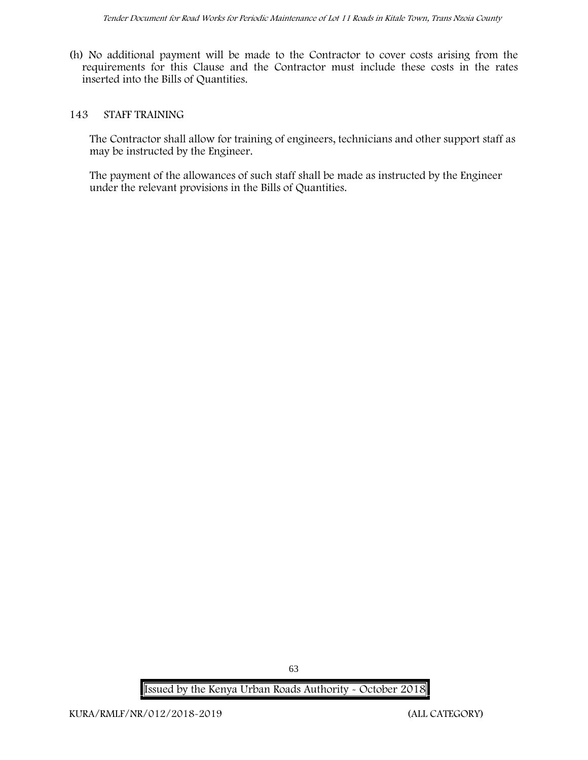(h) No additional payment will be made to the Contractor to cover costs arising from the requirements for this Clause and the Contractor must include these costs in the rates inserted into the Bills of Quantities.

## 143 STAFF TRAINING

The Contractor shall allow for training of engineers, technicians and other support staff as may be instructed by the Engineer.

The payment of the allowances of such staff shall be made as instructed by the Engineer under the relevant provisions in the Bills of Quantities.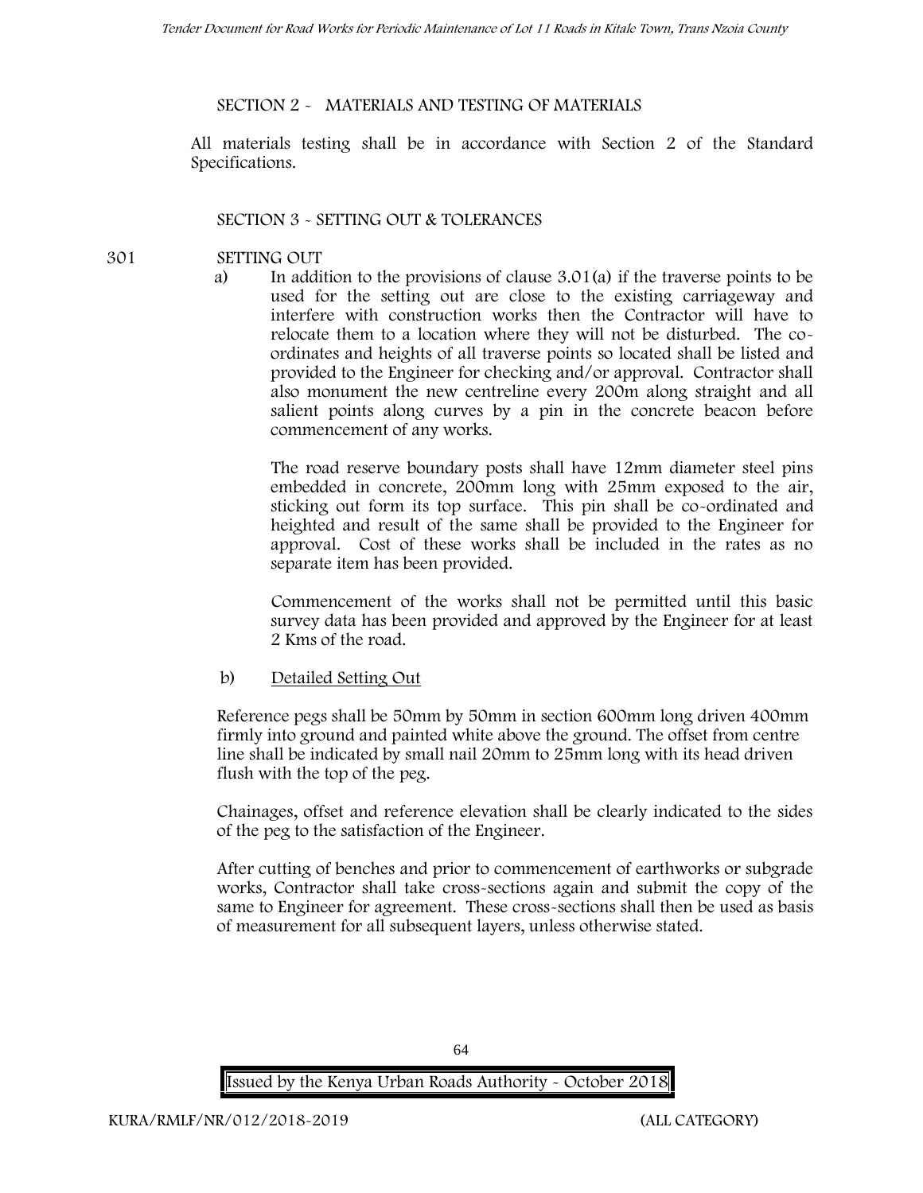## SECTION 2 - MATERIALS AND TESTING OF MATERIALS

All materials testing shall be in accordance with Section 2 of the Standard Specifications.

## SECTION 3 - SETTING OUT & TOLERANCES

### 301 SETTING OUT

a) In addition to the provisions of clause 3.01(a) if the traverse points to be used for the setting out are close to the existing carriageway and interfere with construction works then the Contractor will have to relocate them to a location where they will not be disturbed. The co-ordinates and heights of all traverse points so located shall be listed and provided to the Engineer for checking and/or approval. Contractor shall also monument the new centreline every 200m along straight and all salient points along curves by a pin in the concrete beacon before commencement of any works.

The road reserve boundary posts shall have 12mm diameter steel pins embedded in concrete, 200mm long with 25mm exposed to the air, sticking out form its top surface. This pin shall be co-ordinated and heighted and result of the same shall be provided to the Engineer for approval. Cost of these works shall be included in the rates as no separate item has been provided.

Commencement of the works shall not be permitted until this basic survey data has been provided and approved by the Engineer for at least 2 Kms of the road.

b) Detailed Setting Out

Reference pegs shall be 50mm by 50mm in section 600mm long driven 400mm firmly into ground and painted white above the ground. The offset from centre line shall be indicated by small nail 20mm to 25mm long with its head driven flush with the top of the peg.

Chainages, offset and reference elevation shall be clearly indicated to the sides of the peg to the satisfaction of the Engineer.

After cutting of benches and prior to commencement of earthworks or subgrade works, Contractor shall take cross-sections again and submit the copy of the same to Engineer for agreement. These cross-sections shall then be used as basis of measurement for all subsequent layers, unless otherwise stated.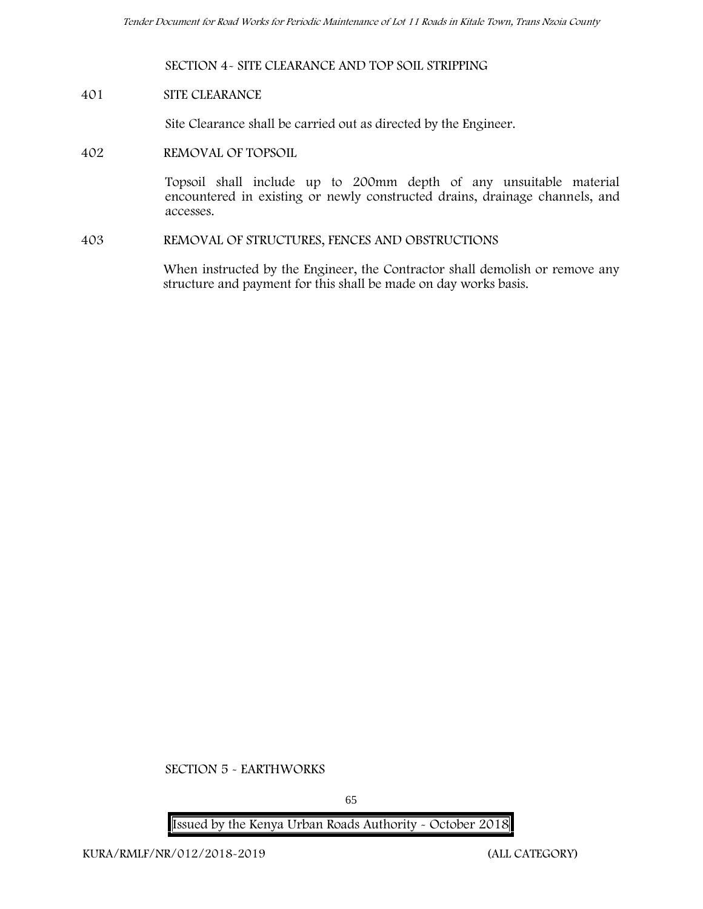## SECTION 4- SITE CLEARANCE AND TOP SOIL STRIPPING

### 401 SITE CLEARANCE

Site Clearance shall be carried out as directed by the Engineer.

### 402 REMOVAL OF TOPSOIL

Topsoil shall include up to 200mm depth of any unsuitable material encountered in existing or newly constructed drains, drainage channels, and accesses.

### 403 REMOVAL OF STRUCTURES, FENCES AND OBSTRUCTIONS

When instructed by the Engineer, the Contractor shall demolish or remove any structure and payment for this shall be made on day works basis.

## SECTION 5 - EARTHWORKS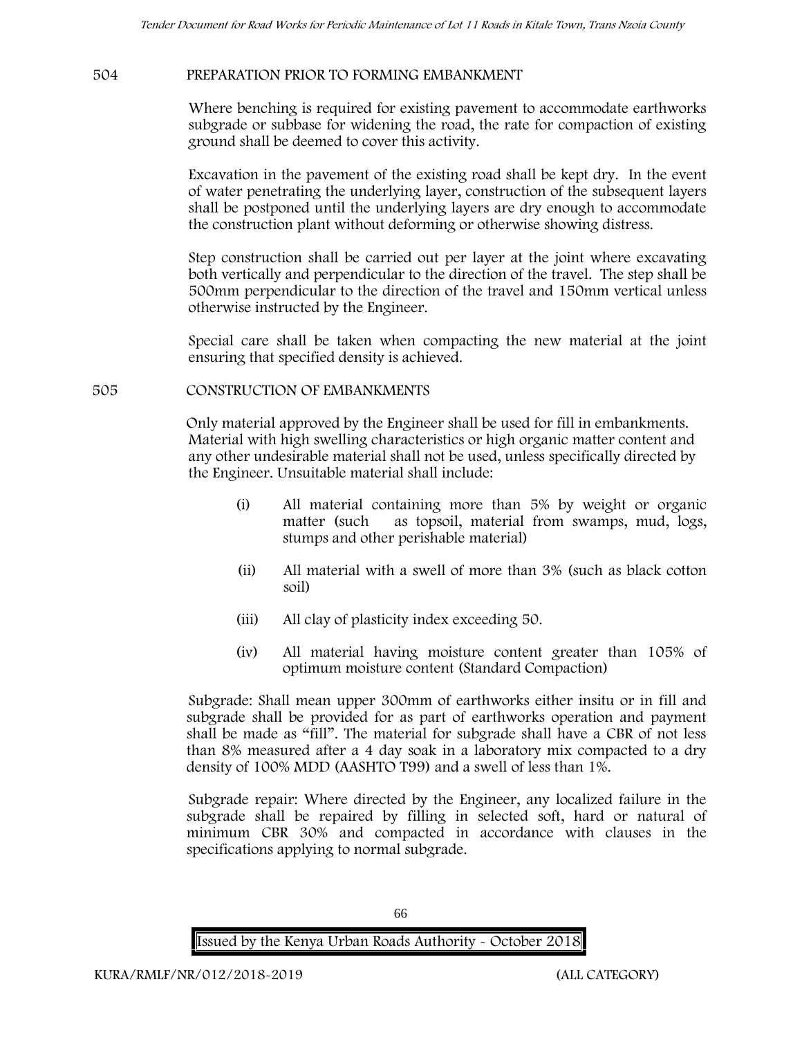## 504 PREPARATION PRIOR TO FORMING EMBANKMENT

Where benching is required for existing pavement to accommodate earthworks subgrade or subbase for widening the road, the rate for compaction of existing ground shall be deemed to cover this activity.

Excavation in the pavement of the existing road shall be kept dry. In the event of water penetrating the underlying layer, construction of the subsequent layers shall be postponed until the underlying layers are dry enough to accommodate the construction plant without deforming or otherwise showing distress.

Step construction shall be carried out per layer at the joint where excavating both vertically and perpendicular to the direction of the travel. The step shall be 500mm perpendicular to the direction of the travel and 150mm vertical unless otherwise instructed by the Engineer.

Special care shall be taken when compacting the new material at the joint ensuring that specified density is achieved.

## 505 CONSTRUCTION OF EMBANKMENTS

Only material approved by the Engineer shall be used for fill in embankments. Material with high swelling characteristics or high organic matter content and any other undesirable material shall not be used, unless specifically directed by the Engineer. Unsuitable material shall include:

(i) All material containing more than 5% by weight or organic matter (such as topsoil, material from swamps, mud, logs, stumps and other perishable material)

(ii) All material with a swell of more than 3% (such as black cotton soil)

(iii) All clay of plasticity index exceeding 50.

(iv) All material having moisture content greater than 105% of optimum moisture content (Standard Compaction)

Subgrade: Shall mean upper 300mm of earthworks either insitu or in fill and subgrade shall be provided for as part of earthworks operation and payment shall be made as "fill". The material for subgrade shall have a CBR of not less than 8% measured after a 4 day soak in a laboratory mix compacted to a dry density of 100% MDD (AASHTO T99) and a swell of less than 1%.

Subgrade repair: Where directed by the Engineer, any localized failure in the subgrade shall be repaired by filling in selected soft, hard or natural of minimum CBR 30% and compacted in accordance with clauses in the specifications applying to normal subgrade.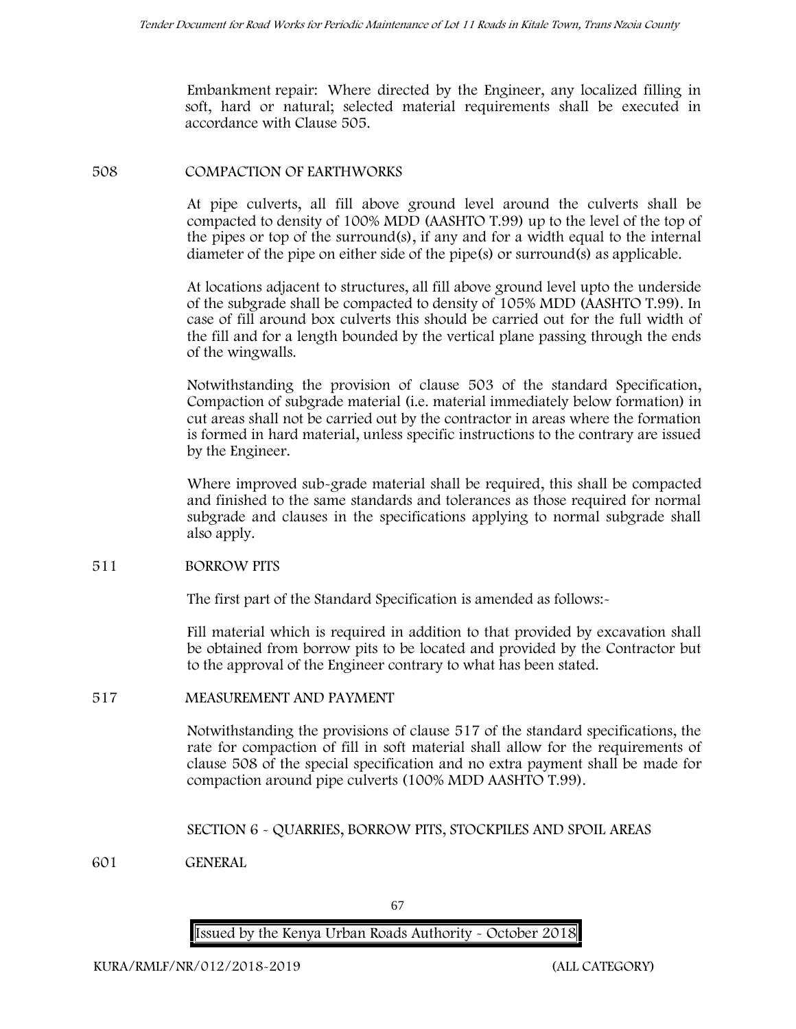Embankment repair: Where directed by the Engineer, any localized filling in soft, hard or natural; selected material requirements shall be executed in accordance with Clause 505.

508 COMPACTION OF EARTHWORKS

At pipe culverts, all fill above ground level around the culverts shall be compacted to density of 100% MDD (AASHTO T.99) up to the level of the top of the pipes or top of the surround(s), if any and for a width equal to the internal diameter of the pipe on either side of the pipe(s) or surround(s) as applicable.

At locations adjacent to structures, all fill above ground level upto the underside of the subgrade shall be compacted to density of 105% MDD (AASHTO T.99). In case of fill around box culverts this should be carried out for the full width of the fill and for a length bounded by the vertical plane passing through the ends of the wingwalls.

Notwithstanding the provision of clause 503 of the standard Specification, Compaction of subgrade material (i.e. material immediately below formation) in cut areas shall not be carried out by the contractor in areas where the formation is formed in hard material, unless specific instructions to the contrary are issued by the Engineer.

Where improved sub-grade material shall be required, this shall be compacted and finished to the same standards and tolerances as those required for normal subgrade and clauses in the specifications applying to normal subgrade shall also apply.

511 BORROW PITS

The first part of the Standard Specification is amended as follows:-

Fill material which is required in addition to that provided by excavation shall be obtained from borrow pits to be located and provided by the Contractor but to the approval of the Engineer contrary to what has been stated.

517 MEASUREMENT AND PAYMENT

Notwithstanding the provisions of clause 517 of the standard specifications, the rate for compaction of fill in soft material shall allow for the requirements of clause 508 of the special specification and no extra payment shall be made for compaction around pipe culverts (100% MDD AASHTO T.99).

## SECTION 6 - QUARRIES, BORROW PITS, STOCKPILES AND SPOIL AREAS

601 GENERAL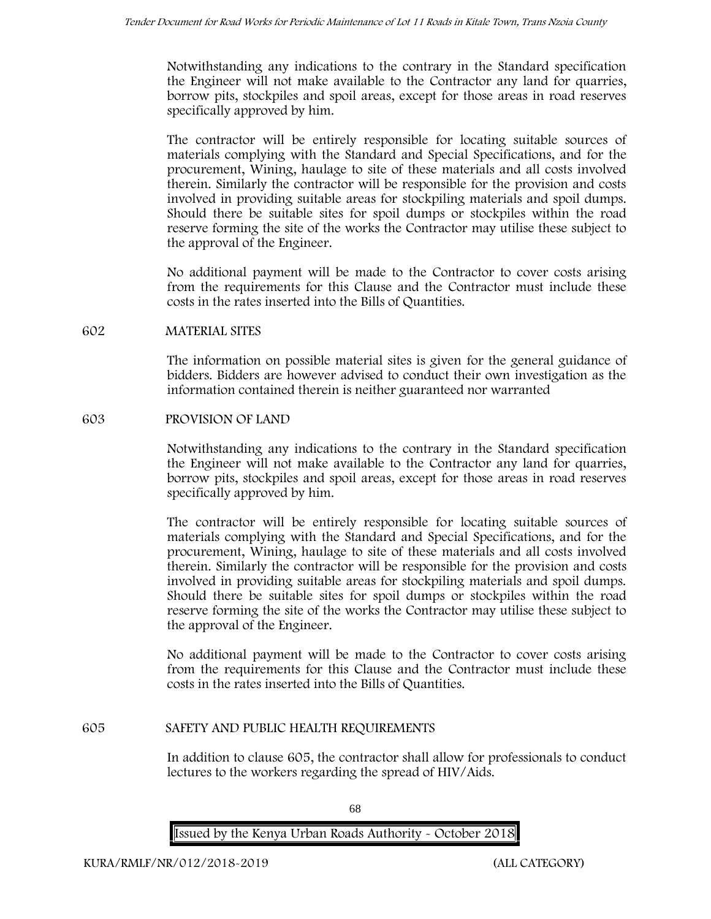Notwithstanding any indications to the contrary in the Standard specification the Engineer will not make available to the Contractor any land for quarries, borrow pits, stockpiles and spoil areas, except for those areas in road reserves specifically approved by him.

The contractor will be entirely responsible for locating suitable sources of materials complying with the Standard and Special Specifications, and for the procurement, Wining, haulage to site of these materials and all costs involved therein. Similarly the contractor will be responsible for the provision and costs involved in providing suitable areas for stockpiling materials and spoil dumps. Should there be suitable sites for spoil dumps or stockpiles within the road reserve forming the site of the works the Contractor may utilise these subject to the approval of the Engineer.

No additional payment will be made to the Contractor to cover costs arising from the requirements for this Clause and the Contractor must include these costs in the rates inserted into the Bills of Quantities.

## 602 MATERIAL SITES

The information on possible material sites is given for the general guidance of bidders. Bidders are however advised to conduct their own investigation as the information contained therein is neither guaranteed nor warranted

## 603 PROVISION OF LAND

Notwithstanding any indications to the contrary in the Standard specification the Engineer will not make available to the Contractor any land for quarries, borrow pits, stockpiles and spoil areas, except for those areas in road reserves specifically approved by him.

The contractor will be entirely responsible for locating suitable sources of materials complying with the Standard and Special Specifications, and for the procurement, Wining, haulage to site of these materials and all costs involved therein. Similarly the contractor will be responsible for the provision and costs involved in providing suitable areas for stockpiling materials and spoil dumps. Should there be suitable sites for spoil dumps or stockpiles within the road reserve forming the site of the works the Contractor may utilise these subject to the approval of the Engineer.

No additional payment will be made to the Contractor to cover costs arising from the requirements for this Clause and the Contractor must include these costs in the rates inserted into the Bills of Quantities.

## 605 SAFETY AND PUBLIC HEALTH REQUIREMENTS

In addition to clause 605, the contractor shall allow for professionals to conduct lectures to the workers regarding the spread of HIV/Aids.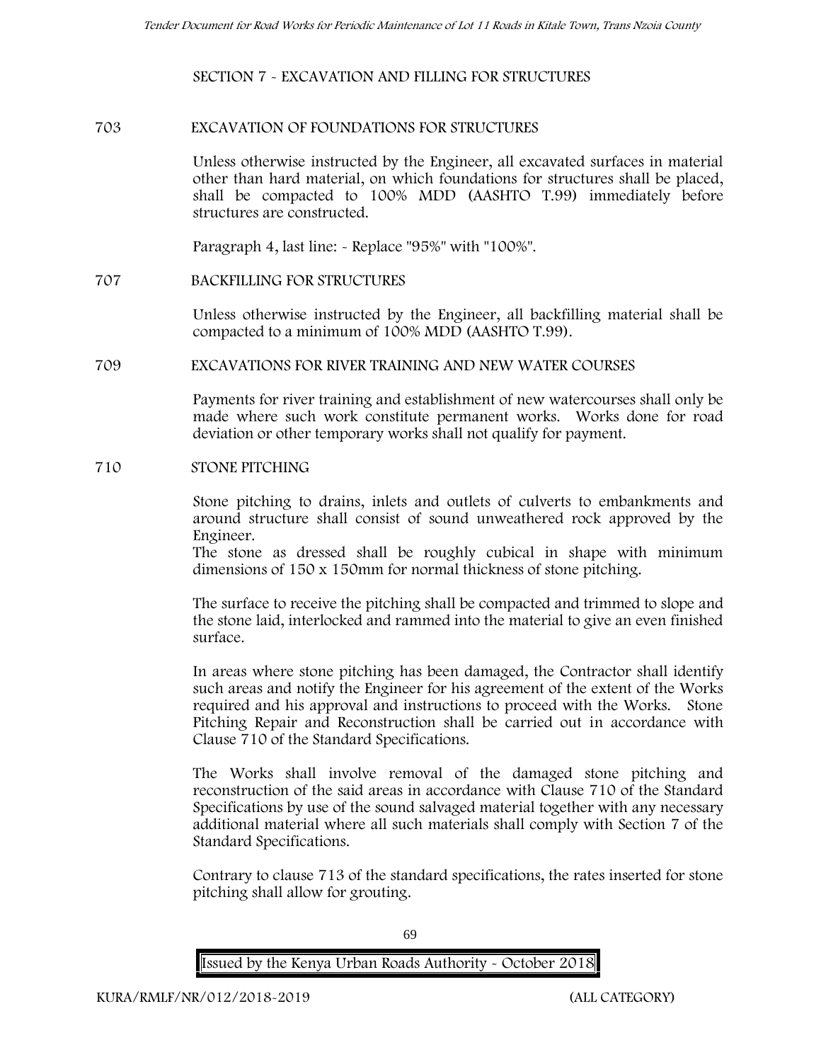## SECTION 7 - EXCAVATION AND FILLING FOR STRUCTURES

### 703 EXCAVATION OF FOUNDATIONS FOR STRUCTURES

Unless otherwise instructed by the Engineer, all excavated surfaces in material other than hard material, on which foundations for structures shall be placed, shall be compacted to 100% MDD (AASHTO T.99) immediately before structures are constructed.

Paragraph 4, last line: - Replace "95%" with "100%".

### 707 BACKFILLING FOR STRUCTURES

Unless otherwise instructed by the Engineer, all backfilling material shall be compacted to a minimum of 100% MDD (AASHTO T.99).

### 709 EXCAVATIONS FOR RIVER TRAINING AND NEW WATER COURSES

Payments for river training and establishment of new watercourses shall only be made where such work constitute permanent works. Works done for road deviation or other temporary works shall not qualify for payment.

### 710 STONE PITCHING

Stone pitching to drains, inlets and outlets of culverts to embankments and around structure shall consist of sound unweathered rock approved by the Engineer.
The stone as dressed shall be roughly cubical in shape with minimum dimensions of 150 x 150mm for normal thickness of stone pitching.

The surface to receive the pitching shall be compacted and trimmed to slope and the stone laid, interlocked and rammed into the material to give an even finished surface.

In areas where stone pitching has been damaged, the Contractor shall identify such areas and notify the Engineer for his agreement of the extent of the Works required and his approval and instructions to proceed with the Works. Stone Pitching Repair and Reconstruction shall be carried out in accordance with Clause 710 of the Standard Specifications.

The Works shall involve removal of the damaged stone pitching and reconstruction of the said areas in accordance with Clause 710 of the Standard Specifications by use of the sound salvaged material together with any necessary additional material where all such materials shall comply with Section 7 of the Standard Specifications.

Contrary to clause 713 of the standard specifications, the rates inserted for stone pitching shall allow for grouting.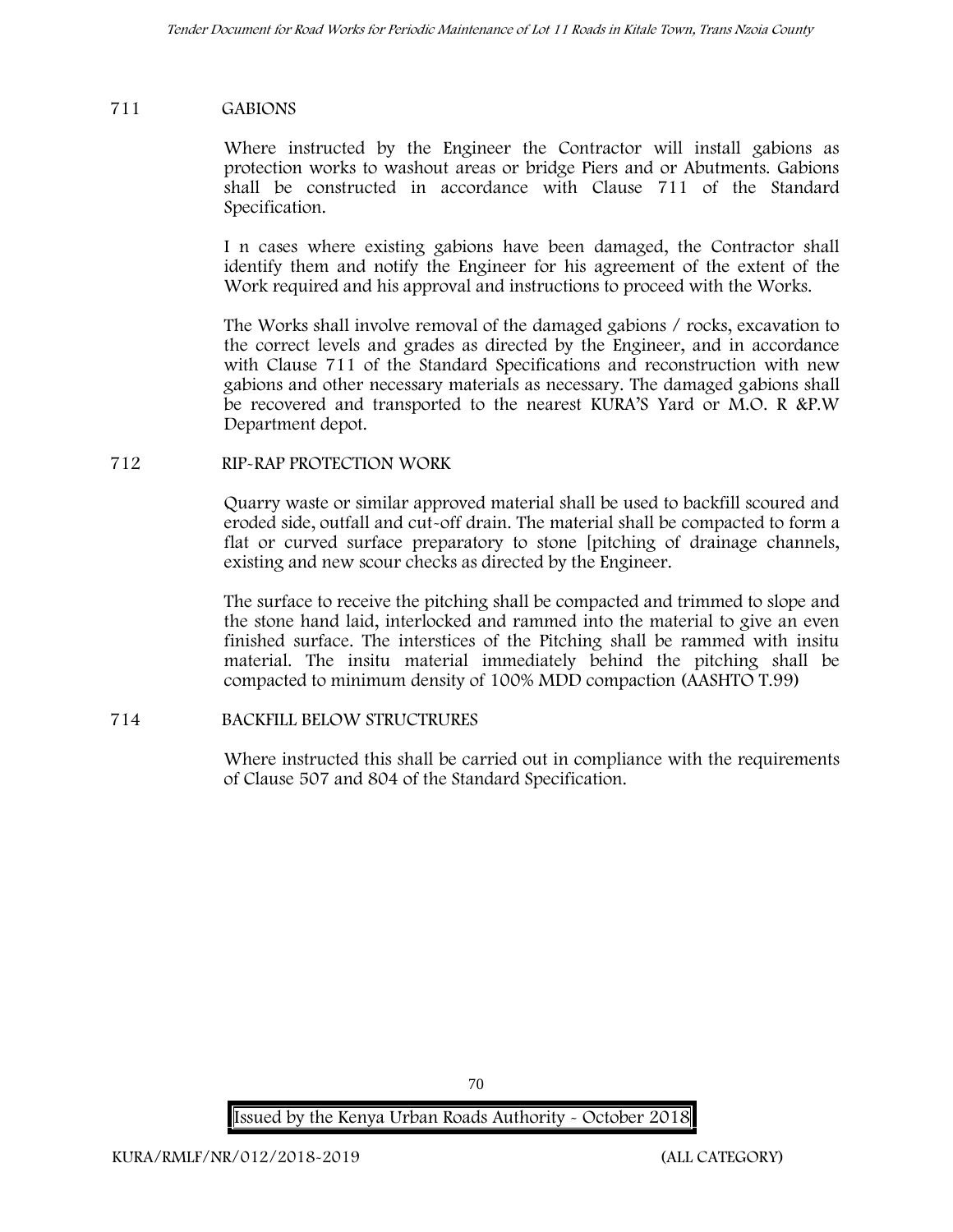## 711 GABIONS

Where instructed by the Engineer the Contractor will install gabions as protection works to washout areas or bridge Piers and or Abutments. Gabions shall be constructed in accordance with Clause 711 of the Standard Specification.

I n cases where existing gabions have been damaged, the Contractor shall identify them and notify the Engineer for his agreement of the extent of the Work required and his approval and instructions to proceed with the Works.

The Works shall involve removal of the damaged gabions / rocks, excavation to the correct levels and grades as directed by the Engineer, and in accordance with Clause 711 of the Standard Specifications and reconstruction with new gabions and other necessary materials as necessary. The damaged gabions shall be recovered and transported to the nearest KURA'S Yard or M.O. R &P.W Department depot.

## 712 RIP-RAP PROTECTION WORK

Quarry waste or similar approved material shall be used to backfill scoured and eroded side, outfall and cut-off drain. The material shall be compacted to form a flat or curved surface preparatory to stone [pitching of drainage channels, existing and new scour checks as directed by the Engineer.

The surface to receive the pitching shall be compacted and trimmed to slope and the stone hand laid, interlocked and rammed into the material to give an even finished surface. The interstices of the Pitching shall be rammed with insitu material. The insitu material immediately behind the pitching shall be compacted to minimum density of 100% MDD compaction (AASHTO T.99)

## 714 BACKFILL BELOW STRUCTRURES

Where instructed this shall be carried out in compliance with the requirements of Clause 507 and 804 of the Standard Specification.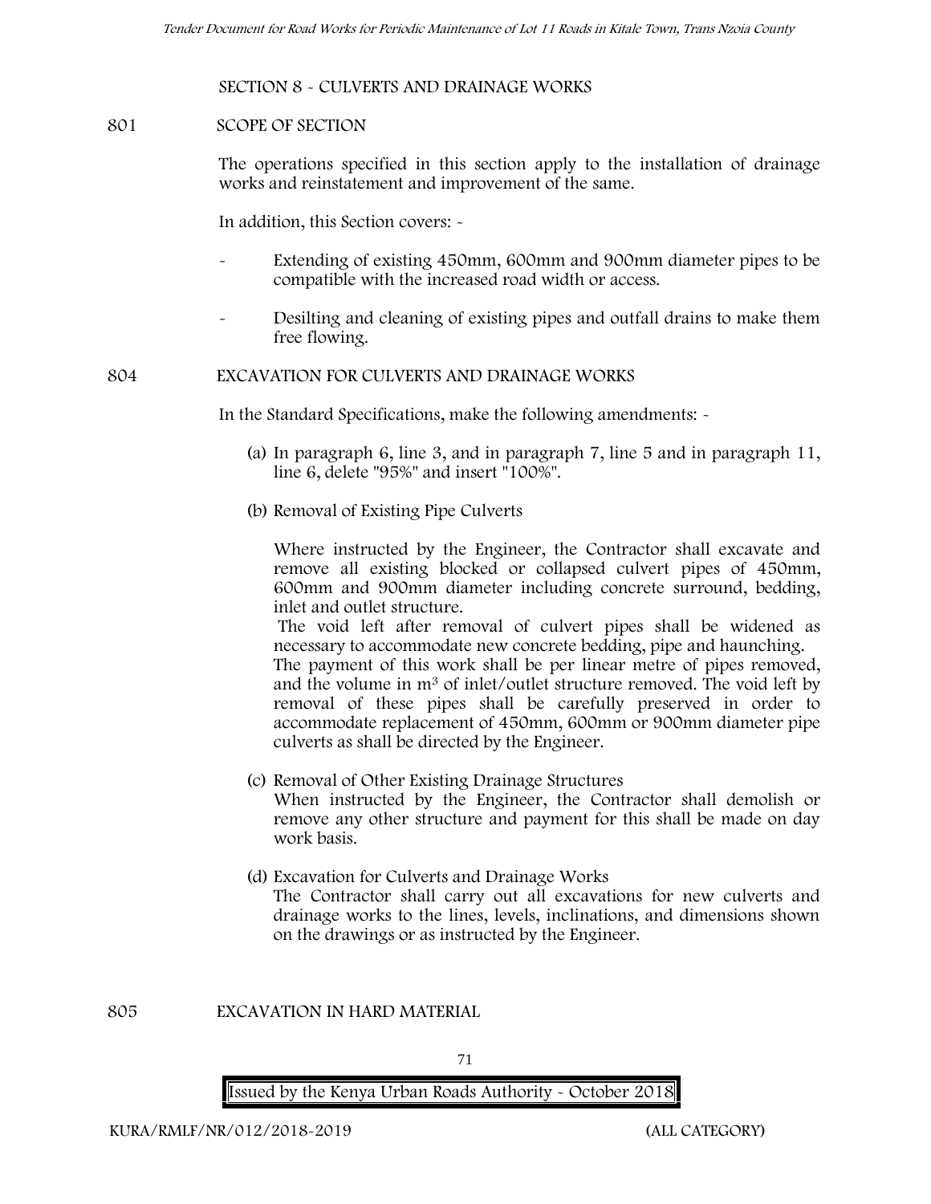## SECTION 8 - CULVERTS AND DRAINAGE WORKS

### 801 SCOPE OF SECTION

The operations specified in this section apply to the installation of drainage works and reinstatement and improvement of the same.

In addition, this Section covers: -

- Extending of existing 450mm, 600mm and 900mm diameter pipes to be compatible with the increased road width or access.
- Desilting and cleaning of existing pipes and outfall drains to make them free flowing.

### 804 EXCAVATION FOR CULVERTS AND DRAINAGE WORKS

In the Standard Specifications, make the following amendments: -

(a) In paragraph 6, line 3, and in paragraph 7, line 5 and in paragraph 11, line 6, delete "95%" and insert "100%".

(b) Removal of Existing Pipe Culverts

Where instructed by the Engineer, the Contractor shall excavate and remove all existing blocked or collapsed culvert pipes of 450mm, 600mm and 900mm diameter including concrete surround, bedding, inlet and outlet structure.

The void left after removal of culvert pipes shall be widened as necessary to accommodate new concrete bedding, pipe and haunching.

The payment of this work shall be per linear metre of pipes removed, and the volume in $m^3$ of inlet/outlet structure removed. The void left by removal of these pipes shall be carefully preserved in order to accommodate replacement of 450mm, 600mm or 900mm diameter pipe culverts as shall be directed by the Engineer.

(c) Removal of Other Existing Drainage Structures

When instructed by the Engineer, the Contractor shall demolish or remove any other structure and payment for this shall be made on day work basis.

(d) Excavation for Culverts and Drainage Works

The Contractor shall carry out all excavations for new culverts and drainage works to the lines, levels, inclinations, and dimensions shown on the drawings or as instructed by the Engineer.

### 805 EXCAVATION IN HARD MATERIAL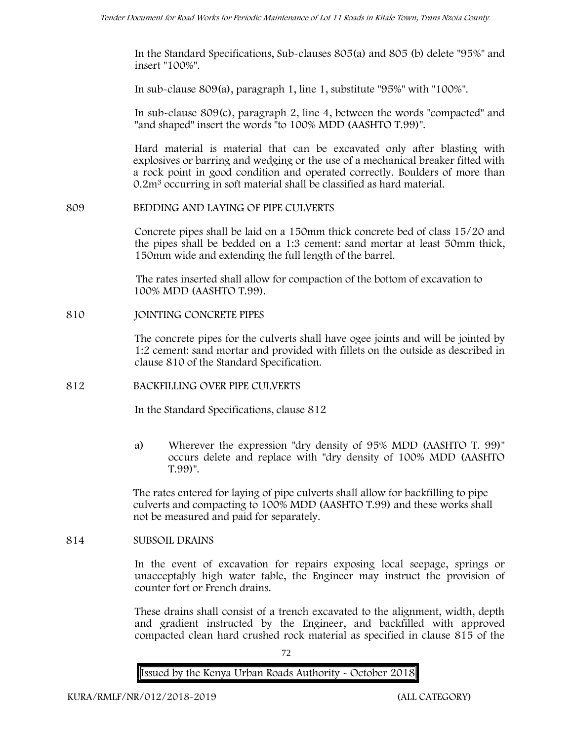In the Standard Specifications, Sub-clauses 805(a) and 805 (b) delete "95%" and insert "100%".

In sub-clause 809(a), paragraph 1, line 1, substitute "95%" with "100%".

In sub-clause 809(c), paragraph 2, line 4, between the words "compacted" and "and shaped" insert the words "to 100% MDD (AASHTO T.99)".

Hard material is material that can be excavated only after blasting with explosives or barring and wedging or the use of a mechanical breaker fitted with a rock point in good condition and operated correctly. Boulders of more than $0.2m^3$ occurring in soft material shall be classified as hard material.

## 809 BEDDING AND LAYING OF PIPE CULVERTS

Concrete pipes shall be laid on a 150mm thick concrete bed of class 15/20 and the pipes shall be bedded on a 1:3 cement: sand mortar at least 50mm thick, 150mm wide and extending the full length of the barrel.

The rates inserted shall allow for compaction of the bottom of excavation to 100% MDD (AASHTO T.99).

## 810 JOINTING CONCRETE PIPES

The concrete pipes for the culverts shall have ogee joints and will be jointed by 1:2 cement: sand mortar and provided with fillets on the outside as described in clause 810 of the Standard Specification.

## 812 BACKFILLING OVER PIPE CULVERTS

In the Standard Specifications, clause 812

a) Wherever the expression "dry density of 95% MDD (AASHTO T. 99)" occurs delete and replace with "dry density of 100% MDD (AASHTO T.99)".

The rates entered for laying of pipe culverts shall allow for backfilling to pipe culverts and compacting to 100% MDD (AASHTO T.99) and these works shall not be measured and paid for separately.

## 814 SUBSOIL DRAINS

In the event of excavation for repairs exposing local seepage, springs or unacceptably high water table, the Engineer may instruct the provision of counter fort or French drains.

These drains shall consist of a trench excavated to the alignment, width, depth and gradient instructed by the Engineer, and backfilled with approved compacted clean hard crushed rock material as specified in clause 815 of the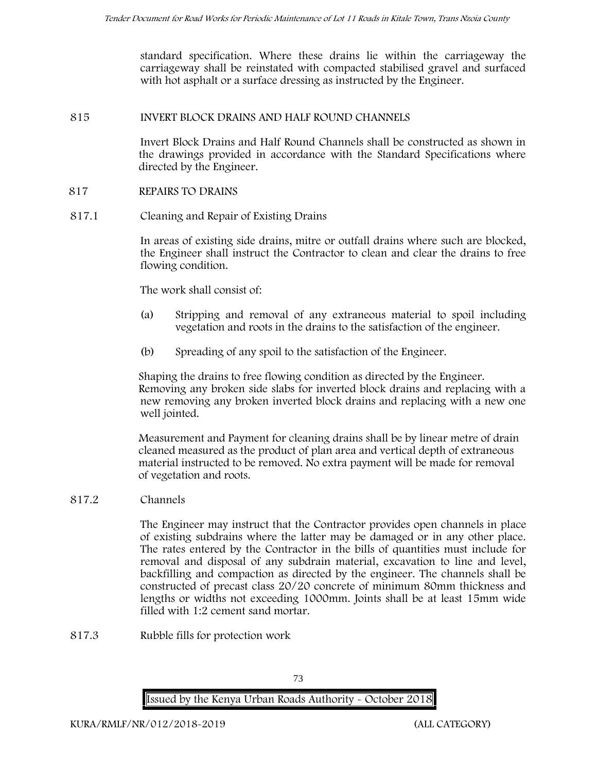standard specification. Where these drains lie within the carriageway the carriageway shall be reinstated with compacted stabilised gravel and surfaced with hot asphalt or a surface dressing as instructed by the Engineer.

## 815 INVERT BLOCK DRAINS AND HALF ROUND CHANNELS

Invert Block Drains and Half Round Channels shall be constructed as shown in the drawings provided in accordance with the Standard Specifications where directed by the Engineer.

## 817 REPAIRS TO DRAINS

### 817.1 Cleaning and Repair of Existing Drains

In areas of existing side drains, mitre or outfall drains where such are blocked, the Engineer shall instruct the Contractor to clean and clear the drains to free flowing condition.

The work shall consist of:

(a) Stripping and removal of any extraneous material to spoil including vegetation and roots in the drains to the satisfaction of the engineer.

(b) Spreading of any spoil to the satisfaction of the Engineer.

Shaping the drains to free flowing condition as directed by the Engineer. Removing any broken side slabs for inverted block drains and replacing with a new removing any broken inverted block drains and replacing with a new one well jointed.

Measurement and Payment for cleaning drains shall be by linear metre of drain cleaned measured as the product of plan area and vertical depth of extraneous material instructed to be removed. No extra payment will be made for removal of vegetation and roots.

### 817.2 Channels

The Engineer may instruct that the Contractor provides open channels in place of existing subdrains where the latter may be damaged or in any other place. The rates entered by the Contractor in the bills of quantities must include for removal and disposal of any subdrain material, excavation to line and level, backfilling and compaction as directed by the engineer. The channels shall be constructed of precast class 20/20 concrete of minimum 80mm thickness and lengths or widths not exceeding 1000mm. Joints shall be at least 15mm wide filled with 1:2 cement sand mortar.

### 817.3 Rubble fills for protection work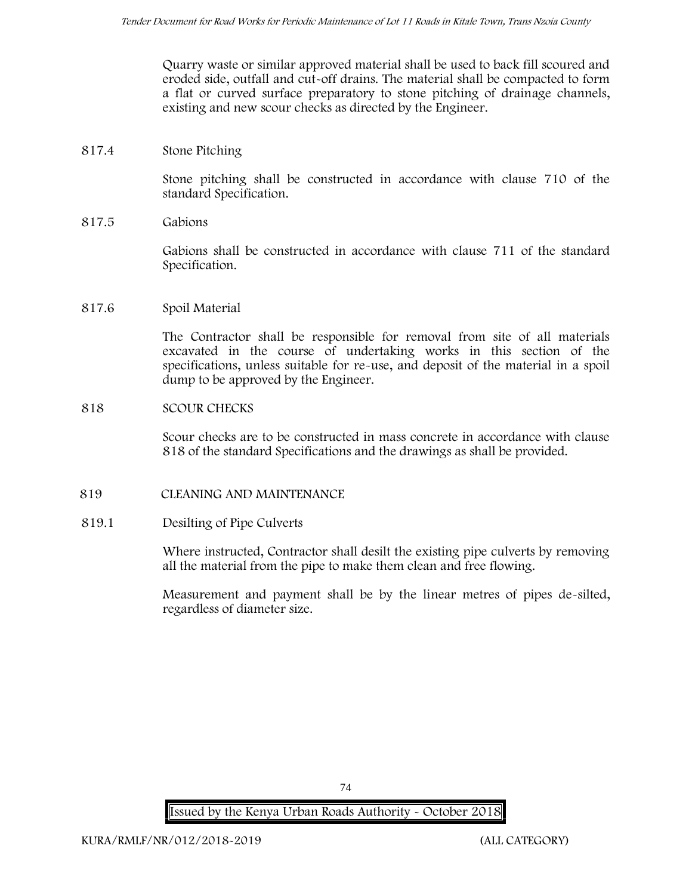Quarry waste or similar approved material shall be used to back fill scoured and eroded side, outfall and cut-off drains. The material shall be compacted to form a flat or curved surface preparatory to stone pitching of drainage channels, existing and new scour checks as directed by the Engineer.

**817.4 Stone Pitching**

Stone pitching shall be constructed in accordance with clause 710 of the standard Specification.

**817.5 Gabions**

Gabions shall be constructed in accordance with clause 711 of the standard Specification.

**817.6 Spoil Material**

The Contractor shall be responsible for removal from site of all materials excavated in the course of undertaking works in this section of the specifications, unless suitable for re-use, and deposit of the material in a spoil dump to be approved by the Engineer.

## 818 SCOUR CHECKS

Scour checks are to be constructed in mass concrete in accordance with clause 818 of the standard Specifications and the drawings as shall be provided.

## 819 CLEANING AND MAINTENANCE

**819.1 Desilting of Pipe Culverts**

Where instructed, Contractor shall desilt the existing pipe culverts by removing all the material from the pipe to make them clean and free flowing.

Measurement and payment shall be by the linear metres of pipes de-silted, regardless of diameter size.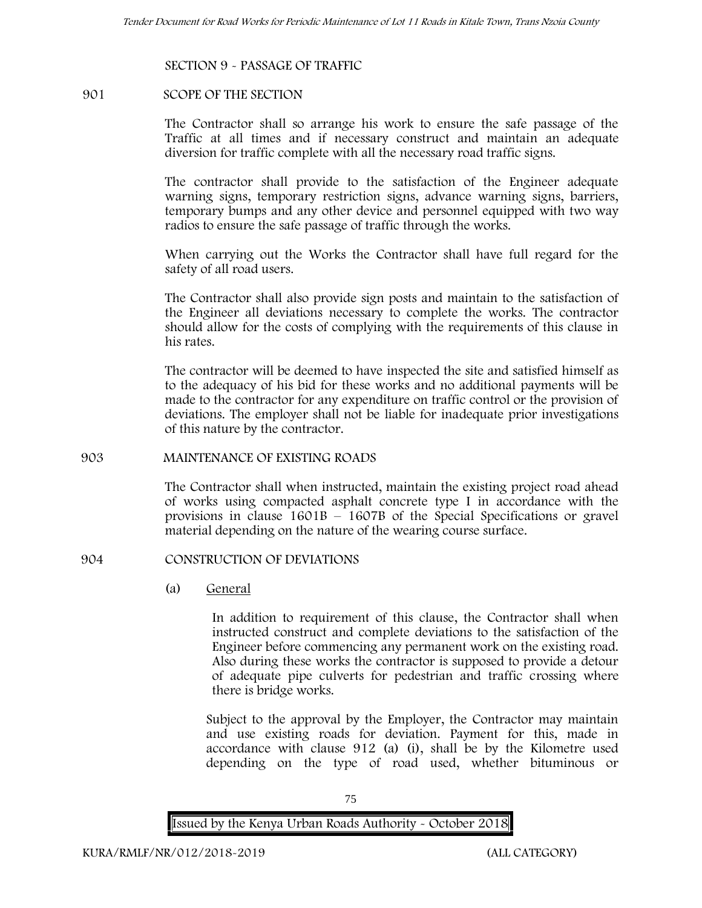## SECTION 9 - PASSAGE OF TRAFFIC

### 901 SCOPE OF THE SECTION

The Contractor shall so arrange his work to ensure the safe passage of the Traffic at all times and if necessary construct and maintain an adequate diversion for traffic complete with all the necessary road traffic signs.

The contractor shall provide to the satisfaction of the Engineer adequate warning signs, temporary restriction signs, advance warning signs, barriers, temporary bumps and any other device and personnel equipped with two way radios to ensure the safe passage of traffic through the works.

When carrying out the Works the Contractor shall have full regard for the safety of all road users.

The Contractor shall also provide sign posts and maintain to the satisfaction of the Engineer all deviations necessary to complete the works. The contractor should allow for the costs of complying with the requirements of this clause in his rates.

The contractor will be deemed to have inspected the site and satisfied himself as to the adequacy of his bid for these works and no additional payments will be made to the contractor for any expenditure on traffic control or the provision of deviations. The employer shall not be liable for inadequate prior investigations of this nature by the contractor.

### 903 MAINTENANCE OF EXISTING ROADS

The Contractor shall when instructed, maintain the existing project road ahead of works using compacted asphalt concrete type I in accordance with the provisions in clause 1601B – 1607B of the Special Specifications or gravel material depending on the nature of the wearing course surface.

### 904 CONSTRUCTION OF DEVIATIONS

(a) General

In addition to requirement of this clause, the Contractor shall when instructed construct and complete deviations to the satisfaction of the Engineer before commencing any permanent work on the existing road. Also during these works the contractor is supposed to provide a detour of adequate pipe culverts for pedestrian and traffic crossing where there is bridge works.

Subject to the approval by the Employer, the Contractor may maintain and use existing roads for deviation. Payment for this, made in accordance with clause 912 (a) (i), shall be by the Kilometre used depending on the type of road used, whether bituminous or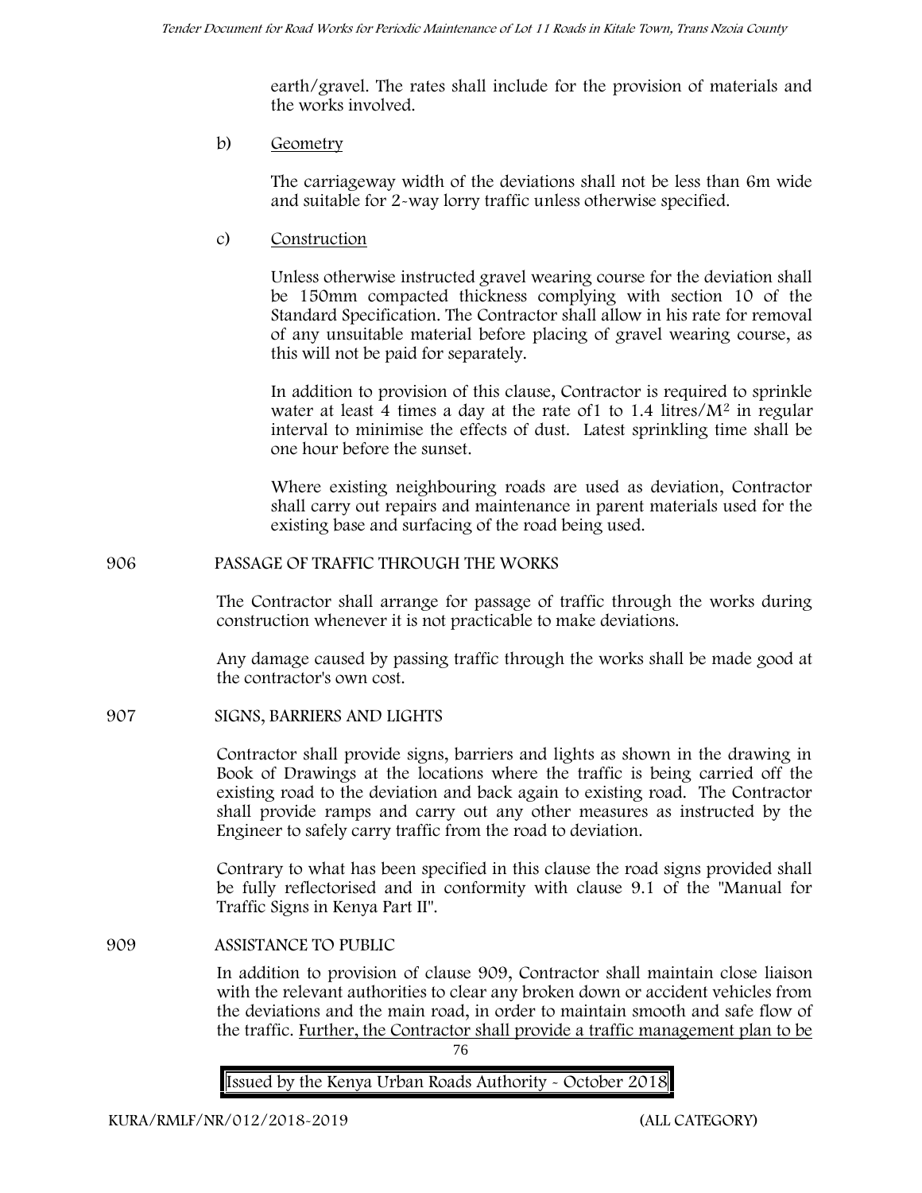earth/gravel. The rates shall include for the provision of materials and the works involved.

b) Geometry

The carriageway width of the deviations shall not be less than 6m wide and suitable for 2-way lorry traffic unless otherwise specified.

c) Construction

Unless otherwise instructed gravel wearing course for the deviation shall be 150mm compacted thickness complying with section 10 of the Standard Specification. The Contractor shall allow in his rate for removal of any unsuitable material before placing of gravel wearing course, as this will not be paid for separately.

In addition to provision of this clause, Contractor is required to sprinkle water at least 4 times a day at the rate of1 to 1.4 litres/$M^2$ in regular interval to minimise the effects of dust. Latest sprinkling time shall be one hour before the sunset.

Where existing neighbouring roads are used as deviation, Contractor shall carry out repairs and maintenance in parent materials used for the existing base and surfacing of the road being used.

906 PASSAGE OF TRAFFIC THROUGH THE WORKS

The Contractor shall arrange for passage of traffic through the works during construction whenever it is not practicable to make deviations.

Any damage caused by passing traffic through the works shall be made good at the contractor's own cost.

907 SIGNS, BARRIERS AND LIGHTS

Contractor shall provide signs, barriers and lights as shown in the drawing in Book of Drawings at the locations where the traffic is being carried off the existing road to the deviation and back again to existing road. The Contractor shall provide ramps and carry out any other measures as instructed by the Engineer to safely carry traffic from the road to deviation.

Contrary to what has been specified in this clause the road signs provided shall be fully reflectorised and in conformity with clause 9.1 of the "Manual for Traffic Signs in Kenya Part II".

909 ASSISTANCE TO PUBLIC

In addition to provision of clause 909, Contractor shall maintain close liaison with the relevant authorities to clear any broken down or accident vehicles from the deviations and the main road, in order to maintain smooth and safe flow of the traffic. Further, the Contractor shall provide a traffic management plan to be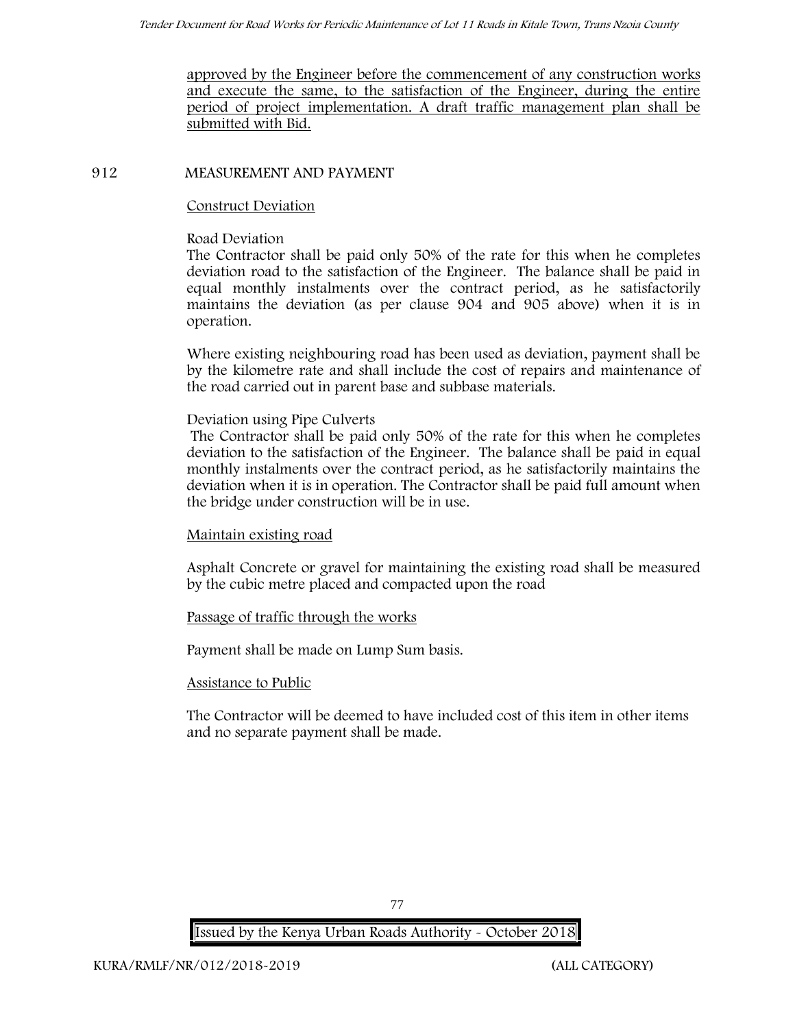approved by the Engineer before the commencement of any construction works and execute the same, to the satisfaction of the Engineer, during the entire period of project implementation. A draft traffic management plan shall be submitted with Bid.

## 912 MEASUREMENT AND PAYMENT

Construct Deviation

Road Deviation

The Contractor shall be paid only 50% of the rate for this when he completes deviation road to the satisfaction of the Engineer. The balance shall be paid in equal monthly instalments over the contract period, as he satisfactorily maintains the deviation (as per clause 904 and 905 above) when it is in operation.

Where existing neighbouring road has been used as deviation, payment shall be by the kilometre rate and shall include the cost of repairs and maintenance of the road carried out in parent base and subbase materials.

Deviation using Pipe Culverts

The Contractor shall be paid only 50% of the rate for this when he completes deviation to the satisfaction of the Engineer. The balance shall be paid in equal monthly instalments over the contract period, as he satisfactorily maintains the deviation when it is in operation. The Contractor shall be paid full amount when the bridge under construction will be in use.

Maintain existing road

Asphalt Concrete or gravel for maintaining the existing road shall be measured by the cubic metre placed and compacted upon the road

Passage of traffic through the works

Payment shall be made on Lump Sum basis.

Assistance to Public

The Contractor will be deemed to have included cost of this item in other items and no separate payment shall be made.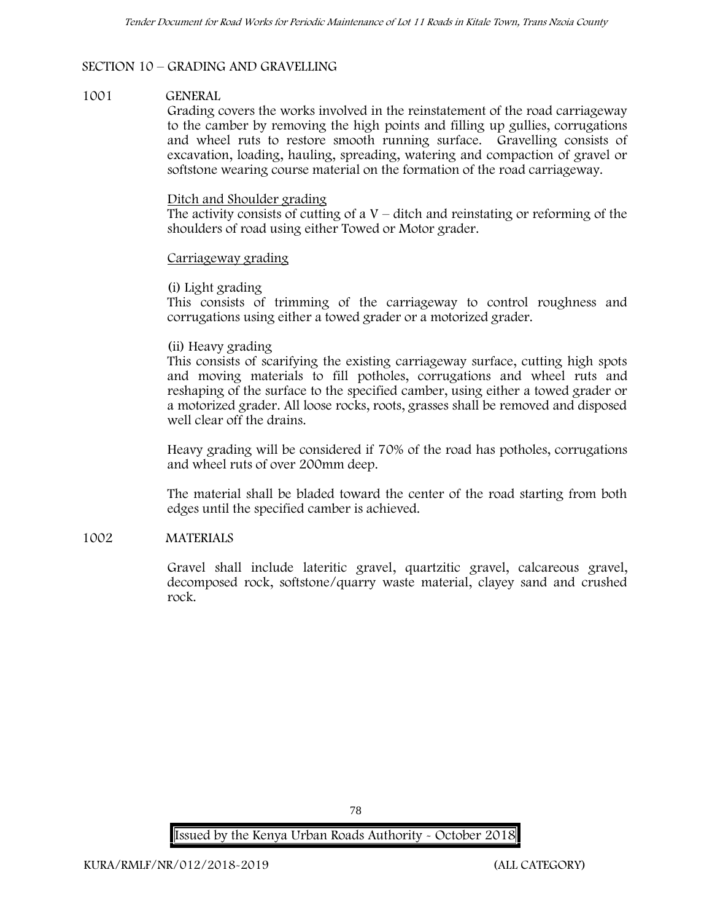## SECTION 10 – GRADING AND GRAVELLING

### 1001 GENERAL

Grading covers the works involved in the reinstatement of the road carriageway to the camber by removing the high points and filling up gullies, corrugations and wheel ruts to restore smooth running surface. Gravelling consists of excavation, loading, hauling, spreading, watering and compaction of gravel or softstone wearing course material on the formation of the road carriageway.

Ditch and Shoulder grading

The activity consists of cutting of a V – ditch and reinstating or reforming of the shoulders of road using either Towed or Motor grader.

Carriageway grading

(i) Light grading

This consists of trimming of the carriageway to control roughness and corrugations using either a towed grader or a motorized grader.

(ii) Heavy grading

This consists of scarifying the existing carriageway surface, cutting high spots and moving materials to fill potholes, corrugations and wheel ruts and reshaping of the surface to the specified camber, using either a towed grader or a motorized grader. All loose rocks, roots, grasses shall be removed and disposed well clear off the drains.

Heavy grading will be considered if 70% of the road has potholes, corrugations and wheel ruts of over 200mm deep.

The material shall be bladed toward the center of the road starting from both edges until the specified camber is achieved.

### 1002 MATERIALS

Gravel shall include lateritic gravel, quartzitic gravel, calcareous gravel, decomposed rock, softstone/quarry waste material, clayey sand and crushed rock.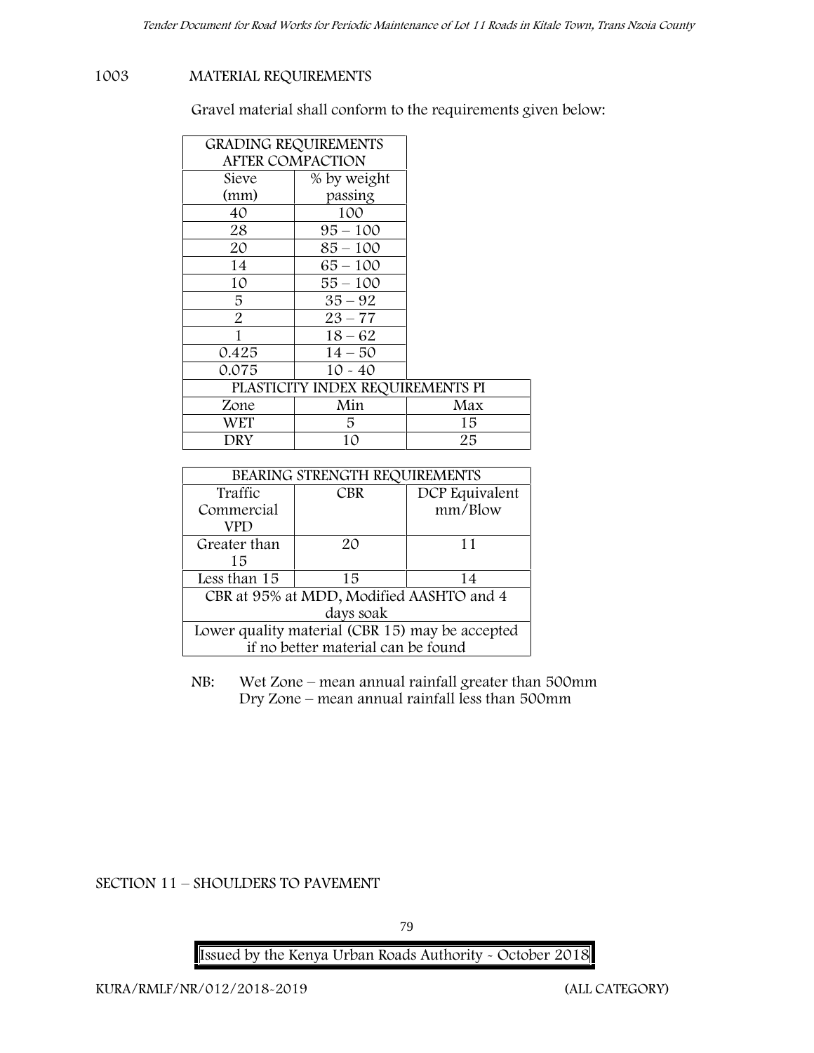## 1003 MATERIAL REQUIREMENTS

Gravel material shall conform to the requirements given below:

| GRADING REQUIREMENTS AFTER COMPACTION | |
|---|---|
| Sieve (mm) | % by weight passing |
| 40 | 100 |
| 28 | 95 – 100 |
| 20 | 85 – 100 |
| 14 | 65 – 100 |
| 10 | 55 – 100 |
| 5 | 35 – 92 |
| 2 | 23 – 77 |
| 1 | 18 – 62 |
| 0.425 | 14 – 50 |
| 0.075 | 10 - 40 |

| PLASTICITY INDEX REQUIREMENTS PI | | |
|---|---|---|
| Zone | Min | Max |
| WET | 5 | 15 |
| DRY | 10 | 25 |

| BEARING STRENGTH REQUIREMENTS | | |
|---|---|---|
| Traffic Commercial VPD | CBR | DCP Equivalent mm/Blow |
| Greater than 15 | 20 | 11 |
| Less than 15 | 15 | 14 |
| CBR at 95% at MDD, Modified AASHTO and 4 days soak | | |
| Lower quality material (CBR 15) may be accepted if no better material can be found | | |

NB: Wet Zone – mean annual rainfall greater than 500mm
Dry Zone – mean annual rainfall less than 500mm

## SECTION 11 – SHOULDERS TO PAVEMENT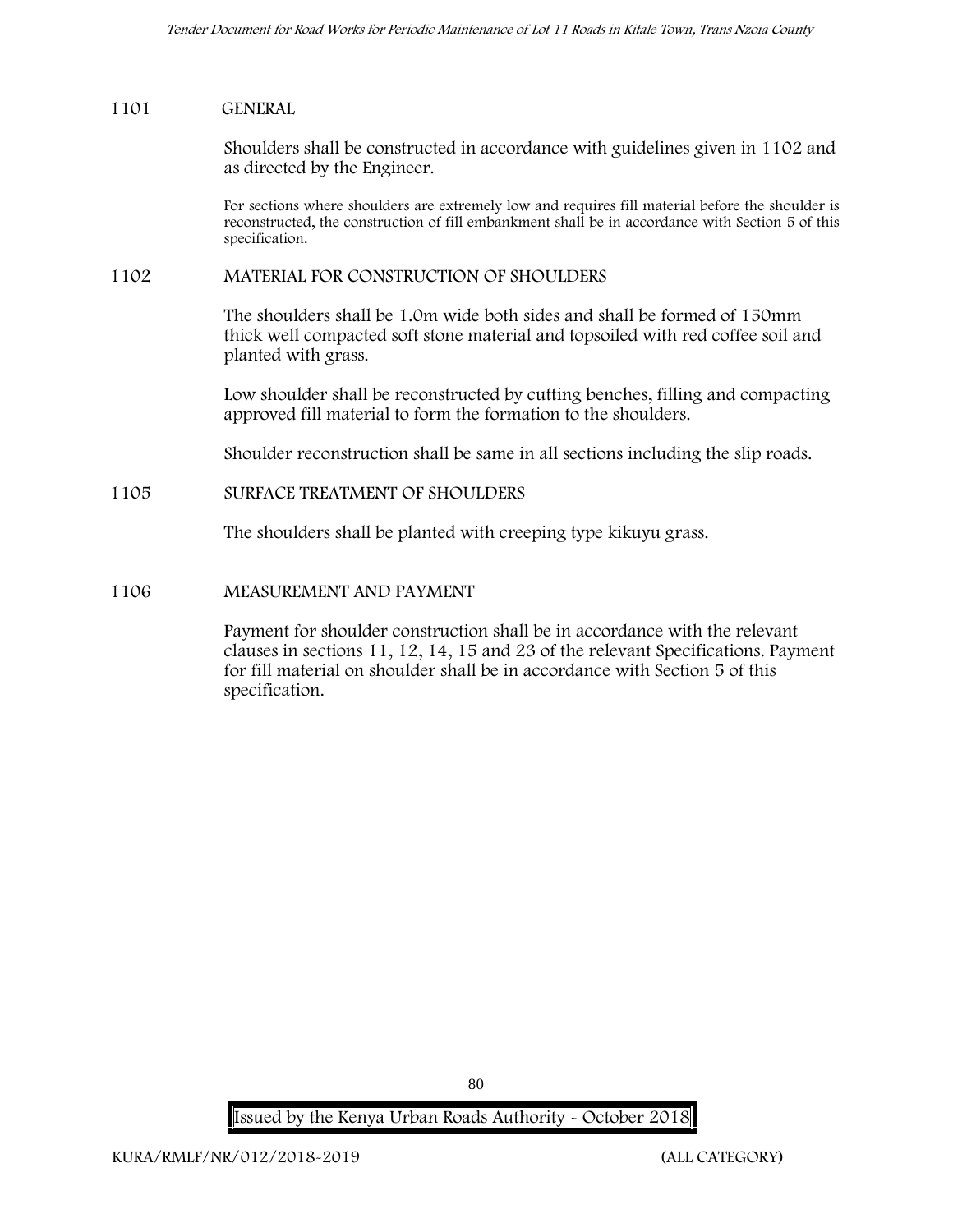## 1101 GENERAL

Shoulders shall be constructed in accordance with guidelines given in 1102 and as directed by the Engineer.

For sections where shoulders are extremely low and requires fill material before the shoulder is reconstructed, the construction of fill embankment shall be in accordance with Section 5 of this specification.

## 1102 MATERIAL FOR CONSTRUCTION OF SHOULDERS

The shoulders shall be 1.0m wide both sides and shall be formed of 150mm thick well compacted soft stone material and topsoiled with red coffee soil and planted with grass.

Low shoulder shall be reconstructed by cutting benches, filling and compacting approved fill material to form the formation to the shoulders.

Shoulder reconstruction shall be same in all sections including the slip roads.

## 1105 SURFACE TREATMENT OF SHOULDERS

The shoulders shall be planted with creeping type kikuyu grass.

## 1106 MEASUREMENT AND PAYMENT

Payment for shoulder construction shall be in accordance with the relevant clauses in sections 11, 12, 14, 15 and 23 of the relevant Specifications. Payment for fill material on shoulder shall be in accordance with Section 5 of this specification.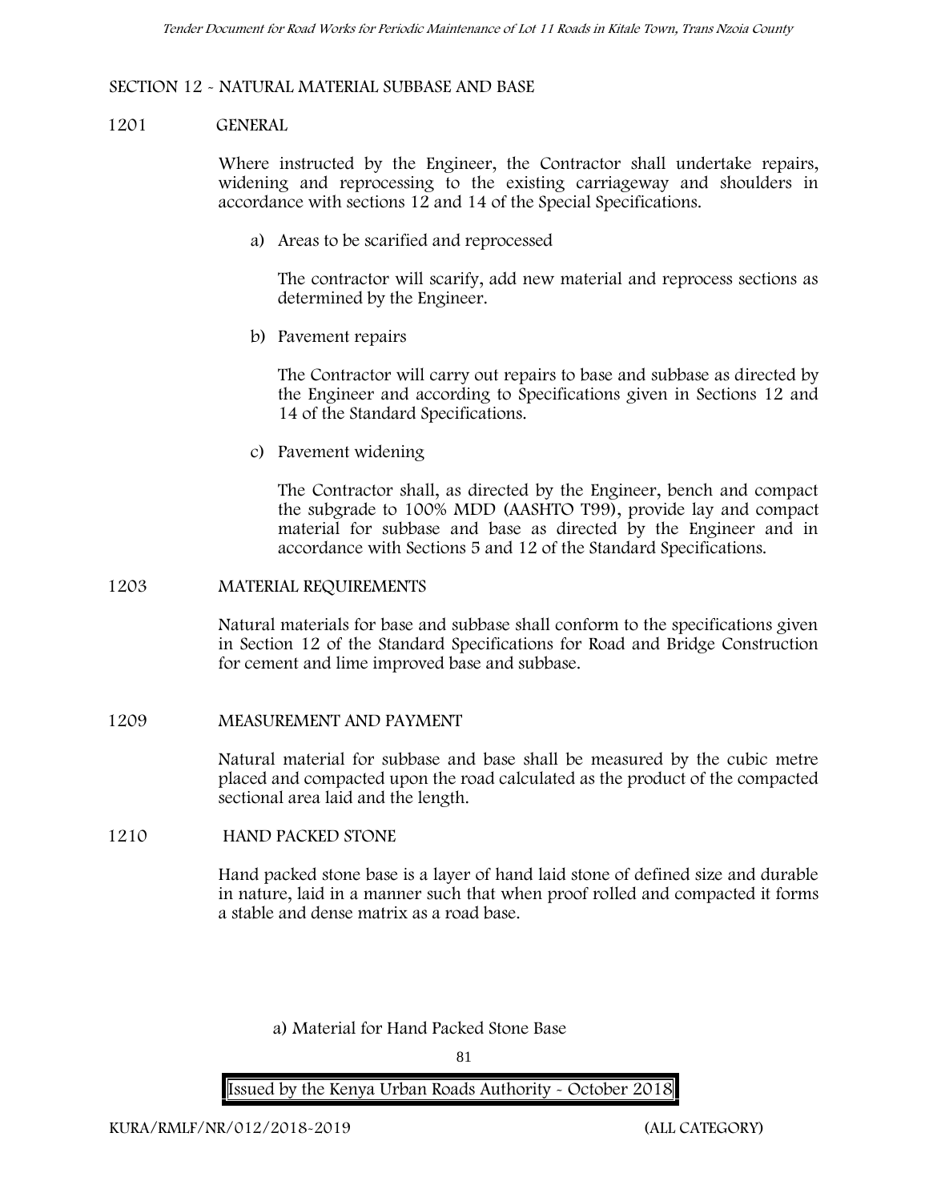## SECTION 12 - NATURAL MATERIAL SUBBASE AND BASE

### 1201 GENERAL

Where instructed by the Engineer, the Contractor shall undertake repairs, widening and reprocessing to the existing carriageway and shoulders in accordance with sections 12 and 14 of the Special Specifications.

a) Areas to be scarified and reprocessed

The contractor will scarify, add new material and reprocess sections as determined by the Engineer.

b) Pavement repairs

The Contractor will carry out repairs to base and subbase as directed by the Engineer and according to Specifications given in Sections 12 and 14 of the Standard Specifications.

c) Pavement widening

The Contractor shall, as directed by the Engineer, bench and compact the subgrade to 100% MDD (AASHTO T99), provide lay and compact material for subbase and base as directed by the Engineer and in accordance with Sections 5 and 12 of the Standard Specifications.

### 1203 MATERIAL REQUIREMENTS

Natural materials for base and subbase shall conform to the specifications given in Section 12 of the Standard Specifications for Road and Bridge Construction for cement and lime improved base and subbase.

### 1209 MEASUREMENT AND PAYMENT

Natural material for subbase and base shall be measured by the cubic metre placed and compacted upon the road calculated as the product of the compacted sectional area laid and the length.

### 1210 HAND PACKED STONE

Hand packed stone base is a layer of hand laid stone of defined size and durable in nature, laid in a manner such that when proof rolled and compacted it forms a stable and dense matrix as a road base.

a) Material for Hand Packed Stone Base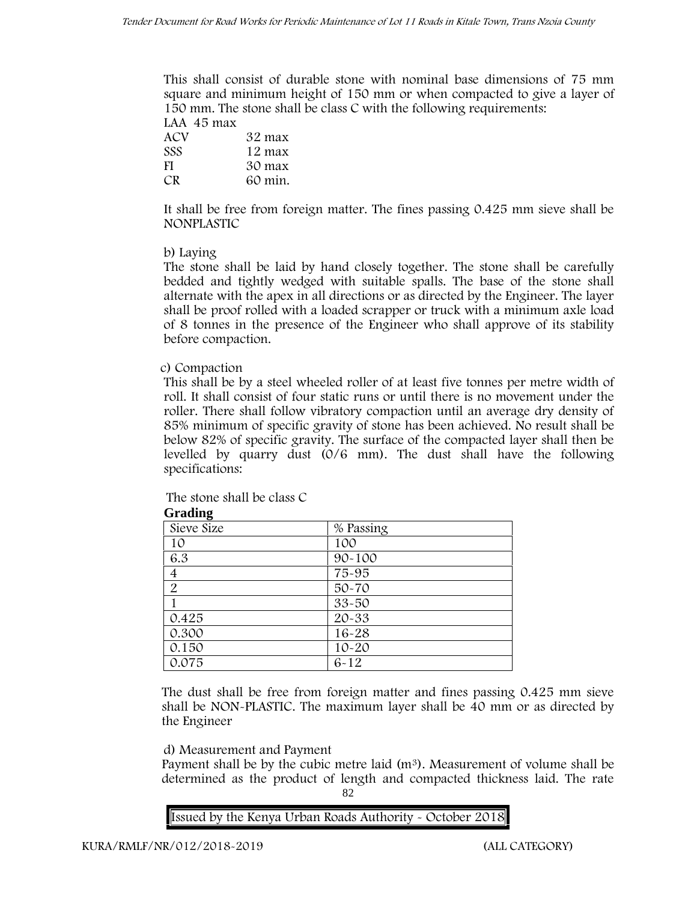This shall consist of durable stone with nominal base dimensions of 75 mm square and minimum height of 150 mm or when compacted to give a layer of 150 mm. The stone shall be class C with the following requirements:

LAA 45 max
ACV 32 max
SSS 12 max
FI 30 max
CR 60 min.

It shall be free from foreign matter. The fines passing 0.425 mm sieve shall be NONPLASTIC

b) Laying

The stone shall be laid by hand closely together. The stone shall be carefully bedded and tightly wedged with suitable spalls. The base of the stone shall alternate with the apex in all directions or as directed by the Engineer. The layer shall be proof rolled with a loaded scrapper or truck with a minimum axle load of 8 tonnes in the presence of the Engineer who shall approve of its stability before compaction.

c) Compaction

This shall be by a steel wheeled roller of at least five tonnes per metre width of roll. It shall consist of four static runs or until there is no movement under the roller. There shall follow vibratory compaction until an average dry density of 85% minimum of specific gravity of stone has been achieved. No result shall be below 82% of specific gravity. The surface of the compacted layer shall then be levelled by quarry dust (0/6 mm). The dust shall have the following specifications:

The stone shall be class C

**Grading**

| Sieve Size | % Passing |
|---|---|
| 10 | 100 |
| 6.3 | 90-100 |
| 4 | 75-95 |
| 2 | 50-70 |
| 1 | 33-50 |
| 0.425 | 20-33 |
| 0.300 | 16-28 |
| 0.150 | 10-20 |
| 0.075 | 6-12 |

The dust shall be free from foreign matter and fines passing 0.425 mm sieve shall be NON-PLASTIC. The maximum layer shall be 40 mm or as directed by the Engineer

d) Measurement and Payment

Payment shall be by the cubic metre laid ($m^3$). Measurement of volume shall be determined as the product of length and compacted thickness laid. The rate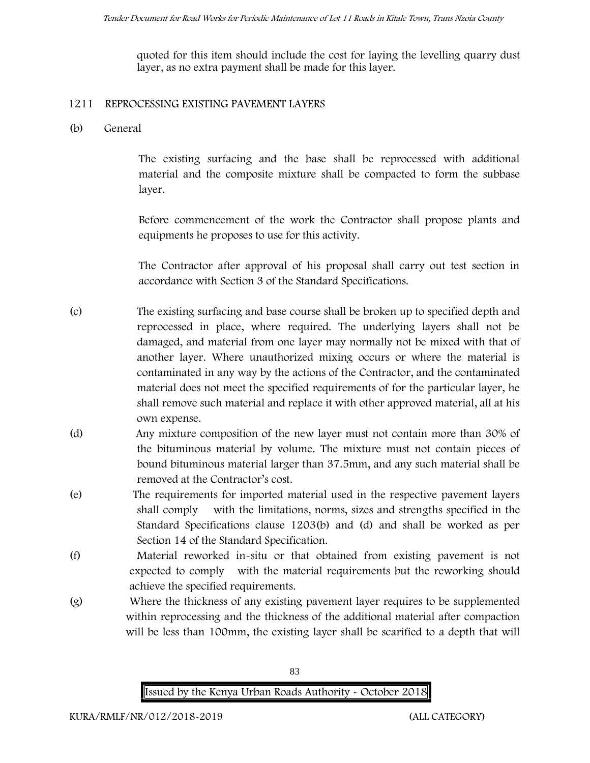quoted for this item should include the cost for laying the levelling quarry dust layer, as no extra payment shall be made for this layer.

## 1211 REPROCESSING EXISTING PAVEMENT LAYERS

(b) General

The existing surfacing and the base shall be reprocessed with additional material and the composite mixture shall be compacted to form the subbase layer.

Before commencement of the work the Contractor shall propose plants and equipments he proposes to use for this activity.

The Contractor after approval of his proposal shall carry out test section in accordance with Section 3 of the Standard Specifications.

(c) The existing surfacing and base course shall be broken up to specified depth and reprocessed in place, where required. The underlying layers shall not be damaged, and material from one layer may normally not be mixed with that of another layer. Where unauthorized mixing occurs or where the material is contaminated in any way by the actions of the Contractor, and the contaminated material does not meet the specified requirements of for the particular layer, he shall remove such material and replace it with other approved material, all at his own expense.

(d) Any mixture composition of the new layer must not contain more than 30% of the bituminous material by volume. The mixture must not contain pieces of bound bituminous material larger than 37.5mm, and any such material shall be removed at the Contractor's cost.

(e) The requirements for imported material used in the respective pavement layers shall comply with the limitations, norms, sizes and strengths specified in the Standard Specifications clause 1203(b) and (d) and shall be worked as per Section 14 of the Standard Specification.

(f) Material reworked in-situ or that obtained from existing pavement is not expected to comply with the material requirements but the reworking should achieve the specified requirements.

(g) Where the thickness of any existing pavement layer requires to be supplemented within reprocessing and the thickness of the additional material after compaction will be less than 100mm, the existing layer shall be scarified to a depth that will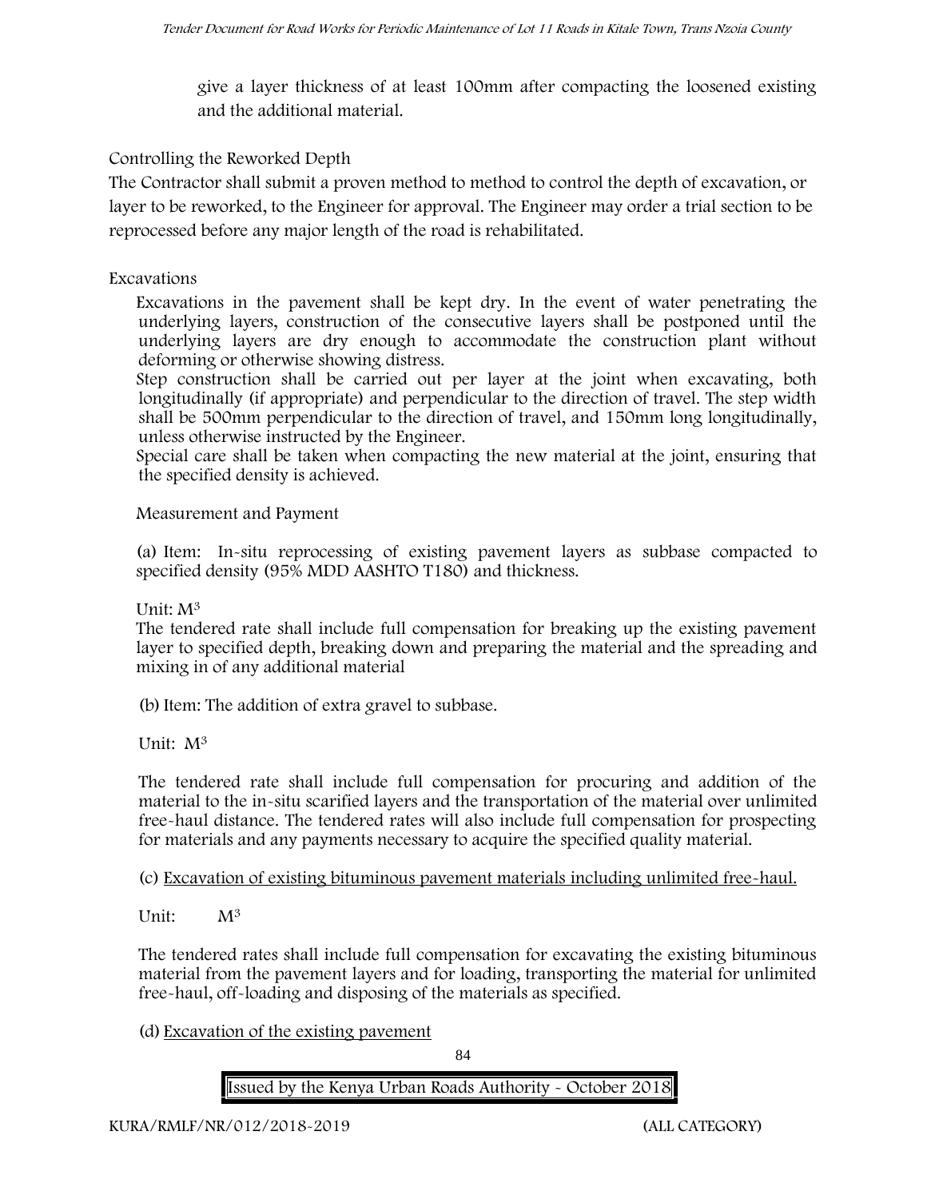give a layer thickness of at least 100mm after compacting the loosened existing and the additional material.

Controlling the Reworked Depth

The Contractor shall submit a proven method to method to control the depth of excavation, or layer to be reworked, to the Engineer for approval. The Engineer may order a trial section to be reprocessed before any major length of the road is rehabilitated.

Excavations

Excavations in the pavement shall be kept dry. In the event of water penetrating the underlying layers, construction of the consecutive layers shall be postponed until the underlying layers are dry enough to accommodate the construction plant without deforming or otherwise showing distress.

Step construction shall be carried out per layer at the joint when excavating, both longitudinally (if appropriate) and perpendicular to the direction of travel. The step width shall be 500mm perpendicular to the direction of travel, and 150mm long longitudinally, unless otherwise instructed by the Engineer.

Special care shall be taken when compacting the new material at the joint, ensuring that the specified density is achieved.

Measurement and Payment

(a) Item: In-situ reprocessing of existing pavement layers as subbase compacted to specified density (95% MDD AASHTO T180) and thickness.

Unit: $M^3$

The tendered rate shall include full compensation for breaking up the existing pavement layer to specified depth, breaking down and preparing the material and the spreading and mixing in of any additional material

(b) Item: The addition of extra gravel to subbase.

Unit: $M^3$

The tendered rate shall include full compensation for procuring and addition of the material to the in-situ scarified layers and the transportation of the material over unlimited free-haul distance. The tendered rates will also include full compensation for prospecting for materials and any payments necessary to acquire the specified quality material.

(c) Excavation of existing bituminous pavement materials including unlimited free-haul.

Unit: $M^3$

The tendered rates shall include full compensation for excavating the existing bituminous material from the pavement layers and for loading, transporting the material for unlimited free-haul, off-loading and disposing of the materials as specified.

(d) Excavation of the existing pavement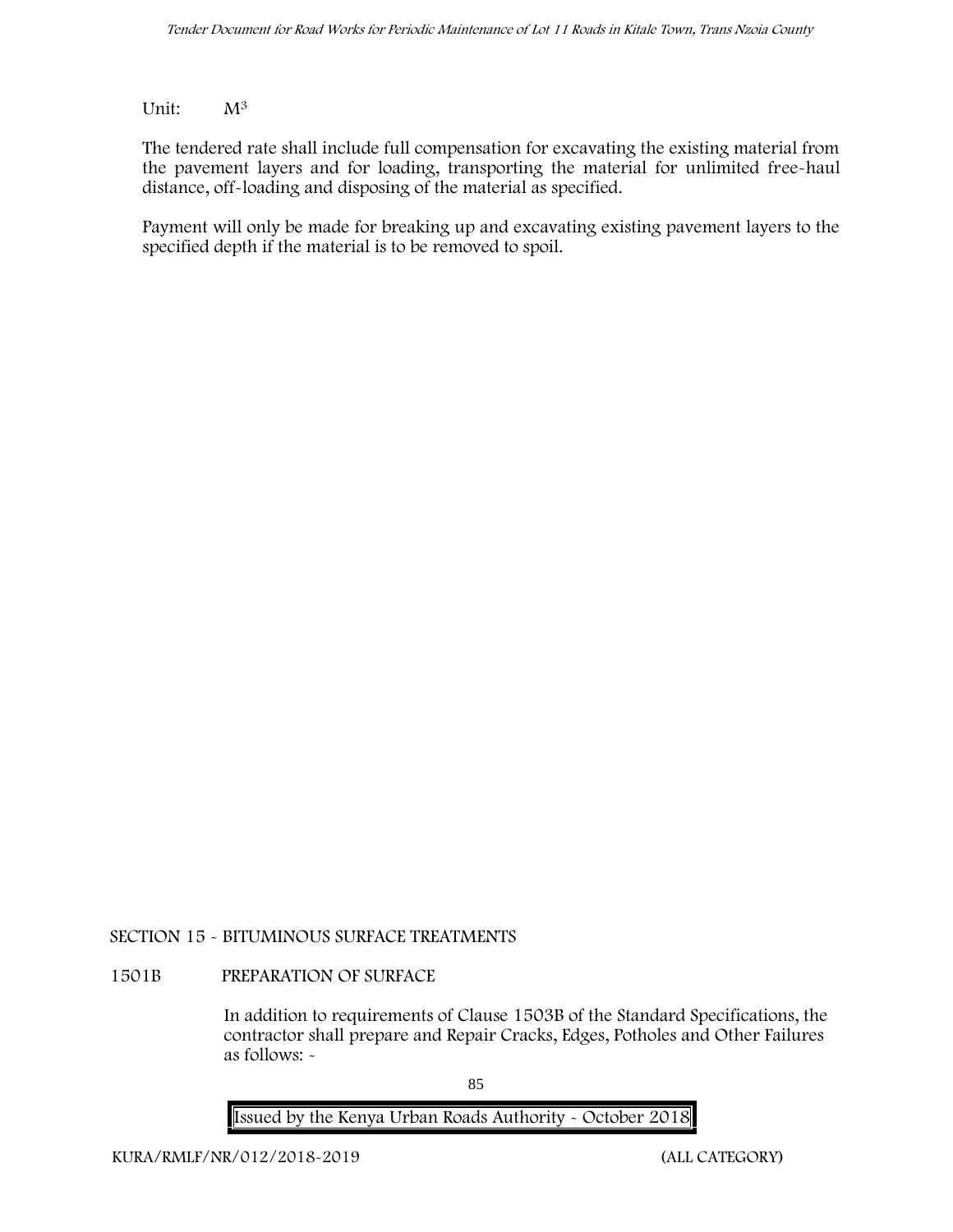Unit: $M^3$

The tendered rate shall include full compensation for excavating the existing material from the pavement layers and for loading, transporting the material for unlimited free-haul distance, off-loading and disposing of the material as specified.

Payment will only be made for breaking up and excavating existing pavement layers to the specified depth if the material is to be removed to spoil.

## SECTION 15 - BITUMINOUS SURFACE TREATMENTS

### 1501B PREPARATION OF SURFACE

In addition to requirements of Clause 1503B of the Standard Specifications, the contractor shall prepare and Repair Cracks, Edges, Potholes and Other Failures as follows: -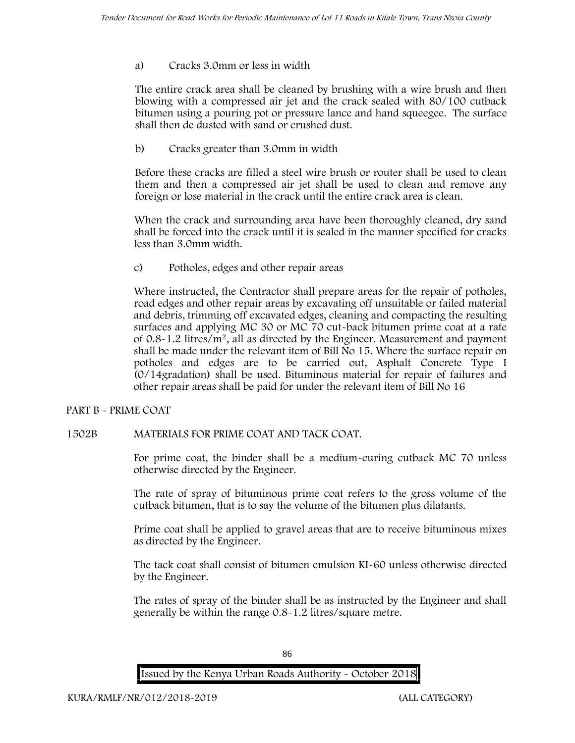a) Cracks 3.0mm or less in width

The entire crack area shall be cleaned by brushing with a wire brush and then blowing with a compressed air jet and the crack sealed with 80/100 cutback bitumen using a pouring pot or pressure lance and hand squeegee. The surface shall then de dusted with sand or crushed dust.

b) Cracks greater than 3.0mm in width

Before these cracks are filled a steel wire brush or router shall be used to clean them and then a compressed air jet shall be used to clean and remove any foreign or lose material in the crack until the entire crack area is clean.

When the crack and surrounding area have been thoroughly cleaned, dry sand shall be forced into the crack until it is sealed in the manner specified for cracks less than 3.0mm width.

c) Potholes, edges and other repair areas

Where instructed, the Contractor shall prepare areas for the repair of potholes, road edges and other repair areas by excavating off unsuitable or failed material and debris, trimming off excavated edges, cleaning and compacting the resulting surfaces and applying MC 30 or MC 70 cut-back bitumen prime coat at a rate of 0.8-1.2 litres/m$^2$, all as directed by the Engineer. Measurement and payment shall be made under the relevant item of Bill No 15. Where the surface repair on potholes and edges are to be carried out, Asphalt Concrete Type I (0/14gradation) shall be used. Bituminous material for repair of failures and other repair areas shall be paid for under the relevant item of Bill No 16

PART B - PRIME COAT

1502B MATERIALS FOR PRIME COAT AND TACK COAT.

For prime coat, the binder shall be a medium-curing cutback MC 70 unless otherwise directed by the Engineer.

The rate of spray of bituminous prime coat refers to the gross volume of the cutback bitumen, that is to say the volume of the bitumen plus dilatants.

Prime coat shall be applied to gravel areas that are to receive bituminous mixes as directed by the Engineer.

The tack coat shall consist of bitumen emulsion KI-60 unless otherwise directed by the Engineer.

The rates of spray of the binder shall be as instructed by the Engineer and shall generally be within the range 0.8-1.2 litres/square metre.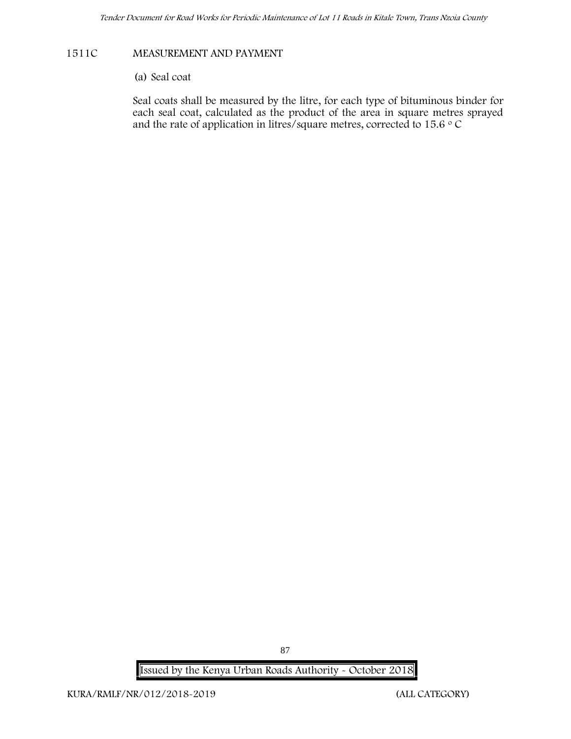## 1511C MEASUREMENT AND PAYMENT

(a) Seal coat

Seal coats shall be measured by the litre, for each type of bituminous binder for each seal coat, calculated as the product of the area in square metres sprayed and the rate of application in litres/square metres, corrected to 15.6 $^{o}$ C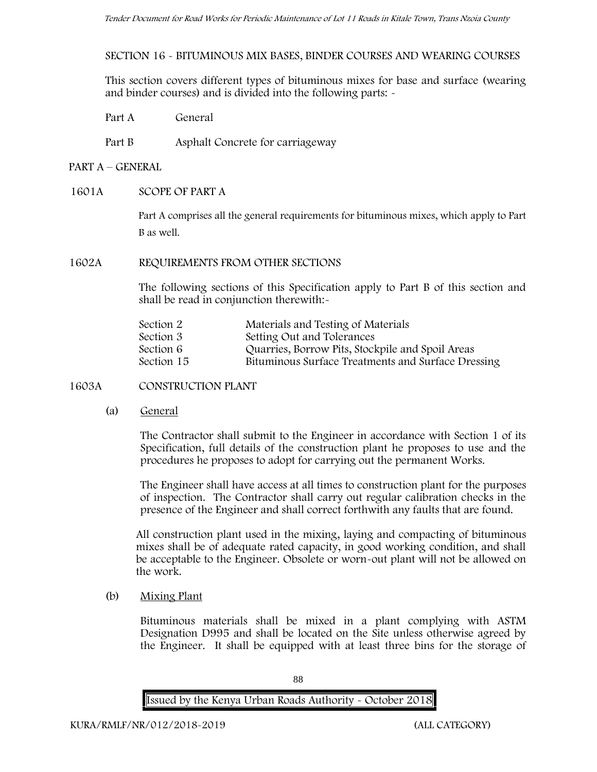SECTION 16 - BITUMINOUS MIX BASES, BINDER COURSES AND WEARING COURSES

This section covers different types of bituminous mixes for base and surface (wearing and binder courses) and is divided into the following parts: -

Part A General

Part B Asphalt Concrete for carriageway

## PART A – GENERAL

### 1601A SCOPE OF PART A

Part A comprises all the general requirements for bituminous mixes, which apply to Part B as well.

### 1602A REQUIREMENTS FROM OTHER SECTIONS

The following sections of this Specification apply to Part B of this section and shall be read in conjunction therewith:-

| | |
|---|---|
| Section 2 | Materials and Testing of Materials |
| Section 3 | Setting Out and Tolerances |
| Section 6 | Quarries, Borrow Pits, Stockpile and Spoil Areas |
| Section 15 | Bituminous Surface Treatments and Surface Dressing |

### 1603A CONSTRUCTION PLANT

(a) General

The Contractor shall submit to the Engineer in accordance with Section 1 of its Specification, full details of the construction plant he proposes to use and the procedures he proposes to adopt for carrying out the permanent Works.

The Engineer shall have access at all times to construction plant for the purposes of inspection. The Contractor shall carry out regular calibration checks in the presence of the Engineer and shall correct forthwith any faults that are found.

All construction plant used in the mixing, laying and compacting of bituminous mixes shall be of adequate rated capacity, in good working condition, and shall be acceptable to the Engineer. Obsolete or worn-out plant will not be allowed on the work.

(b) Mixing Plant

Bituminous materials shall be mixed in a plant complying with ASTM Designation D995 and shall be located on the Site unless otherwise agreed by the Engineer. It shall be equipped with at least three bins for the storage of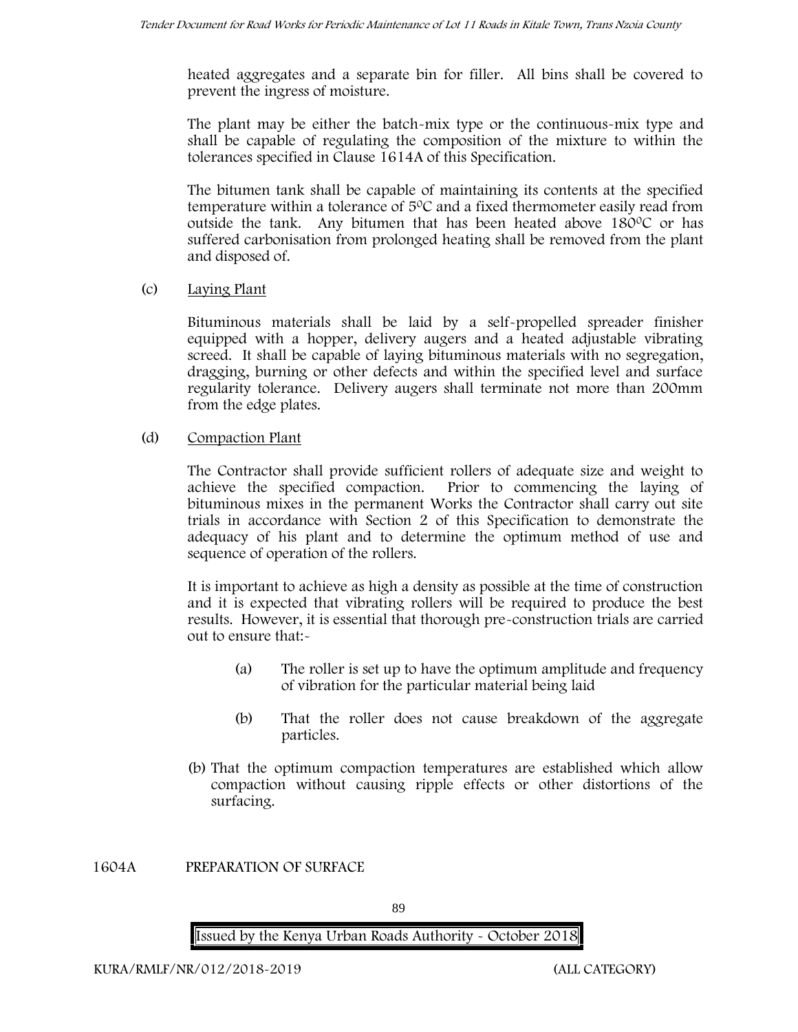heated aggregates and a separate bin for filler. All bins shall be covered to prevent the ingress of moisture.

The plant may be either the batch-mix type or the continuous-mix type and shall be capable of regulating the composition of the mixture to within the tolerances specified in Clause 1614A of this Specification.

The bitumen tank shall be capable of maintaining its contents at the specified temperature within a tolerance of 5$^0$C and a fixed thermometer easily read from outside the tank. Any bitumen that has been heated above 180$^0$C or has suffered carbonisation from prolonged heating shall be removed from the plant and disposed of.

(c) Laying Plant

Bituminous materials shall be laid by a self-propelled spreader finisher equipped with a hopper, delivery augers and a heated adjustable vibrating screed. It shall be capable of laying bituminous materials with no segregation, dragging, burning or other defects and within the specified level and surface regularity tolerance. Delivery augers shall terminate not more than 200mm from the edge plates.

(d) Compaction Plant

The Contractor shall provide sufficient rollers of adequate size and weight to achieve the specified compaction. Prior to commencing the laying of bituminous mixes in the permanent Works the Contractor shall carry out site trials in accordance with Section 2 of this Specification to demonstrate the adequacy of his plant and to determine the optimum method of use and sequence of operation of the rollers.

It is important to achieve as high a density as possible at the time of construction and it is expected that vibrating rollers will be required to produce the best results. However, it is essential that thorough pre-construction trials are carried out to ensure that:-

(a) The roller is set up to have the optimum amplitude and frequency of vibration for the particular material being laid

(b) That the roller does not cause breakdown of the aggregate particles.

(b) That the optimum compaction temperatures are established which allow compaction without causing ripple effects or other distortions of the surfacing.

1604A PREPARATION OF SURFACE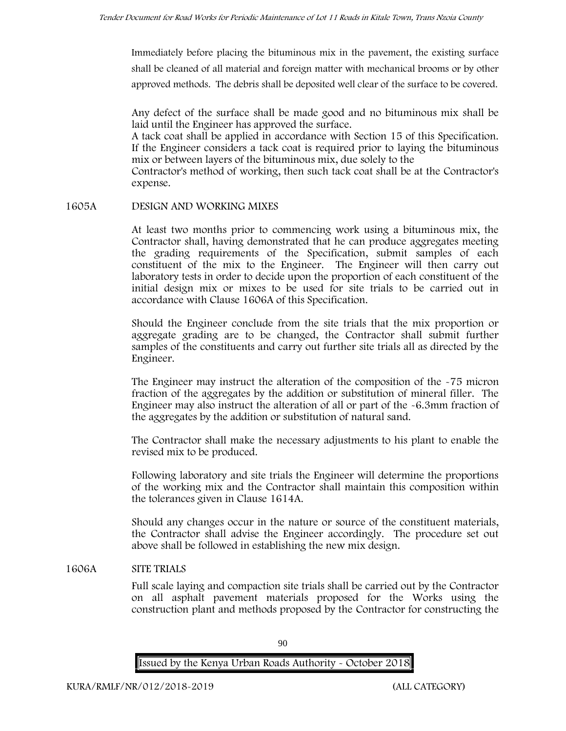Immediately before placing the bituminous mix in the pavement, the existing surface shall be cleaned of all material and foreign matter with mechanical brooms or by other approved methods. The debris shall be deposited well clear of the surface to be covered.

Any defect of the surface shall be made good and no bituminous mix shall be laid until the Engineer has approved the surface.
A tack coat shall be applied in accordance with Section 15 of this Specification. If the Engineer considers a tack coat is required prior to laying the bituminous mix or between layers of the bituminous mix, due solely to the
Contractor's method of working, then such tack coat shall be at the Contractor's expense.

## 1605A DESIGN AND WORKING MIXES

At least two months prior to commencing work using a bituminous mix, the Contractor shall, having demonstrated that he can produce aggregates meeting the grading requirements of the Specification, submit samples of each constituent of the mix to the Engineer. The Engineer will then carry out laboratory tests in order to decide upon the proportion of each constituent of the initial design mix or mixes to be used for site trials to be carried out in accordance with Clause 1606A of this Specification.

Should the Engineer conclude from the site trials that the mix proportion or aggregate grading are to be changed, the Contractor shall submit further samples of the constituents and carry out further site trials all as directed by the Engineer.

The Engineer may instruct the alteration of the composition of the -75 micron fraction of the aggregates by the addition or substitution of mineral filler. The Engineer may also instruct the alteration of all or part of the -6.3mm fraction of the aggregates by the addition or substitution of natural sand.

The Contractor shall make the necessary adjustments to his plant to enable the revised mix to be produced.

Following laboratory and site trials the Engineer will determine the proportions of the working mix and the Contractor shall maintain this composition within the tolerances given in Clause 1614A.

Should any changes occur in the nature or source of the constituent materials, the Contractor shall advise the Engineer accordingly. The procedure set out above shall be followed in establishing the new mix design.

## 1606A SITE TRIALS

Full scale laying and compaction site trials shall be carried out by the Contractor on all asphalt pavement materials proposed for the Works using the construction plant and methods proposed by the Contractor for constructing the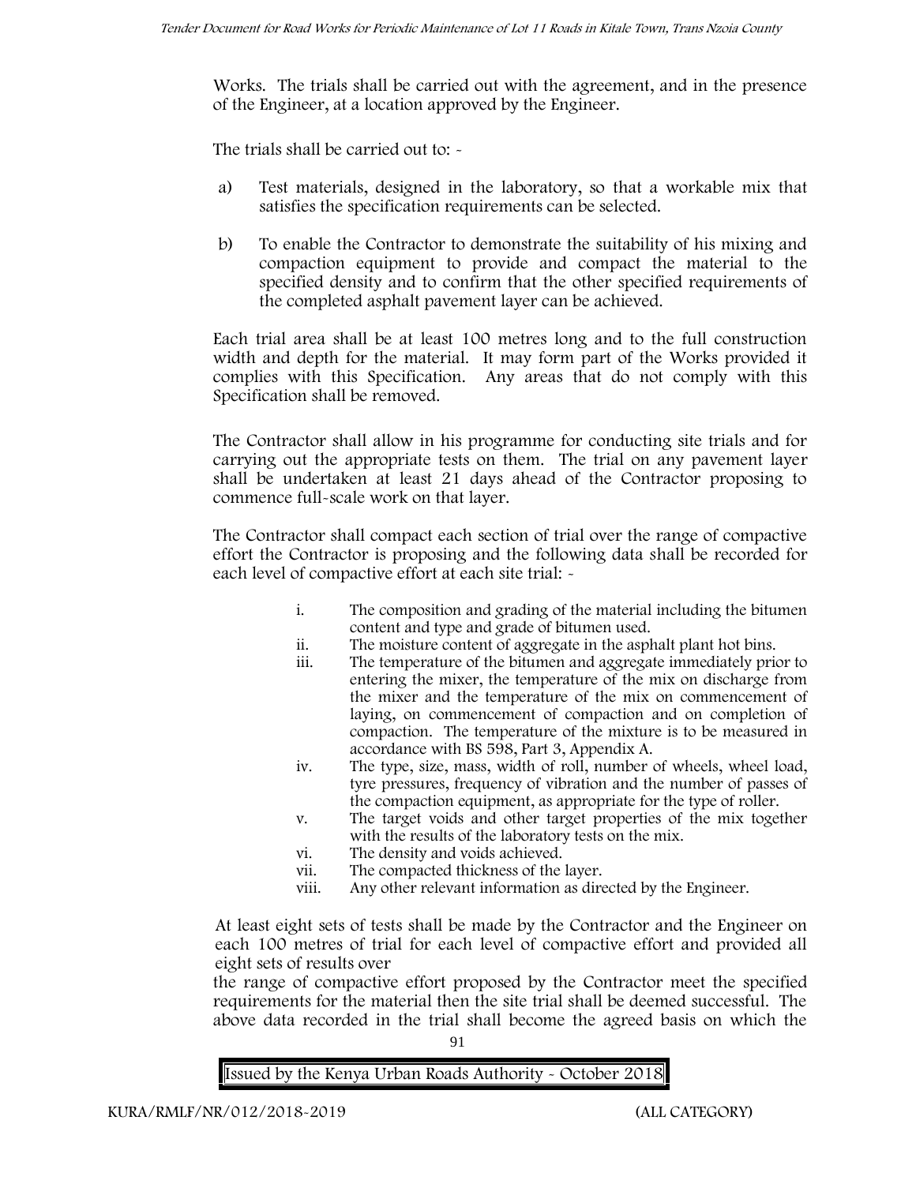Works. The trials shall be carried out with the agreement, and in the presence of the Engineer, at a location approved by the Engineer.

The trials shall be carried out to: -

a) Test materials, designed in the laboratory, so that a workable mix that satisfies the specification requirements can be selected.

b) To enable the Contractor to demonstrate the suitability of his mixing and compaction equipment to provide and compact the material to the specified density and to confirm that the other specified requirements of the completed asphalt pavement layer can be achieved.

Each trial area shall be at least 100 metres long and to the full construction width and depth for the material. It may form part of the Works provided it complies with this Specification. Any areas that do not comply with this Specification shall be removed.

The Contractor shall allow in his programme for conducting site trials and for carrying out the appropriate tests on them. The trial on any pavement layer shall be undertaken at least 21 days ahead of the Contractor proposing to commence full-scale work on that layer.

The Contractor shall compact each section of trial over the range of compactive effort the Contractor is proposing and the following data shall be recorded for each level of compactive effort at each site trial: -

i. The composition and grading of the material including the bitumen content and type and grade of bitumen used.
ii. The moisture content of aggregate in the asphalt plant hot bins.
iii. The temperature of the bitumen and aggregate immediately prior to entering the mixer, the temperature of the mix on discharge from the mixer and the temperature of the mix on commencement of laying, on commencement of compaction and on completion of compaction. The temperature of the mixture is to be measured in accordance with BS 598, Part 3, Appendix A.
iv. The type, size, mass, width of roll, number of wheels, wheel load, tyre pressures, frequency of vibration and the number of passes of the compaction equipment, as appropriate for the type of roller.
v. The target voids and other target properties of the mix together with the results of the laboratory tests on the mix.
vi. The density and voids achieved.
vii. The compacted thickness of the layer.
viii. Any other relevant information as directed by the Engineer.

At least eight sets of tests shall be made by the Contractor and the Engineer on each 100 metres of trial for each level of compactive effort and provided all eight sets of results over the range of compactive effort proposed by the Contractor meet the specified requirements for the material then the site trial shall be deemed successful. The above data recorded in the trial shall become the agreed basis on which the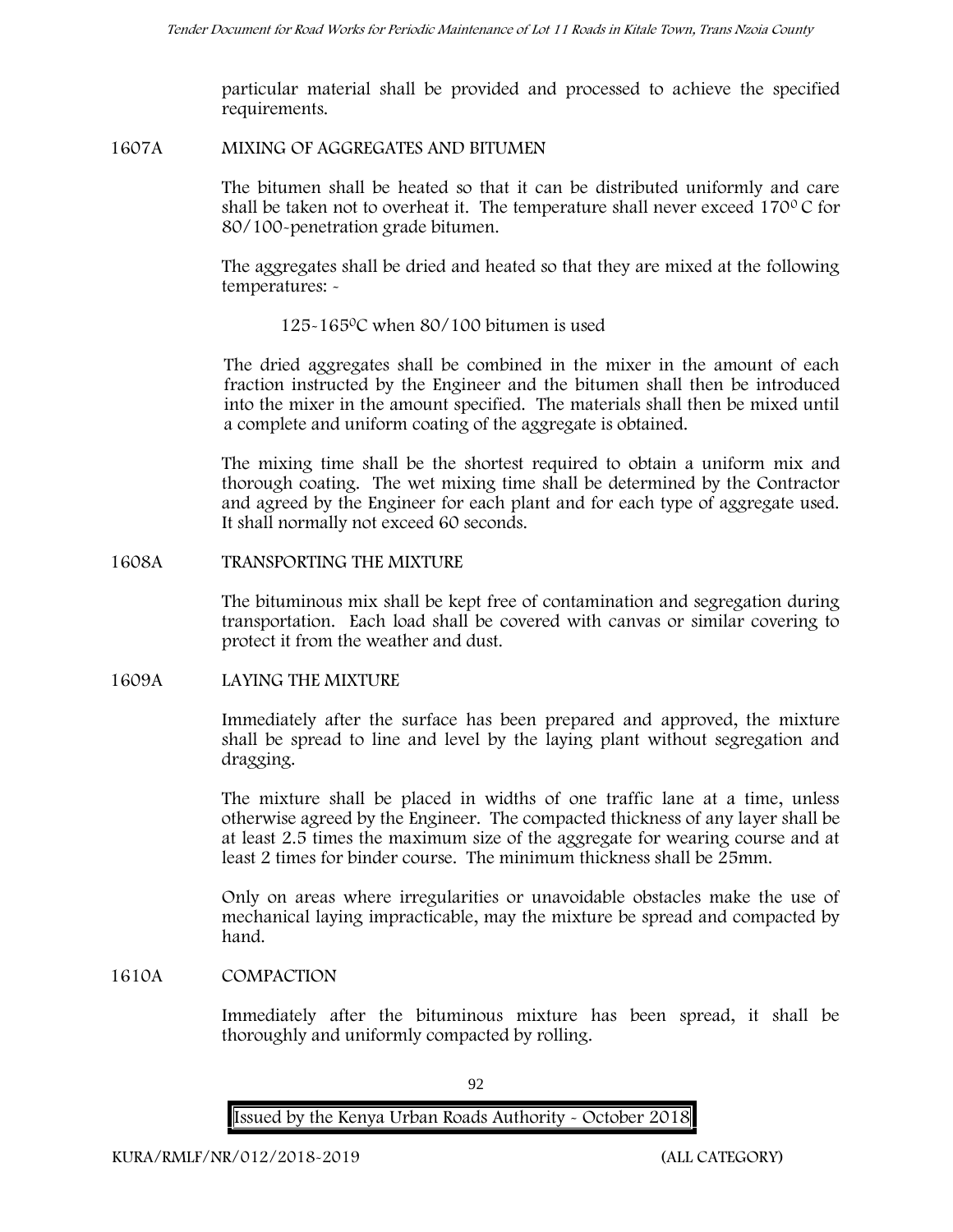particular material shall be provided and processed to achieve the specified requirements.

## 1607A MIXING OF AGGREGATES AND BITUMEN

The bitumen shall be heated so that it can be distributed uniformly and care shall be taken not to overheat it. The temperature shall never exceed $170^0$ C for 80/100-penetration grade bitumen.

The aggregates shall be dried and heated so that they are mixed at the following temperatures: -

125-$165^0$C when 80/100 bitumen is used

The dried aggregates shall be combined in the mixer in the amount of each fraction instructed by the Engineer and the bitumen shall then be introduced into the mixer in the amount specified. The materials shall then be mixed until a complete and uniform coating of the aggregate is obtained.

The mixing time shall be the shortest required to obtain a uniform mix and thorough coating. The wet mixing time shall be determined by the Contractor and agreed by the Engineer for each plant and for each type of aggregate used. It shall normally not exceed 60 seconds.

## 1608A TRANSPORTING THE MIXTURE

The bituminous mix shall be kept free of contamination and segregation during transportation. Each load shall be covered with canvas or similar covering to protect it from the weather and dust.

## 1609A LAYING THE MIXTURE

Immediately after the surface has been prepared and approved, the mixture shall be spread to line and level by the laying plant without segregation and dragging.

The mixture shall be placed in widths of one traffic lane at a time, unless otherwise agreed by the Engineer. The compacted thickness of any layer shall be at least 2.5 times the maximum size of the aggregate for wearing course and at least 2 times for binder course. The minimum thickness shall be 25mm.

Only on areas where irregularities or unavoidable obstacles make the use of mechanical laying impracticable, may the mixture be spread and compacted by hand.

## 1610A COMPACTION

Immediately after the bituminous mixture has been spread, it shall be thoroughly and uniformly compacted by rolling.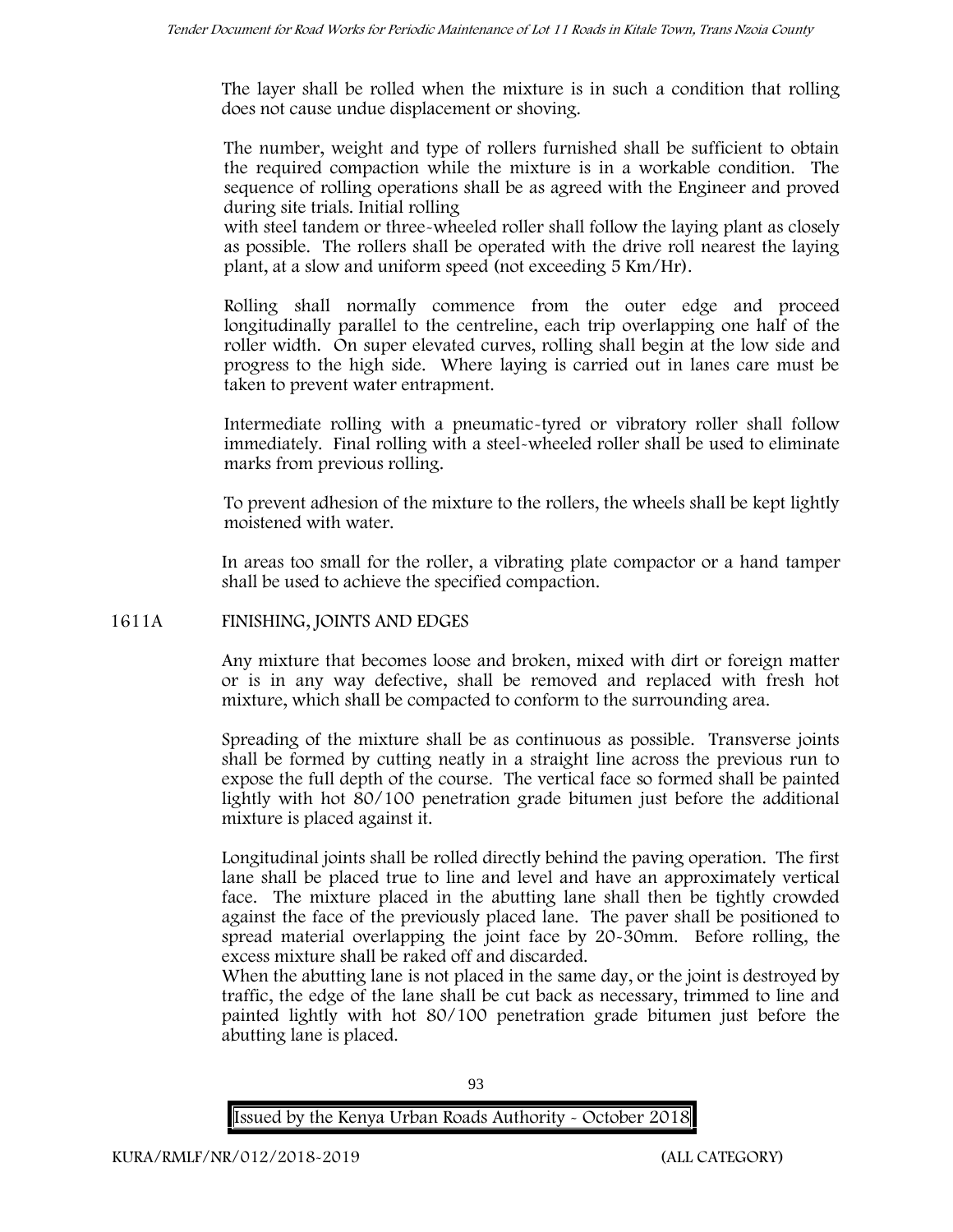The layer shall be rolled when the mixture is in such a condition that rolling does not cause undue displacement or shoving.

The number, weight and type of rollers furnished shall be sufficient to obtain the required compaction while the mixture is in a workable condition. The sequence of rolling operations shall be as agreed with the Engineer and proved during site trials. Initial rolling with steel tandem or three-wheeled roller shall follow the laying plant as closely as possible. The rollers shall be operated with the drive roll nearest the laying plant, at a slow and uniform speed (not exceeding 5 Km/Hr).

Rolling shall normally commence from the outer edge and proceed longitudinally parallel to the centreline, each trip overlapping one half of the roller width. On super elevated curves, rolling shall begin at the low side and progress to the high side. Where laying is carried out in lanes care must be taken to prevent water entrapment.

Intermediate rolling with a pneumatic-tyred or vibratory roller shall follow immediately. Final rolling with a steel-wheeled roller shall be used to eliminate marks from previous rolling.

To prevent adhesion of the mixture to the rollers, the wheels shall be kept lightly moistened with water.

In areas too small for the roller, a vibrating plate compactor or a hand tamper shall be used to achieve the specified compaction.

## 1611A FINISHING, JOINTS AND EDGES

Any mixture that becomes loose and broken, mixed with dirt or foreign matter or is in any way defective, shall be removed and replaced with fresh hot mixture, which shall be compacted to conform to the surrounding area.

Spreading of the mixture shall be as continuous as possible. Transverse joints shall be formed by cutting neatly in a straight line across the previous run to expose the full depth of the course. The vertical face so formed shall be painted lightly with hot 80/100 penetration grade bitumen just before the additional mixture is placed against it.

Longitudinal joints shall be rolled directly behind the paving operation. The first lane shall be placed true to line and level and have an approximately vertical face. The mixture placed in the abutting lane shall then be tightly crowded against the face of the previously placed lane. The paver shall be positioned to spread material overlapping the joint face by 20-30mm. Before rolling, the excess mixture shall be raked off and discarded.

When the abutting lane is not placed in the same day, or the joint is destroyed by traffic, the edge of the lane shall be cut back as necessary, trimmed to line and painted lightly with hot 80/100 penetration grade bitumen just before the abutting lane is placed.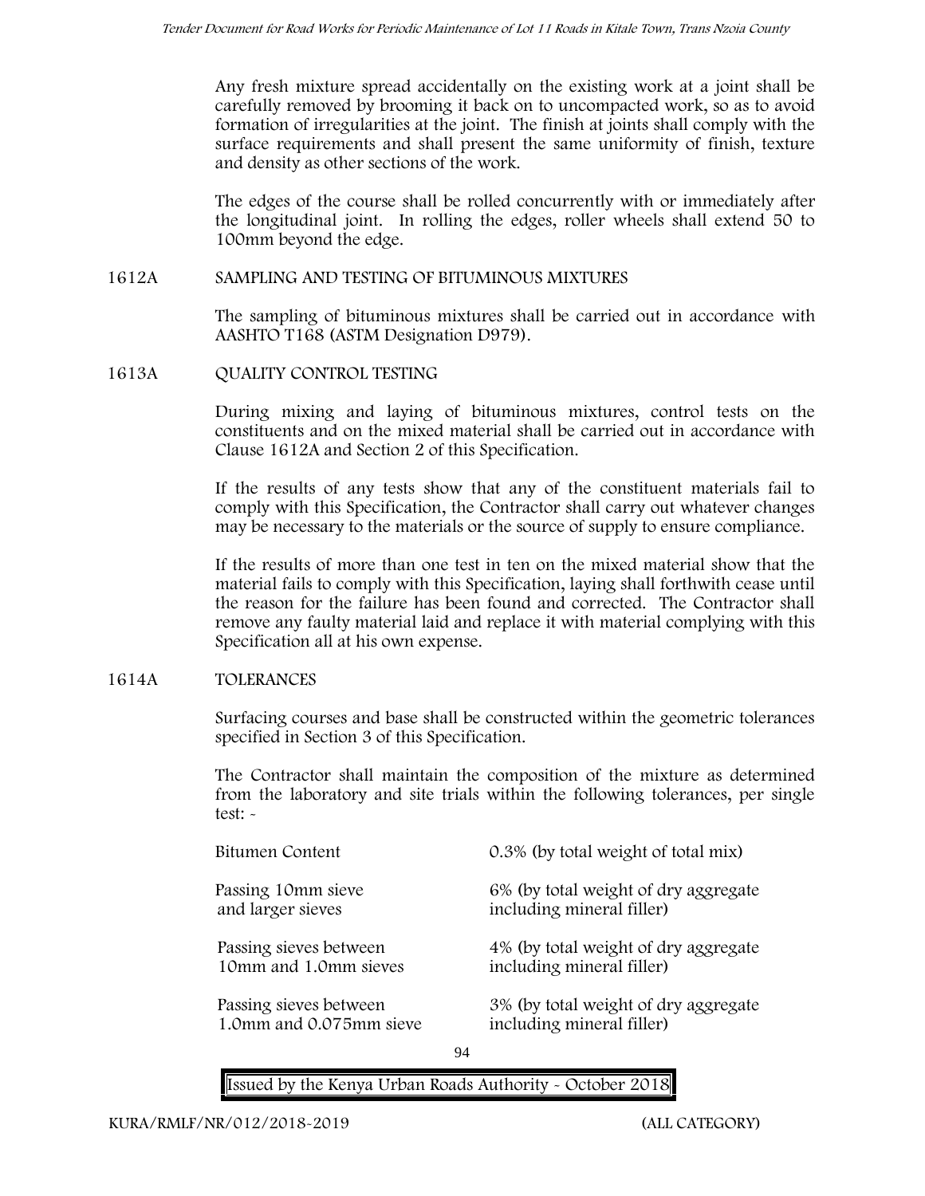Any fresh mixture spread accidentally on the existing work at a joint shall be carefully removed by brooming it back on to uncompacted work, so as to avoid formation of irregularities at the joint. The finish at joints shall comply with the surface requirements and shall present the same uniformity of finish, texture and density as other sections of the work.

The edges of the course shall be rolled concurrently with or immediately after the longitudinal joint. In rolling the edges, roller wheels shall extend 50 to 100mm beyond the edge.

## 1612A SAMPLING AND TESTING OF BITUMINOUS MIXTURES

The sampling of bituminous mixtures shall be carried out in accordance with AASHTO T168 (ASTM Designation D979).

## 1613A QUALITY CONTROL TESTING

During mixing and laying of bituminous mixtures, control tests on the constituents and on the mixed material shall be carried out in accordance with Clause 1612A and Section 2 of this Specification.

If the results of any tests show that any of the constituent materials fail to comply with this Specification, the Contractor shall carry out whatever changes may be necessary to the materials or the source of supply to ensure compliance.

If the results of more than one test in ten on the mixed material show that the material fails to comply with this Specification, laying shall forthwith cease until the reason for the failure has been found and corrected. The Contractor shall remove any faulty material laid and replace it with material complying with this Specification all at his own expense.

## 1614A TOLERANCES

Surfacing courses and base shall be constructed within the geometric tolerances specified in Section 3 of this Specification.

The Contractor shall maintain the composition of the mixture as determined from the laboratory and site trials within the following tolerances, per single test: -

| | |
|---|---|
| Bitumen Content | 0.3% (by total weight of total mix) |
| Passing 10mm sieve and larger sieves | 6% (by total weight of dry aggregate including mineral filler) |
| Passing sieves between 10mm and 1.0mm sieves | 4% (by total weight of dry aggregate including mineral filler) |
| Passing sieves between 1.0mm and 0.075mm sieve | 3% (by total weight of dry aggregate including mineral filler) |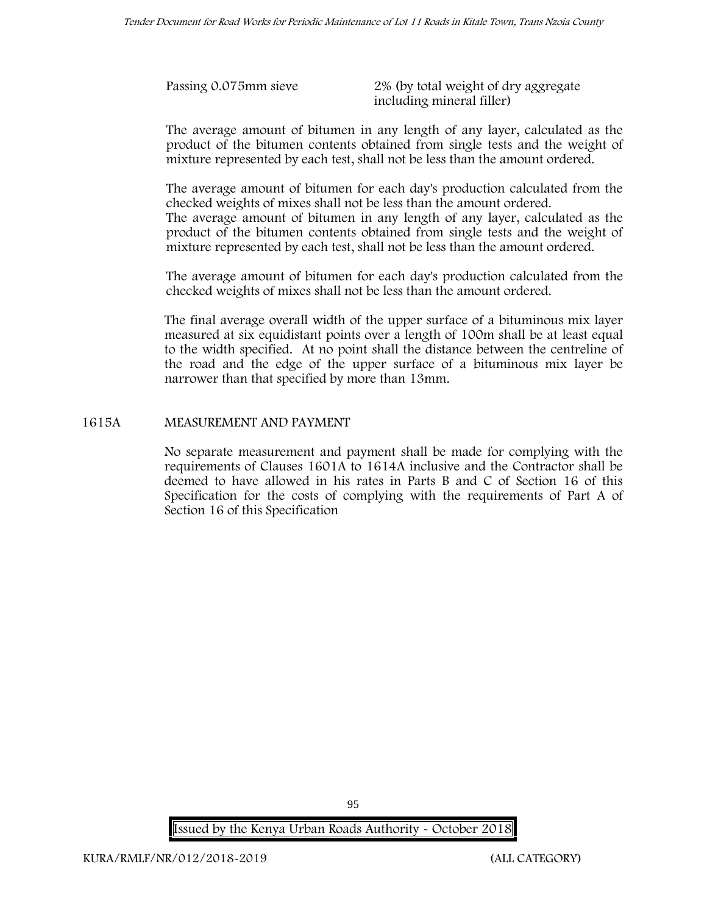| | |
|---|---|
| Passing 0.075mm sieve | 2% (by total weight of dry aggregate including mineral filler) |

The average amount of bitumen in any length of any layer, calculated as the product of the bitumen contents obtained from single tests and the weight of mixture represented by each test, shall not be less than the amount ordered.

The average amount of bitumen for each day's production calculated from the checked weights of mixes shall not be less than the amount ordered.
The average amount of bitumen in any length of any layer, calculated as the product of the bitumen contents obtained from single tests and the weight of mixture represented by each test, shall not be less than the amount ordered.

The average amount of bitumen for each day's production calculated from the checked weights of mixes shall not be less than the amount ordered.

The final average overall width of the upper surface of a bituminous mix layer measured at six equidistant points over a length of 100m shall be at least equal to the width specified. At no point shall the distance between the centreline of the road and the edge of the upper surface of a bituminous mix layer be narrower than that specified by more than 13mm.

## 1615A MEASUREMENT AND PAYMENT

No separate measurement and payment shall be made for complying with the requirements of Clauses 1601A to 1614A inclusive and the Contractor shall be deemed to have allowed in his rates in Parts B and C of Section 16 of this Specification for the costs of complying with the requirements of Part A of Section 16 of this Specification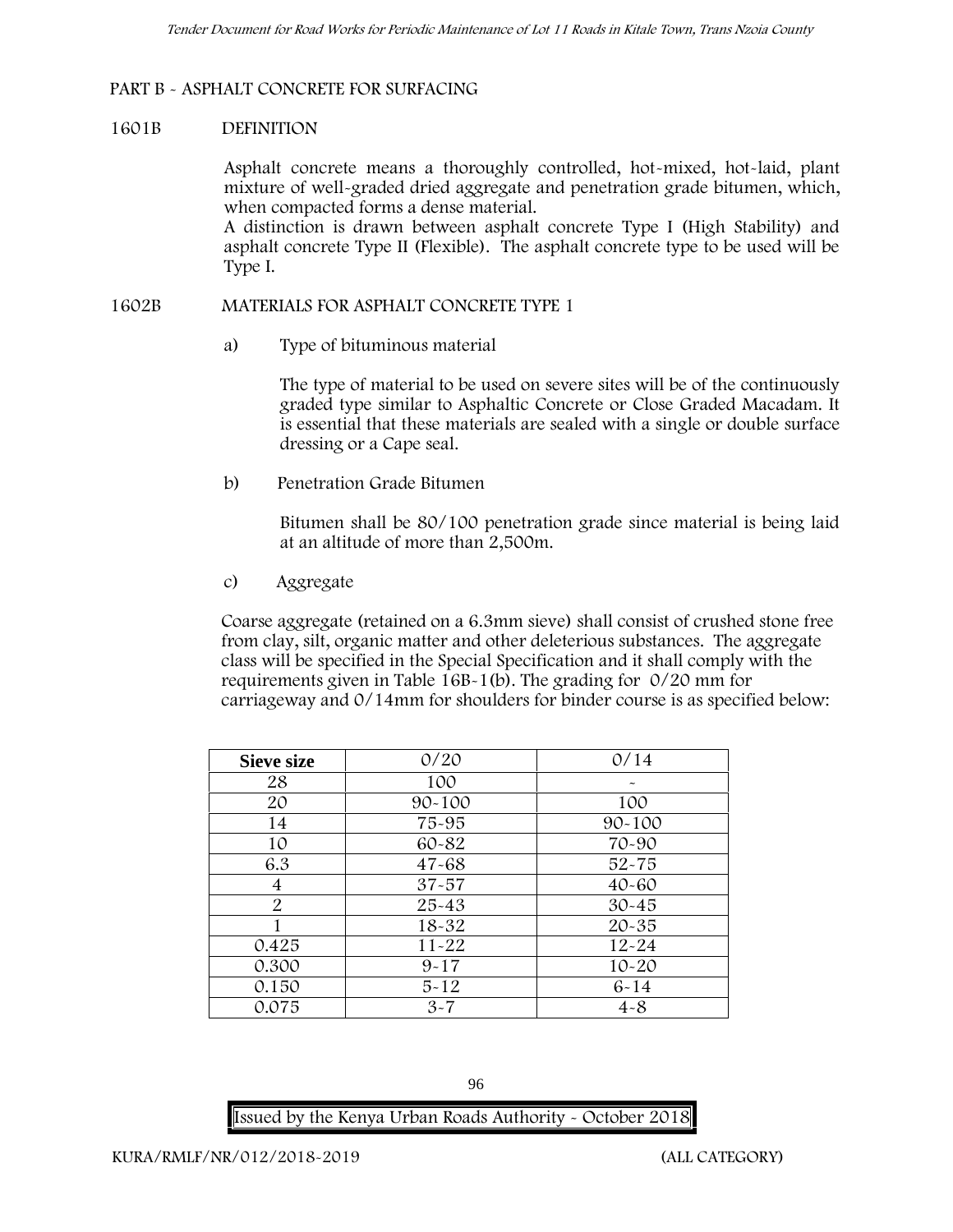## PART B - ASPHALT CONCRETE FOR SURFACING

### 1601B DEFINITION

Asphalt concrete means a thoroughly controlled, hot-mixed, hot-laid, plant mixture of well-graded dried aggregate and penetration grade bitumen, which, when compacted forms a dense material.

A distinction is drawn between asphalt concrete Type I (High Stability) and asphalt concrete Type II (Flexible). The asphalt concrete type to be used will be Type I.

### 1602B MATERIALS FOR ASPHALT CONCRETE TYPE 1

a) Type of bituminous material

The type of material to be used on severe sites will be of the continuously graded type similar to Asphaltic Concrete or Close Graded Macadam. It is essential that these materials are sealed with a single or double surface dressing or a Cape seal.

b) Penetration Grade Bitumen

Bitumen shall be 80/100 penetration grade since material is being laid at an altitude of more than 2,500m.

c) Aggregate

Coarse aggregate (retained on a 6.3mm sieve) shall consist of crushed stone free from clay, silt, organic matter and other deleterious substances. The aggregate class will be specified in the Special Specification and it shall comply with the requirements given in Table 16B-1(b). The grading for 0/20 mm for carriageway and 0/14mm for shoulders for binder course is as specified below:

| Sieve size | 0/20 | 0/14 |
|---|---|---|
| 28 | 100 | - |
| 20 | 90-100 | 100 |
| 14 | 75-95 | 90-100 |
| 10 | 60-82 | 70-90 |
| 6.3 | 47-68 | 52-75 |
| 4 | 37-57 | 40-60 |
| 2 | 25-43 | 30-45 |
| 1 | 18-32 | 20-35 |
| 0.425 | 11-22 | 12-24 |
| 0.300 | 9-17 | 10-20 |
| 0.150 | 5-12 | 6-14 |
| 0.075 | 3-7 | 4-8 |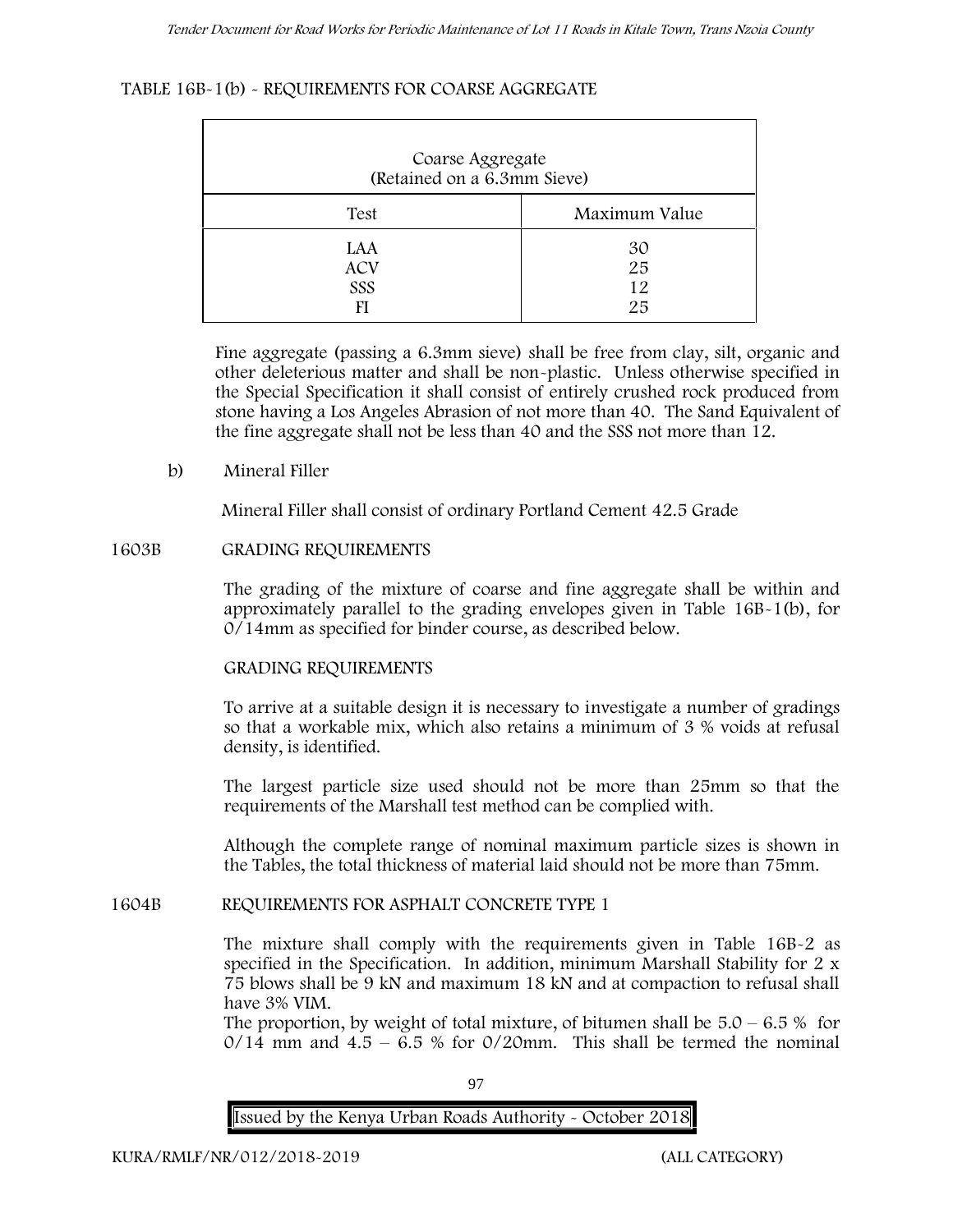TABLE 16B-1(b) - REQUIREMENTS FOR COARSE AGGREGATE

| Coarse Aggregate (Retained on a 6.3mm Sieve) | |
|---|---|
| Test | Maximum Value |
| LAA | 30 |
| ACV | 25 |
| SSS | 12 |
| FI | 25 |

Fine aggregate (passing a 6.3mm sieve) shall be free from clay, silt, organic and other deleterious matter and shall be non-plastic. Unless otherwise specified in the Special Specification it shall consist of entirely crushed rock produced from stone having a Los Angeles Abrasion of not more than 40. The Sand Equivalent of the fine aggregate shall not be less than 40 and the SSS not more than 12.

b) Mineral Filler

Mineral Filler shall consist of ordinary Portland Cement 42.5 Grade

1603B GRADING REQUIREMENTS

The grading of the mixture of coarse and fine aggregate shall be within and approximately parallel to the grading envelopes given in Table 16B-1(b), for 0/14mm as specified for binder course, as described below.

GRADING REQUIREMENTS

To arrive at a suitable design it is necessary to investigate a number of gradings so that a workable mix, which also retains a minimum of 3 % voids at refusal density, is identified.

The largest particle size used should not be more than 25mm so that the requirements of the Marshall test method can be complied with.

Although the complete range of nominal maximum particle sizes is shown in the Tables, the total thickness of material laid should not be more than 75mm.

1604B REQUIREMENTS FOR ASPHALT CONCRETE TYPE 1

The mixture shall comply with the requirements given in Table 16B-2 as specified in the Specification. In addition, minimum Marshall Stability for 2 x 75 blows shall be 9 kN and maximum 18 kN and at compaction to refusal shall have 3% VIM.

The proportion, by weight of total mixture, of bitumen shall be 5.0 – 6.5 % for 0/14 mm and 4.5 – 6.5 % for 0/20mm. This shall be termed the nominal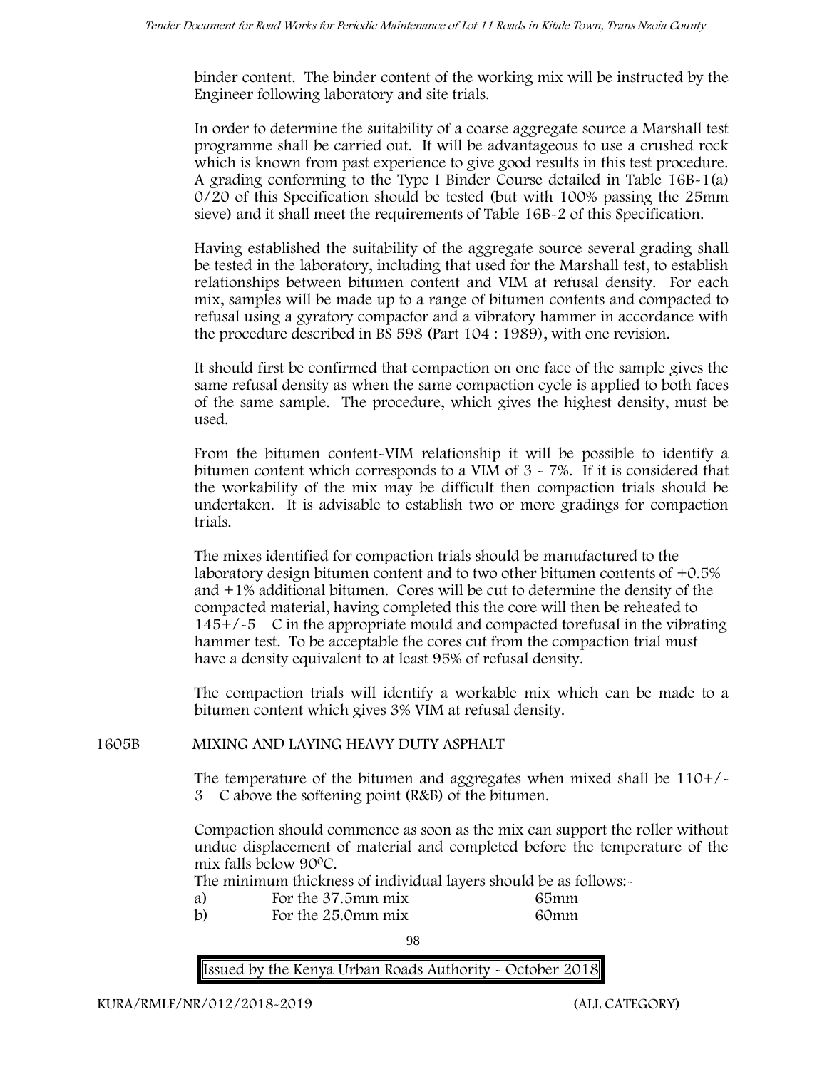binder content. The binder content of the working mix will be instructed by the Engineer following laboratory and site trials.

In order to determine the suitability of a coarse aggregate source a Marshall test programme shall be carried out. It will be advantageous to use a crushed rock which is known from past experience to give good results in this test procedure. A grading conforming to the Type I Binder Course detailed in Table 16B-1(a) 0/20 of this Specification should be tested (but with 100% passing the 25mm sieve) and it shall meet the requirements of Table 16B-2 of this Specification.

Having established the suitability of the aggregate source several grading shall be tested in the laboratory, including that used for the Marshall test, to establish relationships between bitumen content and VIM at refusal density. For each mix, samples will be made up to a range of bitumen contents and compacted to refusal using a gyratory compactor and a vibratory hammer in accordance with the procedure described in BS 598 (Part 104 : 1989), with one revision.

It should first be confirmed that compaction on one face of the sample gives the same refusal density as when the same compaction cycle is applied to both faces of the same sample. The procedure, which gives the highest density, must be used.

From the bitumen content-VIM relationship it will be possible to identify a bitumen content which corresponds to a VIM of 3 - 7%. If it is considered that the workability of the mix may be difficult then compaction trials should be undertaken. It is advisable to establish two or more gradings for compaction trials.

The mixes identified for compaction trials should be manufactured to the laboratory design bitumen content and to two other bitumen contents of +0.5% and +1% additional bitumen. Cores will be cut to determine the density of the compacted material, having completed this the core will then be reheated to 145+/-5 C in the appropriate mould and compacted torefusal in the vibrating hammer test. To be acceptable the cores cut from the compaction trial must have a density equivalent to at least 95% of refusal density.

The compaction trials will identify a workable mix which can be made to a bitumen content which gives 3% VIM at refusal density.

## 1605B MIXING AND LAYING HEAVY DUTY ASPHALT

The temperature of the bitumen and aggregates when mixed shall be 110+/-3 C above the softening point (R&B) of the bitumen.

Compaction should commence as soon as the mix can support the roller without undue displacement of material and completed before the temperature of the mix falls below 90$^{0}$C.

The minimum thickness of individual layers should be as follows:-

| | | |
|---|---|---|
| a) | For the 37.5mm mix | 65mm |
| b) | For the 25.0mm mix | 60mm |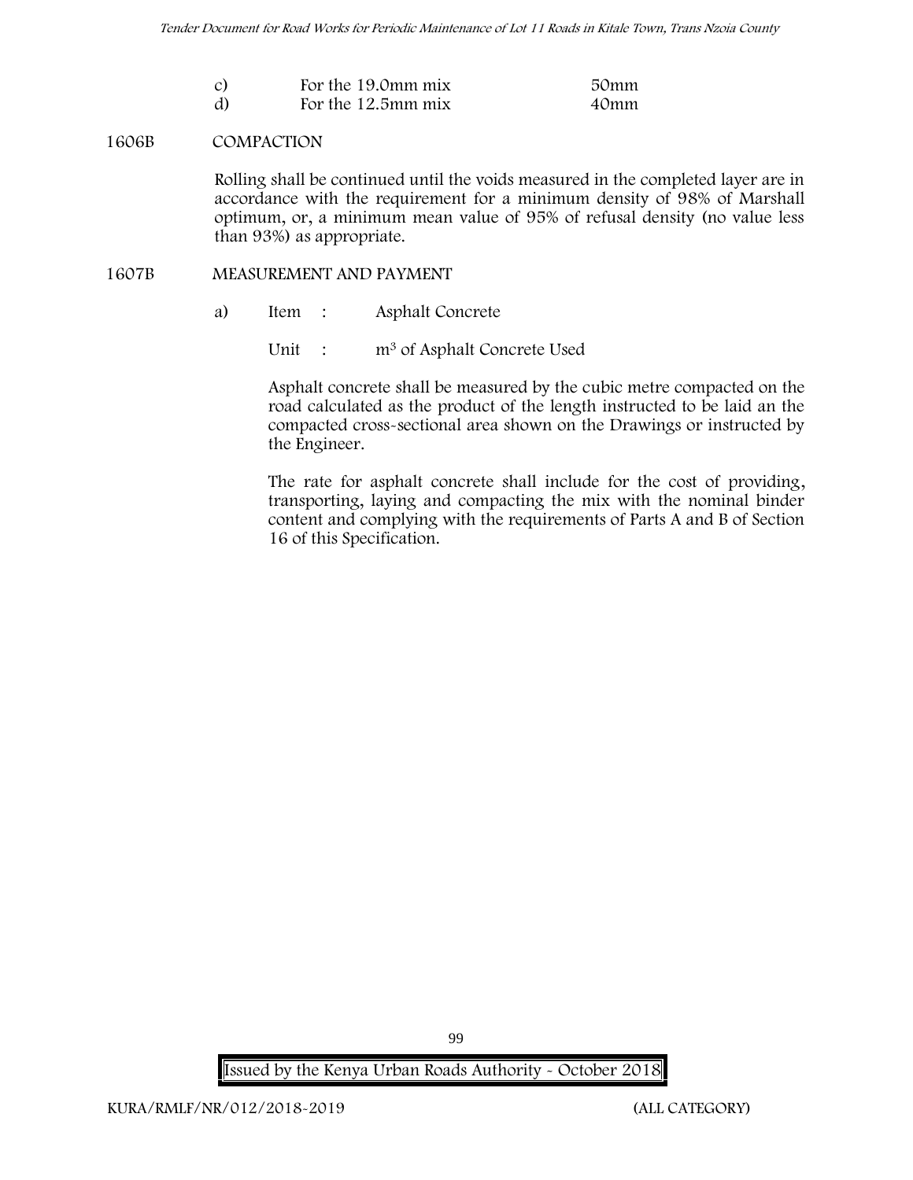c) For the 19.0mm mix 50mm

d) For the 12.5mm mix 40mm

## 1606B COMPACTION

Rolling shall be continued until the voids measured in the completed layer are in accordance with the requirement for a minimum density of 98% of Marshall optimum, or, a minimum mean value of 95% of refusal density (no value less than 93%) as appropriate.

## 1607B MEASUREMENT AND PAYMENT

a) Item : Asphalt Concrete

Unit : $m^3$ of Asphalt Concrete Used

Asphalt concrete shall be measured by the cubic metre compacted on the road calculated as the product of the length instructed to be laid an the compacted cross-sectional area shown on the Drawings or instructed by the Engineer.

The rate for asphalt concrete shall include for the cost of providing, transporting, laying and compacting the mix with the nominal binder content and complying with the requirements of Parts A and B of Section 16 of this Specification.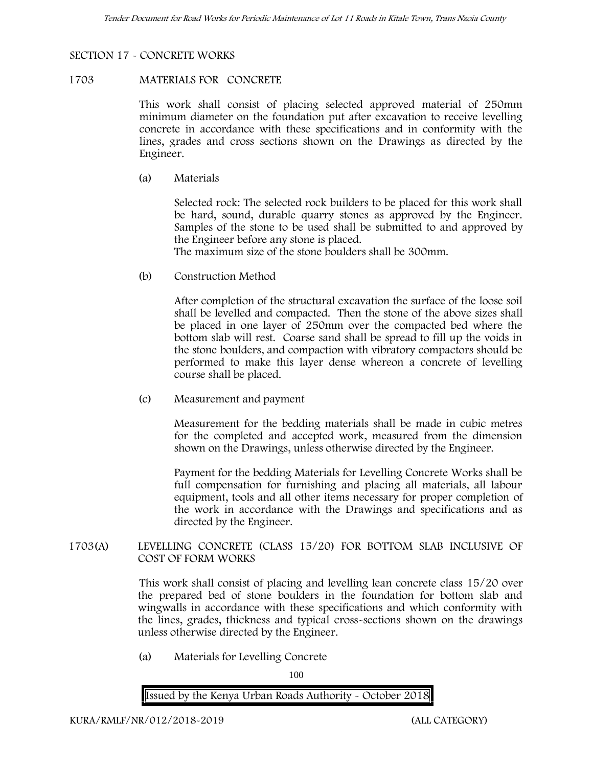SECTION 17 - CONCRETE WORKS

1703 MATERIALS FOR CONCRETE

This work shall consist of placing selected approved material of 250mm minimum diameter on the foundation put after excavation to receive levelling concrete in accordance with these specifications and in conformity with the lines, grades and cross sections shown on the Drawings as directed by the Engineer.

(a) Materials

Selected rock: The selected rock builders to be placed for this work shall be hard, sound, durable quarry stones as approved by the Engineer. Samples of the stone to be used shall be submitted to and approved by the Engineer before any stone is placed.
The maximum size of the stone boulders shall be 300mm.

(b) Construction Method

After completion of the structural excavation the surface of the loose soil shall be levelled and compacted. Then the stone of the above sizes shall be placed in one layer of 250mm over the compacted bed where the bottom slab will rest. Coarse sand shall be spread to fill up the voids in the stone boulders, and compaction with vibratory compactors should be performed to make this layer dense whereon a concrete of levelling course shall be placed.

(c) Measurement and payment

Measurement for the bedding materials shall be made in cubic metres for the completed and accepted work, measured from the dimension shown on the Drawings, unless otherwise directed by the Engineer.

Payment for the bedding Materials for Levelling Concrete Works shall be full compensation for furnishing and placing all materials, all labour equipment, tools and all other items necessary for proper completion of the work in accordance with the Drawings and specifications and as directed by the Engineer.

1703(A) LEVELLING CONCRETE (CLASS 15/20) FOR BOTTOM SLAB INCLUSIVE OF COST OF FORM WORKS

This work shall consist of placing and levelling lean concrete class 15/20 over the prepared bed of stone boulders in the foundation for bottom slab and wingwalls in accordance with these specifications and which conformity with the lines, grades, thickness and typical cross-sections shown on the drawings unless otherwise directed by the Engineer.

(a) Materials for Levelling Concrete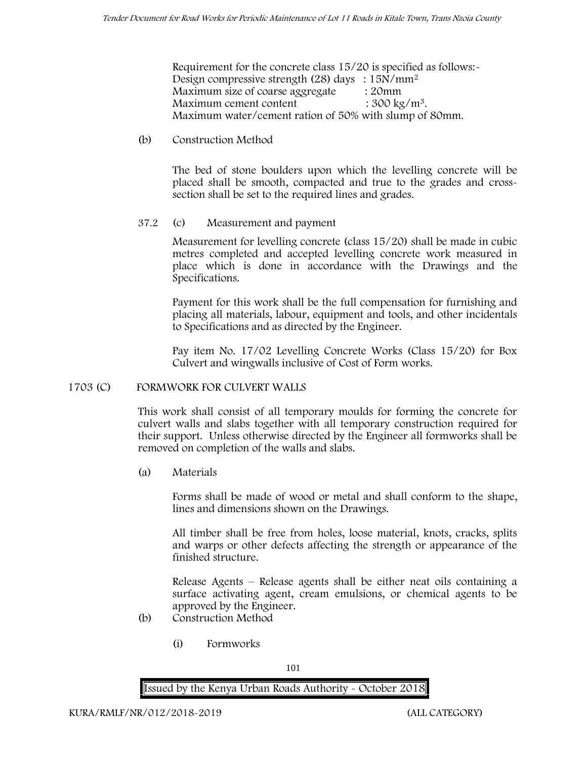Requirement for the concrete class 15/20 is specified as follows:-
Design compressive strength (28) days : $15N/mm^2$
Maximum size of coarse aggregate : 20mm
Maximum cement content : $300 kg/m^3$.
Maximum water/cement ration of 50% with slump of 80mm.

(b) Construction Method

The bed of stone boulders upon which the levelling concrete will be placed shall be smooth, compacted and true to the grades and cross-section shall be set to the required lines and grades.

37.2 (c) Measurement and payment

Measurement for levelling concrete (class 15/20) shall be made in cubic metres completed and accepted levelling concrete work measured in place which is done in accordance with the Drawings and the Specifications.

Payment for this work shall be the full compensation for furnishing and placing all materials, labour, equipment and tools, and other incidentals to Specifications and as directed by the Engineer.

Pay item No. 17/02 Levelling Concrete Works (Class 15/20) for Box Culvert and wingwalls inclusive of Cost of Form works.

## 1703 (C) FORMWORK FOR CULVERT WALLS

This work shall consist of all temporary moulds for forming the concrete for culvert walls and slabs together with all temporary construction required for their support. Unless otherwise directed by the Engineer all formworks shall be removed on completion of the walls and slabs.

(a) Materials

Forms shall be made of wood or metal and shall conform to the shape, lines and dimensions shown on the Drawings.

All timber shall be free from holes, loose material, knots, cracks, splits and warps or other defects affecting the strength or appearance of the finished structure.

Release Agents – Release agents shall be either neat oils containing a surface activating agent, cream emulsions, or chemical agents to be approved by the Engineer.

(b) Construction Method

(i) Formworks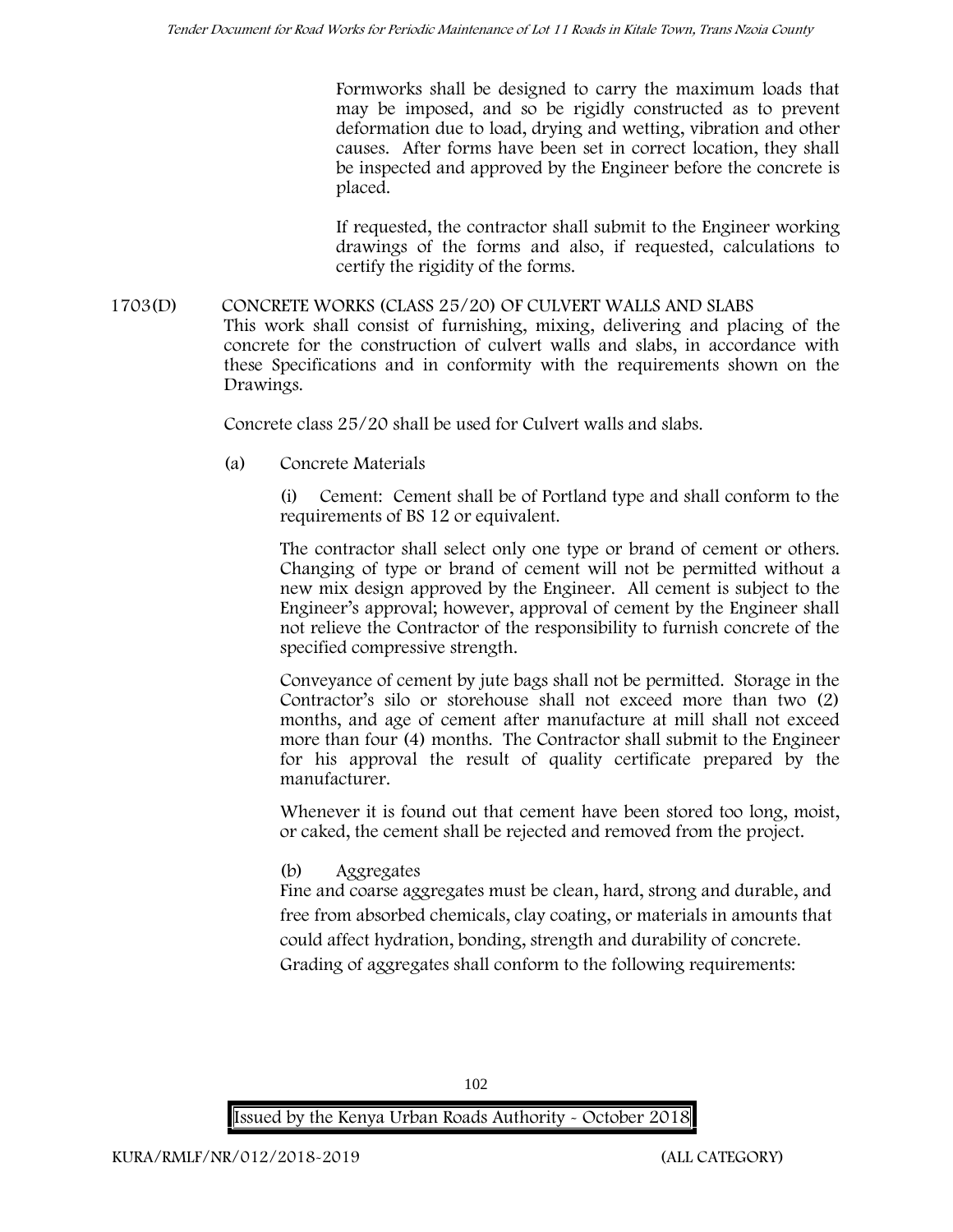Formworks shall be designed to carry the maximum loads that may be imposed, and so be rigidly constructed as to prevent deformation due to load, drying and wetting, vibration and other causes. After forms have been set in correct location, they shall be inspected and approved by the Engineer before the concrete is placed.

If requested, the contractor shall submit to the Engineer working drawings of the forms and also, if requested, calculations to certify the rigidity of the forms.

### 1703(D) CONCRETE WORKS (CLASS 25/20) OF CULVERT WALLS AND SLABS

This work shall consist of furnishing, mixing, delivering and placing of the concrete for the construction of culvert walls and slabs, in accordance with these Specifications and in conformity with the requirements shown on the Drawings.

Concrete class 25/20 shall be used for Culvert walls and slabs.

(a) Concrete Materials

(i) Cement: Cement shall be of Portland type and shall conform to the requirements of BS 12 or equivalent.

The contractor shall select only one type or brand of cement or others. Changing of type or brand of cement will not be permitted without a new mix design approved by the Engineer. All cement is subject to the Engineer's approval; however, approval of cement by the Engineer shall not relieve the Contractor of the responsibility to furnish concrete of the specified compressive strength.

Conveyance of cement by jute bags shall not be permitted. Storage in the Contractor's silo or storehouse shall not exceed more than two (2) months, and age of cement after manufacture at mill shall not exceed more than four (4) months. The Contractor shall submit to the Engineer for his approval the result of quality certificate prepared by the manufacturer.

Whenever it is found out that cement have been stored too long, moist, or caked, the cement shall be rejected and removed from the project.

(b) Aggregates

Fine and coarse aggregates must be clean, hard, strong and durable, and free from absorbed chemicals, clay coating, or materials in amounts that could affect hydration, bonding, strength and durability of concrete.

Grading of aggregates shall conform to the following requirements: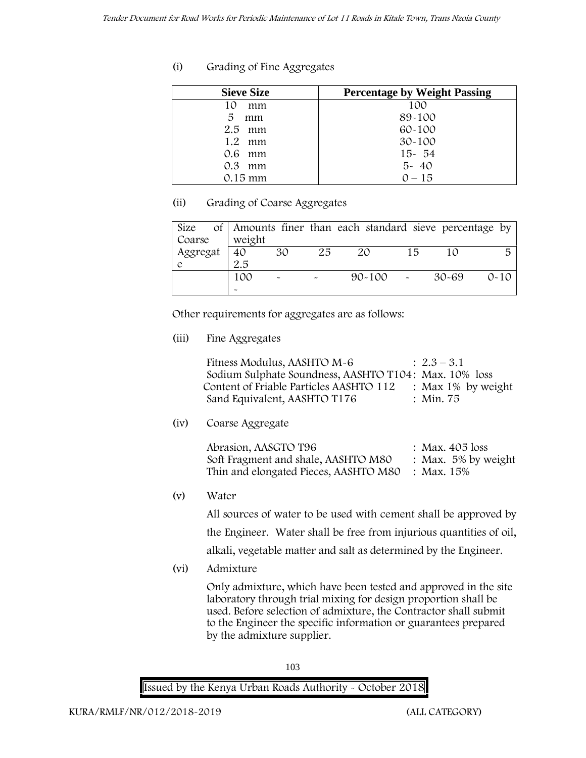(i) Grading of Fine Aggregates

| Sieve Size | Percentage by Weight Passing |
|---|---|
| 10 mm | 100 |
| 5 mm | 89-100 |
| 2.5 mm | 60-100 |
| 1.2 mm | 30-100 |
| 0.6 mm | 15- 54 |
| 0.3 mm | 5- 40 |
| 0.15 mm | 0 – 15 |

(ii) Grading of Coarse Aggregates

| Size of Coarse Aggregate | Amounts finer than each standard sieve percentage by weight | | | | | | |
|---|---|---|---|---|---|---|---|
| | 40 2.5 | 30 | 25 | 20 | 15 | 10 | 5 |
| | 100 - | - | - | 90-100 | - | 30-69 | 0-10 |

Other requirements for aggregates are as follows:

(iii) Fine Aggregates

Fitness Modulus, AASHTO M-6 : 2.3 – 3.1
Sodium Sulphate Soundness, AASHTO T104 : Max. 10% loss
Content of Friable Particles AASHTO 112 : Max 1% by weight
Sand Equivalent, AASHTO T176 : Min. 75

(iv) Coarse Aggregate

Abrasion, AASGTO T96 : Max. 405 loss
Soft Fragment and shale, AASHTO M80 : Max. 5% by weight
Thin and elongated Pieces, AASHTO M80 : Max. 15%

(v) Water

All sources of water to be used with cement shall be approved by the Engineer. Water shall be free from injurious quantities of oil, alkali, vegetable matter and salt as determined by the Engineer.

(vi) Admixture

Only admixture, which have been tested and approved in the site laboratory through trial mixing for design proportion shall be used. Before selection of admixture, the Contractor shall submit to the Engineer the specific information or guarantees prepared by the admixture supplier.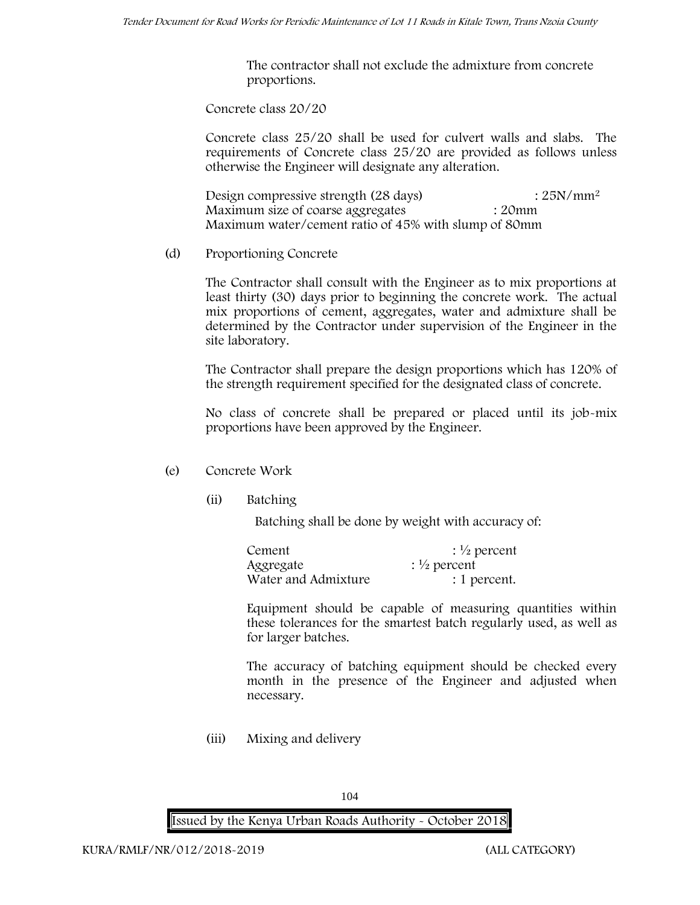The contractor shall not exclude the admixture from concrete proportions.

Concrete class 20/20

Concrete class 25/20 shall be used for culvert walls and slabs. The requirements of Concrete class 25/20 are provided as follows unless otherwise the Engineer will designate any alteration.

Design compressive strength (28 days) : $25N/mm^2$
Maximum size of coarse aggregates : 20mm
Maximum water/cement ratio of 45% with slump of 80mm

(d) Proportioning Concrete

The Contractor shall consult with the Engineer as to mix proportions at least thirty (30) days prior to beginning the concrete work. The actual mix proportions of cement, aggregates, water and admixture shall be determined by the Contractor under supervision of the Engineer in the site laboratory.

The Contractor shall prepare the design proportions which has 120% of the strength requirement specified for the designated class of concrete.

No class of concrete shall be prepared or placed until its job-mix proportions have been approved by the Engineer.

(e) Concrete Work

(ii) Batching

Batching shall be done by weight with accuracy of:

Cement : ½ percent
Aggregate : ½ percent
Water and Admixture : 1 percent.

Equipment should be capable of measuring quantities within these tolerances for the smartest batch regularly used, as well as for larger batches.

The accuracy of batching equipment should be checked every month in the presence of the Engineer and adjusted when necessary.

(iii) Mixing and delivery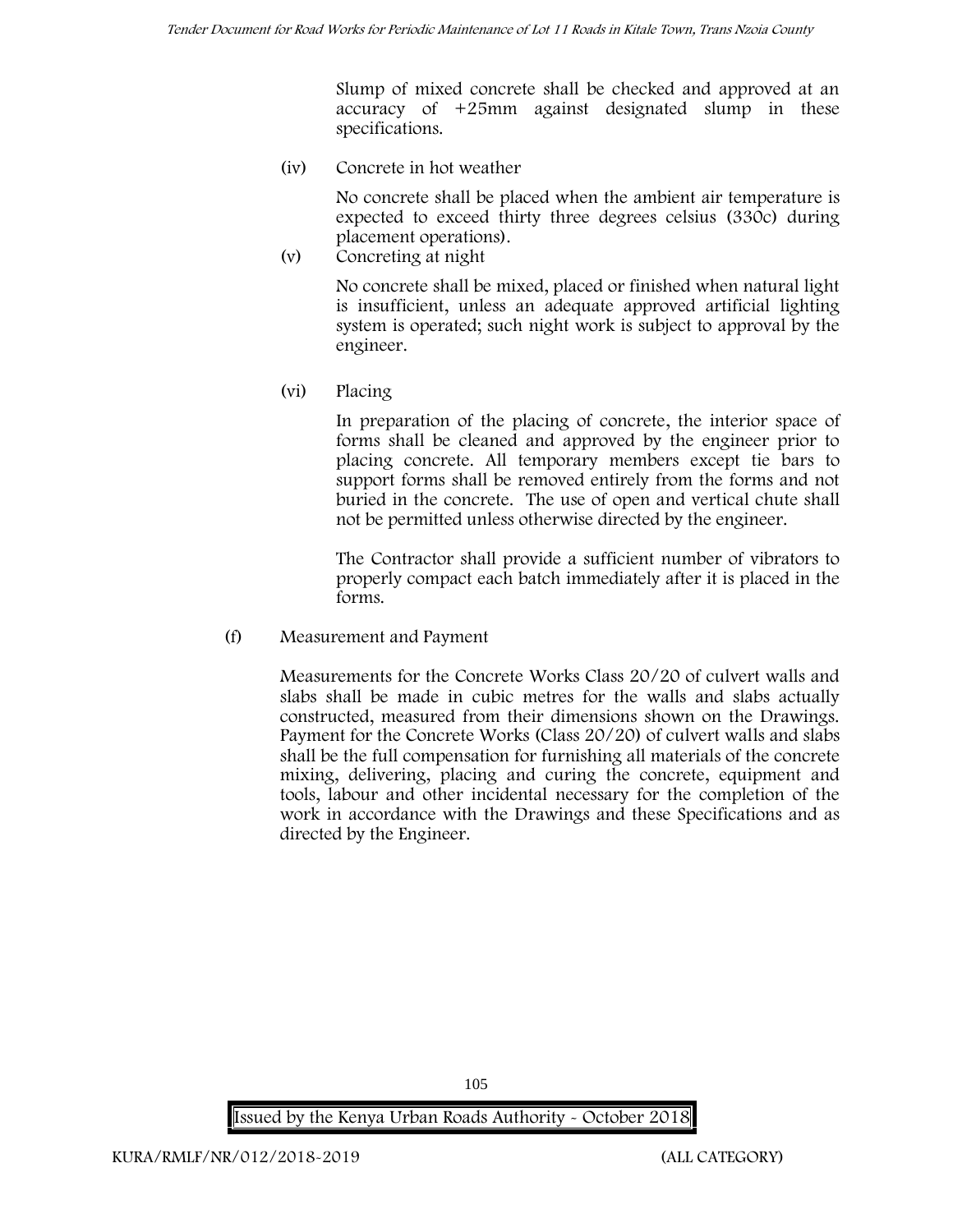Slump of mixed concrete shall be checked and approved at an accuracy of +25mm against designated slump in these specifications.

(iv) Concrete in hot weather

No concrete shall be placed when the ambient air temperature is expected to exceed thirty three degrees celsius (330c) during placement operations).

(v) Concreting at night

No concrete shall be mixed, placed or finished when natural light is insufficient, unless an adequate approved artificial lighting system is operated; such night work is subject to approval by the engineer.

(vi) Placing

In preparation of the placing of concrete, the interior space of forms shall be cleaned and approved by the engineer prior to placing concrete. All temporary members except tie bars to support forms shall be removed entirely from the forms and not buried in the concrete. The use of open and vertical chute shall not be permitted unless otherwise directed by the engineer.

The Contractor shall provide a sufficient number of vibrators to properly compact each batch immediately after it is placed in the forms.

(f) Measurement and Payment

Measurements for the Concrete Works Class 20/20 of culvert walls and slabs shall be made in cubic metres for the walls and slabs actually constructed, measured from their dimensions shown on the Drawings. Payment for the Concrete Works (Class 20/20) of culvert walls and slabs shall be the full compensation for furnishing all materials of the concrete mixing, delivering, placing and curing the concrete, equipment and tools, labour and other incidental necessary for the completion of the work in accordance with the Drawings and these Specifications and as directed by the Engineer.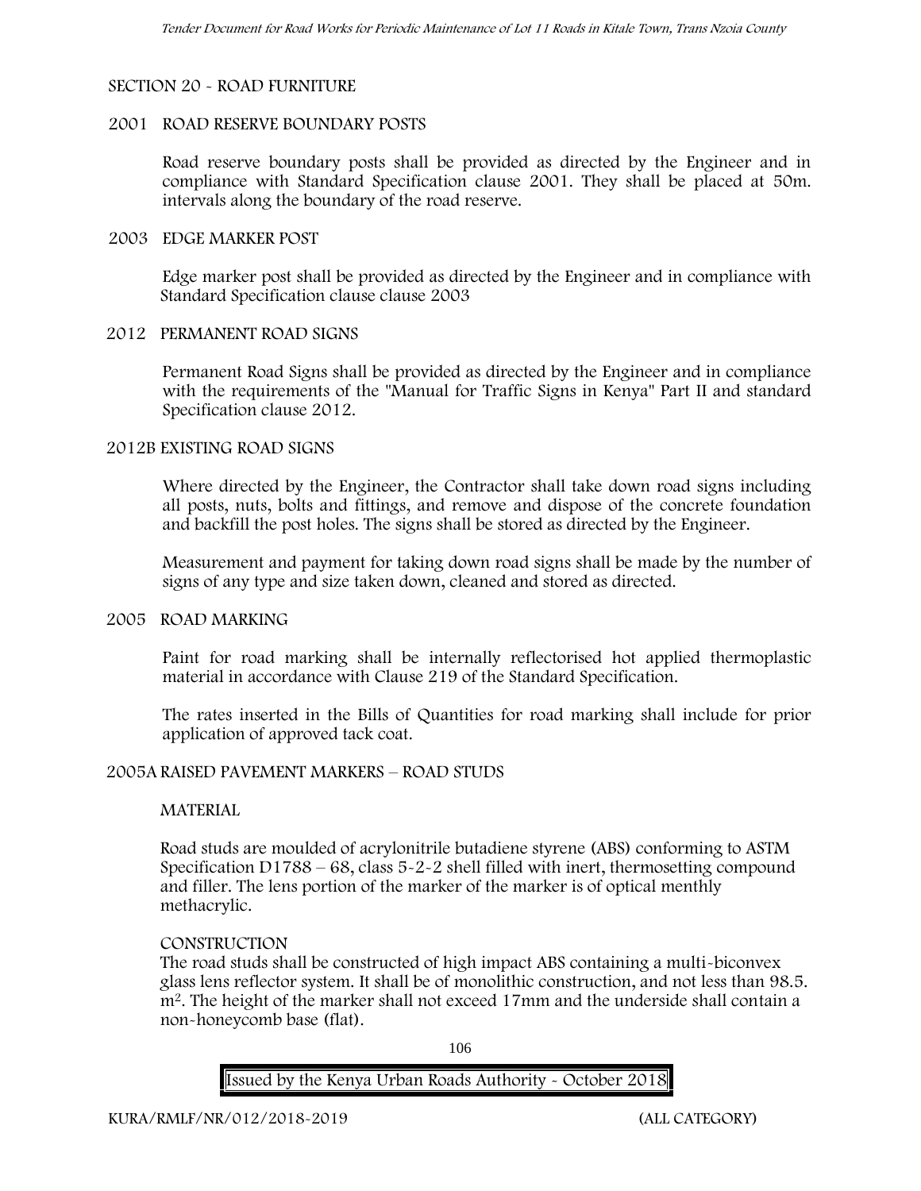## SECTION 20 - ROAD FURNITURE

### 2001 ROAD RESERVE BOUNDARY POSTS

Road reserve boundary posts shall be provided as directed by the Engineer and in compliance with Standard Specification clause 2001. They shall be placed at 50m. intervals along the boundary of the road reserve.

### 2003 EDGE MARKER POST

Edge marker post shall be provided as directed by the Engineer and in compliance with Standard Specification clause clause 2003

### 2012 PERMANENT ROAD SIGNS

Permanent Road Signs shall be provided as directed by the Engineer and in compliance with the requirements of the "Manual for Traffic Signs in Kenya" Part II and standard Specification clause 2012.

### 2012B EXISTING ROAD SIGNS

Where directed by the Engineer, the Contractor shall take down road signs including all posts, nuts, bolts and fittings, and remove and dispose of the concrete foundation and backfill the post holes. The signs shall be stored as directed by the Engineer.

Measurement and payment for taking down road signs shall be made by the number of signs of any type and size taken down, cleaned and stored as directed.

### 2005 ROAD MARKING

Paint for road marking shall be internally reflectorised hot applied thermoplastic material in accordance with Clause 219 of the Standard Specification.

The rates inserted in the Bills of Quantities for road marking shall include for prior application of approved tack coat.

### 2005A RAISED PAVEMENT MARKERS – ROAD STUDS

MATERIAL

Road studs are moulded of acrylonitrile butadiene styrene (ABS) conforming to ASTM Specification D1788 – 68, class 5-2-2 shell filled with inert, thermosetting compound and filler. The lens portion of the marker of the marker is of optical menthly methacrylic.

CONSTRUCTION

The road studs shall be constructed of high impact ABS containing a multi-biconvex glass lens reflector system. It shall be of monolithic construction, and not less than 98.5. $m^2$. The height of the marker shall not exceed 17mm and the underside shall contain a non-honeycomb base (flat).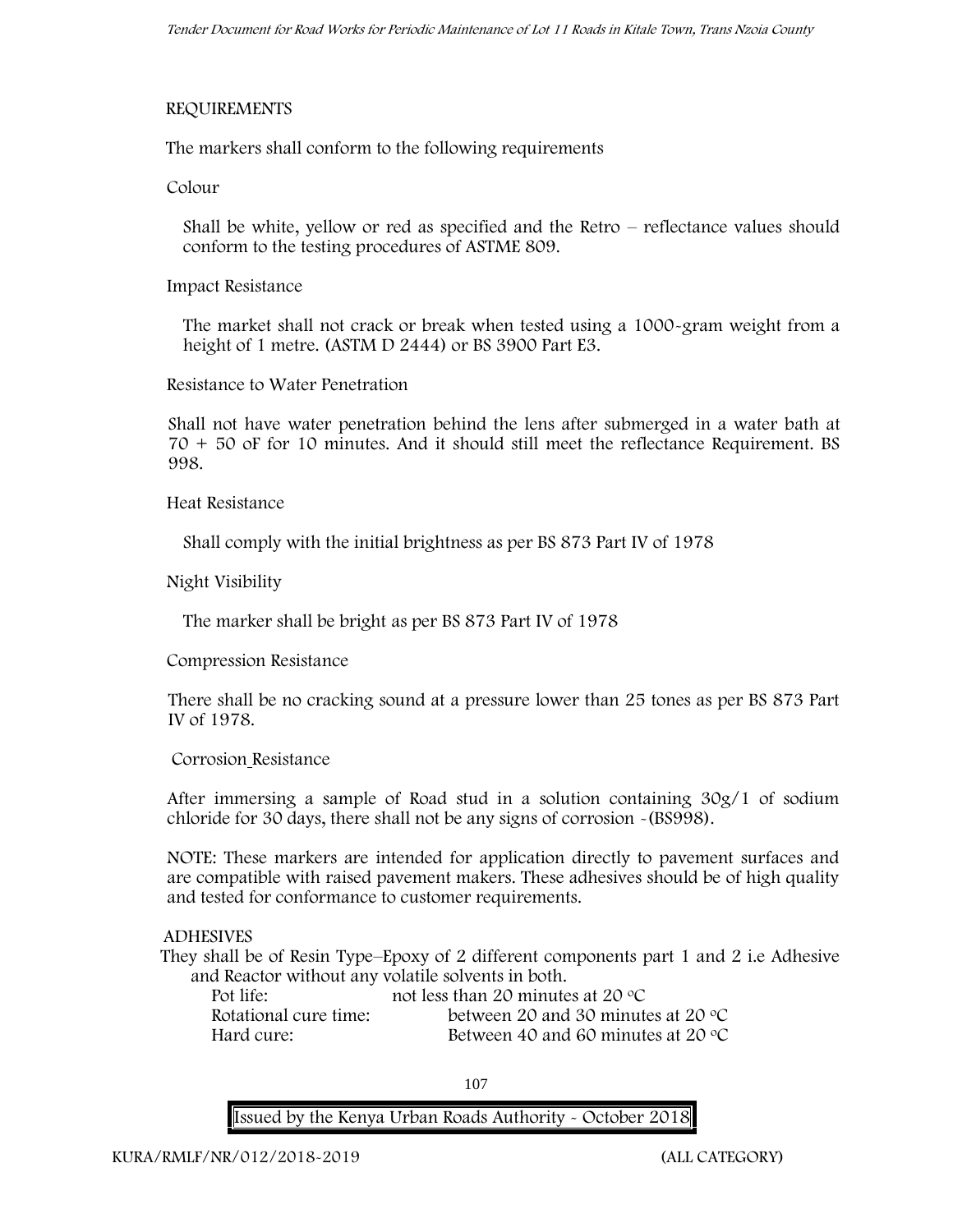REQUIREMENTS

The markers shall conform to the following requirements

Colour

Shall be white, yellow or red as specified and the Retro – reflectance values should conform to the testing procedures of ASTME 809.

Impact Resistance

The market shall not crack or break when tested using a 1000-gram weight from a height of 1 metre. (ASTM D 2444) or BS 3900 Part E3.

Resistance to Water Penetration

Shall not have water penetration behind the lens after submerged in a water bath at 70 + 50 oF for 10 minutes. And it should still meet the reflectance Requirement. BS 998.

Heat Resistance

Shall comply with the initial brightness as per BS 873 Part IV of 1978

Night Visibility

The marker shall be bright as per BS 873 Part IV of 1978

Compression Resistance

There shall be no cracking sound at a pressure lower than 25 tones as per BS 873 Part IV of 1978.

Corrosion Resistance

After immersing a sample of Road stud in a solution containing 30g/1 of sodium chloride for 30 days, there shall not be any signs of corrosion -(BS998).

NOTE: These markers are intended for application directly to pavement surfaces and are compatible with raised pavement makers. These adhesives should be of high quality and tested for conformance to customer requirements.

ADHESIVES

They shall be of Resin Type–Epoxy of 2 different components part 1 and 2 i.e Adhesive and Reactor without any volatile solvents in both.

| | |
|---|---|
| Pot life: | not less than 20 minutes at 20 °C |
| Rotational cure time: | between 20 and 30 minutes at 20 °C |
| Hard cure: | Between 40 and 60 minutes at 20 °C |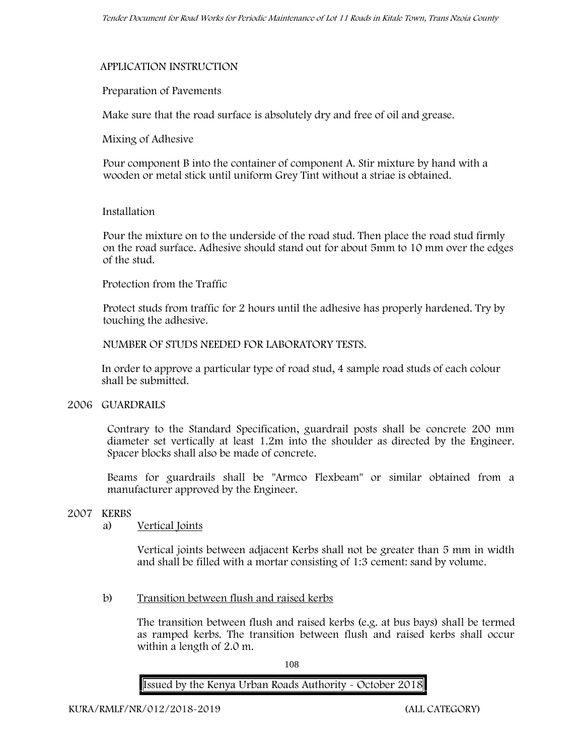APPLICATION INSTRUCTION

Preparation of Pavements

Make sure that the road surface is absolutely dry and free of oil and grease.

Mixing of Adhesive

Pour component B into the container of component A. Stir mixture by hand with a wooden or metal stick until uniform Grey Tint without a striae is obtained.

Installation

Pour the mixture on to the underside of the road stud. Then place the road stud firmly on the road surface. Adhesive should stand out for about 5mm to 10 mm over the edges of the stud.

Protection from the Traffic

Protect studs from traffic for 2 hours until the adhesive has properly hardened. Try by touching the adhesive.

NUMBER OF STUDS NEEDED FOR LABORATORY TESTS.

In order to approve a particular type of road stud, 4 sample road studs of each colour shall be submitted.

## 2006 GUARDRAILS

Contrary to the Standard Specification, guardrail posts shall be concrete 200 mm diameter set vertically at least 1.2m into the shoulder as directed by the Engineer. Spacer blocks shall also be made of concrete.

Beams for guardrails shall be "Armco Flexbeam" or similar obtained from a manufacturer approved by the Engineer.

## 2007 KERBS

a) Vertical Joints

Vertical joints between adjacent Kerbs shall not be greater than 5 mm in width and shall be filled with a mortar consisting of 1:3 cement: sand by volume.

b) Transition between flush and raised kerbs

The transition between flush and raised kerbs (e.g. at bus bays) shall be termed as ramped kerbs. The transition between flush and raised kerbs shall occur within a length of 2.0 m.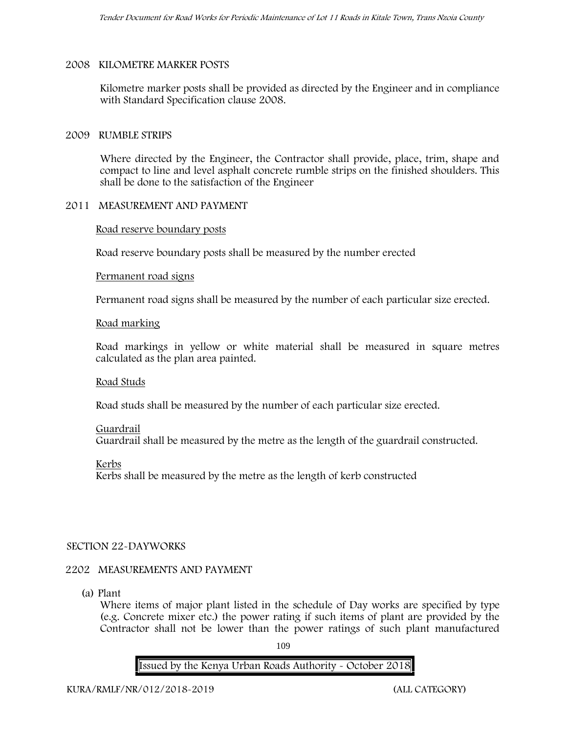## 2008 KILOMETRE MARKER POSTS

Kilometre marker posts shall be provided as directed by the Engineer and in compliance with Standard Specification clause 2008.

## 2009 RUMBLE STRIPS

Where directed by the Engineer, the Contractor shall provide, place, trim, shape and compact to line and level asphalt concrete rumble strips on the finished shoulders. This shall be done to the satisfaction of the Engineer

## 2011 MEASUREMENT AND PAYMENT

Road reserve boundary posts

Road reserve boundary posts shall be measured by the number erected

Permanent road signs

Permanent road signs shall be measured by the number of each particular size erected.

Road marking

Road markings in yellow or white material shall be measured in square metres calculated as the plan area painted.

Road Studs

Road studs shall be measured by the number of each particular size erected.

Guardrail

Guardrail shall be measured by the metre as the length of the guardrail constructed.

Kerbs

Kerbs shall be measured by the metre as the length of kerb constructed

# SECTION 22-DAYWORKS

## 2202 MEASUREMENTS AND PAYMENT

(a) Plant

Where items of major plant listed in the schedule of Day works are specified by type (e.g. Concrete mixer etc.) the power rating if such items of plant are provided by the Contractor shall not be lower than the power ratings of such plant manufactured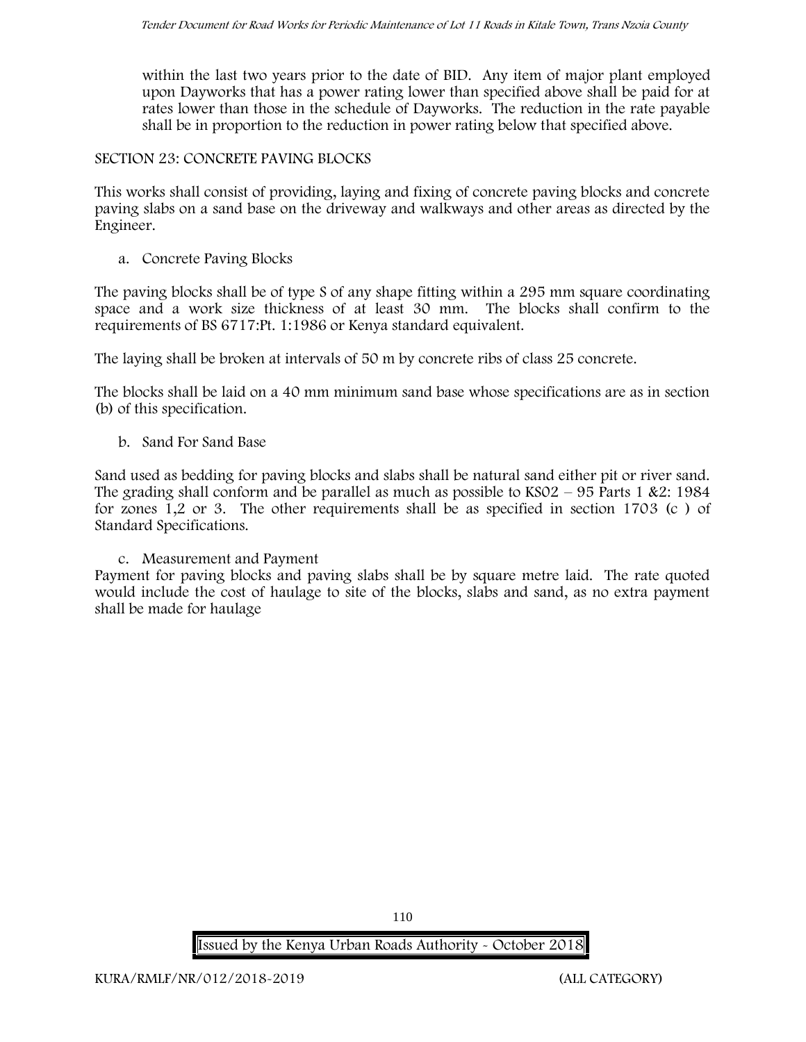within the last two years prior to the date of BID. Any item of major plant employed upon Dayworks that has a power rating lower than specified above shall be paid for at rates lower than those in the schedule of Dayworks. The reduction in the rate payable shall be in proportion to the reduction in power rating below that specified above.

## SECTION 23: CONCRETE PAVING BLOCKS

This works shall consist of providing, laying and fixing of concrete paving blocks and concrete paving slabs on a sand base on the driveway and walkways and other areas as directed by the Engineer.

### a. Concrete Paving Blocks

The paving blocks shall be of type S of any shape fitting within a 295 mm square coordinating space and a work size thickness of at least 30 mm. The blocks shall confirm to the requirements of BS 6717:Pt. 1:1986 or Kenya standard equivalent.

The laying shall be broken at intervals of 50 m by concrete ribs of class 25 concrete.

The blocks shall be laid on a 40 mm minimum sand base whose specifications are as in section (b) of this specification.

### b. Sand For Sand Base

Sand used as bedding for paving blocks and slabs shall be natural sand either pit or river sand. The grading shall conform and be parallel as much as possible to KS02 – 95 Parts 1 &2: 1984 for zones 1,2 or 3. The other requirements shall be as specified in section 1703 (c ) of Standard Specifications.

### c. Measurement and Payment

Payment for paving blocks and paving slabs shall be by square metre laid. The rate quoted would include the cost of haulage to site of the blocks, slabs and sand, as no extra payment shall be made for haulage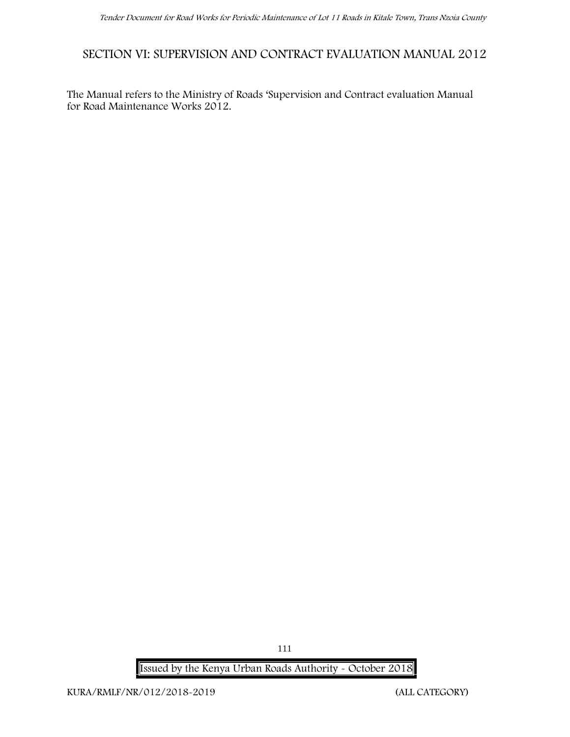# SECTION VI: SUPERVISION AND CONTRACT EVALUATION MANUAL 2012

The Manual refers to the Ministry of Roads 'Supervision and Contract evaluation Manual for Road Maintenance Works 2012.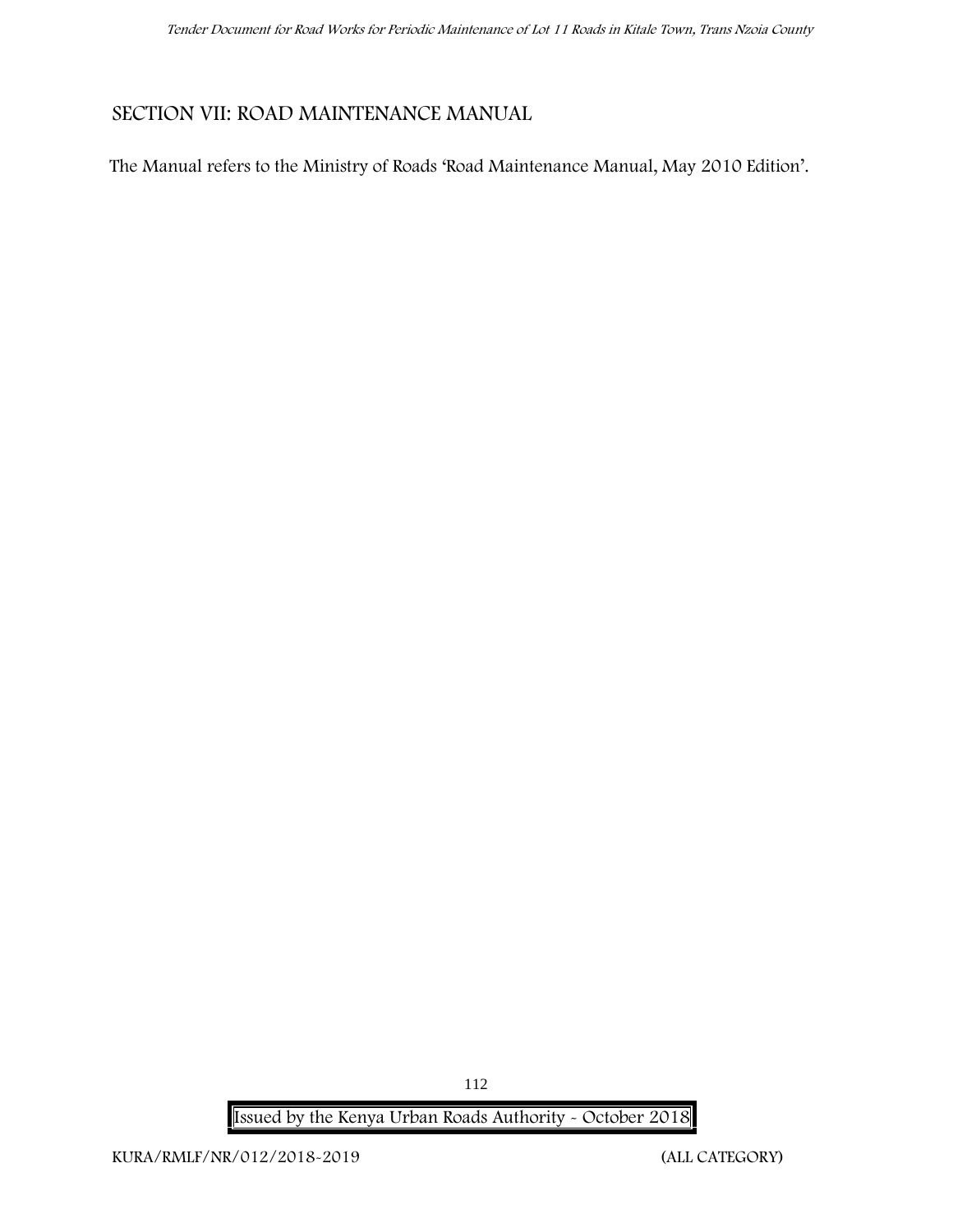## SECTION VII: ROAD MAINTENANCE MANUAL

The Manual refers to the Ministry of Roads 'Road Maintenance Manual, May 2010 Edition'.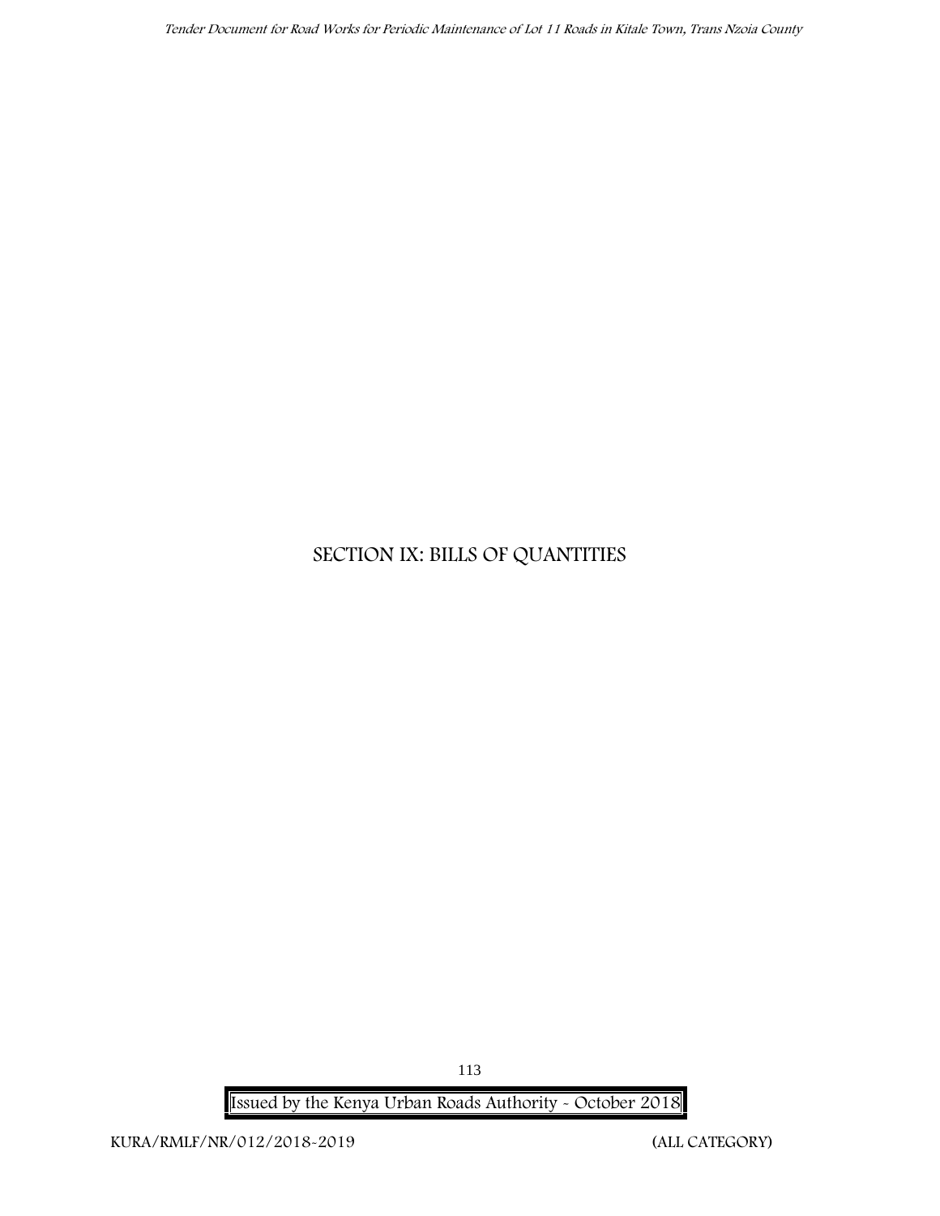# SECTION IX: BILLS OF QUANTITIES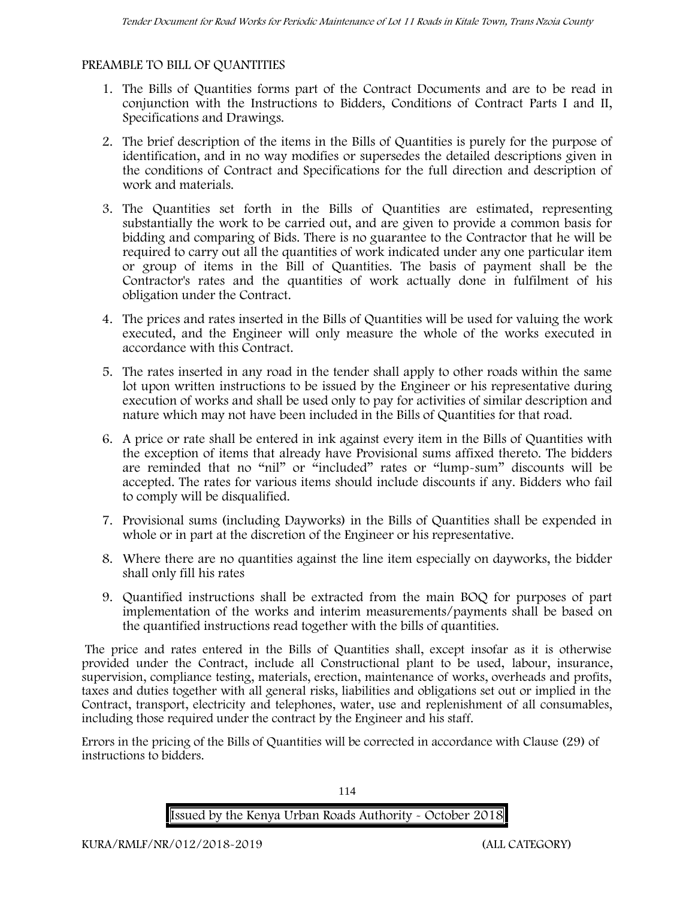## PREAMBLE TO BILL OF QUANTITIES

1. The Bills of Quantities forms part of the Contract Documents and are to be read in conjunction with the Instructions to Bidders, Conditions of Contract Parts I and II, Specifications and Drawings.
2. The brief description of the items in the Bills of Quantities is purely for the purpose of identification, and in no way modifies or supersedes the detailed descriptions given in the conditions of Contract and Specifications for the full direction and description of work and materials.
3. The Quantities set forth in the Bills of Quantities are estimated, representing substantially the work to be carried out, and are given to provide a common basis for bidding and comparing of Bids. There is no guarantee to the Contractor that he will be required to carry out all the quantities of work indicated under any one particular item or group of items in the Bill of Quantities. The basis of payment shall be the Contractor's rates and the quantities of work actually done in fulfilment of his obligation under the Contract.
4. The prices and rates inserted in the Bills of Quantities will be used for valuing the work executed, and the Engineer will only measure the whole of the works executed in accordance with this Contract.
5. The rates inserted in any road in the tender shall apply to other roads within the same lot upon written instructions to be issued by the Engineer or his representative during execution of works and shall be used only to pay for activities of similar description and nature which may not have been included in the Bills of Quantities for that road.
6. A price or rate shall be entered in ink against every item in the Bills of Quantities with the exception of items that already have Provisional sums affixed thereto. The bidders are reminded that no "nil" or "included" rates or "lump-sum" discounts will be accepted. The rates for various items should include discounts if any. Bidders who fail to comply will be disqualified.
7. Provisional sums (including Dayworks) in the Bills of Quantities shall be expended in whole or in part at the discretion of the Engineer or his representative.
8. Where there are no quantities against the line item especially on dayworks, the bidder shall only fill his rates
9. Quantified instructions shall be extracted from the main BOQ for purposes of part implementation of the works and interim measurements/payments shall be based on the quantified instructions read together with the bills of quantities.

The price and rates entered in the Bills of Quantities shall, except insofar as it is otherwise provided under the Contract, include all Constructional plant to be used, labour, insurance, supervision, compliance testing, materials, erection, maintenance of works, overheads and profits, taxes and duties together with all general risks, liabilities and obligations set out or implied in the Contract, transport, electricity and telephones, water, use and replenishment of all consumables, including those required under the contract by the Engineer and his staff.

Errors in the pricing of the Bills of Quantities will be corrected in accordance with Clause (29) of instructions to bidders.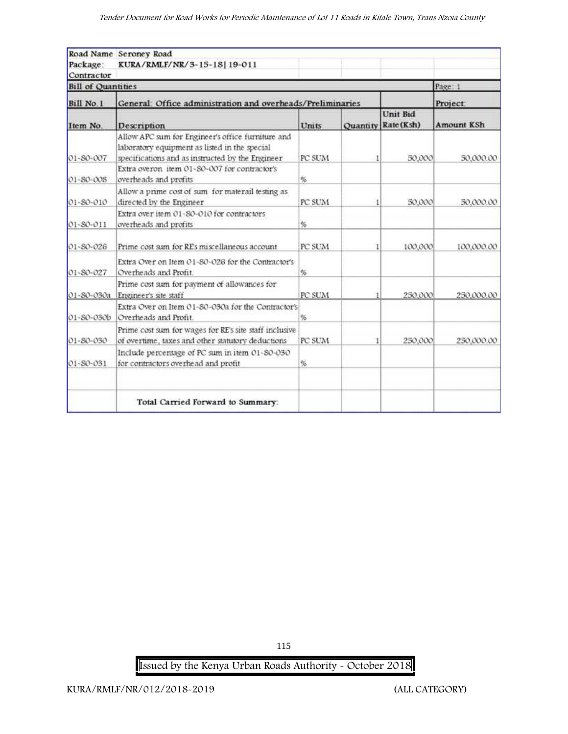| Road Name | Seroney Road | | | | |
|---|---|---|---|---|---|
| Package: | KURA/RMLF/NR/3-15-18\| 19-011 | | | | |
| Contractor | | | | | |
| **Bill of Quantities** | | | | | Page: 1 |
| **Bill No.1** | **General: Office administration and overheads/Preliminaries** | | | | **Project:** |
| **Item No.** | **Description** | **Units** | **Quantity** | **Unit Bid Rate (Ksh)** | **Amount KSh** |
| 01-80-007 | Allow APC sum for Engineer's office furniture and laboratory equipment as listed in the special specifications and as instructed by the Engineer | PC SUM | 1 | 50,000 | 50,000.00 |
| 01-80-008 | Extra overon item 01-80-007 for contractor's overheads and profits | % | | | |
| 01-80-010 | Allow a prime cost of sum for materail testing as directed by the Engineer | PC SUM | 1 | 50,000 | 50,000.00 |
| 01-80-011 | Extra over item 01-80-010 for contractors overheads and profits | % | | | |
| 01-80-026 | Prime cost sum for REs miscellaneous account | PC SUM | 1 | 100,000 | 100,000.00 |
| 01-80-027 | Extra Over on Item 01-80-026 for the Contractor's Overheads and Profit. | % | | | |
| 01-80-030a | Prime cost sum for payment of allowances for Engineer's site staff | PC SUM | 1 | 250,000 | 250,000.00 |
| 01-80-030b | Extra Over on Item 01-80-030a for the Contractor's Overheads and Profit. | % | | | |
| 01-80-030 | Prime cost sum for wages for RE's site staff inclusive of overtime, taxes and other statutory deductions | PC SUM | 1 | 250,000 | 250,000.00 |
| 01-80-031 | Include percentage of PC sum in item 01-80-030 for contractors overhead and profit | % | | | |
| | | | | | |
| | **Total Carried Forward to Summary:** | | | | |

Issued by the Kenya Urban Roads Authority - October 2018

KURA/RMLF/NR/012/2018-2019 (ALL CATEGORY)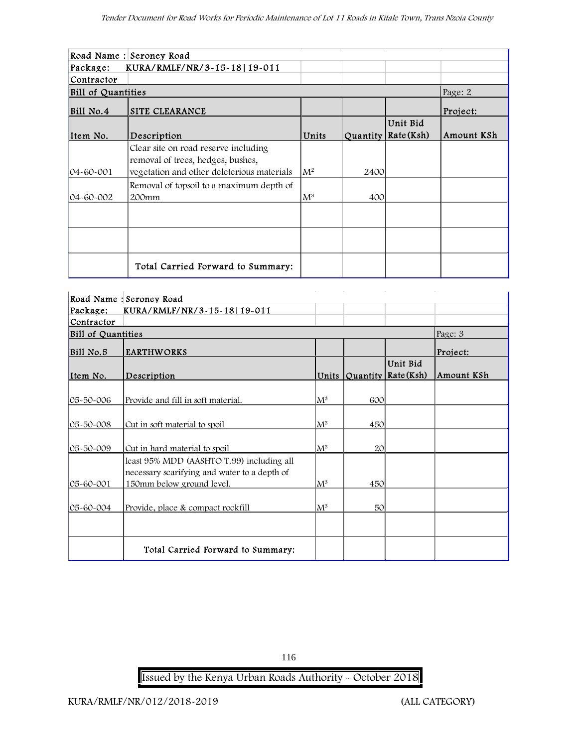| Road Name : | Seroney Road | | | | |
|---|---|---|---|---|---|
| Package: | KURA/RMLF/NR/3-15-18\|19-011 | | | | |
| Contractor | | | | | |
| Bill of Quantities | | | | | Page: 2 |
| Bill No.4 | SITE CLEARANCE | | | | Project: |
| Item No. | Description | Units | Quantity | Unit Bid Rate(Ksh) | Amount KSh |
| 04-60-001 | Clear site on road reserve including removal of trees, hedges, bushes, vegetation and other deleterious materials | $M^2$ | 2400 | | |
| 04-60-002 | Removal of topsoil to a maximum depth of 200mm | $M^3$ | 400 | | |
| | | | | | |
| | | | | | |
| | Total Carried Forward to Summary: | | | | |

| Road Name : | Seroney Road | | | | |
|---|---|---|---|---|---|
| Package: | KURA/RMLF/NR/3-15-18\|19-011 | | | | |
| Contractor | | | | | |
| Bill of Quantities | | | | | Page: 3 |
| Bill No.5 | EARTHWORKS | | | | Project: |
| Item No. | Description | Units | Quantity | Unit Bid Rate(Ksh) | Amount KSh |
| 05-50-006 | Provide and fill in soft material. | $M^3$ | 600 | | |
| 05-50-008 | Cut in soft material to spoil | $M^3$ | 450 | | |
| 05-50-009 | Cut in hard material to spoil | $M^3$ | 20 | | |
| 05-60-001 | least 95% MDD (AASHTO T.99) including all necessary scarifying and water to a depth of 150mm below ground level. | $M^3$ | 450 | | |
| 05-60-004 | Provide, place & compact rockfill | $M^3$ | 50 | | |
| | | | | | |
| | Total Carried Forward to Summary: | | | | |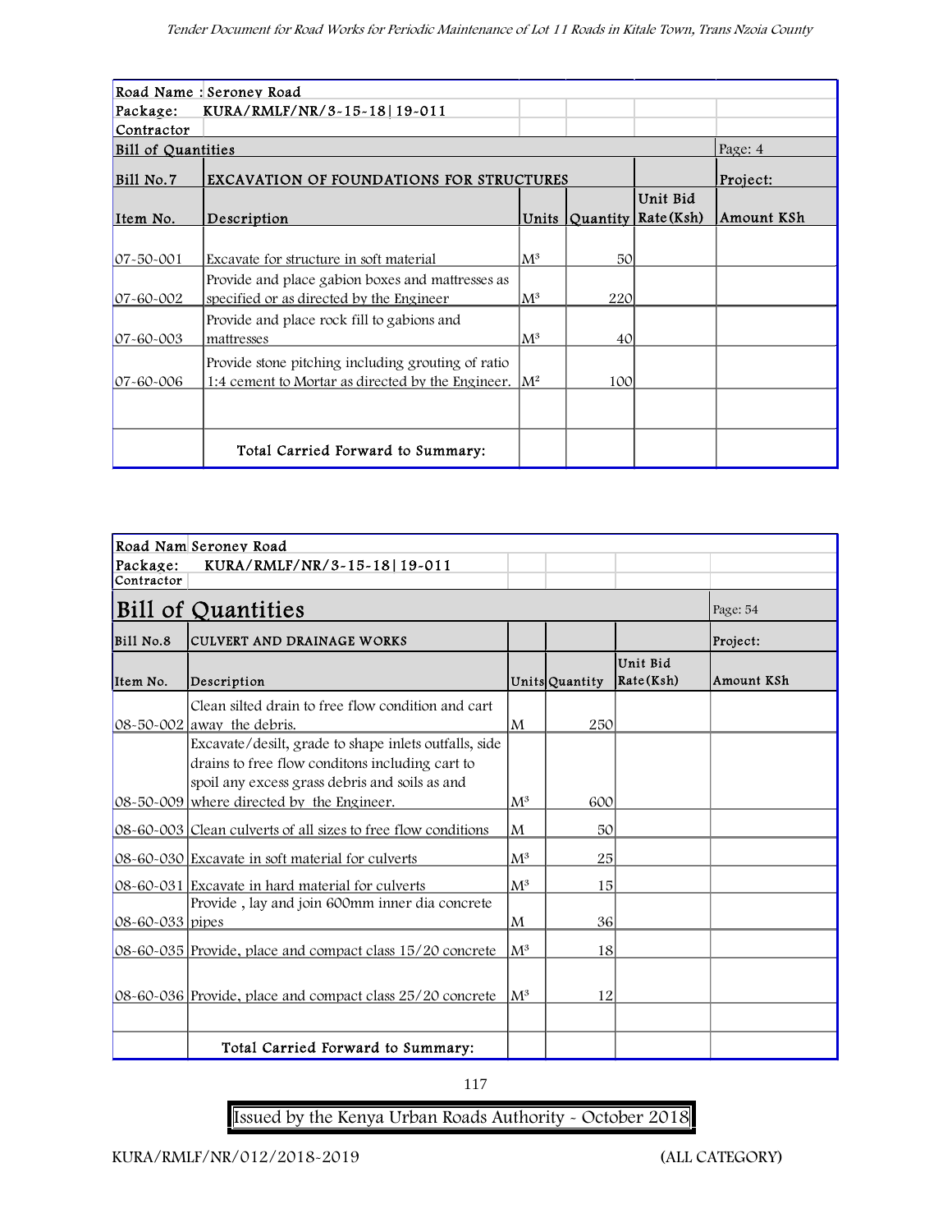| Road Name : Seroney Road | | | | | |
|---|---|---|---|---|---|
| Package: | KURA/RMLF/NR/3-15-18\|19-011 | | | | |
| Contractor | | | | | |
| Bill of Quantities | | | | | Page: 4 |
| Bill No.7 | EXCAVATION OF FOUNDATIONS FOR STRUCTURES | | | | Project: |
| Item No. | Description | Units | Quantity | Unit Bid Rate(Ksh) | Amount KSh |
| 07-50-001 | Excavate for structure in soft material | $M^3$ | 50 | | |
| 07-60-002 | Provide and place gabion boxes and mattresses as specified or as directed by the Engineer | $M^3$ | 220 | | |
| 07-60-003 | Provide and place rock fill to gabions and mattresses | $M^3$ | 40 | | |
| 07-60-006 | Provide stone pitching including grouting of ratio 1:4 cement to Mortar as directed by the Engineer. | $M^2$ | 100 | | |
| | | | | | |
| | Total Carried Forward to Summary: | | | | |

| Road Nam | Seroney Road | | | | |
|---|---|---|---|---|---|
| Package: | KURA/RMLF/NR/3-15-18\|19-011 | | | | |
| Contractor | | | | | |
| Bill of Quantities | | | | | Page: 54 |
| Bill No.8 | CULVERT AND DRAINAGE WORKS | | | | Project: |
| Item No. | Description | Units | Quantity | Unit Bid Rate(Ksh) | Amount KSh |
| 08-50-002 | Clean silted drain to free flow condition and cart away the debris. | M | 250 | | |
| 08-50-009 | Excavate/desilt, grade to shape inlets outfalls, side drains to free flow conditons including cart to spoil any excess grass debris and soils as and where directed by the Engineer. | $M^3$ | 600 | | |
| 08-60-003 | Clean culverts of all sizes to free flow conditions | M | 50 | | |
| 08-60-030 | Excavate in soft material for culverts | $M^3$ | 25 | | |
| 08-60-031 | Excavate in hard material for culverts | $M^3$ | 15 | | |
| 08-60-033 | Provide , lay and join 600mm inner dia concrete pipes | M | 36 | | |
| 08-60-035 | Provide, place and compact class 15/20 concrete | $M^3$ | 18 | | |
| 08-60-036 | Provide, place and compact class 25/20 concrete | $M^3$ | 12 | | |
| | | | | | |
| | Total Carried Forward to Summary: | | | | |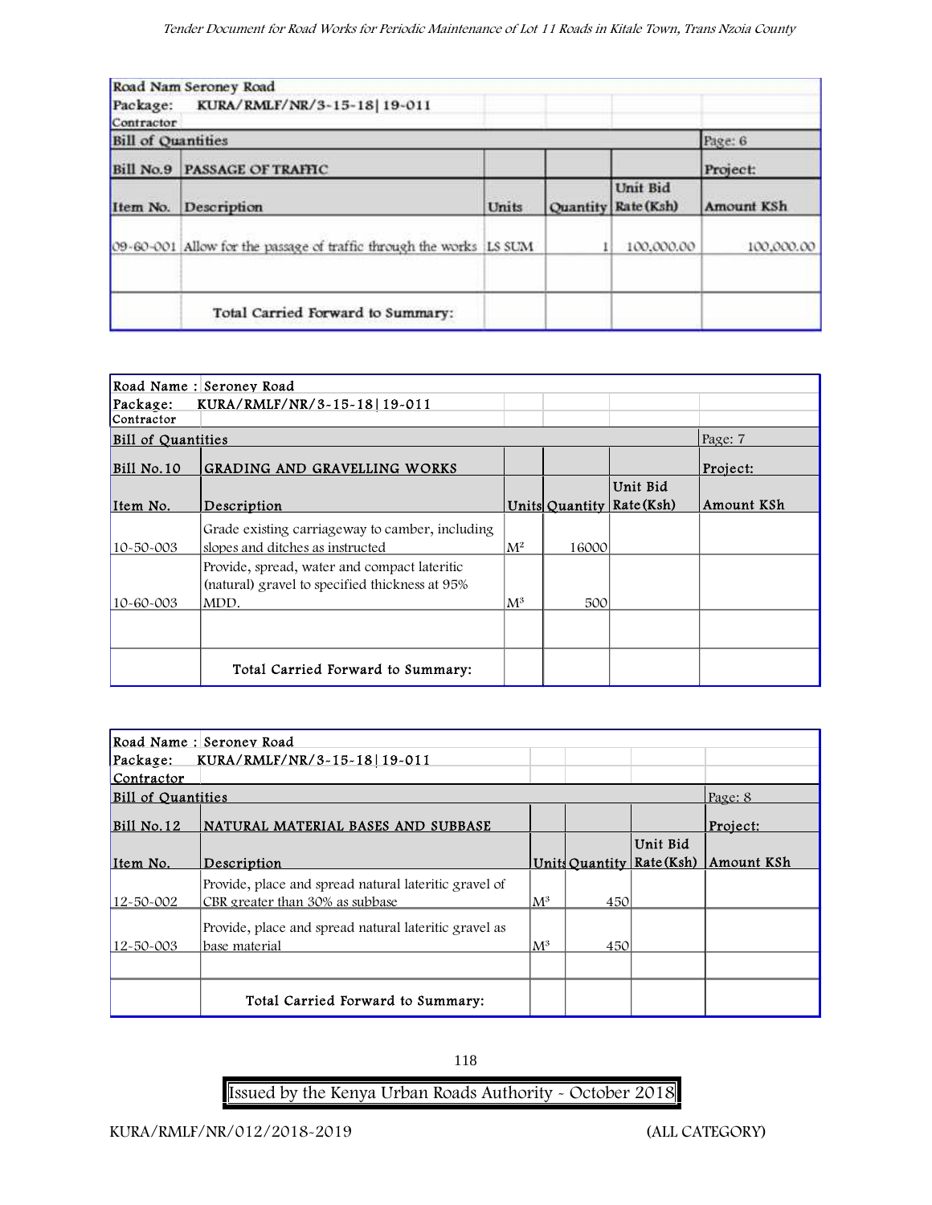| Road Nam Seroney Road | | | | | |
|---|---|---|---|---|---|
| Package: | KURA/RMLF/NR/3-15-18\| 19-011 | | | | |
| Contractor | | | | | |
| Bill of Quantities | | | | | Page: 6 |
| Bill No.9 | PASSAGE OF TRAFFIC | | | | Project: |
| Item No. | Description | Units | Quantity | Unit Bid Rate (Ksh) | Amount KSh |
| 09-60-001 | Allow for the passage of traffic through the works | LS SUM | 1 | 100,000.00 | 100,000.00 |
| | | | | | |
| | Total Carried Forward to Summary: | | | | |

| Road Name : | Seroney Road | | | | |
|---|---|---|---|---|---|
| Package: | KURA/RMLF/NR/3-15-18\| 19-011 | | | | |
| Contractor | | | | | |
| Bill of Quantities | | | | | Page: 7 |
| Bill No.10 | GRADING AND GRAVELLING WORKS | | | | Project: |
| Item No. | Description | Units | Quantity | Unit Bid Rate (Ksh) | Amount KSh |
| 10-50-003 | Grade existing carriageway to camber, including slopes and ditches as instructed | M² | 16000 | | |
| 10-60-003 | Provide, spread, water and compact lateritic (natural) gravel to specified thickness at 95% MDD. | M³ | 500 | | |
| | | | | | |
| | Total Carried Forward to Summary: | | | | |

| Road Name : | Seroney Road | | | | |
|---|---|---|---|---|---|
| Package: | KURA/RMLF/NR/3-15-18\| 19-011 | | | | |
| Contractor | | | | | |
| Bill of Quantities | | | | | Page: 8 |
| Bill No.12 | NATURAL MATERIAL BASES AND SUBBASE | | | | Project: |
| Item No. | Description | Units | Quantity | Unit Bid Rate (Ksh) | Amount KSh |
| 12-50-002 | Provide, place and spread natural lateritic gravel of CBR greater than 30% as subbase | M³ | 450 | | |
| 12-50-003 | Provide, place and spread natural lateritic gravel as base material | M³ | 450 | | |
| | | | | | |
| | Total Carried Forward to Summary: | | | | |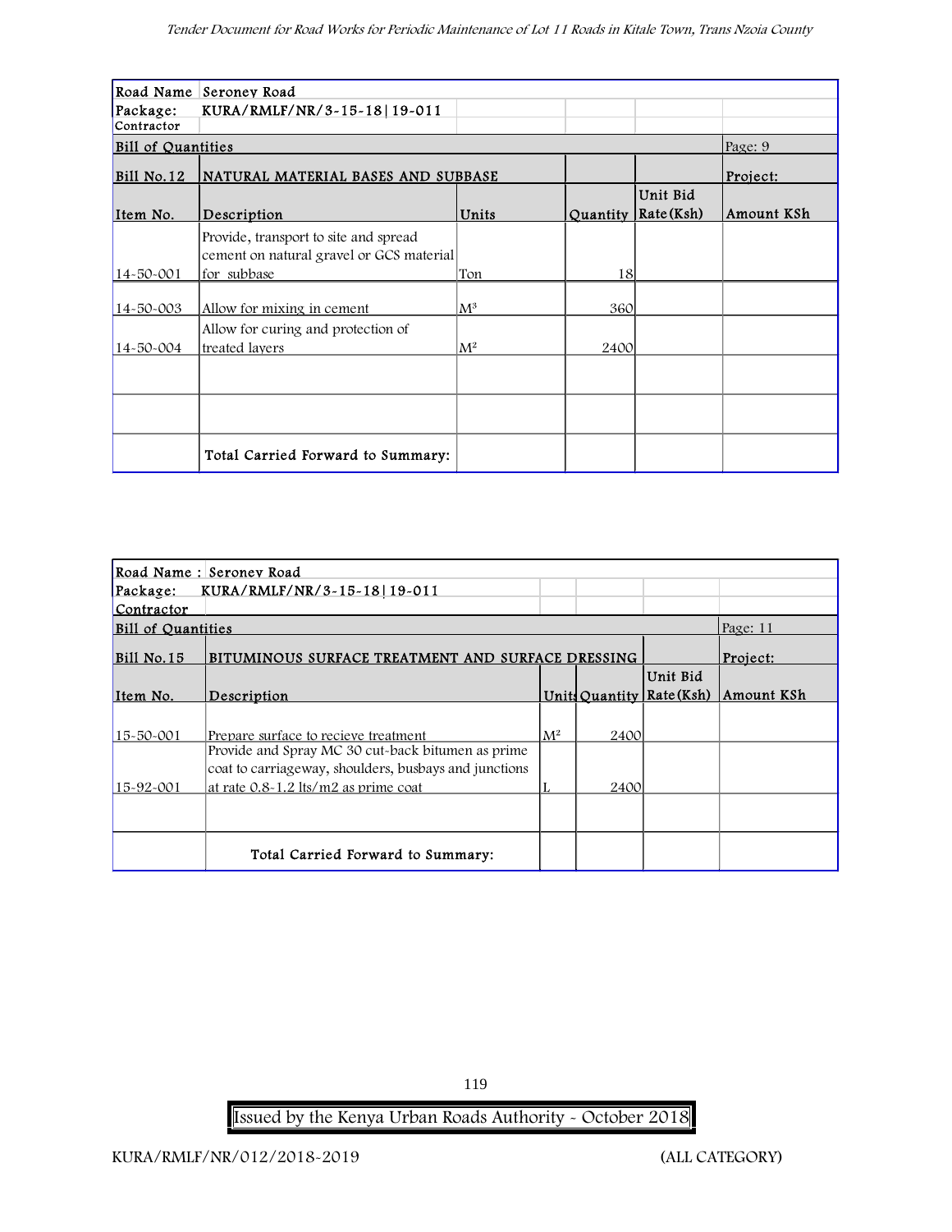| Road Name | Seroney Road | | | | |
|---|---|---|---|---|---|
| Package: | KURA/RMLF/NR/3-15-18\|19-011 | | | | |
| Contractor | | | | | |
| Bill of Quantities | | | | | Page: 9 |
| Bill No.12 | NATURAL MATERIAL BASES AND SUBBASE | | | | Project: |
| Item No. | Description | Units | Quantity | Unit Bid Rate(Ksh) | Amount KSh |
| 14-50-001 | Provide, transport to site and spread cement on natural gravel or GCS material for subbase | Ton | 18 | | |
| 14-50-003 | Allow for mixing in cement | $M^3$ | 360 | | |
| 14-50-004 | Allow for curing and protection of treated layers | $M^2$ | 2400 | | |
| | | | | | |
| | | | | | |
| | Total Carried Forward to Summary: | | | | |

| Road Name : | Seroney Road | | | | |
|---|---|---|---|---|---|
| Package: | KURA/RMLF/NR/3-15-18\|19-011 | | | | |
| Contractor | | | | | |
| Bill of Quantities | | | | | Page: 11 |
| Bill No.15 | BITUMINOUS SURFACE TREATMENT AND SURFACE DRESSING | | | | Project: |
| Item No. | Description | Units | Quantity | Unit Bid Rate(Ksh) | Amount KSh |
| 15-50-001 | Prepare surface to recieve treatment | $M^2$ | 2400 | | |
| 15-92-001 | Provide and Spray MC 30 cut-back bitumen as prime coat to carriageway, shoulders, busbays and junctions at rate 0.8-1.2 lts/m2 as prime coat | L | 2400 | | |
| | | | | | |
| | Total Carried Forward to Summary: | | | | |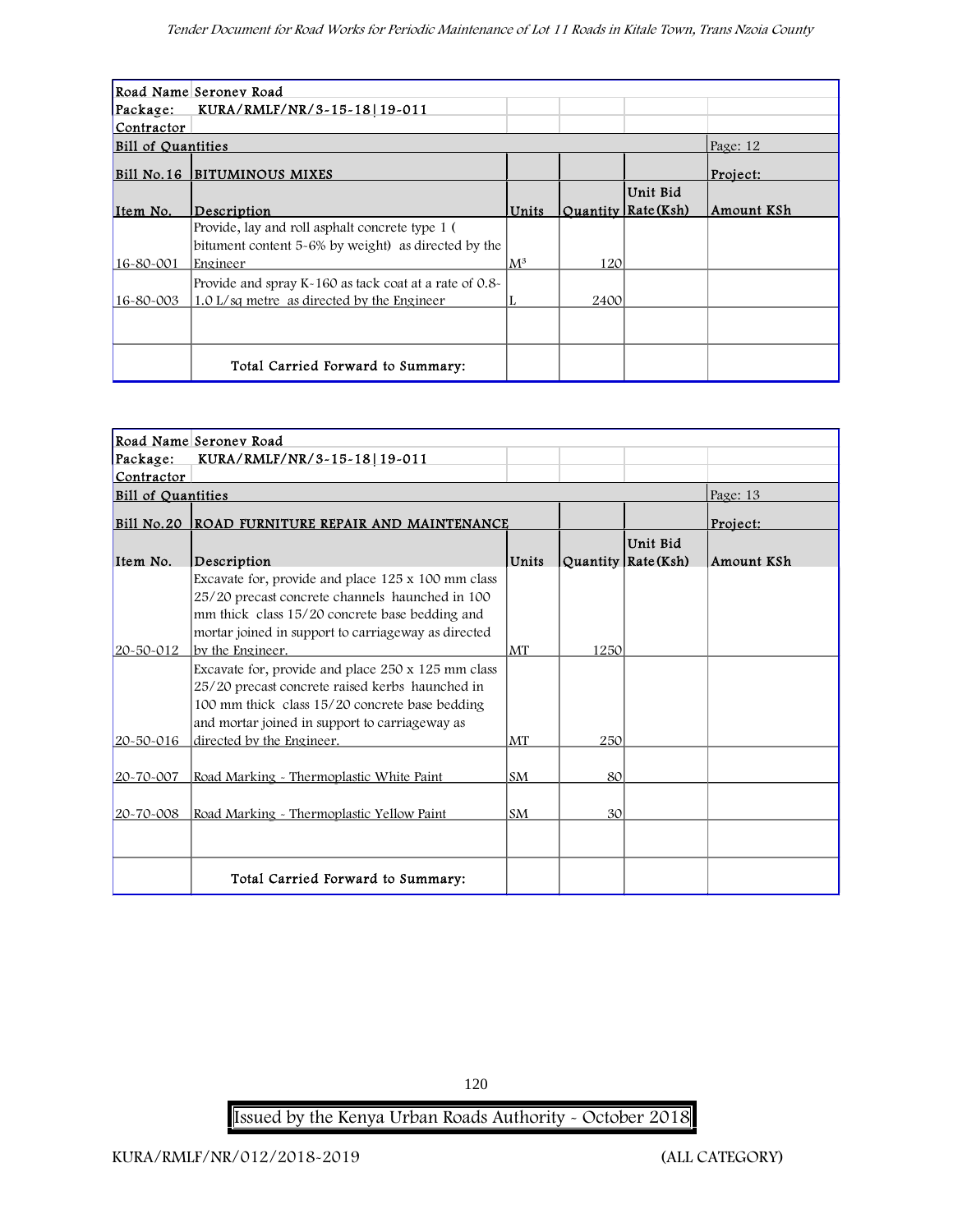| Road Name | Seroney Road | | | | |
|---|---|---|---|---|---|
| Package: | KURA/RMLF/NR/3-15-18\|19-011 | | | | |
| Contractor | | | | | |
| Bill of Quantities | | | | | Page: 12 |
| Bill No.16 | BITUMINOUS MIXES | | | | Project: |
| Item No. | Description | Units | Quantity | Unit Bid Rate(Ksh) | Amount KSh |
| 16-80-001 | Provide, lay and roll asphalt concrete type 1 ( bitument content 5-6% by weight) as directed by the Engineer | $M^3$ | 120 | | |
| 16-80-003 | Provide and spray K-160 as tack coat at a rate of 0.8-1.0 L/sq metre as directed by the Engineer | L | 2400 | | |
| | | | | | |
| | Total Carried Forward to Summary: | | | | |

| Road Name | Seroney Road | | | | |
|---|---|---|---|---|---|
| Package: | KURA/RMLF/NR/3-15-18\|19-011 | | | | |
| Contractor | | | | | |
| Bill of Quantities | | | | | Page: 13 |
| Bill No.20 | ROAD FURNITURE REPAIR AND MAINTENANCE | | | | Project: |
| Item No. | Description | Units | Quantity | Unit Bid Rate(Ksh) | Amount KSh |
| 20-50-012 | Excavate for, provide and place 125 x 100 mm class 25/20 precast concrete channels haunched in 100 mm thick class 15/20 concrete base bedding and mortar joined in support to carriageway as directed by the Engineer. | MT | 1250 | | |
| 20-50-016 | Excavate for, provide and place 250 x 125 mm class 25/20 precast concrete raised kerbs haunched in 100 mm thick class 15/20 concrete base bedding and mortar joined in support to carriageway as directed by the Engineer. | MT | 250 | | |
| 20-70-007 | Road Marking - Thermoplastic White Paint | SM | 80 | | |
| 20-70-008 | Road Marking - Thermoplastic Yellow Paint | SM | 30 | | |
| | | | | | |
| | Total Carried Forward to Summary: | | | | |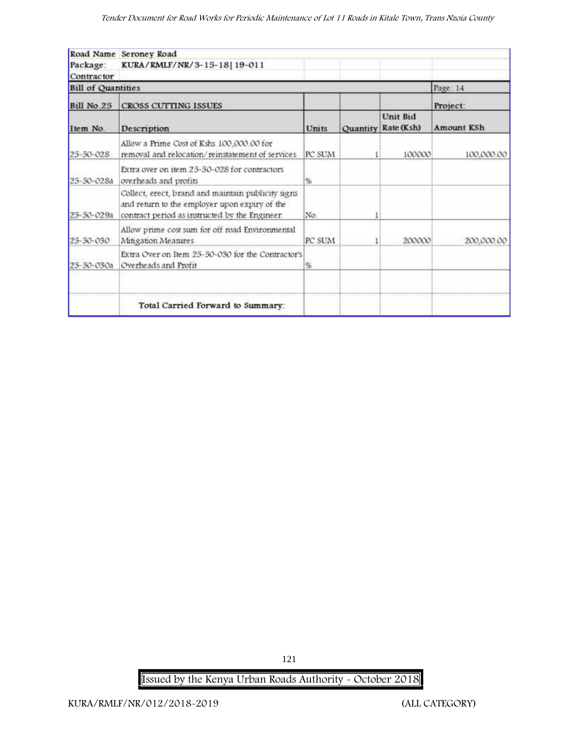| Road Name | Seroney Road | | | | |
|---|---|---|---|---|---|
| Package: | KURA/RMLF/NR/3-15-18\| 19-011 | | | | |
| Contractor | | | | | |
| Bill of Quantities | | | | | Page: 14 |
| Bill No.25 | CROSS CUTTING ISSUES | | | | Project: |
| Item No. | Description | Units | Quantity | Unit Bid Rate (Ksh) | Amount KSh |
| 25-50-028 | Allow a Prime Cost of Kshs 100,000.00 for removal and relocation/reinstatement of services | PC SUM | 1 | 100000 | 100,000.00 |
| 25-50-028a | Extra over on item 25-50-028 for contractors overheads and profits | % | | | |
| 25-50-029a | Collect, erect, brand and maintain publicity signs and return to the employer upon expiry of the contract period as instructed by the Engineer | No. | 1 | | |
| 25-50-030 | Allow prime cost sum for off road Environmental Mitigation Measures | PC SUM | 1 | 200000 | 200,000.00 |
| 25-50-030a | Extra Over on Item 25-50-030 for the Contractor's Overheads and Profit | % | | | |
| | | | | | |
| | Total Carried Forward to Summary: | | | | |

Issued by the Kenya Urban Roads Authority - October 2018

KURA/RMLF/NR/012/2018-2019 (ALL CATEGORY)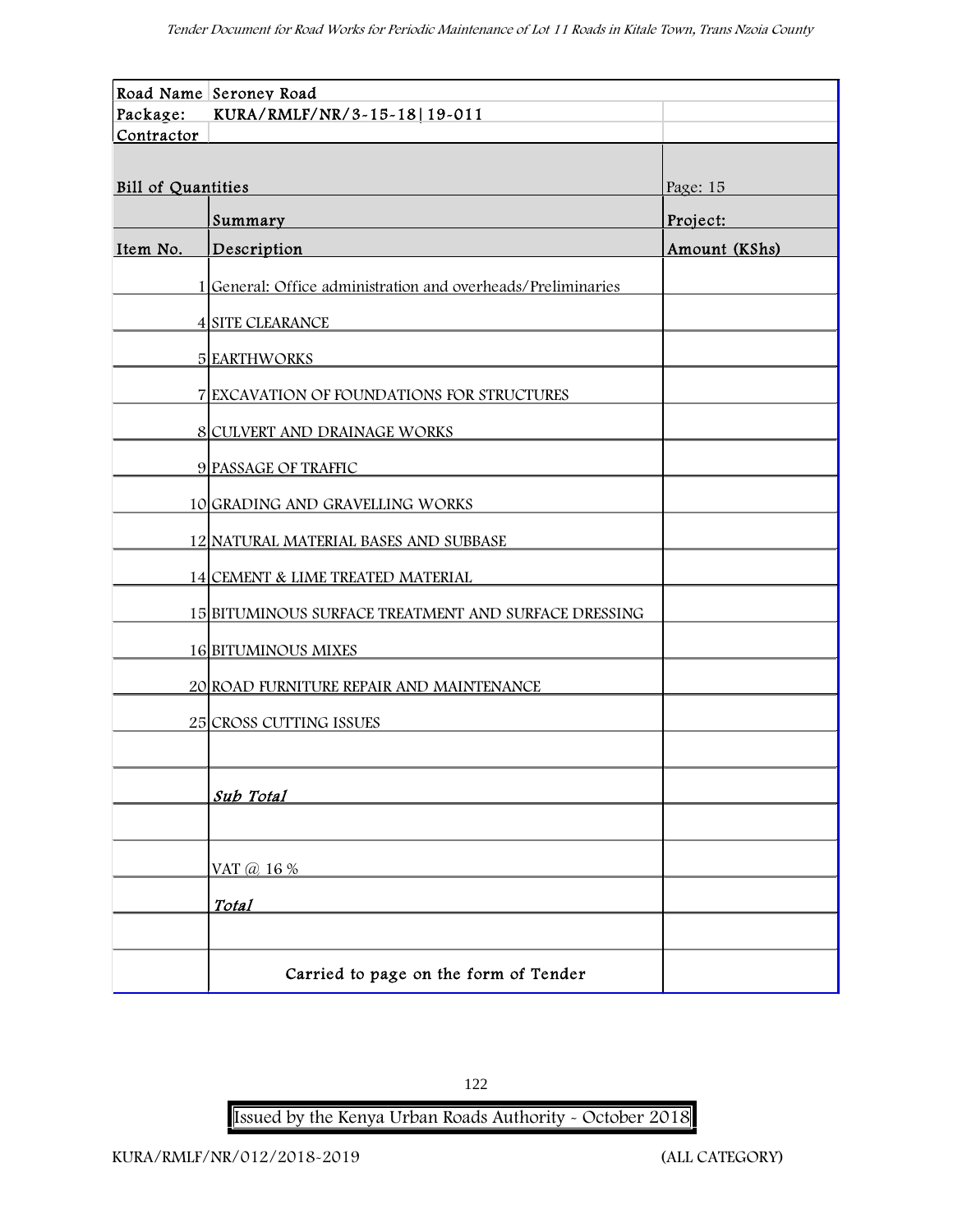| Road Name | Seroney Road | |
|---|---|---|
| Package: | KURA/RMLF/NR/3-15-18\|19-011 | |
| Contractor | | |
| Bill of Quantities | | Page: 15 |
| | Summary | Project: |
| Item No. | Description | Amount (KShs) |
| 1 | General: Office administration and overheads/Preliminaries | |
| 4 | SITE CLEARANCE | |
| 5 | EARTHWORKS | |
| 7 | EXCAVATION OF FOUNDATIONS FOR STRUCTURES | |
| 8 | CULVERT AND DRAINAGE WORKS | |
| 9 | PASSAGE OF TRAFFIC | |
| 10 | GRADING AND GRAVELLING WORKS | |
| 12 | NATURAL MATERIAL BASES AND SUBBASE | |
| 14 | CEMENT & LIME TREATED MATERIAL | |
| 15 | BITUMINOUS SURFACE TREATMENT AND SURFACE DRESSING | |
| 16 | BITUMINOUS MIXES | |
| 20 | ROAD FURNITURE REPAIR AND MAINTENANCE | |
| 25 | CROSS CUTTING ISSUES | |
| | | |
| | ***Sub Total*** | |
| | | |
| | VAT @ 16 % | |
| | ***Total*** | |
| | | |
| | Carried to page on the form of Tender | |

Issued by the Kenya Urban Roads Authority - October 2018

KURA/RMLF/NR/012/2018-2019 (ALL CATEGORY)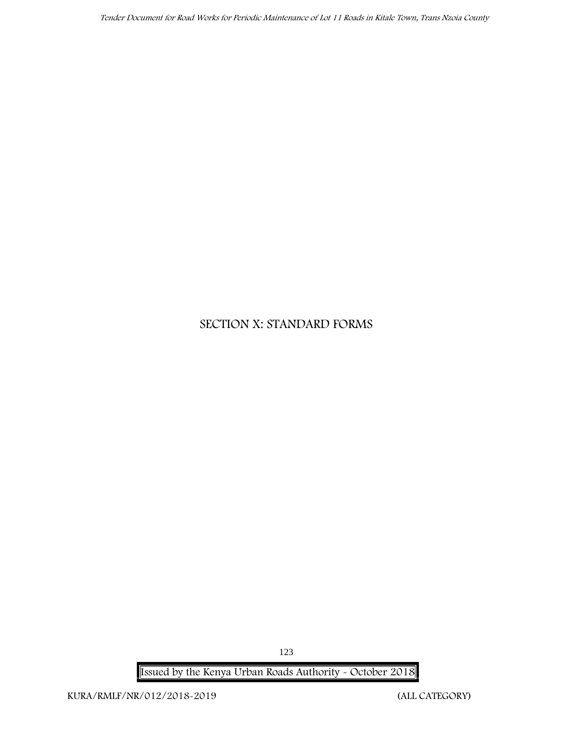# SECTION X: STANDARD FORMS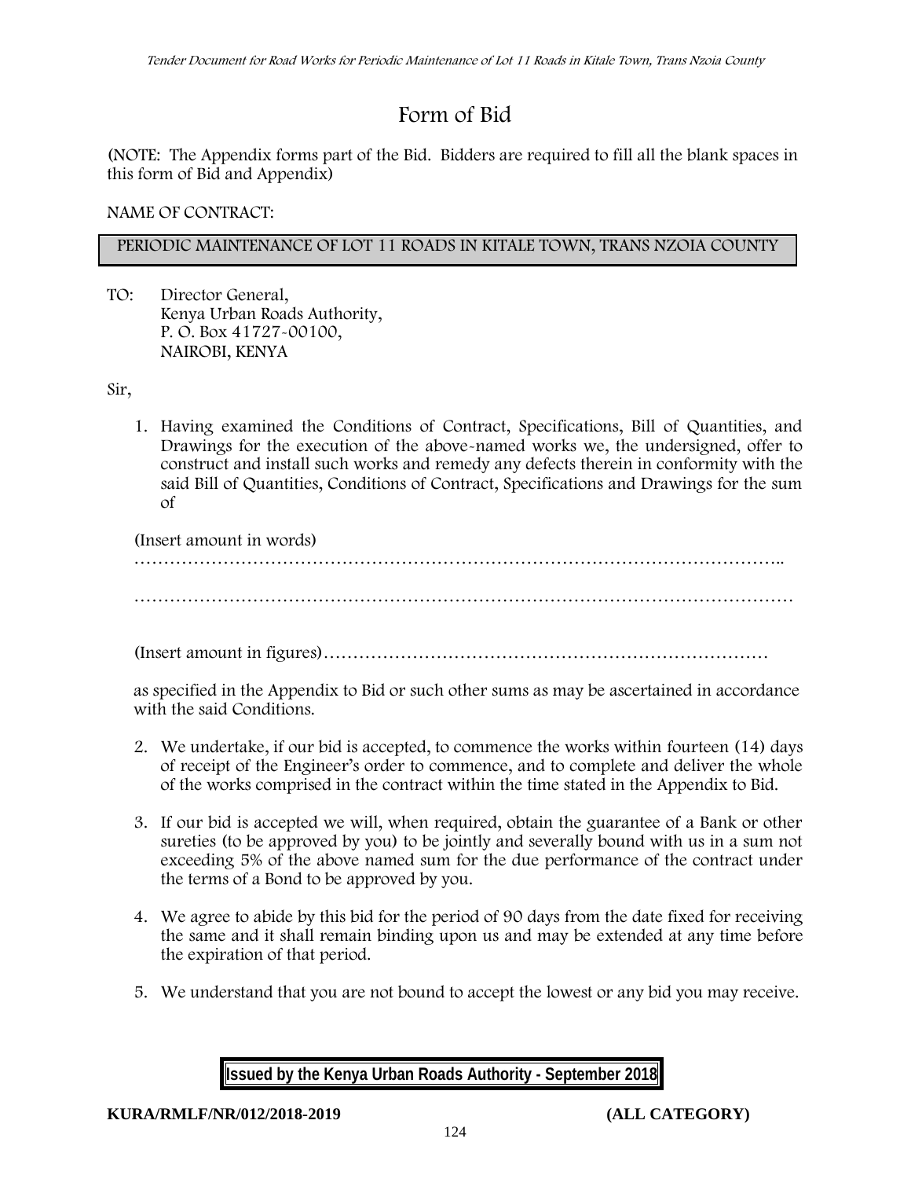# Form of Bid

(NOTE: The Appendix forms part of the Bid. Bidders are required to fill all the blank spaces in this form of Bid and Appendix)

NAME OF CONTRACT:

PERIODIC MAINTENANCE OF LOT 11 ROADS IN KITALE TOWN, TRANS NZOIA COUNTY

TO: Director General,
Kenya Urban Roads Authority,
P. O. Box 41727-00100,
NAIROBI, KENYA

Sir,

1. Having examined the Conditions of Contract, Specifications, Bill of Quantities, and Drawings for the execution of the above-named works we, the undersigned, offer to construct and install such works and remedy any defects therein in conformity with the said Bill of Quantities, Conditions of Contract, Specifications and Drawings for the sum of

   (Insert amount in words)
   …………………………………………………………………………………………………..

   …………………………………………………………………………………………………

   (Insert amount in figures)…………………………………………………………………

   as specified in the Appendix to Bid or such other sums as may be ascertained in accordance with the said Conditions.

2. We undertake, if our bid is accepted, to commence the works within fourteen (14) days of receipt of the Engineer's order to commence, and to complete and deliver the whole of the works comprised in the contract within the time stated in the Appendix to Bid.

3. If our bid is accepted we will, when required, obtain the guarantee of a Bank or other sureties (to be approved by you) to be jointly and severally bound with us in a sum not exceeding 5% of the above named sum for the due performance of the contract under the terms of a Bond to be approved by you.

4. We agree to abide by this bid for the period of 90 days from the date fixed for receiving the same and it shall remain binding upon us and may be extended at any time before the expiration of that period.

5. We understand that you are not bound to accept the lowest or any bid you may receive.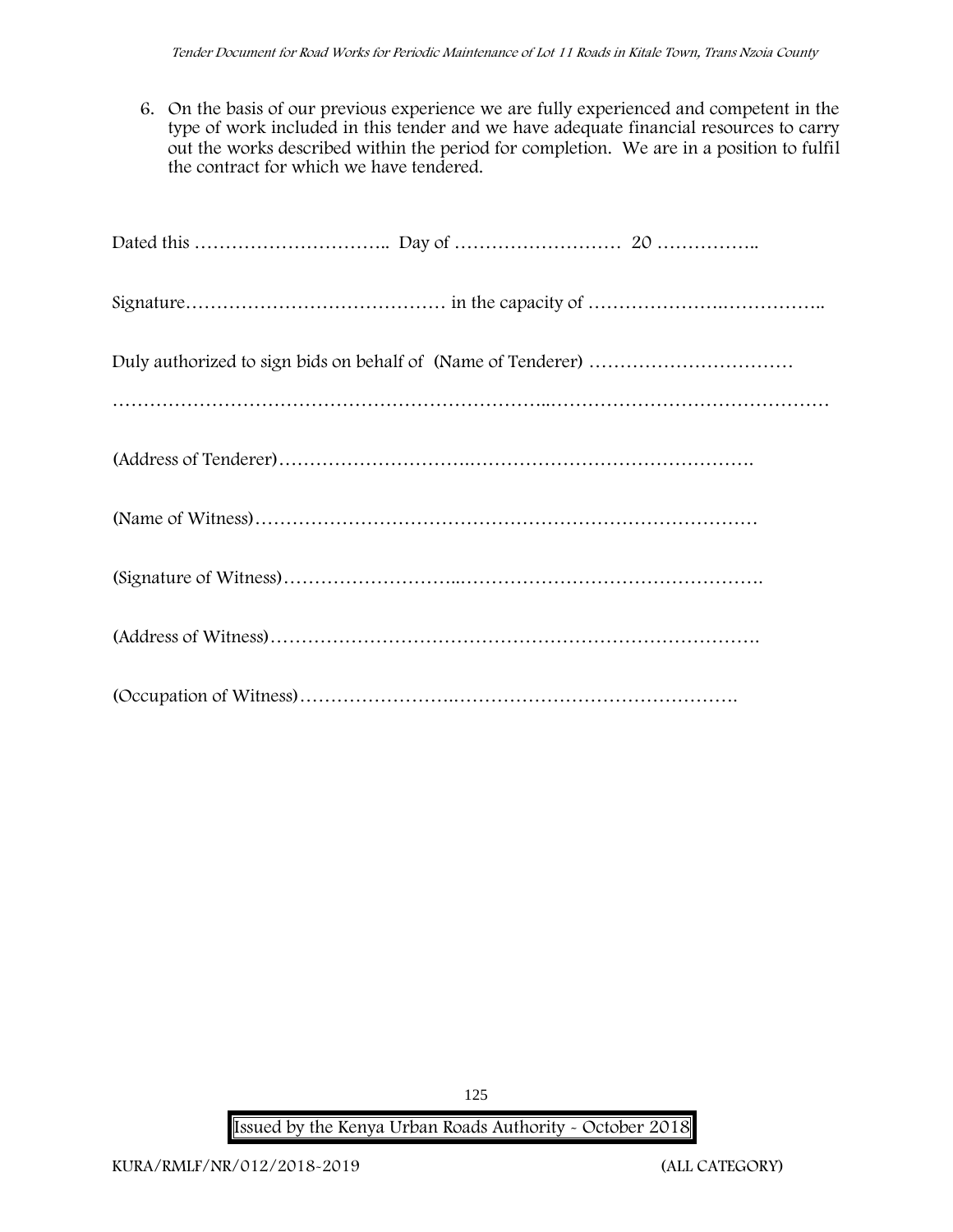6. On the basis of our previous experience we are fully experienced and competent in the type of work included in this tender and we have adequate financial resources to carry out the works described within the period for completion. We are in a position to fulfil the contract for which we have tendered.

Dated this ………………………….. Day of …………………….. 20 ……………..

Signature…………………………………… in the capacity of ………………….……………..

Duly authorized to sign bids on behalf of (Name of Tenderer) ……………………………

…………………………………………………………..………………………………………

(Address of Tenderer)…………………………………………………………………….

(Name of Witness)……………………………………………………………………

(Signature of Witness)………………………..………………………………………….

(Address of Witness)…………………………………………………………………….

(Occupation of Witness)……………………..……………………………………….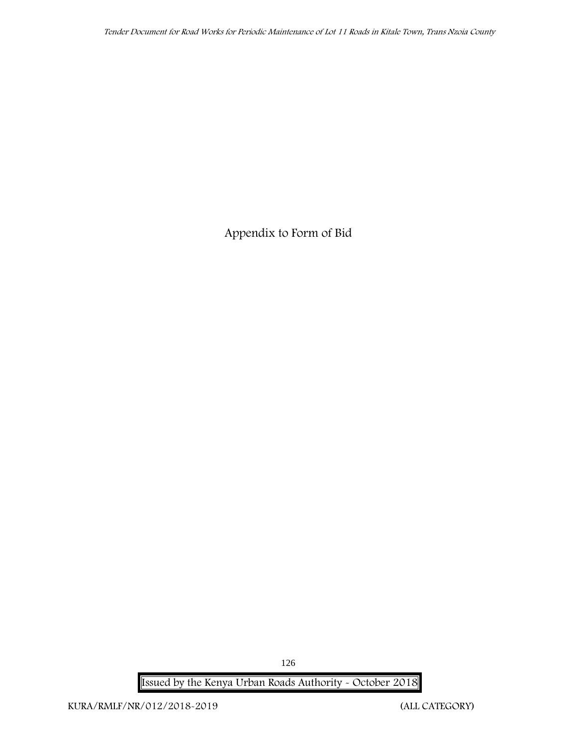# Appendix to Form of Bid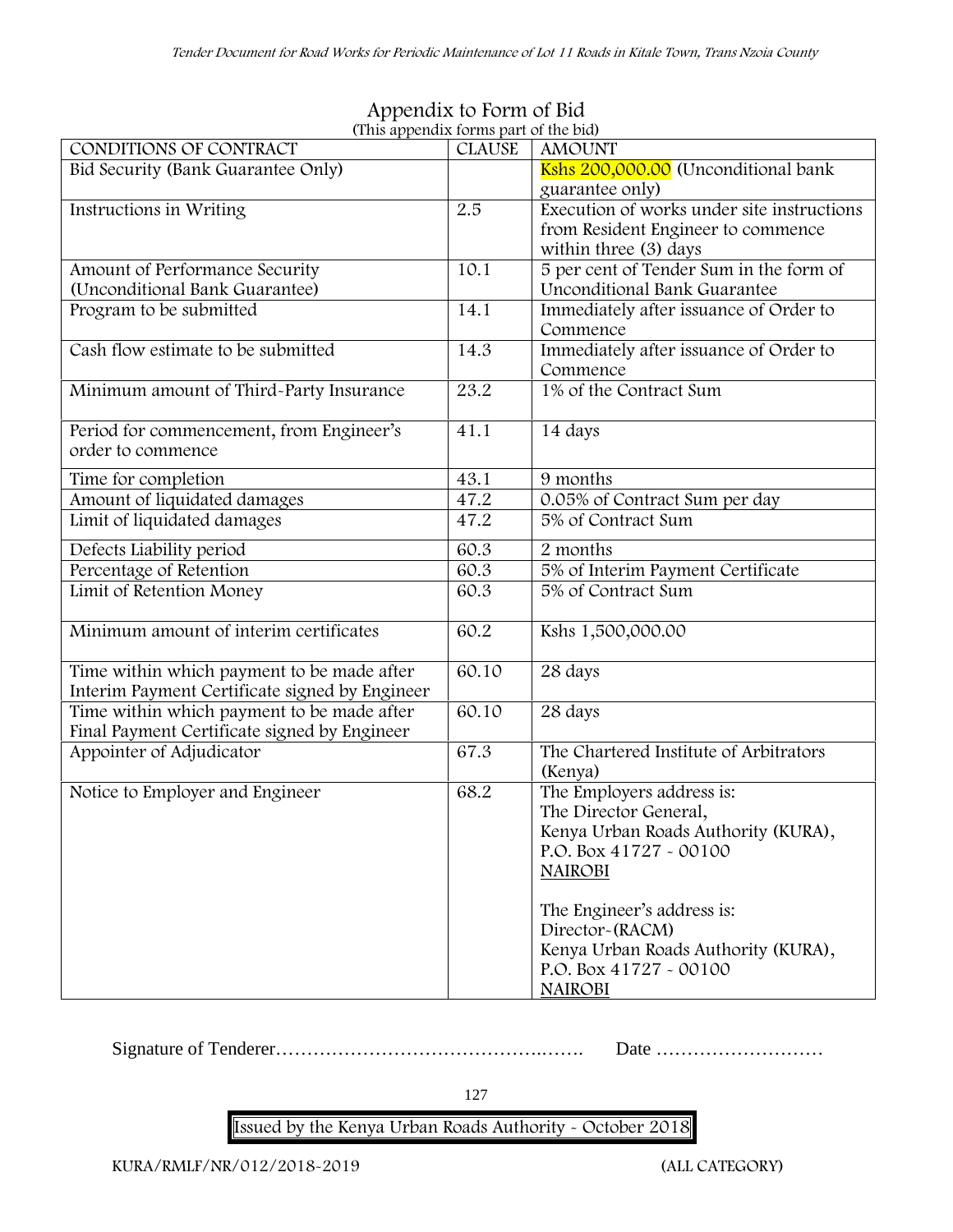# Appendix to Form of Bid

(This appendix forms part of the bid)

| CONDITIONS OF CONTRACT | CLAUSE | AMOUNT |
|---|---|---|
| Bid Security (Bank Guarantee Only) | | Kshs 200,000.00 (Unconditional bank guarantee only) |
| Instructions in Writing | 2.5 | Execution of works under site instructions from Resident Engineer to commence within three (3) days |
| Amount of Performance Security (Unconditional Bank Guarantee) | 10.1 | 5 per cent of Tender Sum in the form of Unconditional Bank Guarantee |
| Program to be submitted | 14.1 | Immediately after issuance of Order to Commence |
| Cash flow estimate to be submitted | 14.3 | Immediately after issuance of Order to Commence |
| Minimum amount of Third-Party Insurance | 23.2 | 1% of the Contract Sum |
| Period for commencement, from Engineer's order to commence | 41.1 | 14 days |
| Time for completion | 43.1 | 9 months |
| Amount of liquidated damages | 47.2 | 0.05% of Contract Sum per day |
| Limit of liquidated damages | 47.2 | 5% of Contract Sum |
| Defects Liability period | 60.3 | 2 months |
| Percentage of Retention | 60.3 | 5% of Interim Payment Certificate |
| Limit of Retention Money | 60.3 | 5% of Contract Sum |
| Minimum amount of interim certificates | 60.2 | Kshs 1,500,000.00 |
| Time within which payment to be made after Interim Payment Certificate signed by Engineer | 60.10 | 28 days |
| Time within which payment to be made after Final Payment Certificate signed by Engineer | 60.10 | 28 days |
| Appointer of Adjudicator | 67.3 | The Chartered Institute of Arbitrators (Kenya) |
| Notice to Employer and Engineer | 68.2 | The Employers address is: The Director General, Kenya Urban Roads Authority (KURA), P.O. Box 41727 - 00100 NAIROBI<br><br>The Engineer's address is: Director-(RACM) Kenya Urban Roads Authority (KURA), P.O. Box 41727 - 00100 NAIROBI |

Signature of Tenderer……………………………………..……. Date ………………………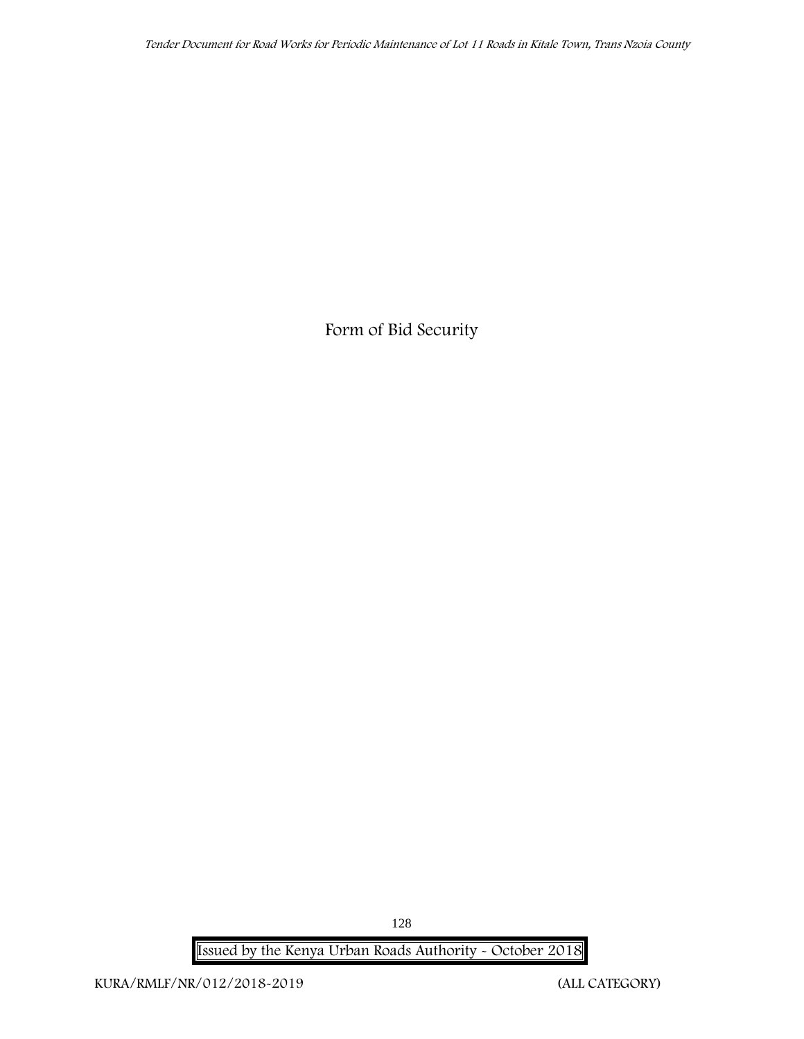# Form of Bid Security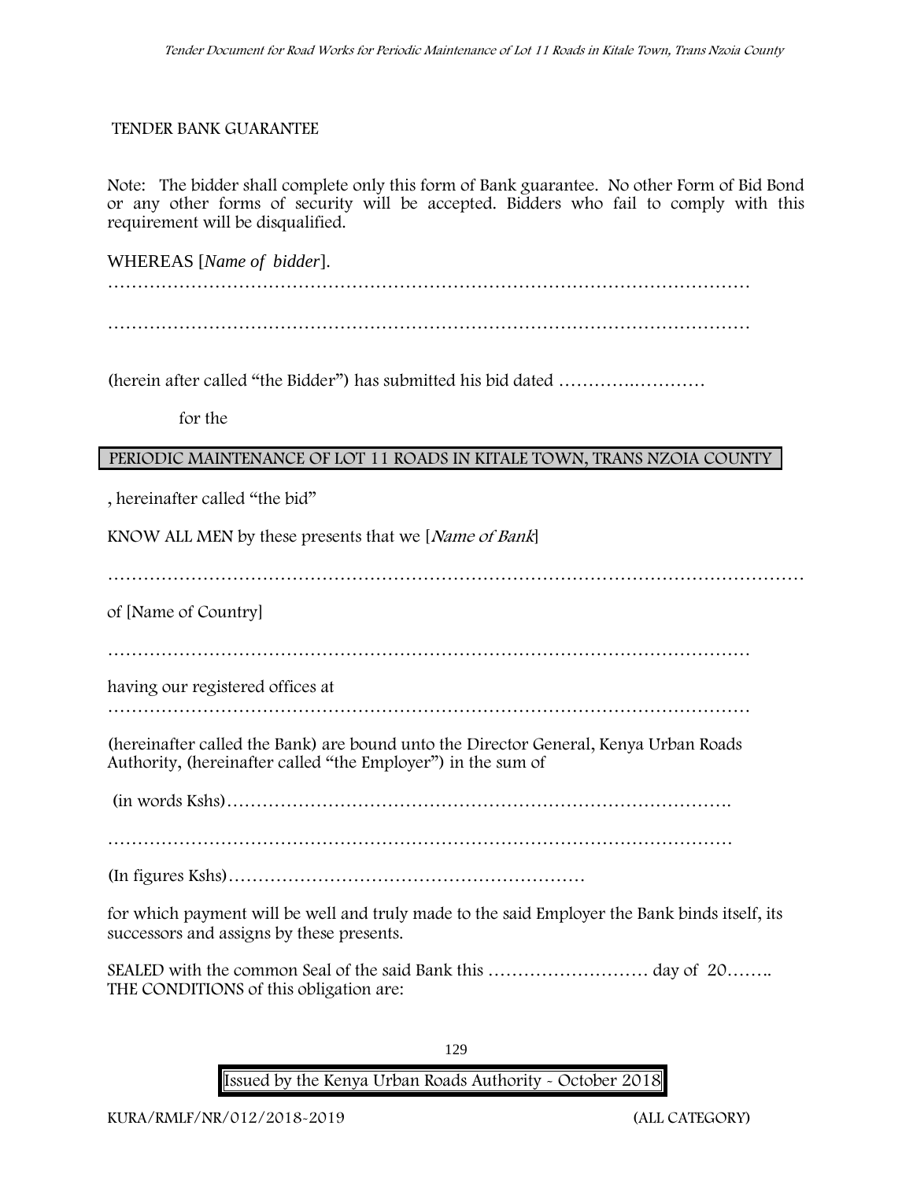## TENDER BANK GUARANTEE

Note: The bidder shall complete only this form of Bank guarantee. No other Form of Bid Bond or any other forms of security will be accepted. Bidders who fail to comply with this requirement will be disqualified.

WHEREAS [*Name of bidder*].

…………………………………………………………………………………………………

…………………………………………………………………………………………………

(herein after called "the Bidder") has submitted his bid dated ………….…………

for the

**PERIODIC MAINTENANCE OF LOT 11 ROADS IN KITALE TOWN, TRANS NZOIA COUNTY**

, hereinafter called "the bid"

KNOW ALL MEN by these presents that we [*Name of Bank*]

……………………………………………………………………………………………………

of [Name of Country]

…………………………………………………………………………………………………

having our registered offices at

…………………………………………………………………………………………………

(hereinafter called the Bank) are bound unto the Director General, Kenya Urban Roads Authority, (hereinafter called "the Employer") in the sum of

(in words Kshs)………………………………………………………………………….

………………………………………………………………………………………………

(In figures Kshs)……………………………………………………

for which payment will be well and truly made to the said Employer the Bank binds itself, its successors and assigns by these presents.

SEALED with the common Seal of the said Bank this ……………………… day of 20……..
THE CONDITIONS of this obligation are: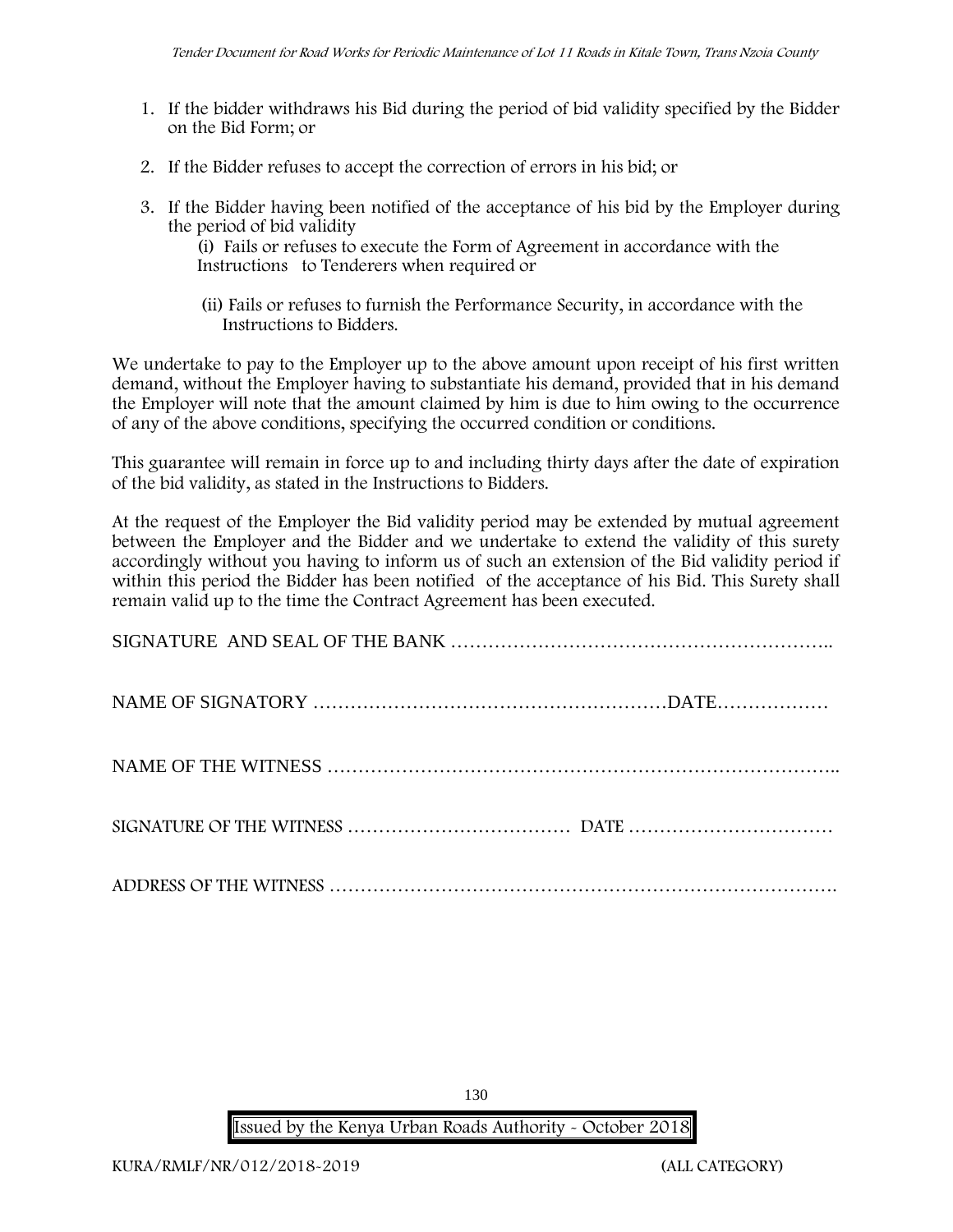1. If the bidder withdraws his Bid during the period of bid validity specified by the Bidder on the Bid Form; or

2. If the Bidder refuses to accept the correction of errors in his bid; or

3. If the Bidder having been notified of the acceptance of his bid by the Employer during the period of bid validity

   (i) Fails or refuses to execute the Form of Agreement in accordance with the Instructions to Tenderers when required or

   (ii) Fails or refuses to furnish the Performance Security, in accordance with the Instructions to Bidders.

We undertake to pay to the Employer up to the above amount upon receipt of his first written demand, without the Employer having to substantiate his demand, provided that in his demand the Employer will note that the amount claimed by him is due to him owing to the occurrence of any of the above conditions, specifying the occurred condition or conditions.

This guarantee will remain in force up to and including thirty days after the date of expiration of the bid validity, as stated in the Instructions to Bidders.

At the request of the Employer the Bid validity period may be extended by mutual agreement between the Employer and the Bidder and we undertake to extend the validity of this surety accordingly without you having to inform us of such an extension of the Bid validity period if within this period the Bidder has been notified of the acceptance of his Bid. This Surety shall remain valid up to the time the Contract Agreement has been executed.

SIGNATURE AND SEAL OF THE BANK …………………………………………………..

NAME OF SIGNATORY …………………………………………………DATE………………

NAME OF THE WITNESS ………………………………………………………………..

SIGNATURE OF THE WITNESS ……………………………… DATE ……………………………

ADDRESS OF THE WITNESS ……………………………………………………………………….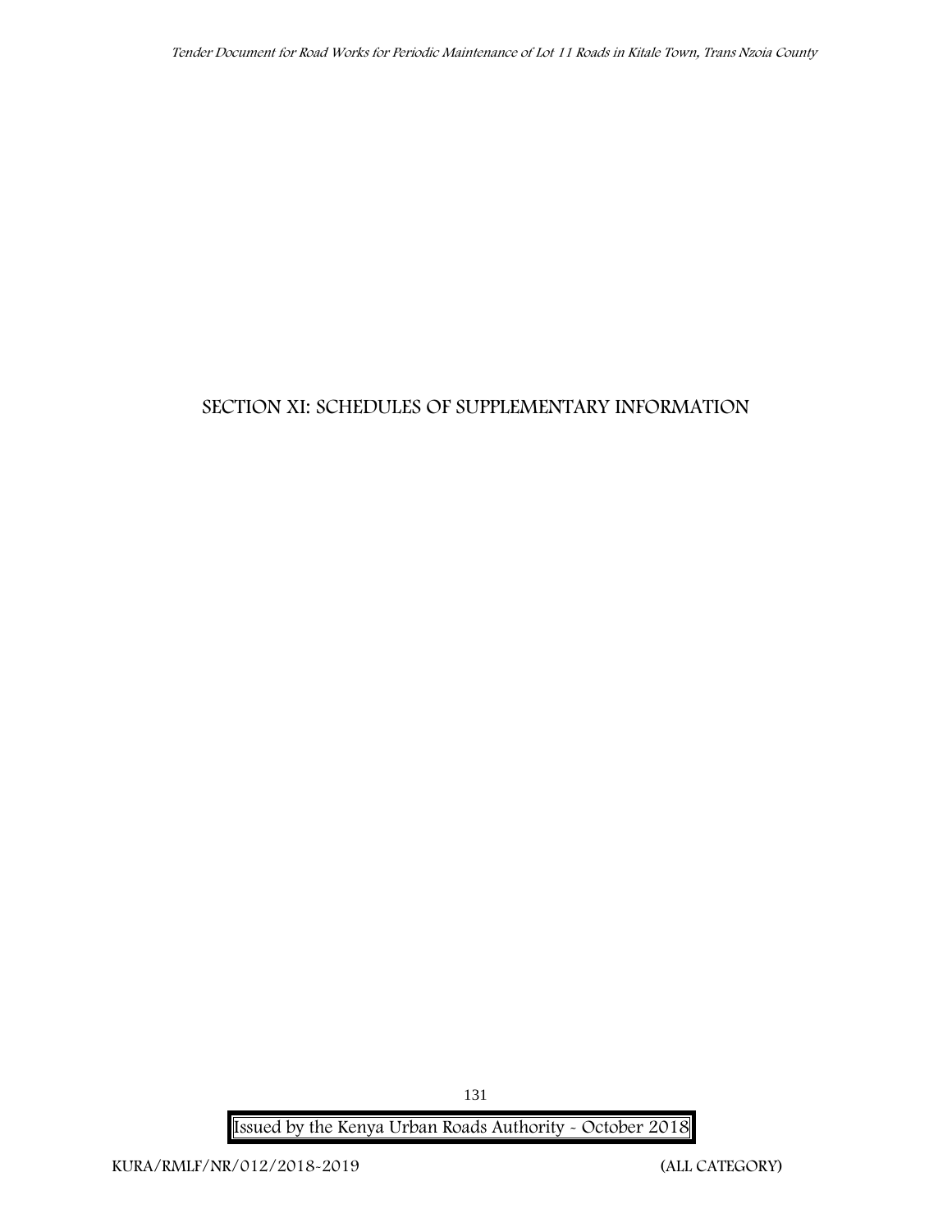# SECTION XI: SCHEDULES OF SUPPLEMENTARY INFORMATION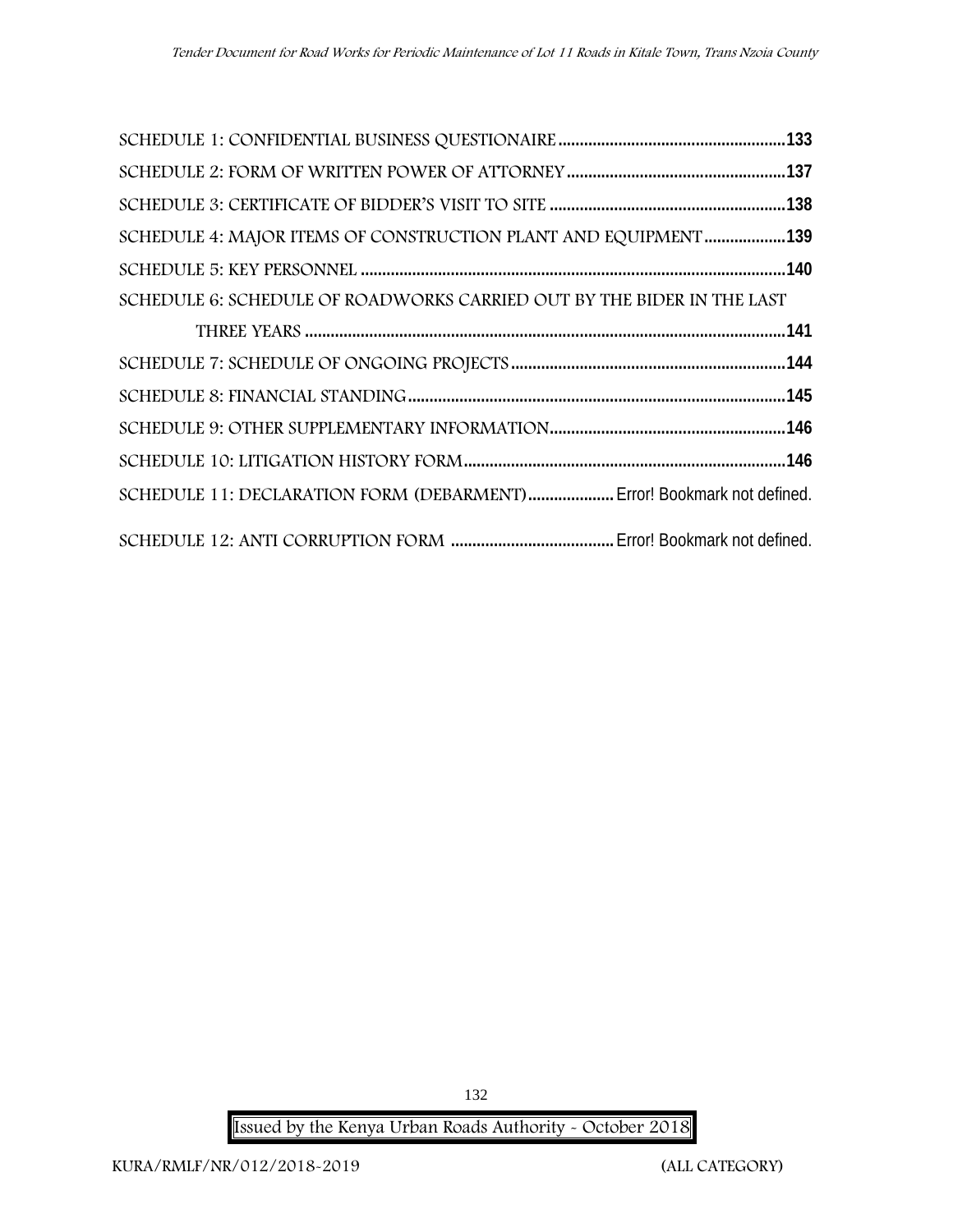SCHEDULE 1: CONFIDENTIAL BUSINESS QUESTIONAIRE .......................................................133

SCHEDULE 2: FORM OF WRITTEN POWER OF ATTORNEY ..................................................137

SCHEDULE 3: CERTIFICATE OF BIDDER'S VISIT TO SITE ......................................................138

SCHEDULE 4: MAJOR ITEMS OF CONSTRUCTION PLANT AND EQUIPMENT ...................139

SCHEDULE 5: KEY PERSONNEL ..................................................................................................140

SCHEDULE 6: SCHEDULE OF ROADWORKS CARRIED OUT BY THE BIDER IN THE LAST THREE YEARS ...............................................................................................................141

SCHEDULE 7: SCHEDULE OF ONGOING PROJECTS ...............................................................144

SCHEDULE 8: FINANCIAL STANDING .......................................................................................145

SCHEDULE 9: OTHER SUPPLEMENTARY INFORMATION ......................................................146

SCHEDULE 10: LITIGATION HISTORY FORM ..........................................................................146

SCHEDULE 11: DECLARATION FORM (DEBARMENT) .................... Error! Bookmark not defined.

SCHEDULE 12: ANTI CORRUPTION FORM ...................................... Error! Bookmark not defined.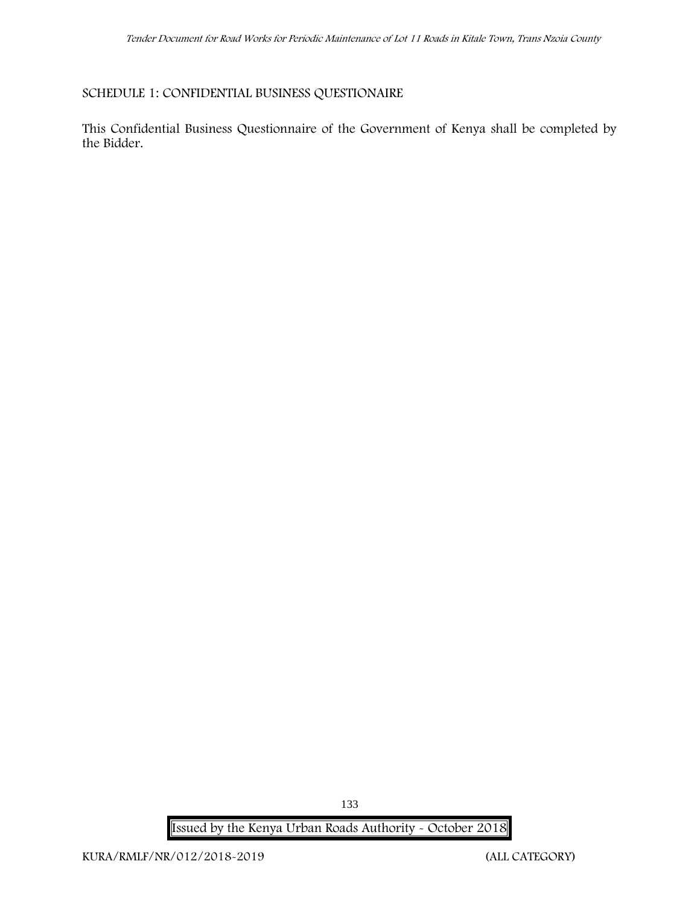## SCHEDULE 1: CONFIDENTIAL BUSINESS QUESTIONAIRE

This Confidential Business Questionnaire of the Government of Kenya shall be completed by the Bidder.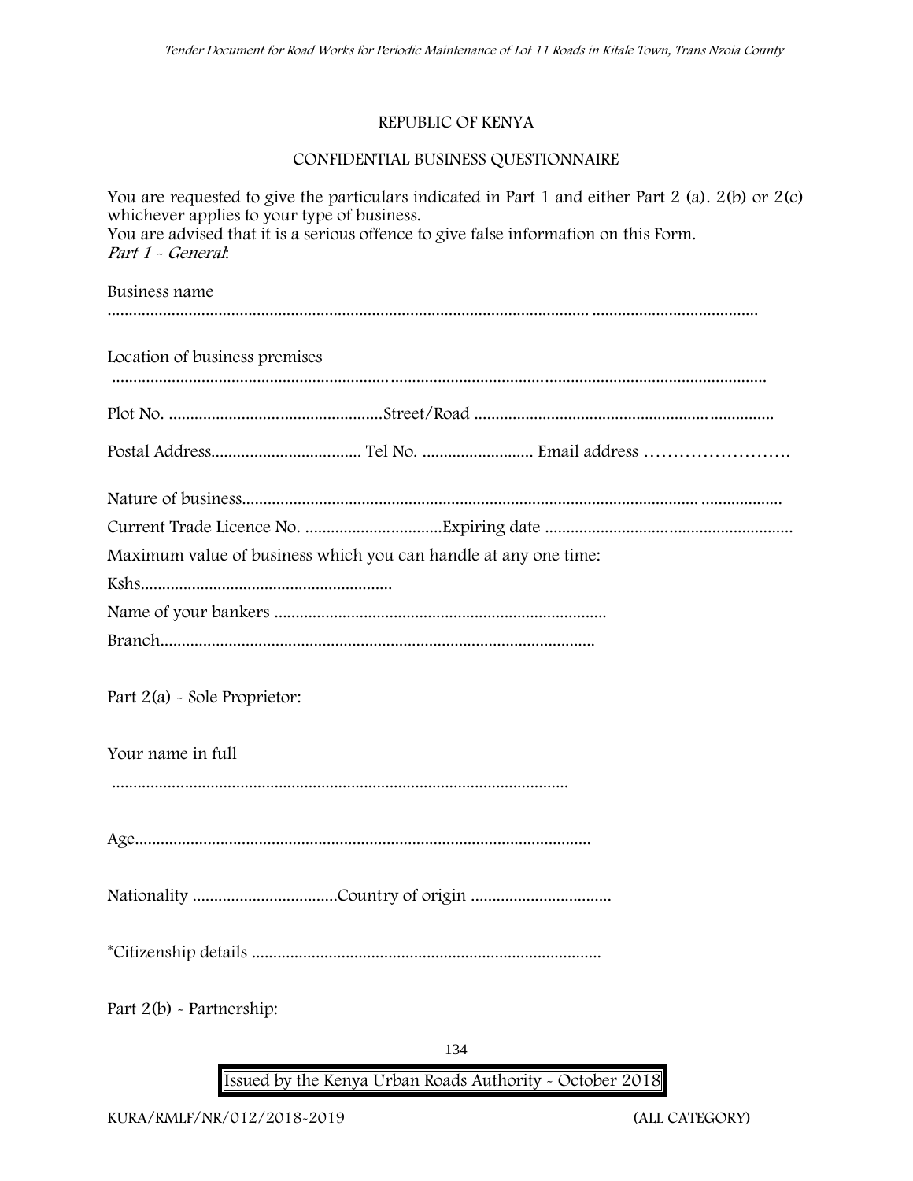REPUBLIC OF KENYA

CONFIDENTIAL BUSINESS QUESTIONNAIRE

You are requested to give the particulars indicated in Part 1 and either Part 2 (a). 2(b) or 2(c) whichever applies to your type of business.
You are advised that it is a serious offence to give false information on this Form.
*Part 1 - General*:

Business name

..................................................................................................................................................................

Location of business premises

..................................................................................................................................................................

Plot No. ..................................................Street/Road ......................................................................

Postal Address................................... Tel No. .......................... Email address …………………….

Nature of business.............................................................................................................................

Current Trade Licence No. ................................Expiring date ..........................................................

Maximum value of business which you can handle at any one time:

Kshs...........................................................

Name of your bankers .............................................................................

Branch.....................................................................................................

Part 2(a) - Sole Proprietor:

Your name in full

..........................................................................................................

Age.........................................................................................................

Nationality ..................................Country of origin .................................

*Citizenship details .................................................................................

Part 2(b) - Partnership: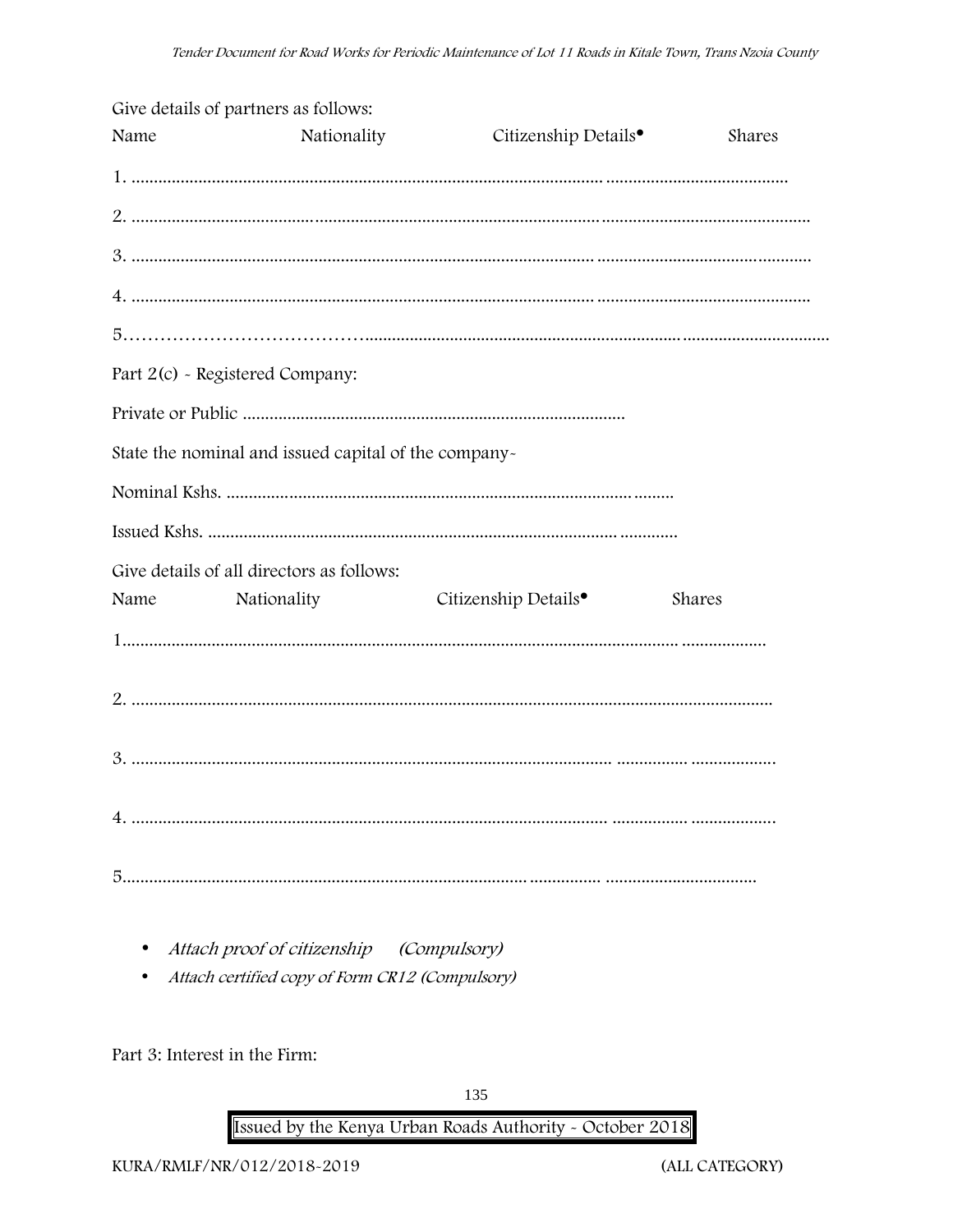Give details of partners as follows:

Name Nationality Citizenship Details• Shares

1. ....................................................................................................................................................................

2. ....................................................................................................................................................................

3. ....................................................................................................................................................................

4. ....................................................................................................................................................................

5……………………………….....................................................................................................

Part 2(c) - Registered Company:

Private or Public .....................................................................................

State the nominal and issued capital of the company-

Nominal Kshs. ..............................................................................................

Issued Kshs. ...................................................................................................

Give details of all directors as follows:

Name Nationality Citizenship Details• Shares

1..............................................................................................................................

2. ............................................................................................................................

3. ............................................................................................................................

4. ............................................................................................................................

5...............................................................................................................................

- *Attach proof of citizenship (Compulsory)*
- *Attach certified copy of Form CR12 (Compulsory)*

Part 3: Interest in the Firm: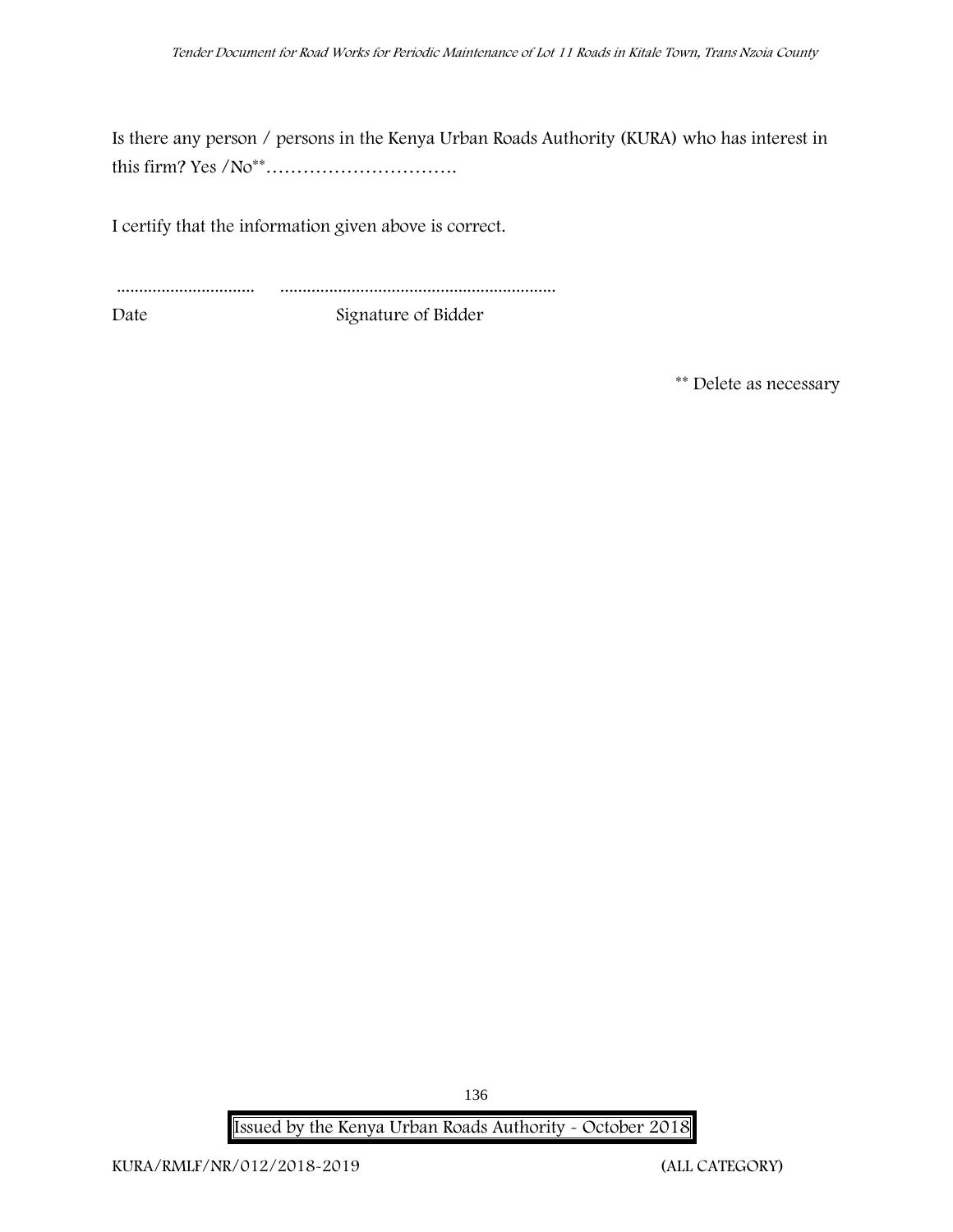Is there any person / persons in the Kenya Urban Roads Authority (KURA) who has interest in this firm? Yes /No** ………………………….

I certify that the information given above is correct.

............................... .............................................................

Date Signature of Bidder

** Delete as necessary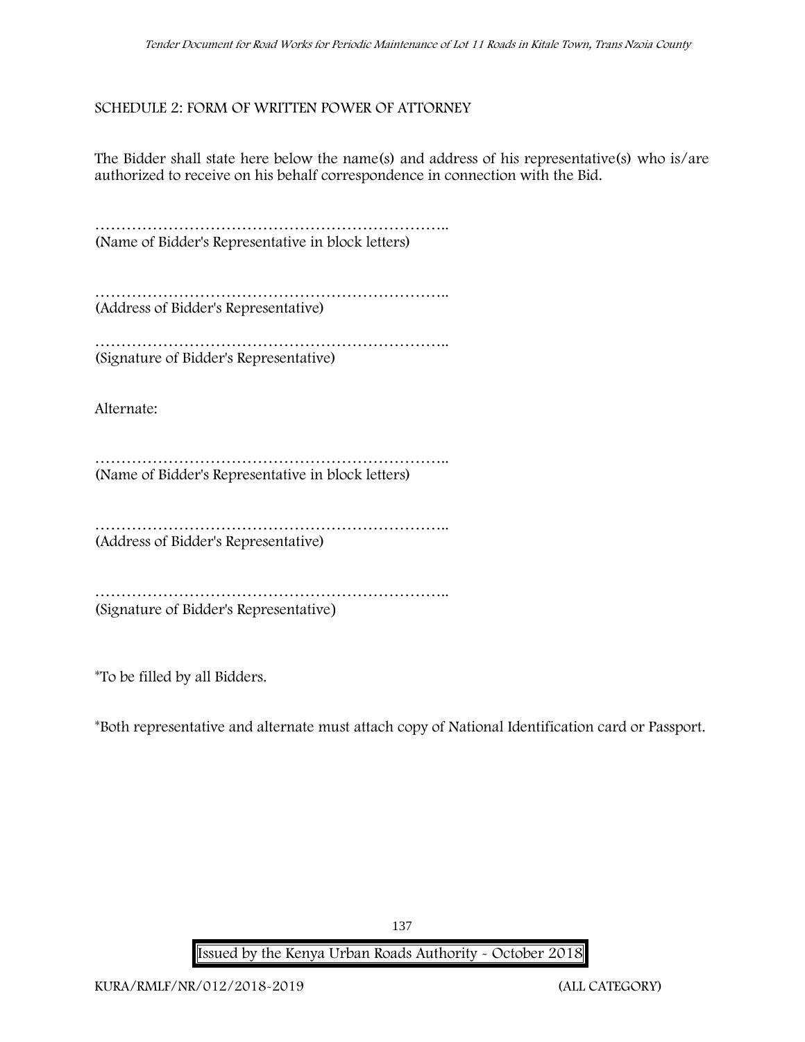## SCHEDULE 2: FORM OF WRITTEN POWER OF ATTORNEY

The Bidder shall state here below the name(s) and address of his representative(s) who is/are authorized to receive on his behalf correspondence in connection with the Bid.

…………………………………………………………..
(Name of Bidder's Representative in block letters)

…………………………………………………………..
(Address of Bidder's Representative)

…………………………………………………………..
(Signature of Bidder's Representative)

Alternate:

…………………………………………………………..
(Name of Bidder's Representative in block letters)

…………………………………………………………..
(Address of Bidder's Representative)

…………………………………………………………..
(Signature of Bidder's Representative)

*To be filled by all Bidders.

*Both representative and alternate must attach copy of National Identification card or Passport.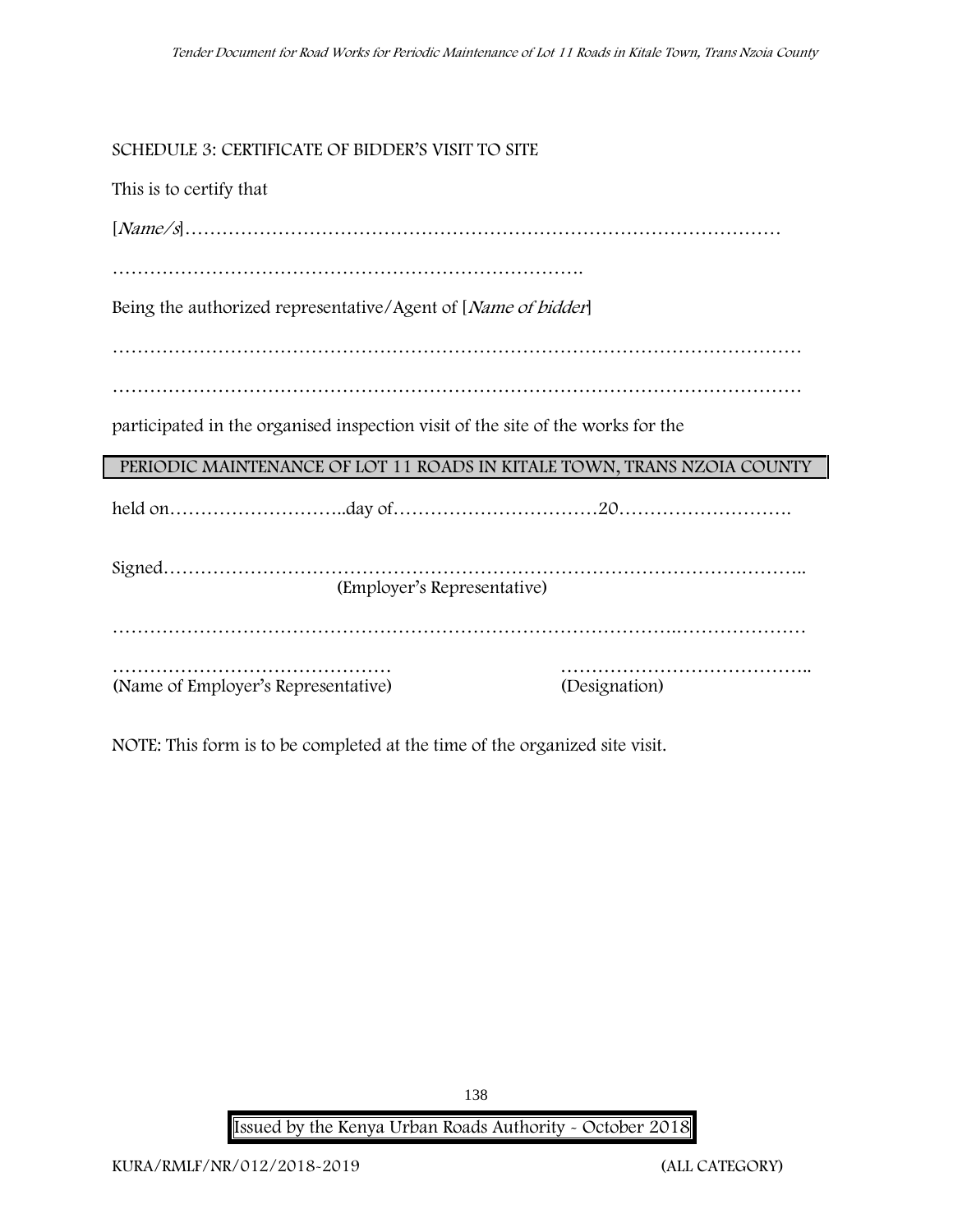SCHEDULE 3: CERTIFICATE OF BIDDER'S VISIT TO SITE

This is to certify that

[*Name/s*]……………………………………………………………………………………

…………………………………………………………………….

Being the authorized representative/Agent of [*Name of bidder*]

……………………………………………………………………………………………………

……………………………………………………………………………………………………

participated in the organised inspection visit of the site of the works for the

PERIODIC MAINTENANCE OF LOT 11 ROADS IN KITALE TOWN, TRANS NZOIA COUNTY

held on………………………..day of……………………………20……………………….

Signed…………………………………………………………………………………………..
(Employer's Representative)

……………………………………………………………………………….…………………

……………………………………… …………………………………..
(Name of Employer's Representative) (Designation)

NOTE: This form is to be completed at the time of the organized site visit.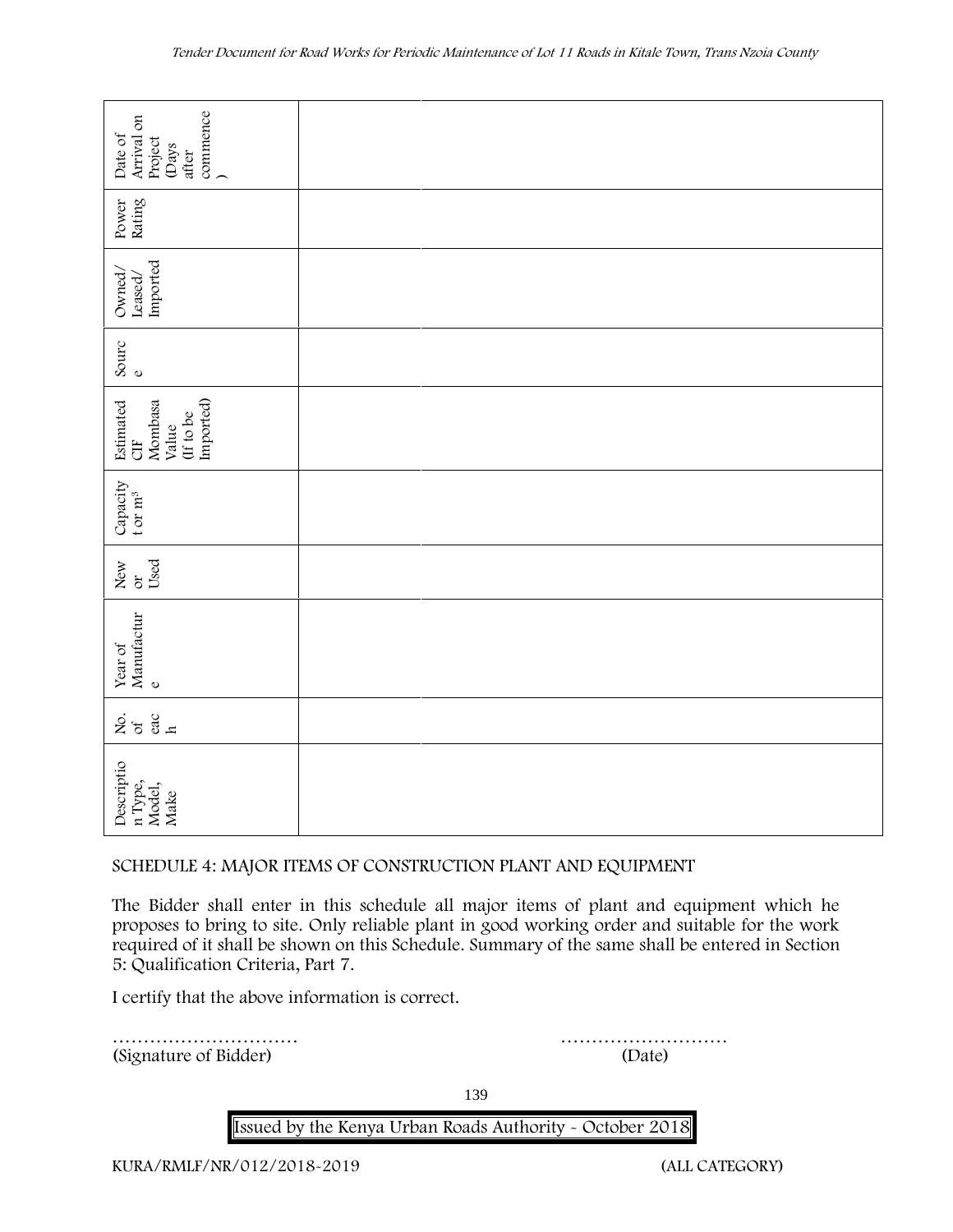| Description Type, Model, Make | No. of each | Year of Manufacture | New or Used | Capacity t or m³ | Estimated CIF Mombasa Value (If to be Imported) | Source | Owned/ Leased/ Imported | Power Rating | Date of Arrival on Project (Days after commence) |
|---|---|---|---|---|---|---|---|---|---|
| | | | | | | | | | |

SCHEDULE 4: MAJOR ITEMS OF CONSTRUCTION PLANT AND EQUIPMENT

The Bidder shall enter in this schedule all major items of plant and equipment which he proposes to bring to site. Only reliable plant in good working order and suitable for the work required of it shall be shown on this Schedule. Summary of the same shall be entered in Section 5: Qualification Criteria, Part 7.

I certify that the above information is correct.

………………………… ………………………

(Signature of Bidder) (Date)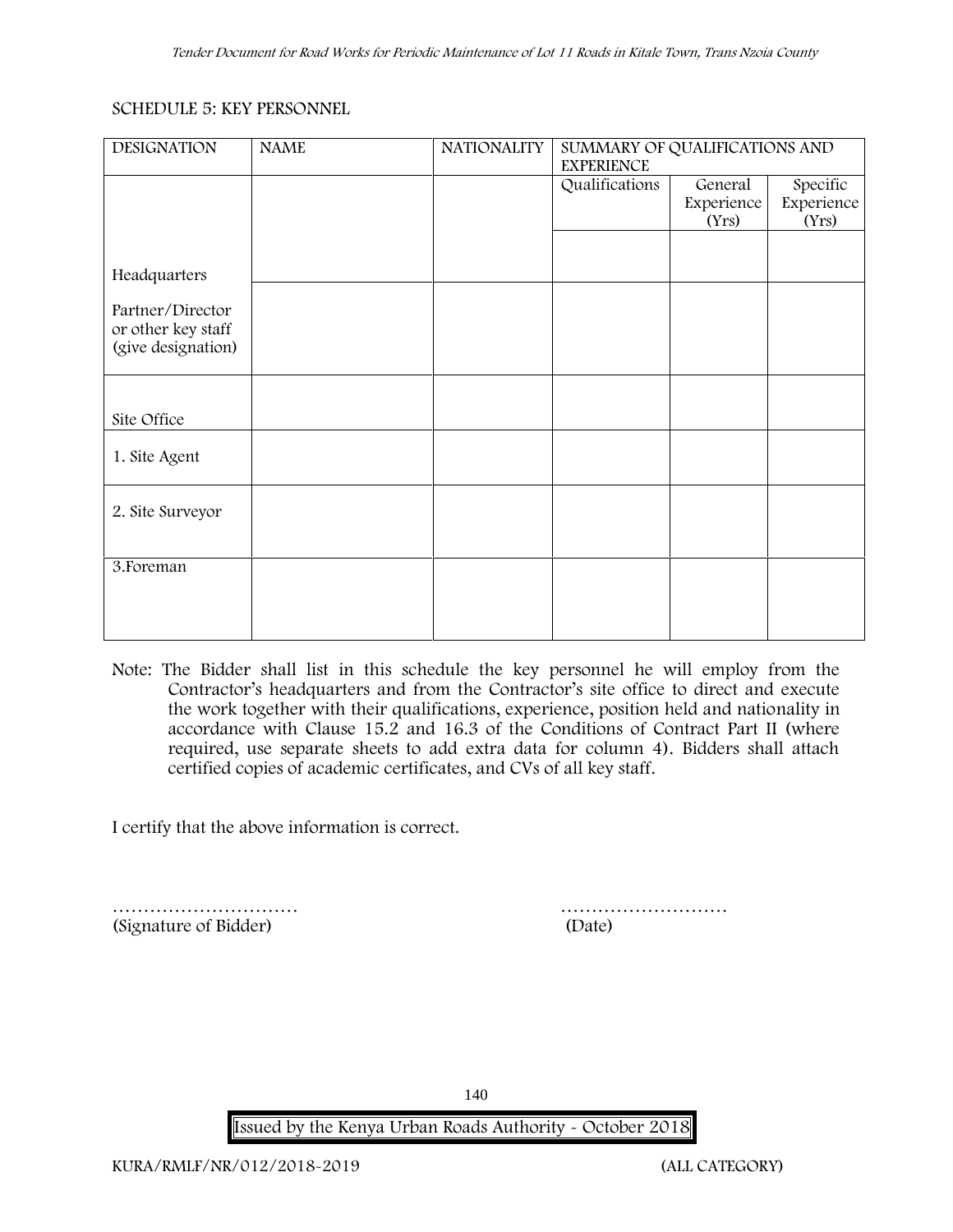SCHEDULE 5: KEY PERSONNEL

| DESIGNATION | NAME | NATIONALITY | SUMMARY OF QUALIFICATIONS AND EXPERIENCE | | |
|---|---|---|---|---|---|
| | | | Qualifications | General Experience (Yrs) | Specific Experience (Yrs) |
| Headquarters | | | | | |
| Partner/Director or other key staff (give designation) | | | | | |
| Site Office | | | | | |
| 1. Site Agent | | | | | |
| 2. Site Surveyor | | | | | |
| 3.Foreman | | | | | |

Note: The Bidder shall list in this schedule the key personnel he will employ from the Contractor's headquarters and from the Contractor's site office to direct and execute the work together with their qualifications, experience, position held and nationality in accordance with Clause 15.2 and 16.3 of the Conditions of Contract Part II (where required, use separate sheets to add extra data for column 4). Bidders shall attach certified copies of academic certificates, and CVs of all key staff.

I certify that the above information is correct.

………………………… (Signature of Bidder)

……………………… (Date)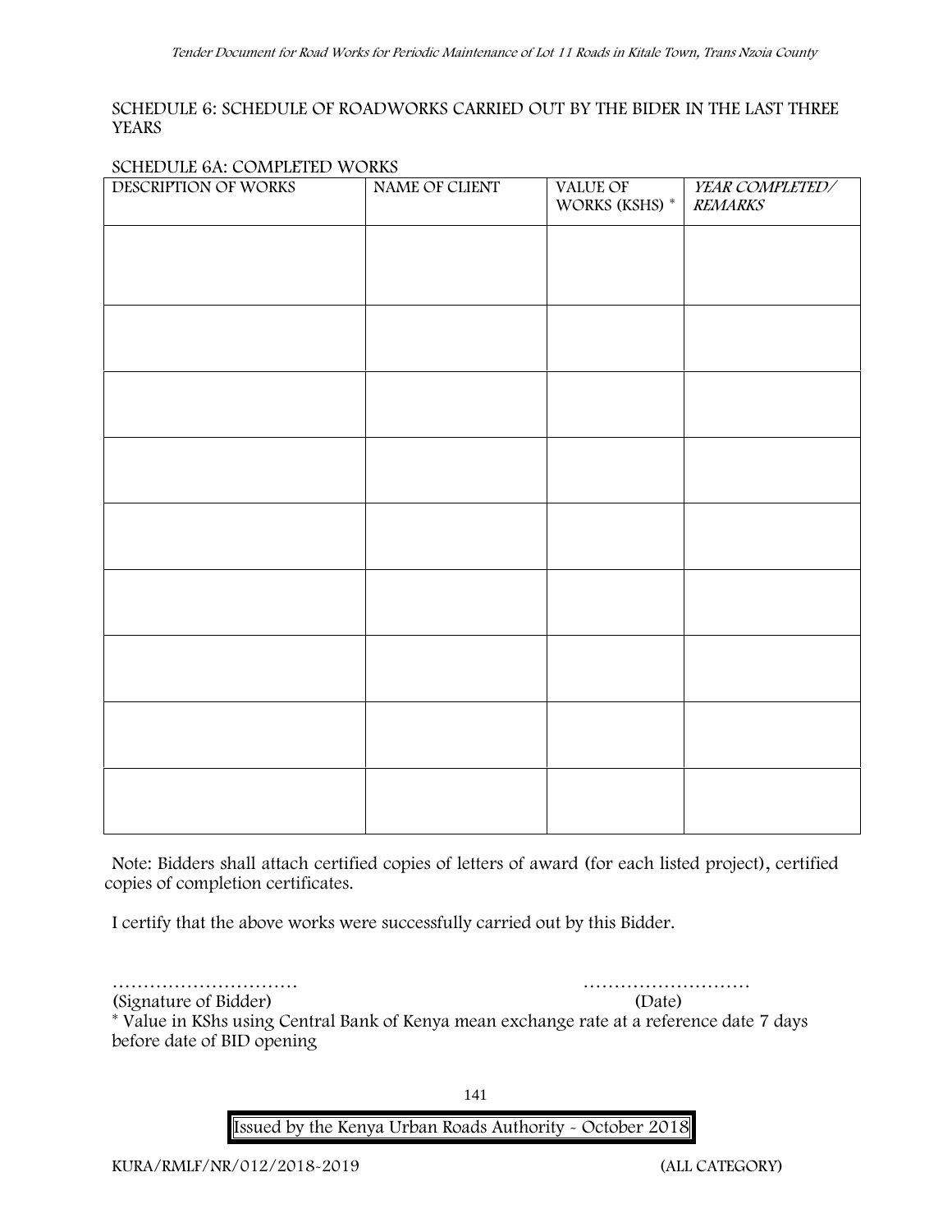SCHEDULE 6: SCHEDULE OF ROADWORKS CARRIED OUT BY THE BIDER IN THE LAST THREE YEARS

SCHEDULE 6A: COMPLETED WORKS

| DESCRIPTION OF WORKS | NAME OF CLIENT | VALUE OF WORKS (KSHS) * | *YEAR COMPLETED/ REMARKS* |
|---|---|---|---|
| | | | |
| | | | |
| | | | |
| | | | |
| | | | |
| | | | |
| | | | |
| | | | |
| | | | |

Note: Bidders shall attach certified copies of letters of award (for each listed project), certified copies of completion certificates.

I certify that the above works were successfully carried out by this Bidder.

………………………… ………………………

(Signature of Bidder) (Date)

* Value in KShs using Central Bank of Kenya mean exchange rate at a reference date 7 days before date of BID opening

Issued by the Kenya Urban Roads Authority - October 2018

KURA/RMLF/NR/012/2018-2019 (ALL CATEGORY)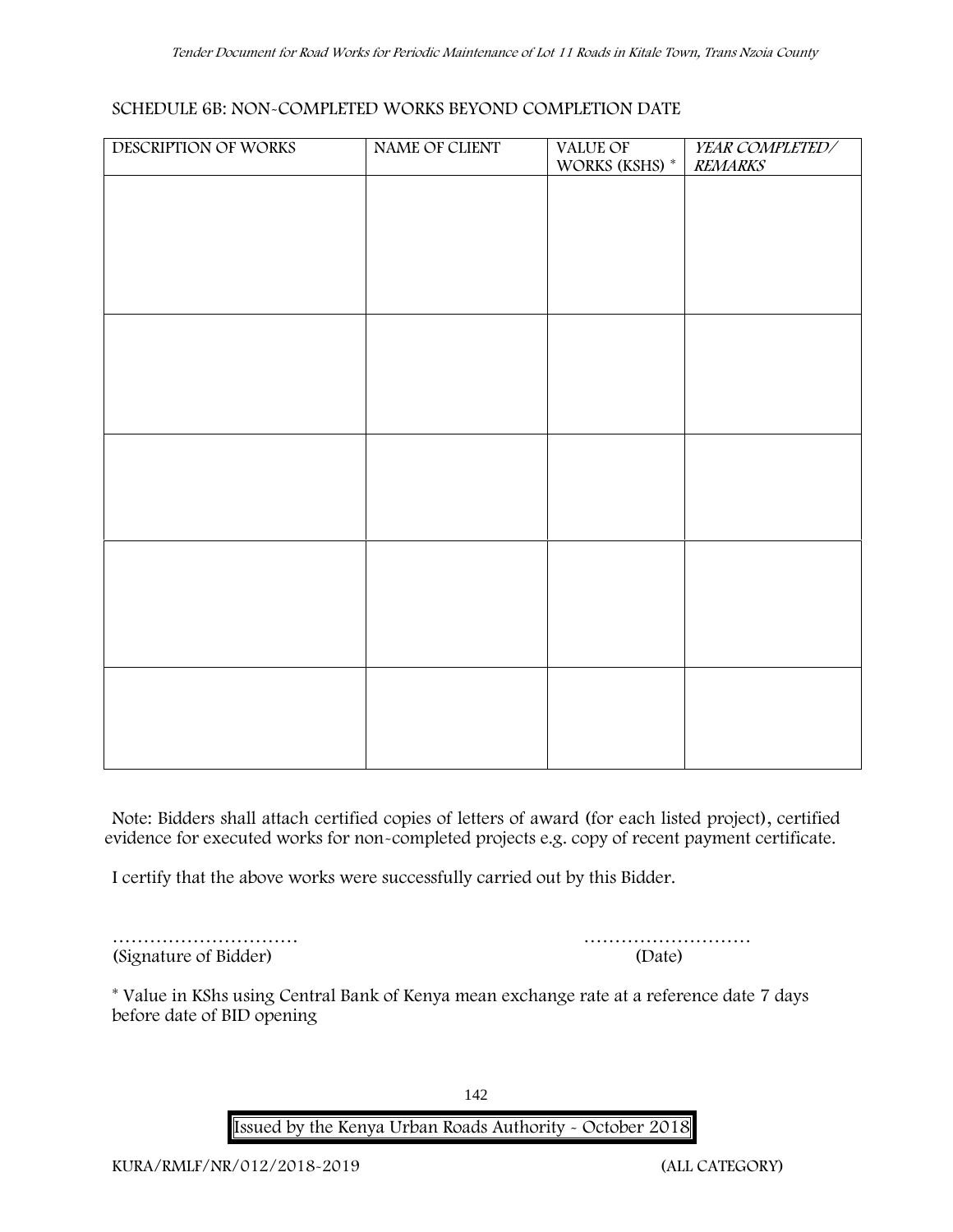SCHEDULE 6B: NON-COMPLETED WORKS BEYOND COMPLETION DATE

| DESCRIPTION OF WORKS | NAME OF CLIENT | VALUE OF WORKS (KSHS) * | *YEAR COMPLETED/ REMARKS* |
|---|---|---|---|
| | | | |
| | | | |
| | | | |
| | | | |
| | | | |

Note: Bidders shall attach certified copies of letters of award (for each listed project), certified evidence for executed works for non-completed projects e.g. copy of recent payment certificate.

I certify that the above works were successfully carried out by this Bidder.

………………………… ………………………

(Signature of Bidder) (Date)

* Value in KShs using Central Bank of Kenya mean exchange rate at a reference date 7 days before date of BID opening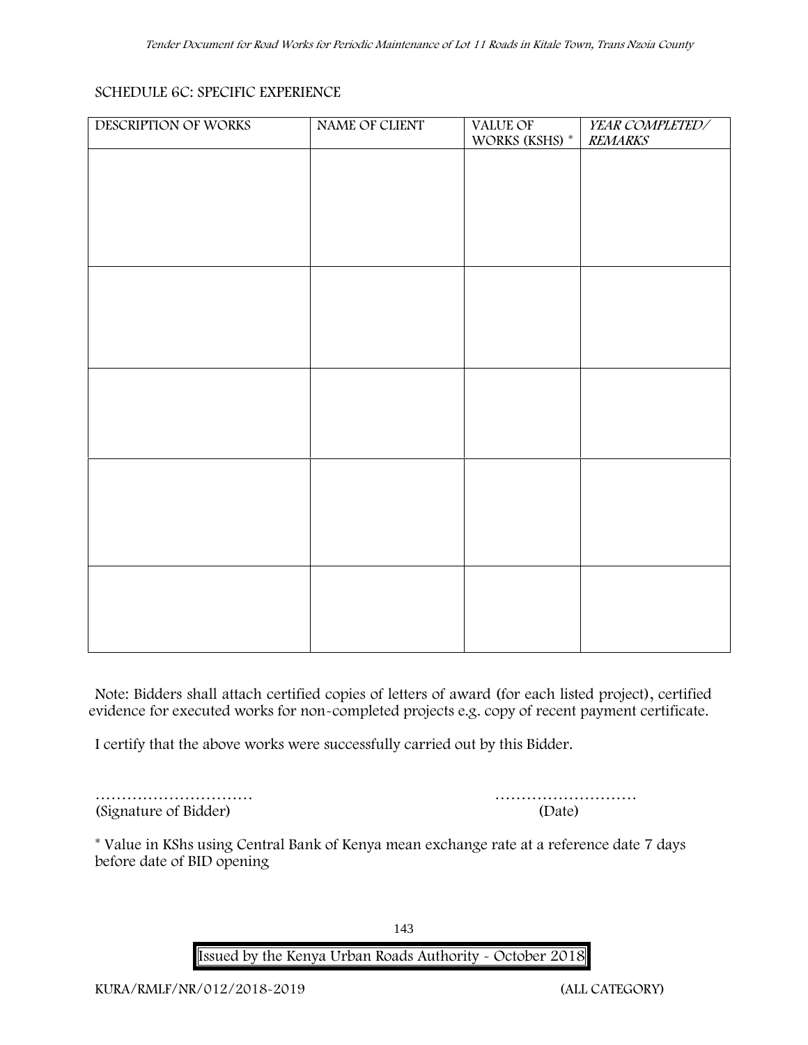## SCHEDULE 6C: SPECIFIC EXPERIENCE

| DESCRIPTION OF WORKS | NAME OF CLIENT | VALUE OF WORKS (KSHS) * | *YEAR COMPLETED/ REMARKS* |
|---|---|---|---|
| | | | |
| | | | |
| | | | |
| | | | |
| | | | |

Note: Bidders shall attach certified copies of letters of award (for each listed project), certified evidence for executed works for non-completed projects e.g. copy of recent payment certificate.

I certify that the above works were successfully carried out by this Bidder.

………………………… ………………………
(Signature of Bidder) (Date)

* Value in KShs using Central Bank of Kenya mean exchange rate at a reference date 7 days before date of BID opening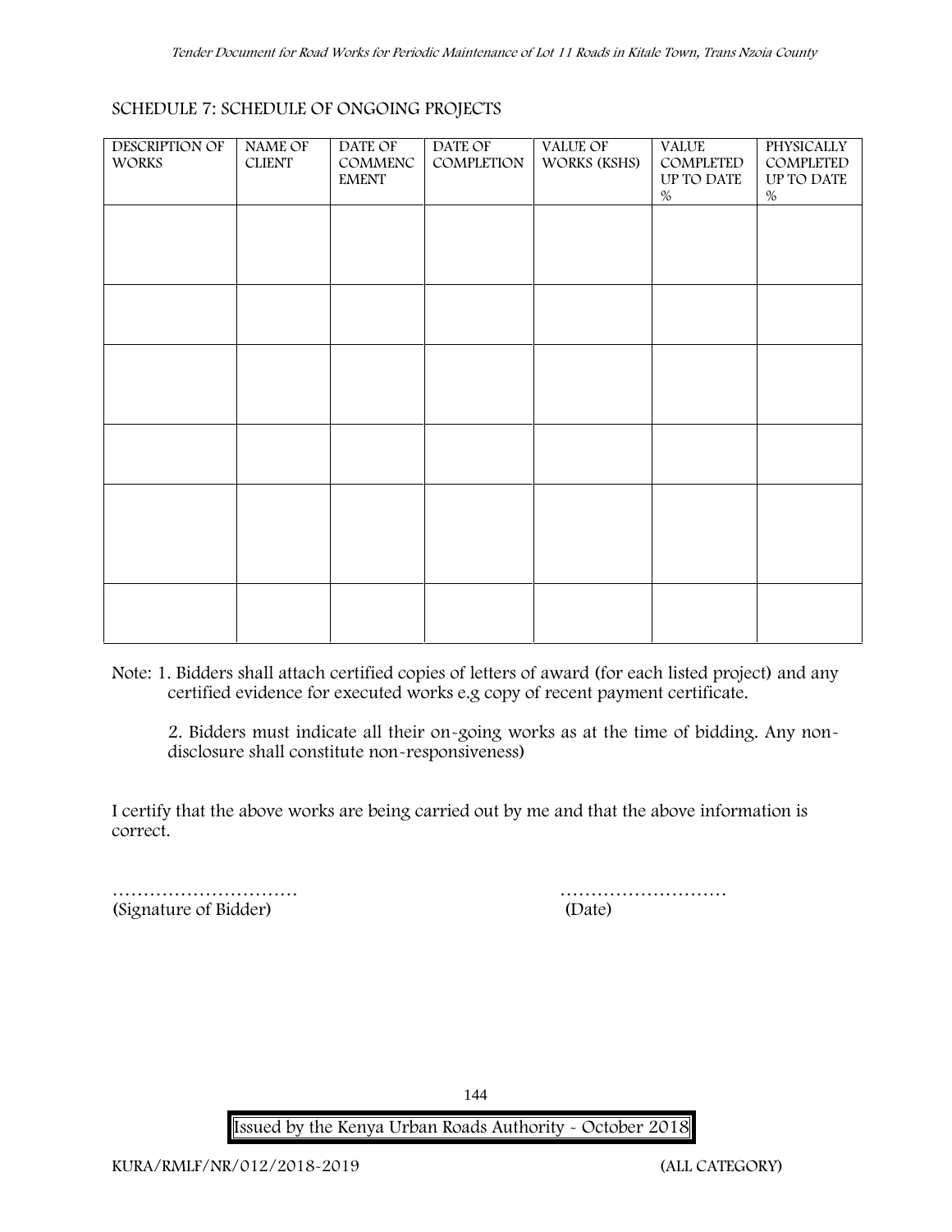## SCHEDULE 7: SCHEDULE OF ONGOING PROJECTS

| DESCRIPTION OF WORKS | NAME OF CLIENT | DATE OF COMMENCEMENT | DATE OF COMPLETION | VALUE OF WORKS (KSHS) | VALUE COMPLETED UP TO DATE % | PHYSICALLY COMPLETED UP TO DATE % |
|---|---|---|---|---|---|---|
| | | | | | | |
| | | | | | | |
| | | | | | | |
| | | | | | | |
| | | | | | | |
| | | | | | | |

Note: 1. Bidders shall attach certified copies of letters of award (for each listed project) and any certified evidence for executed works e.g copy of recent payment certificate.

2. Bidders must indicate all their on-going works as at the time of bidding. Any non-disclosure shall constitute non-responsiveness)

I certify that the above works are being carried out by me and that the above information is correct.

………………………… ………………………
(Signature of Bidder) (Date)

Issued by the Kenya Urban Roads Authority - October 2018

KURA/RMLF/NR/012/2018-2019 (ALL CATEGORY)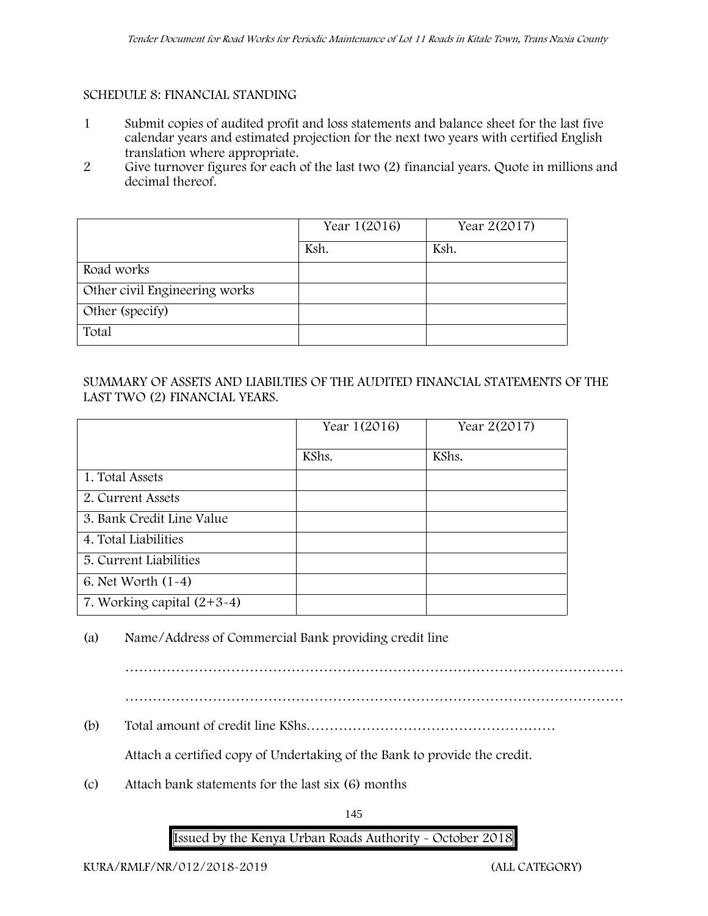## SCHEDULE 8: FINANCIAL STANDING

1. Submit copies of audited profit and loss statements and balance sheet for the last five calendar years and estimated projection for the next two years with certified English translation where appropriate.
2. Give turnover figures for each of the last two (2) financial years. Quote in millions and decimal thereof.

| | Year 1(2016) | Year 2(2017) |
|---|---|---|
| | Ksh. | Ksh. |
| Road works | | |
| Other civil Engineering works | | |
| Other (specify) | | |
| Total | | |

SUMMARY OF ASSETS AND LIABILTIES OF THE AUDITED FINANCIAL STATEMENTS OF THE LAST TWO (2) FINANCIAL YEARS.

| | Year 1(2016) | Year 2(2017) |
|---|---|---|
| | KShs. | KShs. |
| 1. Total Assets | | |
| 2. Current Assets | | |
| 3. Bank Credit Line Value | | |
| 4. Total Liabilities | | |
| 5. Current Liabilities | | |
| 6. Net Worth (1-4) | | |
| 7. Working capital (2+3-4) | | |

(a) Name/Address of Commercial Bank providing credit line

……………………………………………………………………………………………

……………………………………………………………………………………………

(b) Total amount of credit line KShs………………………………………………

Attach a certified copy of Undertaking of the Bank to provide the credit.

(c) Attach bank statements for the last six (6) months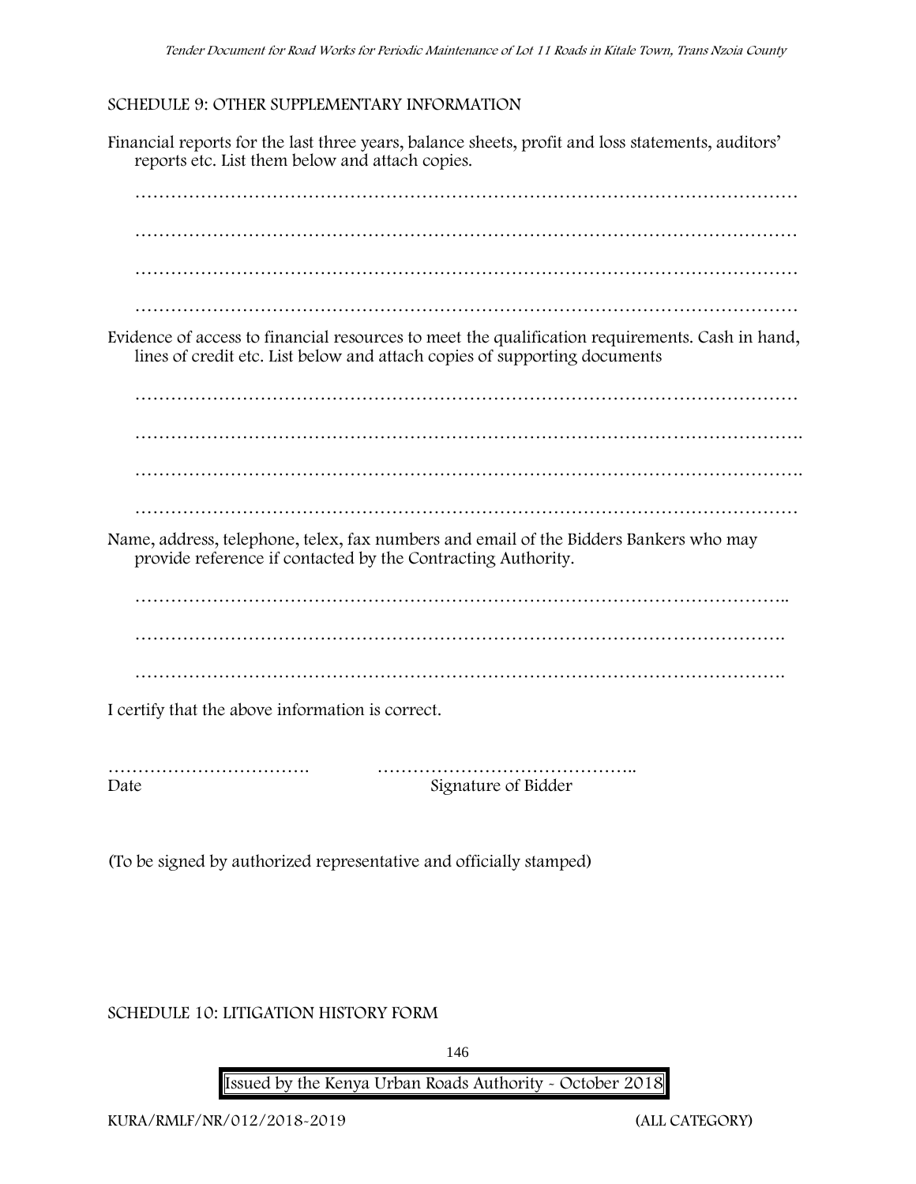## SCHEDULE 9: OTHER SUPPLEMENTARY INFORMATION

Financial reports for the last three years, balance sheets, profit and loss statements, auditors' reports etc. List them below and attach copies.

…………………………………………………………………………………………………

…………………………………………………………………………………………………

…………………………………………………………………………………………………

…………………………………………………………………………………………………

Evidence of access to financial resources to meet the qualification requirements. Cash in hand, lines of credit etc. List below and attach copies of supporting documents

…………………………………………………………………………………………………

…………………………………………………………………………………………………

…………………………………………………………………………………………………

…………………………………………………………………………………………………

Name, address, telephone, telex, fax numbers and email of the Bidders Bankers who may provide reference if contacted by the Contracting Authority.

…………………………………………………………………………………………………

…………………………………………………………………………………………………

…………………………………………………………………………………………………

I certify that the above information is correct.

……………………………. ……………………………………..

Date Signature of Bidder

(To be signed by authorized representative and officially stamped)

## SCHEDULE 10: LITIGATION HISTORY FORM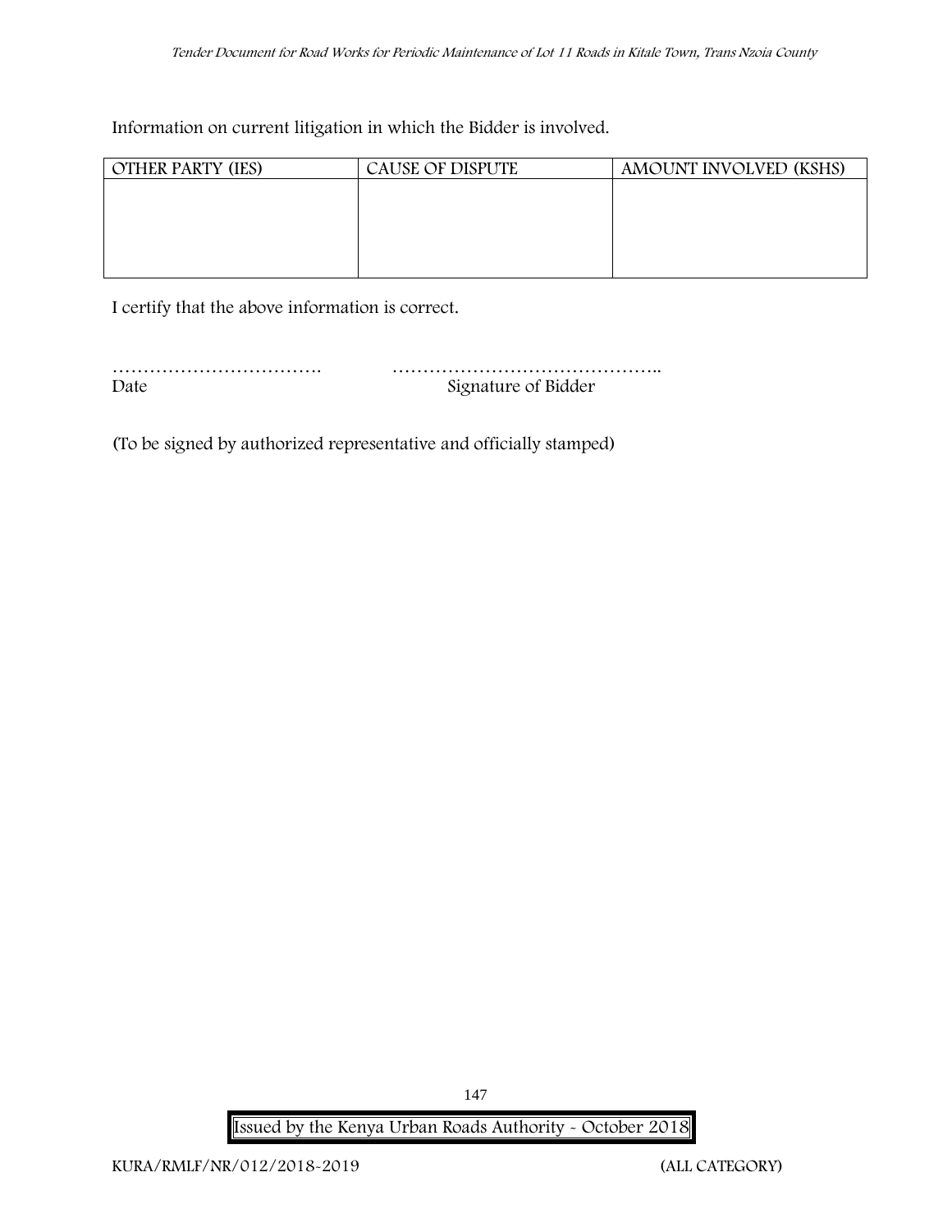Information on current litigation in which the Bidder is involved.

| OTHER PARTY (IES) | CAUSE OF DISPUTE | AMOUNT INVOLVED (KSHS) |
| --- | --- | --- |
| | | |

I certify that the above information is correct.

……………………………. ……………………………………..
Date Signature of Bidder

(To be signed by authorized representative and officially stamped)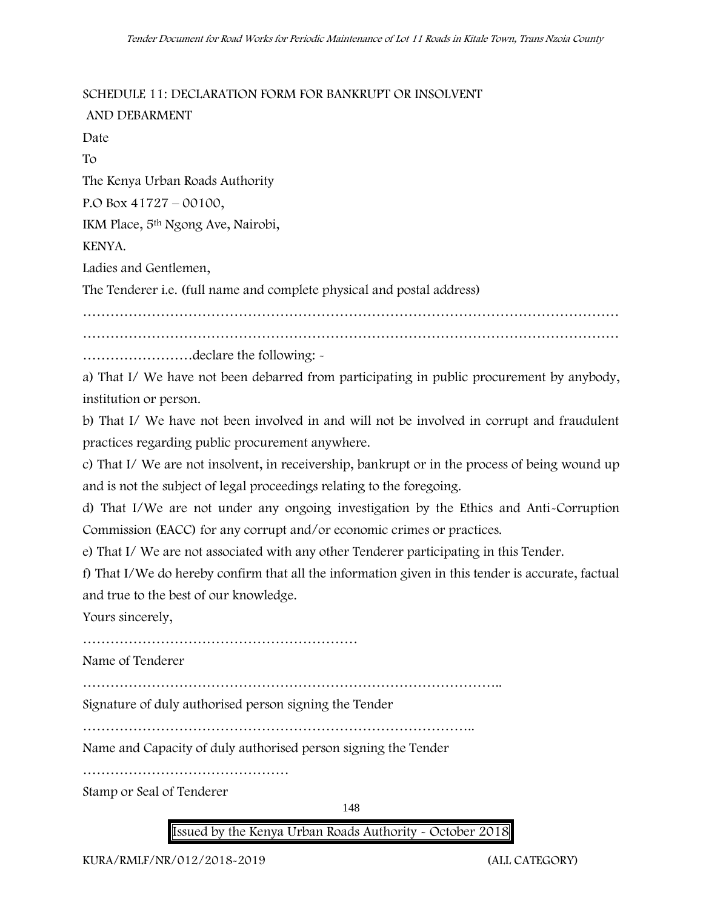SCHEDULE 11: DECLARATION FORM FOR BANKRUPT OR INSOLVENT AND DEBARMENT

Date

To

The Kenya Urban Roads Authority

P.O Box 41727 – 00100,

IKM Place, 5th Ngong Ave, Nairobi,

KENYA.

Ladies and Gentlemen,

The Tenderer i.e. (full name and complete physical and postal address)

……………………………………………………………………………………………………

……………………………………………………………………………………………………

……………………declare the following: -

a) That I/ We have not been debarred from participating in public procurement by anybody, institution or person.

b) That I/ We have not been involved in and will not be involved in corrupt and fraudulent practices regarding public procurement anywhere.

c) That I/ We are not insolvent, in receivership, bankrupt or in the process of being wound up and is not the subject of legal proceedings relating to the foregoing.

d) That I/We are not under any ongoing investigation by the Ethics and Anti-Corruption Commission (EACC) for any corrupt and/or economic crimes or practices.

e) That I/ We are not associated with any other Tenderer participating in this Tender.

f) That I/We do hereby confirm that all the information given in this tender is accurate, factual and true to the best of our knowledge.

Yours sincerely,

……………………………………………………

Name of Tenderer

………………………………………………………………………………..

Signature of duly authorised person signing the Tender

………………………………………………………………………..

Name and Capacity of duly authorised person signing the Tender

………………………………………

Stamp or Seal of Tenderer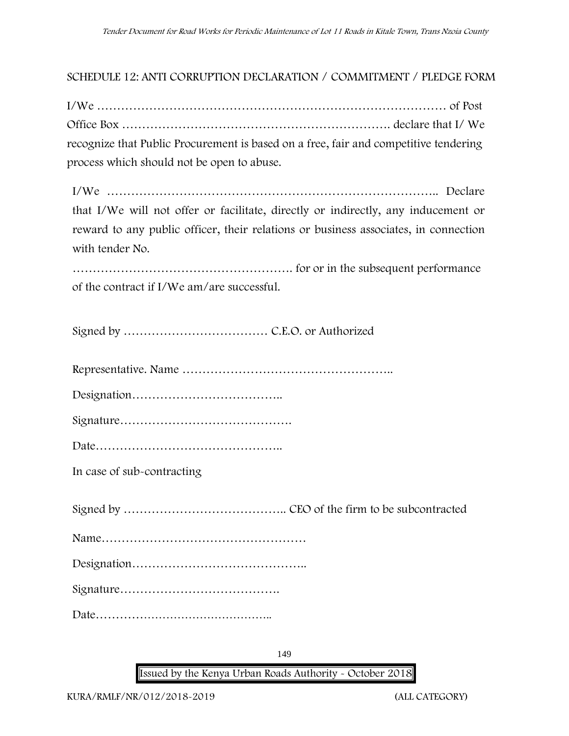## SCHEDULE 12: ANTI CORRUPTION DECLARATION / COMMITMENT / PLEDGE FORM

I/We ……………………………………………………………………………… of Post Office Box ………………………………………………………. declare that I/ We recognize that Public Procurement is based on a free, fair and competitive tendering process which should not be open to abuse.

I/We ……………………………………………………………………….. Declare that I/We will not offer or facilitate, directly or indirectly, any inducement or reward to any public officer, their relations or business associates, in connection with tender No.

………………………………………………. for or in the subsequent performance of the contract if I/We am/are successful.

Signed by ……………………………… C.E.O. or Authorized

Representative. Name ……………………………………………..

Designation………………………………..

Signature…………………………………….

Date………………………………………..

In case of sub-contracting

Signed by ………………………………….. CEO of the firm to be subcontracted

Name……………………………………………

Designation……………………………………..

Signature………………………………….

Date………………………………………..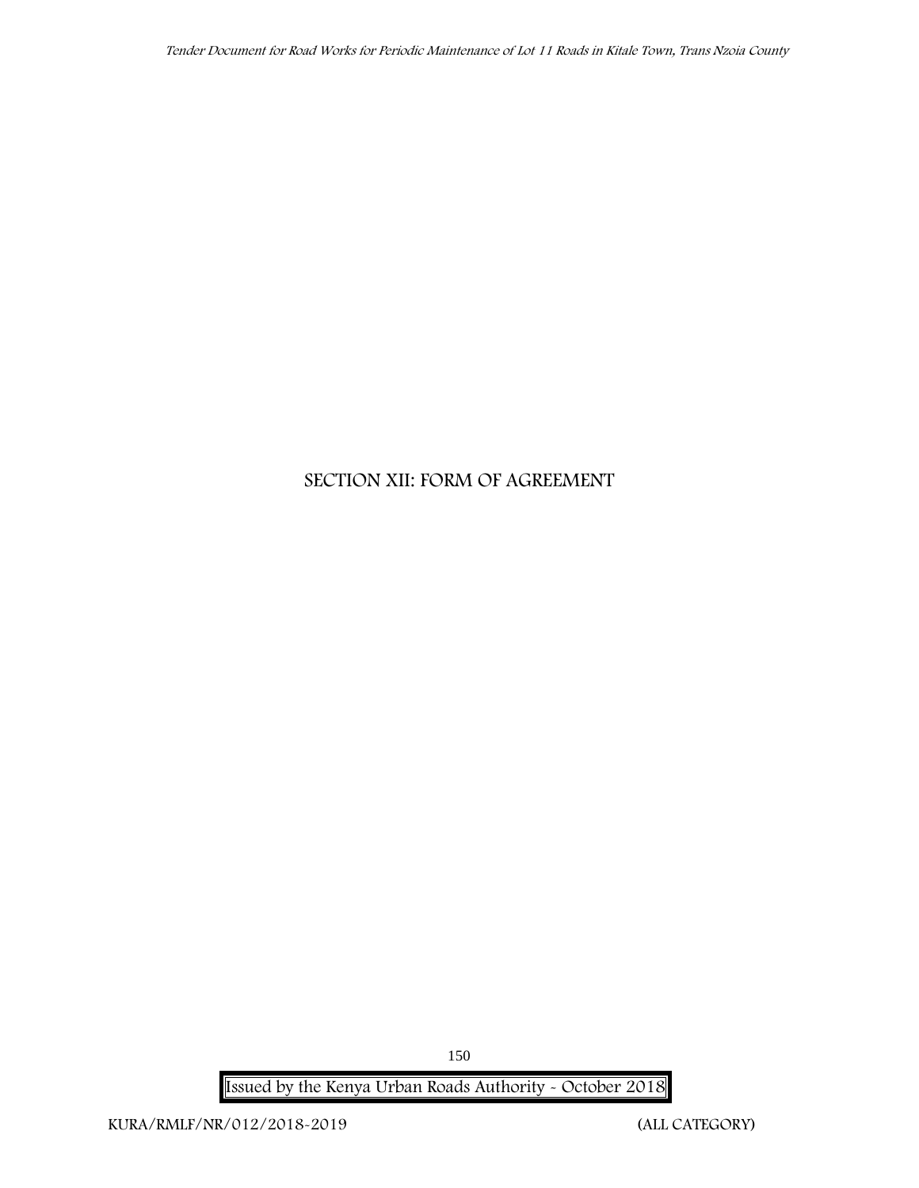# SECTION XII: FORM OF AGREEMENT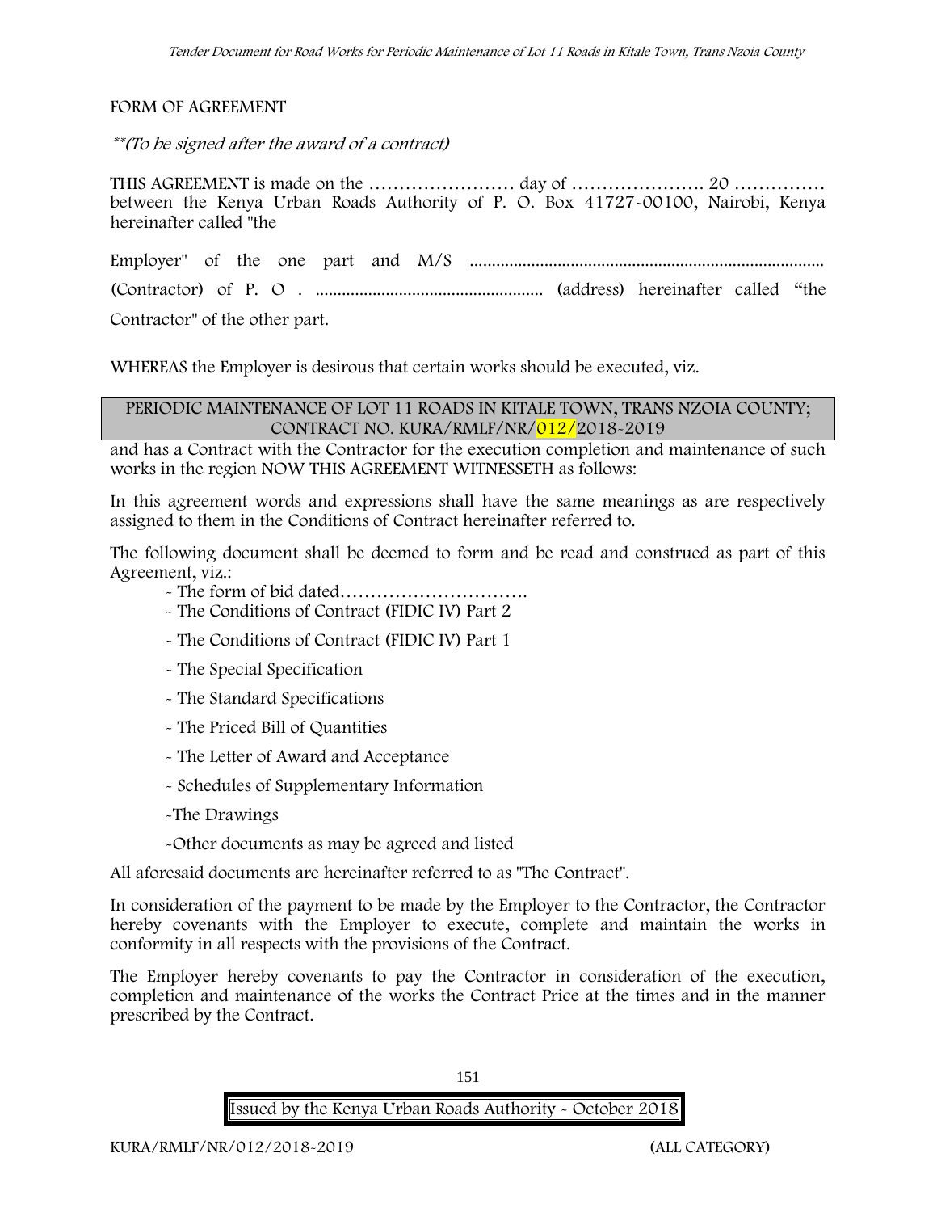FORM OF AGREEMENT

*\*\*(To be signed after the award of a contract)*

THIS AGREEMENT is made on the …………………… day of …………………. 20 …………… between the Kenya Urban Roads Authority of P. O. Box 41727-00100, Nairobi, Kenya hereinafter called "the

Employer" of the one part and M/S ................................................................................

(Contractor) of P. O . .................................................... (address) hereinafter called "the

Contractor" of the other part.

WHEREAS the Employer is desirous that certain works should be executed, viz.

PERIODIC MAINTENANCE OF LOT 11 ROADS IN KITALE TOWN, TRANS NZOIA COUNTY; CONTRACT NO. KURA/RMLF/NR/012/2018-2019

and has a Contract with the Contractor for the execution completion and maintenance of such works in the region NOW THIS AGREEMENT WITNESSETH as follows:

In this agreement words and expressions shall have the same meanings as are respectively assigned to them in the Conditions of Contract hereinafter referred to.

The following document shall be deemed to form and be read and construed as part of this Agreement, viz.:

- The form of bid dated………………………….
- The Conditions of Contract (FIDIC IV) Part 2
- The Conditions of Contract (FIDIC IV) Part 1
- The Special Specification
- The Standard Specifications
- The Priced Bill of Quantities
- The Letter of Award and Acceptance
- Schedules of Supplementary Information
- The Drawings
- Other documents as may be agreed and listed

All aforesaid documents are hereinafter referred to as "The Contract".

In consideration of the payment to be made by the Employer to the Contractor, the Contractor hereby covenants with the Employer to execute, complete and maintain the works in conformity in all respects with the provisions of the Contract.

The Employer hereby covenants to pay the Contractor in consideration of the execution, completion and maintenance of the works the Contract Price at the times and in the manner prescribed by the Contract.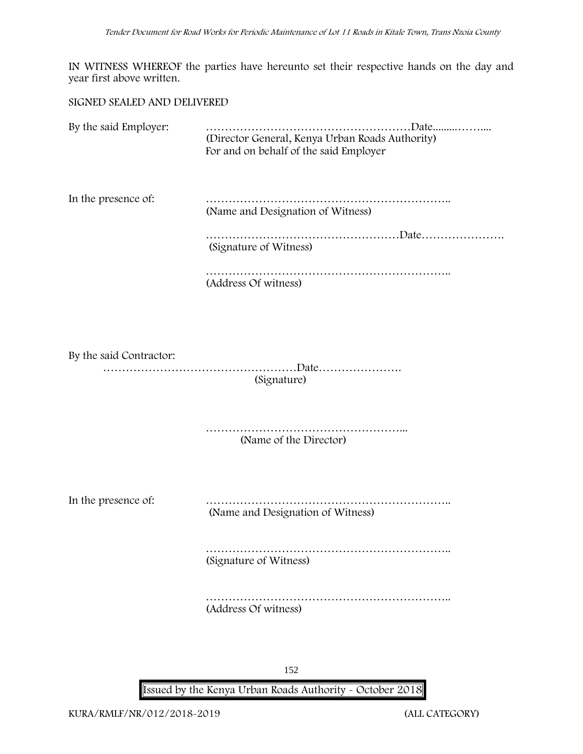IN WITNESS WHEREOF the parties have hereunto set their respective hands on the day and year first above written.

SIGNED SEALED AND DELIVERED

By the said Employer: ………………………………………………Date.........……....
(Director General, Kenya Urban Roads Authority)
For and on behalf of the said Employer

In the presence of: ………………………………………………………..
(Name and Designation of Witness)

……………………………………………Date………………….
(Signature of Witness)

………………………………………………………..
(Address Of witness)

By the said Contractor:

……………………………………………Date………………….
(Signature)

……………………………………………...
(Name of the Director)

In the presence of: ………………………………………………………..
(Name and Designation of Witness)

………………………………………………………..
(Signature of Witness)

………………………………………………………..
(Address Of witness)

Issued by the Kenya Urban Roads Authority - October 2018

KURA/RMLF/NR/012/2018-2019 (ALL CATEGORY)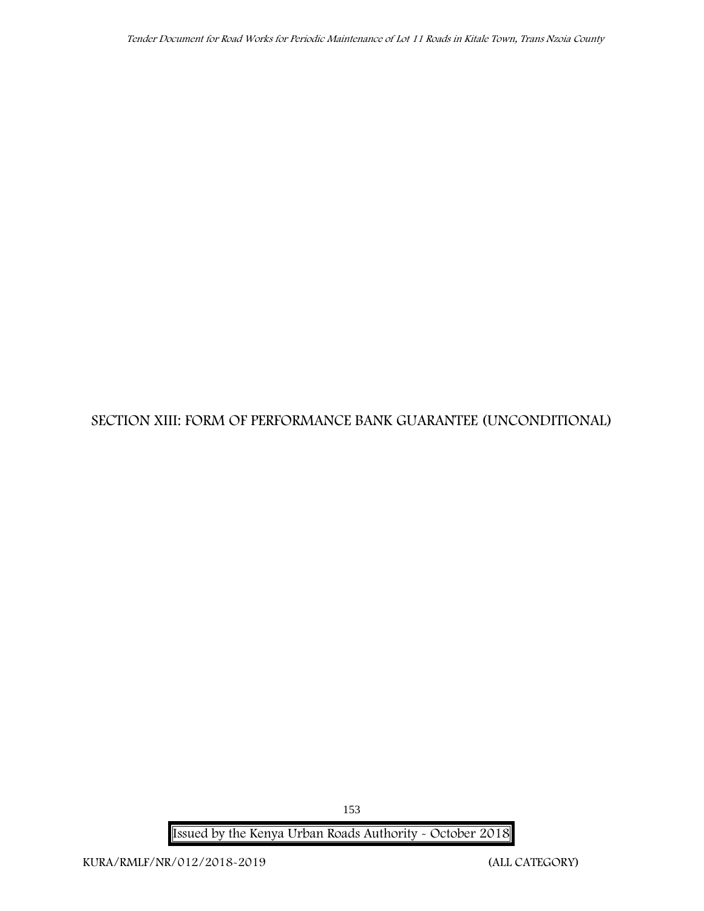# SECTION XIII: FORM OF PERFORMANCE BANK GUARANTEE (UNCONDITIONAL)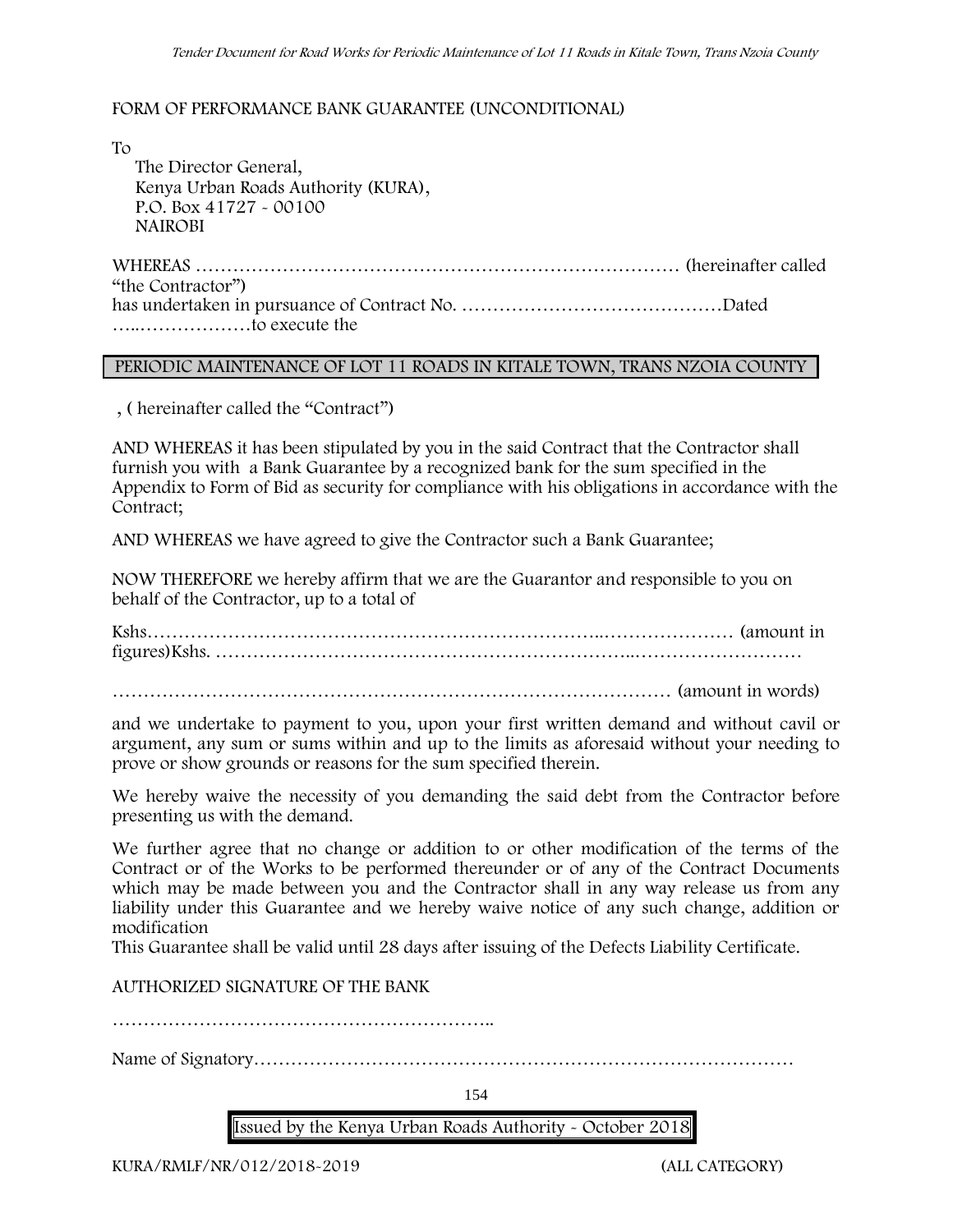FORM OF PERFORMANCE BANK GUARANTEE (UNCONDITIONAL)

To

The Director General,
Kenya Urban Roads Authority (KURA),
P.O. Box 41727 - 00100
NAIROBI

WHEREAS …………………………………………………………………… (hereinafter called "the Contractor")
has undertaken in pursuance of Contract No. ……………………………………Dated …..………………to execute the

PERIODIC MAINTENANCE OF LOT 11 ROADS IN KITALE TOWN, TRANS NZOIA COUNTY

, ( hereinafter called the "Contract")

AND WHEREAS it has been stipulated by you in the said Contract that the Contractor shall furnish you with a Bank Guarantee by a recognized bank for the sum specified in the Appendix to Form of Bid as security for compliance with his obligations in accordance with the Contract;

AND WHEREAS we have agreed to give the Contractor such a Bank Guarantee;

NOW THEREFORE we hereby affirm that we are the Guarantor and responsible to you on behalf of the Contractor, up to a total of

Kshs…………………………………………………………..………………… (amount in figures)Kshs. ……………………………………………………...………………………

……………………………………………………………………………… (amount in words)

and we undertake to payment to you, upon your first written demand and without cavil or argument, any sum or sums within and up to the limits as aforesaid without your needing to prove or show grounds or reasons for the sum specified therein.

We hereby waive the necessity of you demanding the said debt from the Contractor before presenting us with the demand.

We further agree that no change or addition to or other modification of the terms of the Contract or of the Works to be performed thereunder or of any of the Contract Documents which may be made between you and the Contractor shall in any way release us from any liability under this Guarantee and we hereby waive notice of any such change, addition or modification

This Guarantee shall be valid until 28 days after issuing of the Defects Liability Certificate.

AUTHORIZED SIGNATURE OF THE BANK

……………………………………………………..

Name of Signatory…………………………………………………………………………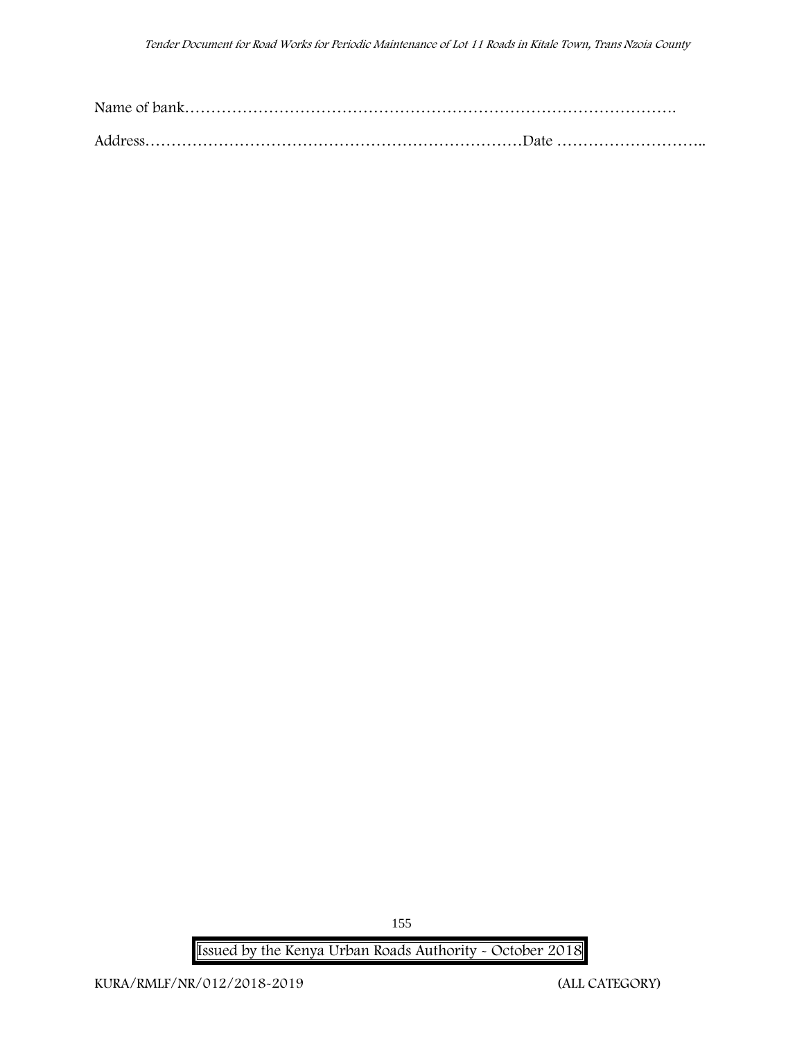Name of bank……………………………………………………………………………….

Address……………………………………………………………Date ………………………..